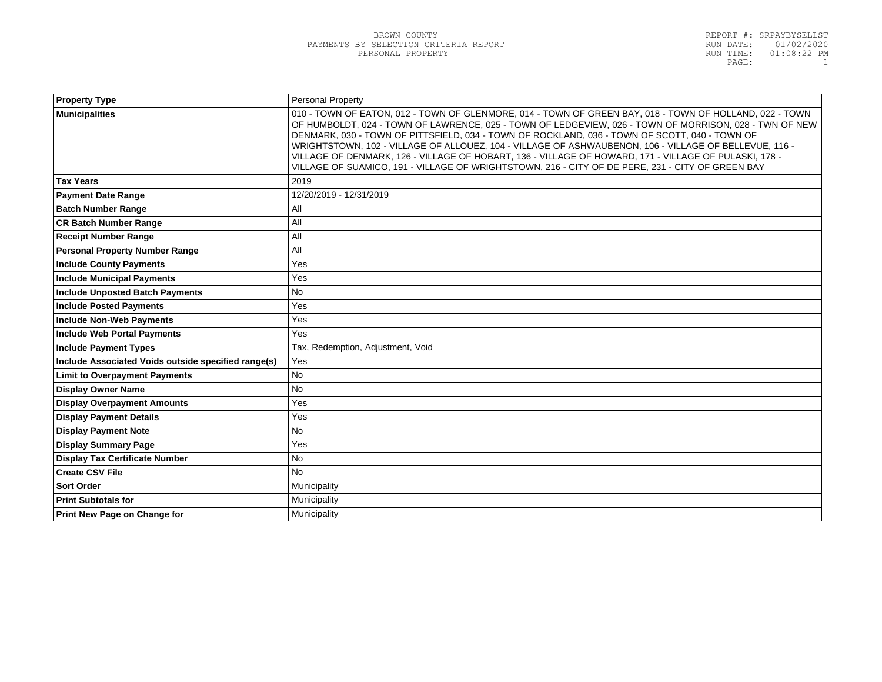BROWN COUNTY
PAYMENTS BY SELECTION CRITERIA REPORT
PERSONAL PROPERTY

REPORT #: SRPAYBYSELLST
RUN DATE: 01/02/2020
RUN TIME: 01:08:22 PM

| **Property Type** | Personal Property |
|---|---|
| **Municipalities** | 010 - TOWN OF EATON, 012 - TOWN OF GLENMORE, 014 - TOWN OF GREEN BAY, 018 - TOWN OF HOLLAND, 022 - TOWN OF HUMBOLDT, 024 - TOWN OF LAWRENCE, 025 - TOWN OF LEDGEVIEW, 026 - TOWN OF MORRISON, 028 - TWN OF NEW DENMARK, 030 - TOWN OF PITTSFIELD, 034 - TOWN OF ROCKLAND, 036 - TOWN OF SCOTT, 040 - TOWN OF WRIGHTSTOWN, 102 - VILLAGE OF ALLOUEZ, 104 - VILLAGE OF ASHWAUBENON, 106 - VILLAGE OF BELLEVUE, 116 - VILLAGE OF DENMARK, 126 - VILLAGE OF HOBART, 136 - VILLAGE OF HOWARD, 171 - VILLAGE OF PULASKI, 178 - VILLAGE OF SUAMICO, 191 - VILLAGE OF WRIGHTSTOWN, 216 - CITY OF DE PERE, 231 - CITY OF GREEN BAY |
| **Tax Years** | 2019 |
| **Payment Date Range** | 12/20/2019 - 12/31/2019 |
| **Batch Number Range** | All |
| **CR Batch Number Range** | All |
| **Receipt Number Range** | All |
| **Personal Property Number Range** | All |
| **Include County Payments** | Yes |
| **Include Municipal Payments** | Yes |
| **Include Unposted Batch Payments** | No |
| **Include Posted Payments** | Yes |
| **Include Non-Web Payments** | Yes |
| **Include Web Portal Payments** | Yes |
| **Include Payment Types** | Tax, Redemption, Adjustment, Void |
| **Include Associated Voids outside specified range(s)** | Yes |
| **Limit to Overpayment Payments** | No |
| **Display Owner Name** | No |
| **Display Overpayment Amounts** | Yes |
| **Display Payment Details** | Yes |
| **Display Payment Note** | No |
| **Display Summary Page** | Yes |
| **Display Tax Certificate Number** | No |
| **Create CSV File** | No |
| **Sort Order** | Municipality |
| **Print Subtotals for** | Municipality |
| **Print New Page on Change for** | Municipality |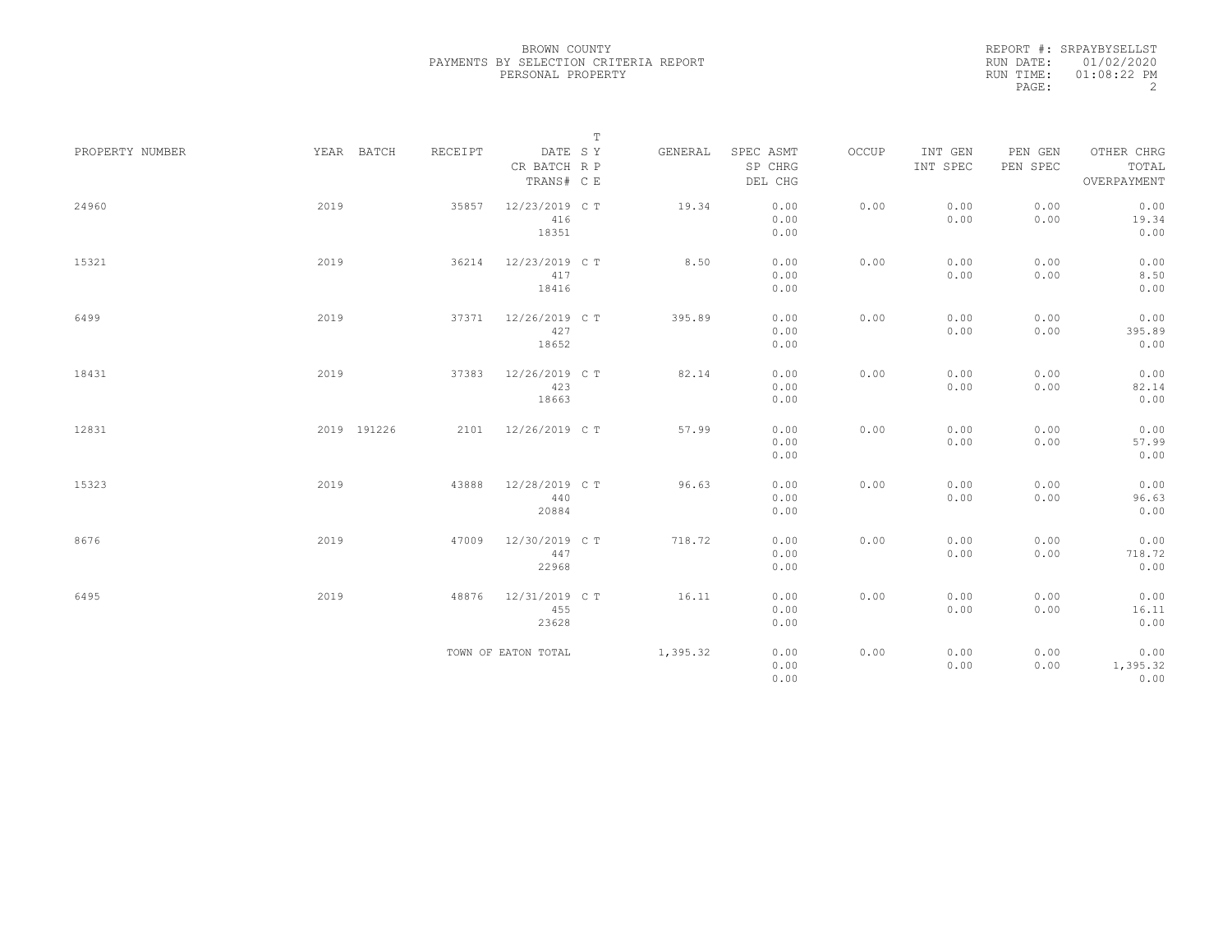BROWN COUNTY
PAYMENTS BY SELECTION CRITERIA REPORT
PERSONAL PROPERTY

REPORT #: SRPAYBYSELLST
RUN DATE: 01/02/2020
RUN TIME: 01:08:22 PM

| PROPERTY NUMBER | YEAR | BATCH | RECEIPT | DATE / CR BATCH / TRANS# | T SY RP CE | GENERAL | SPEC ASMT / SP CHRG / DEL CHG | OCCUP | INT GEN / INT SPEC | PEN GEN / PEN SPEC | OTHER CHRG / TOTAL / OVERPAYMENT |
|---|---|---|---|---|---|---|---|---|---|---|---|
| 24960 | 2019 | | 35857 | 12/23/2019 416 18351 | C T | 19.34 | 0.00 0.00 0.00 | 0.00 | 0.00 0.00 | 0.00 0.00 | 0.00 19.34 0.00 |
| 15321 | 2019 | | 36214 | 12/23/2019 417 18416 | C T | 8.50 | 0.00 0.00 0.00 | 0.00 | 0.00 0.00 | 0.00 0.00 | 0.00 8.50 0.00 |
| 6499 | 2019 | | 37371 | 12/26/2019 427 18652 | C T | 395.89 | 0.00 0.00 0.00 | 0.00 | 0.00 0.00 | 0.00 0.00 | 0.00 395.89 0.00 |
| 18431 | 2019 | | 37383 | 12/26/2019 423 18663 | C T | 82.14 | 0.00 0.00 0.00 | 0.00 | 0.00 0.00 | 0.00 0.00 | 0.00 82.14 0.00 |
| 12831 | 2019 | 191226 | 2101 | 12/26/2019 | C T | 57.99 | 0.00 0.00 0.00 | 0.00 | 0.00 0.00 | 0.00 0.00 | 0.00 57.99 0.00 |
| 15323 | 2019 | | 43888 | 12/28/2019 440 20884 | C T | 96.63 | 0.00 0.00 0.00 | 0.00 | 0.00 0.00 | 0.00 0.00 | 0.00 96.63 0.00 |
| 8676 | 2019 | | 47009 | 12/30/2019 447 22968 | C T | 718.72 | 0.00 0.00 0.00 | 0.00 | 0.00 0.00 | 0.00 0.00 | 0.00 718.72 0.00 |
| 6495 | 2019 | | 48876 | 12/31/2019 455 23628 | C T | 16.11 | 0.00 0.00 0.00 | 0.00 | 0.00 0.00 | 0.00 0.00 | 0.00 16.11 0.00 |
| | | | TOWN OF EATON TOTAL | | | 1,395.32 | 0.00 0.00 0.00 | 0.00 | 0.00 0.00 | 0.00 0.00 | 0.00 1,395.32 0.00 |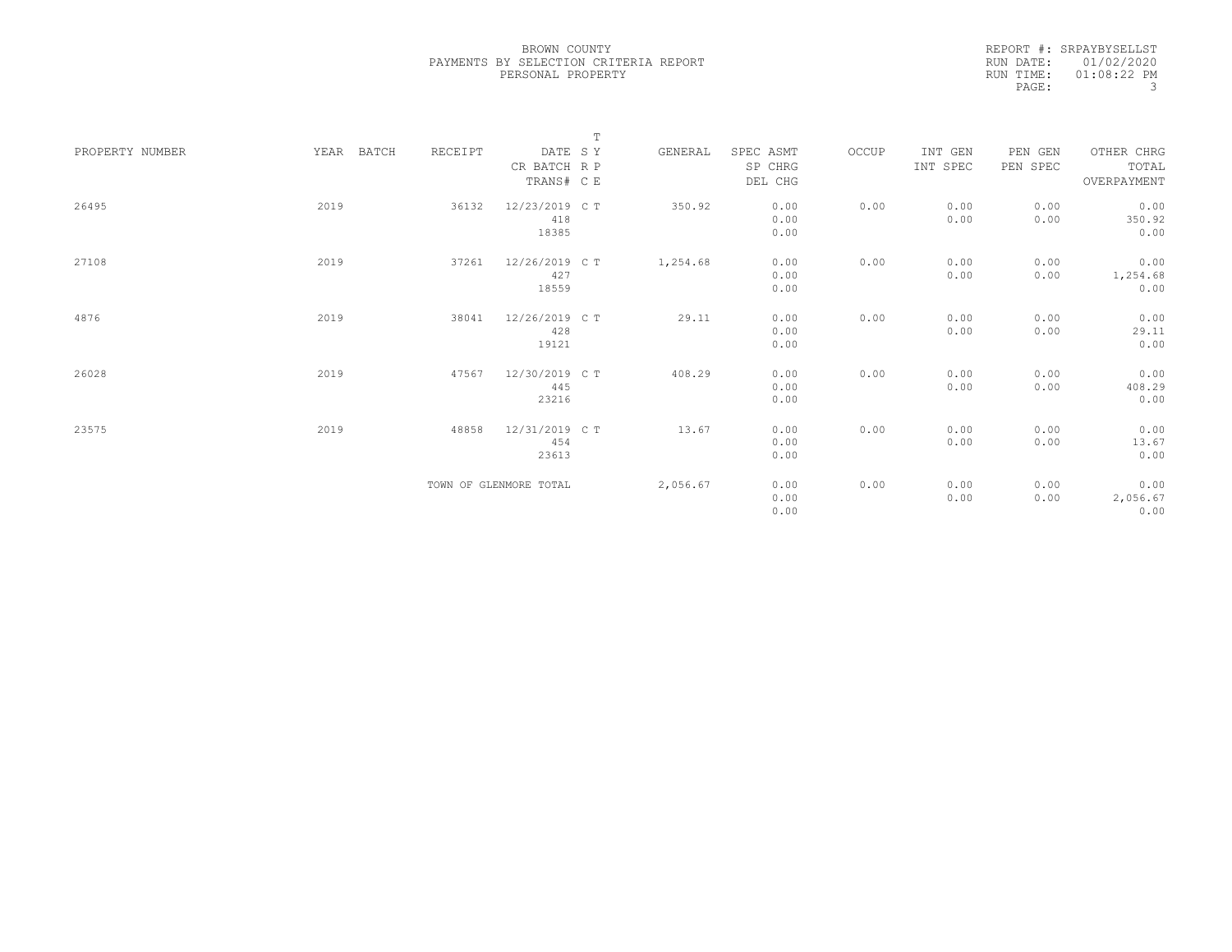BROWN COUNTY
PAYMENTS BY SELECTION CRITERIA REPORT
PERSONAL PROPERTY

REPORT #: SRPAYBYSELLST
RUN DATE: 01/02/2020
RUN TIME: 01:08:22 PM

| PROPERTY NUMBER | YEAR | BATCH | RECEIPT | DATE / CR BATCH / TRANS# | T SY RP CE | GENERAL | SPEC ASMT / SP CHRG / DEL CHG | OCCUP | INT GEN / INT SPEC | PEN GEN / PEN SPEC | OTHER CHRG / TOTAL / OVERPAYMENT |
|---|---|---|---|---|---|---|---|---|---|---|---|
| 26495 | 2019 | | 36132 | 12/23/2019 / 418 / 18385 | C T | 350.92 | 0.00 / 0.00 / 0.00 | 0.00 | 0.00 / 0.00 | 0.00 / 0.00 | 0.00 / 350.92 / 0.00 |
| 27108 | 2019 | | 37261 | 12/26/2019 / 427 / 18559 | C T | 1,254.68 | 0.00 / 0.00 / 0.00 | 0.00 | 0.00 / 0.00 | 0.00 / 0.00 | 0.00 / 1,254.68 / 0.00 |
| 4876 | 2019 | | 38041 | 12/26/2019 / 428 / 19121 | C T | 29.11 | 0.00 / 0.00 / 0.00 | 0.00 | 0.00 / 0.00 | 0.00 / 0.00 | 0.00 / 29.11 / 0.00 |
| 26028 | 2019 | | 47567 | 12/30/2019 / 445 / 23216 | C T | 408.29 | 0.00 / 0.00 / 0.00 | 0.00 | 0.00 / 0.00 | 0.00 / 0.00 | 0.00 / 408.29 / 0.00 |
| 23575 | 2019 | | 48858 | 12/31/2019 / 454 / 23613 | C T | 13.67 | 0.00 / 0.00 / 0.00 | 0.00 | 0.00 / 0.00 | 0.00 / 0.00 | 0.00 / 13.67 / 0.00 |
| | | | TOWN OF GLENMORE TOTAL | | | 2,056.67 | 0.00 / 0.00 / 0.00 | 0.00 | 0.00 / 0.00 | 0.00 / 0.00 | 0.00 / 2,056.67 / 0.00 |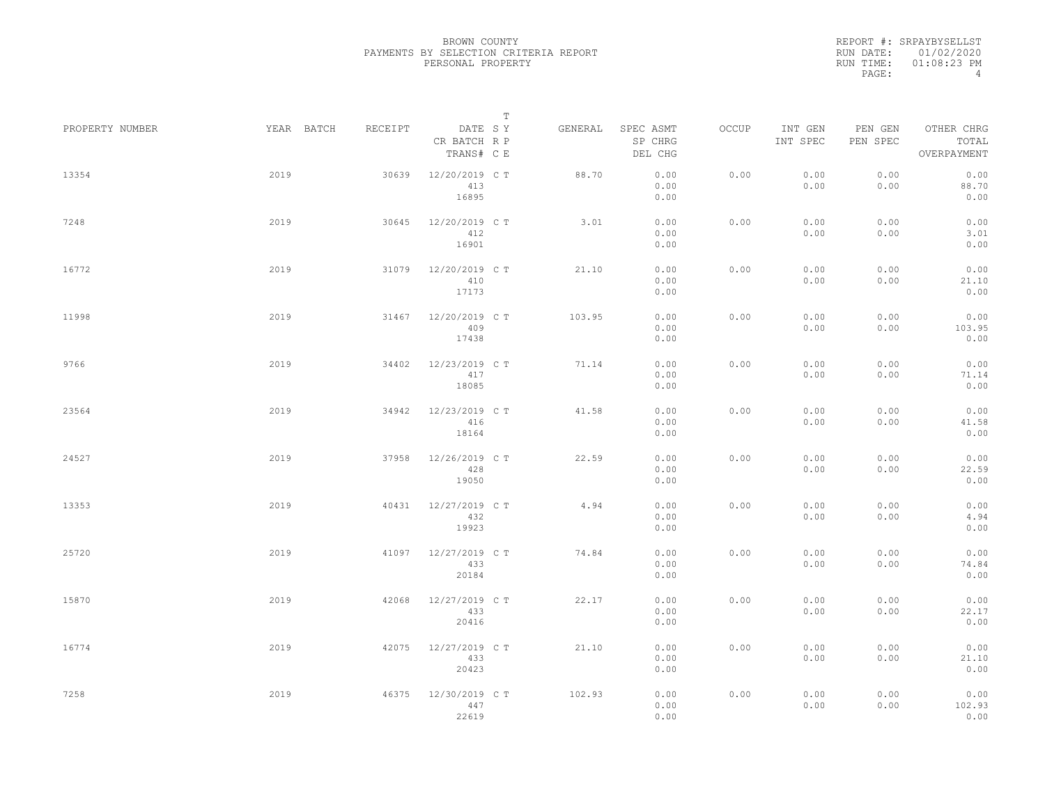BROWN COUNTY
PAYMENTS BY SELECTION CRITERIA REPORT
PERSONAL PROPERTY

REPORT #: SRPAYBYSELLST
RUN DATE: 01/02/2020
RUN TIME: 01:08:23 PM

| PROPERTY NUMBER | YEAR | BATCH | RECEIPT | DATE / CR BATCH / TRANS# | T SY / RP / CE | GENERAL | SPEC ASMT / SP CHRG / DEL CHG | OCCUP | INT GEN / INT SPEC | PEN GEN / PEN SPEC | OTHER CHRG / TOTAL / OVERPAYMENT |
|---|---|---|---|---|---|---|---|---|---|---|---|
| 13354 | 2019 | | 30639 | 12/20/2019 / 413 / 16895 | C T | 88.70 | 0.00 / 0.00 / 0.00 | 0.00 | 0.00 / 0.00 | 0.00 / 0.00 | 0.00 / 88.70 / 0.00 |
| 7248 | 2019 | | 30645 | 12/20/2019 / 412 / 16901 | C T | 3.01 | 0.00 / 0.00 / 0.00 | 0.00 | 0.00 / 0.00 | 0.00 / 0.00 | 0.00 / 3.01 / 0.00 |
| 16772 | 2019 | | 31079 | 12/20/2019 / 410 / 17173 | C T | 21.10 | 0.00 / 0.00 / 0.00 | 0.00 | 0.00 / 0.00 | 0.00 / 0.00 | 0.00 / 21.10 / 0.00 |
| 11998 | 2019 | | 31467 | 12/20/2019 / 409 / 17438 | C T | 103.95 | 0.00 / 0.00 / 0.00 | 0.00 | 0.00 / 0.00 | 0.00 / 0.00 | 0.00 / 103.95 / 0.00 |
| 9766 | 2019 | | 34402 | 12/23/2019 / 417 / 18085 | C T | 71.14 | 0.00 / 0.00 / 0.00 | 0.00 | 0.00 / 0.00 | 0.00 / 0.00 | 0.00 / 71.14 / 0.00 |
| 23564 | 2019 | | 34942 | 12/23/2019 / 416 / 18164 | C T | 41.58 | 0.00 / 0.00 / 0.00 | 0.00 | 0.00 / 0.00 | 0.00 / 0.00 | 0.00 / 41.58 / 0.00 |
| 24527 | 2019 | | 37958 | 12/26/2019 / 428 / 19050 | C T | 22.59 | 0.00 / 0.00 / 0.00 | 0.00 | 0.00 / 0.00 | 0.00 / 0.00 | 0.00 / 22.59 / 0.00 |
| 13353 | 2019 | | 40431 | 12/27/2019 / 432 / 19923 | C T | 4.94 | 0.00 / 0.00 / 0.00 | 0.00 | 0.00 / 0.00 | 0.00 / 0.00 | 0.00 / 4.94 / 0.00 |
| 25720 | 2019 | | 41097 | 12/27/2019 / 433 / 20184 | C T | 74.84 | 0.00 / 0.00 / 0.00 | 0.00 | 0.00 / 0.00 | 0.00 / 0.00 | 0.00 / 74.84 / 0.00 |
| 15870 | 2019 | | 42068 | 12/27/2019 / 433 / 20416 | C T | 22.17 | 0.00 / 0.00 / 0.00 | 0.00 | 0.00 / 0.00 | 0.00 / 0.00 | 0.00 / 22.17 / 0.00 |
| 16774 | 2019 | | 42075 | 12/27/2019 / 433 / 20423 | C T | 21.10 | 0.00 / 0.00 / 0.00 | 0.00 | 0.00 / 0.00 | 0.00 / 0.00 | 0.00 / 21.10 / 0.00 |
| 7258 | 2019 | | 46375 | 12/30/2019 / 447 / 22619 | C T | 102.93 | 0.00 / 0.00 / 0.00 | 0.00 | 0.00 / 0.00 | 0.00 / 0.00 | 0.00 / 102.93 / 0.00 |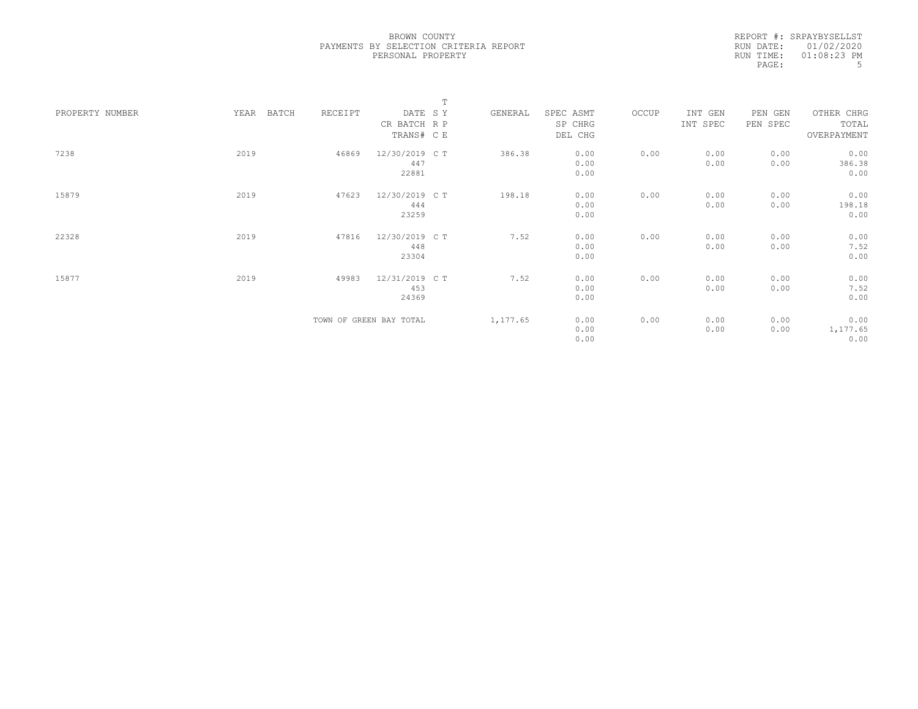BROWN COUNTY
PAYMENTS BY SELECTION CRITERIA REPORT
PERSONAL PROPERTY

REPORT #: SRPAYBYSELLST
RUN DATE: 01/02/2020
RUN TIME: 01:08:23 PM
PAGE: 5

| PROPERTY NUMBER | YEAR | BATCH | RECEIPT | DATE / CR BATCH / TRANS# | T SY / RP / CE | GENERAL | SPEC ASMT / SP CHRG / DEL CHG | OCCUP | INT GEN / INT SPEC | PEN GEN / PEN SPEC | OTHER CHRG / TOTAL / OVERPAYMENT |
|---|---|---|---|---|---|---|---|---|---|---|---|
| 7238 | 2019 | | 46869 | 12/30/2019<br>447<br>22881 | C T | 386.38 | 0.00<br>0.00<br>0.00 | 0.00 | 0.00<br>0.00 | 0.00<br>0.00 | 0.00<br>386.38<br>0.00 |
| 15879 | 2019 | | 47623 | 12/30/2019<br>444<br>23259 | C T | 198.18 | 0.00<br>0.00<br>0.00 | 0.00 | 0.00<br>0.00 | 0.00<br>0.00 | 0.00<br>198.18<br>0.00 |
| 22328 | 2019 | | 47816 | 12/30/2019<br>448<br>23304 | C T | 7.52 | 0.00<br>0.00<br>0.00 | 0.00 | 0.00<br>0.00 | 0.00<br>0.00 | 0.00<br>7.52<br>0.00 |
| 15877 | 2019 | | 49983 | 12/31/2019<br>453<br>24369 | C T | 7.52 | 0.00<br>0.00<br>0.00 | 0.00 | 0.00<br>0.00 | 0.00<br>0.00 | 0.00<br>7.52<br>0.00 |
| | | | TOWN OF GREEN BAY TOTAL | | | 1,177.65 | 0.00<br>0.00<br>0.00 | 0.00 | 0.00<br>0.00 | 0.00<br>0.00 | 0.00<br>1,177.65<br>0.00 |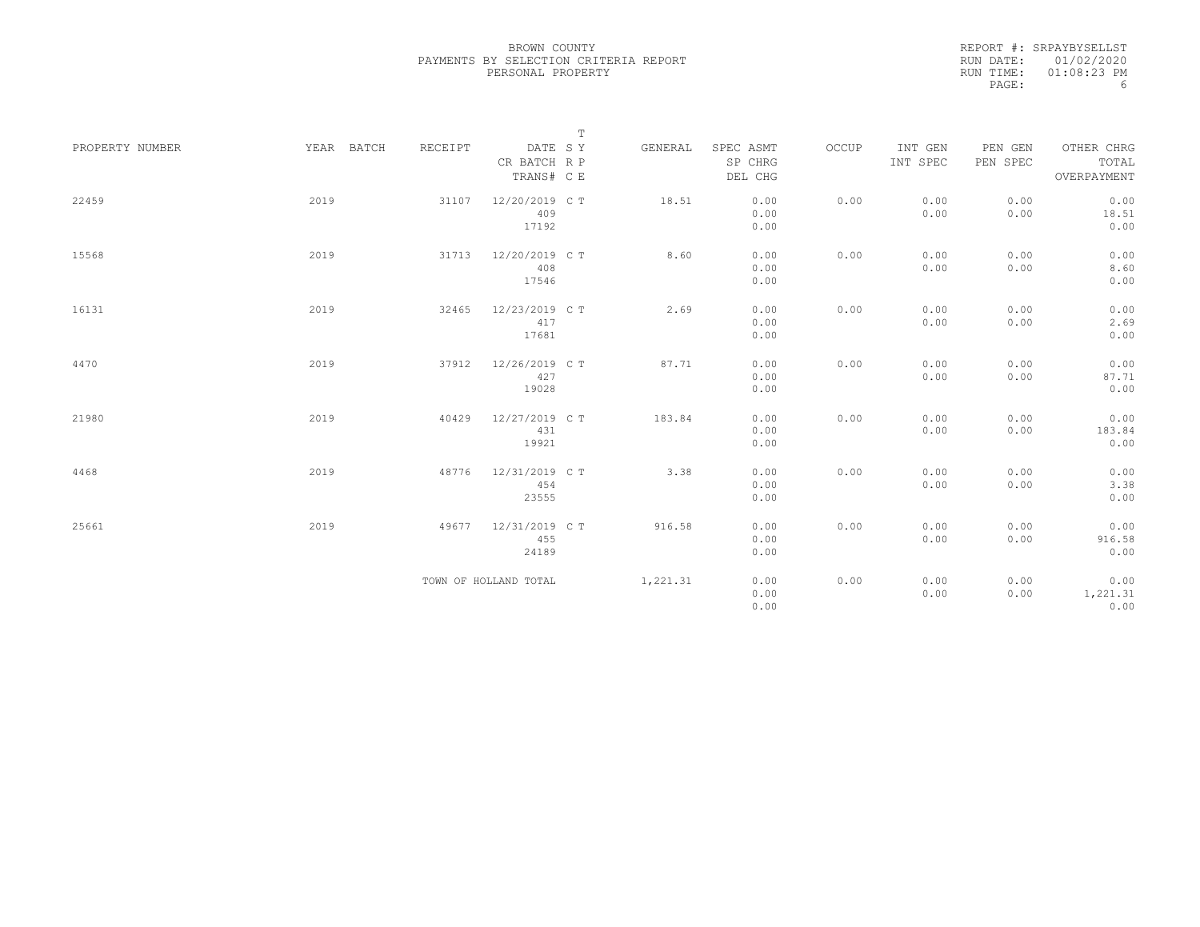BROWN COUNTY
PAYMENTS BY SELECTION CRITERIA REPORT
PERSONAL PROPERTY

REPORT #: SRPAYBYSELLST
RUN DATE: 01/02/2020
RUN TIME: 01:08:23 PM
PAGE: 6

| PROPERTY NUMBER | YEAR | BATCH | RECEIPT | DATE / CR BATCH / TRANS# | T SY RP CE | GENERAL | SPEC ASMT / SP CHRG / DEL CHG | OCCUP | INT GEN / INT SPEC | PEN GEN / PEN SPEC | OTHER CHRG / TOTAL / OVERPAYMENT |
|---|---|---|---|---|---|---|---|---|---|---|---|
| 22459 | 2019 | | 31107 | 12/20/2019 / 409 / 17192 | C T | 18.51 | 0.00 / 0.00 / 0.00 | 0.00 | 0.00 / 0.00 | 0.00 / 0.00 | 0.00 / 18.51 / 0.00 |
| 15568 | 2019 | | 31713 | 12/20/2019 / 408 / 17546 | C T | 8.60 | 0.00 / 0.00 / 0.00 | 0.00 | 0.00 / 0.00 | 0.00 / 0.00 | 0.00 / 8.60 / 0.00 |
| 16131 | 2019 | | 32465 | 12/23/2019 / 417 / 17681 | C T | 2.69 | 0.00 / 0.00 / 0.00 | 0.00 | 0.00 / 0.00 | 0.00 / 0.00 | 0.00 / 2.69 / 0.00 |
| 4470 | 2019 | | 37912 | 12/26/2019 / 427 / 19028 | C T | 87.71 | 0.00 / 0.00 / 0.00 | 0.00 | 0.00 / 0.00 | 0.00 / 0.00 | 0.00 / 87.71 / 0.00 |
| 21980 | 2019 | | 40429 | 12/27/2019 / 431 / 19921 | C T | 183.84 | 0.00 / 0.00 / 0.00 | 0.00 | 0.00 / 0.00 | 0.00 / 0.00 | 0.00 / 183.84 / 0.00 |
| 4468 | 2019 | | 48776 | 12/31/2019 / 454 / 23555 | C T | 3.38 | 0.00 / 0.00 / 0.00 | 0.00 | 0.00 / 0.00 | 0.00 / 0.00 | 0.00 / 3.38 / 0.00 |
| 25661 | 2019 | | 49677 | 12/31/2019 / 455 / 24189 | C T | 916.58 | 0.00 / 0.00 / 0.00 | 0.00 | 0.00 / 0.00 | 0.00 / 0.00 | 0.00 / 916.58 / 0.00 |
| | | | TOWN OF HOLLAND TOTAL | | | 1,221.31 | 0.00 / 0.00 / 0.00 | 0.00 | 0.00 / 0.00 | 0.00 / 0.00 | 0.00 / 1,221.31 / 0.00 |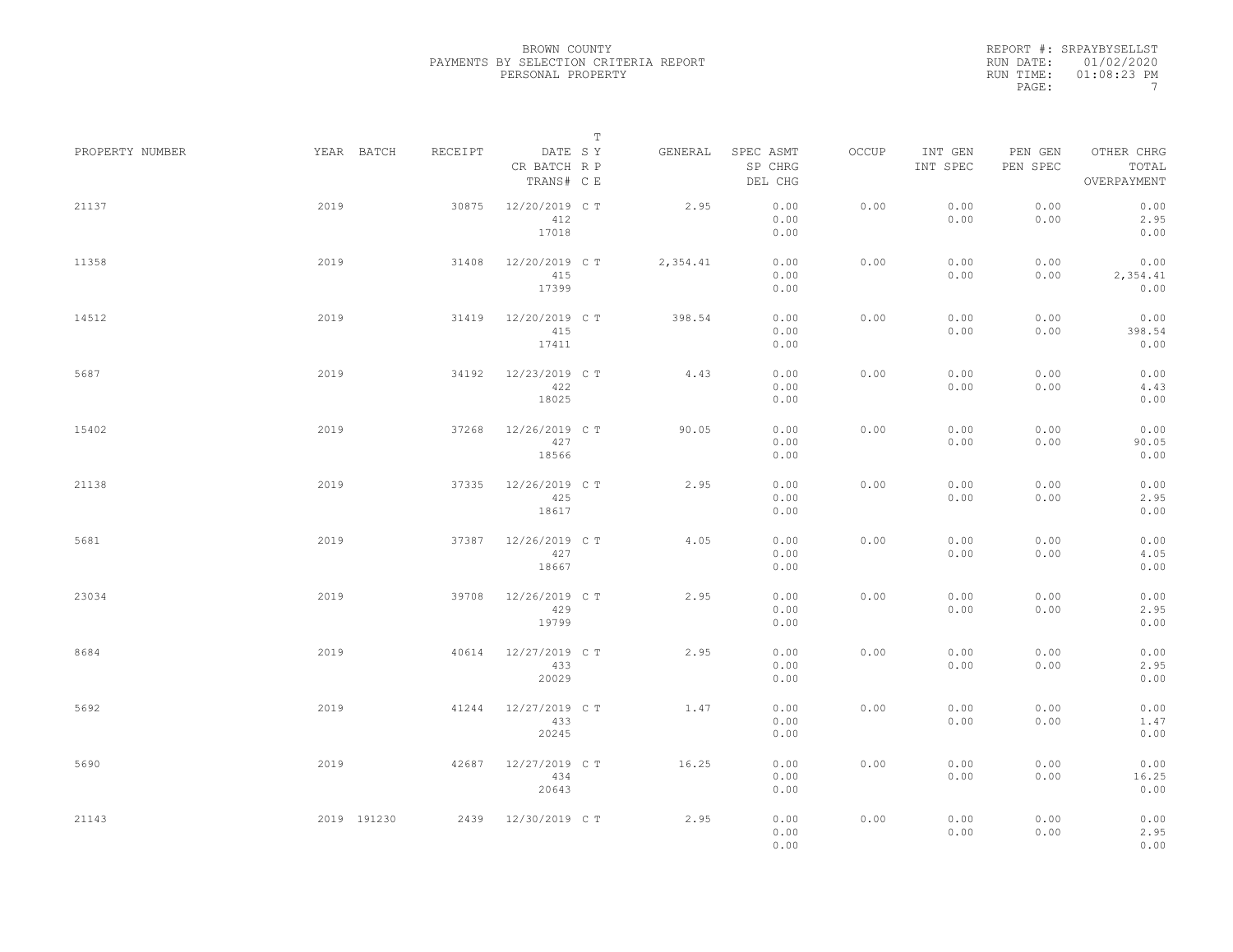BROWN COUNTY
PAYMENTS BY SELECTION CRITERIA REPORT
PERSONAL PROPERTY

REPORT #: SRPAYBYSELLST
RUN DATE: 01/02/2020
RUN TIME: 01:08:23 PM

| PROPERTY NUMBER | YEAR | BATCH | RECEIPT | DATE / CR BATCH / TRANS# | SY RP CE | T | GENERAL | SPEC ASMT / SP CHRG / DEL CHG | OCCUP | INT GEN / INT SPEC | PEN GEN / PEN SPEC | OTHER CHRG / TOTAL / OVERPAYMENT |
|---|---|---|---|---|---|---|---|---|---|---|---|---|
| 21137 | 2019 | | 30875 | 12/20/2019 / 412 / 17018 | C | T | 2.95 | 0.00 / 0.00 / 0.00 | 0.00 | 0.00 / 0.00 | 0.00 / 0.00 | 0.00 / 2.95 / 0.00 |
| 11358 | 2019 | | 31408 | 12/20/2019 / 415 / 17399 | C | T | 2,354.41 | 0.00 / 0.00 / 0.00 | 0.00 | 0.00 / 0.00 | 0.00 / 0.00 | 0.00 / 2,354.41 / 0.00 |
| 14512 | 2019 | | 31419 | 12/20/2019 / 415 / 17411 | C | T | 398.54 | 0.00 / 0.00 / 0.00 | 0.00 | 0.00 / 0.00 | 0.00 / 0.00 | 0.00 / 398.54 / 0.00 |
| 5687 | 2019 | | 34192 | 12/23/2019 / 422 / 18025 | C | T | 4.43 | 0.00 / 0.00 / 0.00 | 0.00 | 0.00 / 0.00 | 0.00 / 0.00 | 0.00 / 4.43 / 0.00 |
| 15402 | 2019 | | 37268 | 12/26/2019 / 427 / 18566 | C | T | 90.05 | 0.00 / 0.00 / 0.00 | 0.00 | 0.00 / 0.00 | 0.00 / 0.00 | 0.00 / 90.05 / 0.00 |
| 21138 | 2019 | | 37335 | 12/26/2019 / 425 / 18617 | C | T | 2.95 | 0.00 / 0.00 / 0.00 | 0.00 | 0.00 / 0.00 | 0.00 / 0.00 | 0.00 / 2.95 / 0.00 |
| 5681 | 2019 | | 37387 | 12/26/2019 / 427 / 18667 | C | T | 4.05 | 0.00 / 0.00 / 0.00 | 0.00 | 0.00 / 0.00 | 0.00 / 0.00 | 0.00 / 4.05 / 0.00 |
| 23034 | 2019 | | 39708 | 12/26/2019 / 429 / 19799 | C | T | 2.95 | 0.00 / 0.00 / 0.00 | 0.00 | 0.00 / 0.00 | 0.00 / 0.00 | 0.00 / 2.95 / 0.00 |
| 8684 | 2019 | | 40614 | 12/27/2019 / 433 / 20029 | C | T | 2.95 | 0.00 / 0.00 / 0.00 | 0.00 | 0.00 / 0.00 | 0.00 / 0.00 | 0.00 / 2.95 / 0.00 |
| 5692 | 2019 | | 41244 | 12/27/2019 / 433 / 20245 | C | T | 1.47 | 0.00 / 0.00 / 0.00 | 0.00 | 0.00 / 0.00 | 0.00 / 0.00 | 0.00 / 1.47 / 0.00 |
| 5690 | 2019 | | 42687 | 12/27/2019 / 434 / 20643 | C | T | 16.25 | 0.00 / 0.00 / 0.00 | 0.00 | 0.00 / 0.00 | 0.00 / 0.00 | 0.00 / 16.25 / 0.00 |
| 21143 | 2019 | 191230 | 2439 | 12/30/2019 | C | T | 2.95 | 0.00 / 0.00 / 0.00 | 0.00 | 0.00 / 0.00 | 0.00 / 0.00 | 0.00 / 2.95 / 0.00 |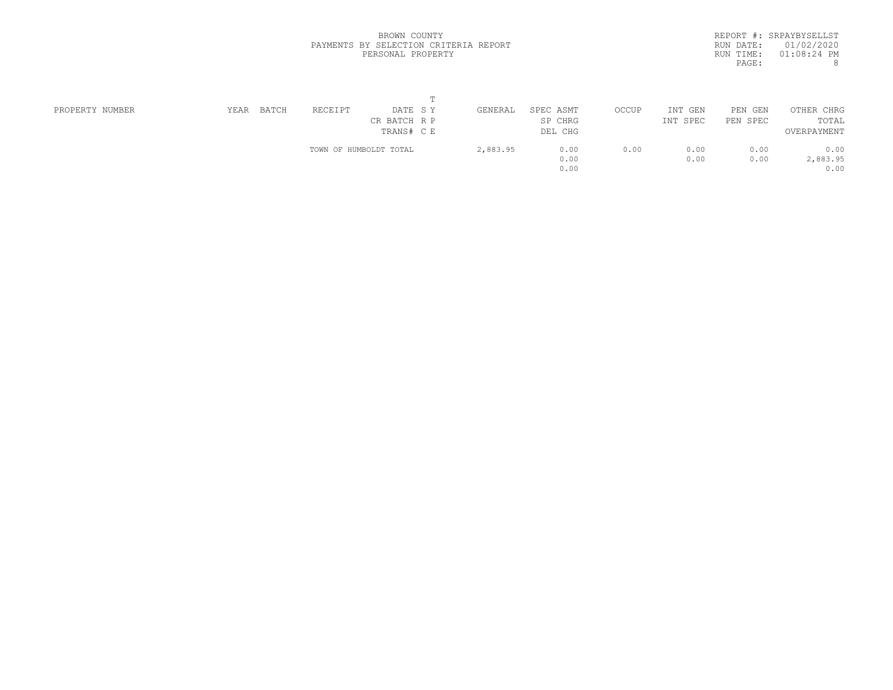BROWN COUNTY
PAYMENTS BY SELECTION CRITERIA REPORT
PERSONAL PROPERTY

REPORT #: SRPAYBYSELLST
RUN DATE: 01/02/2020
RUN TIME: 01:08:24 PM

| PROPERTY NUMBER | YEAR | BATCH | RECEIPT | DATE / CR BATCH / TRANS# | T Y P E / S R C | GENERAL | SPEC ASMT / SP CHRG / DEL CHG | OCCUP | INT GEN / INT SPEC | PEN GEN / PEN SPEC | OTHER CHRG / TOTAL / OVERPAYMENT |
|---|---|---|---|---|---|---|---|---|---|---|---|
| | | | TOWN OF HUMBOLDT TOTAL | | | 2,883.95 | 0.00 | 0.00 | 0.00 | 0.00 | 0.00 |
| | | | | | | | 0.00 | | 0.00 | 0.00 | 2,883.95 |
| | | | | | | | 0.00 | | | | 0.00 |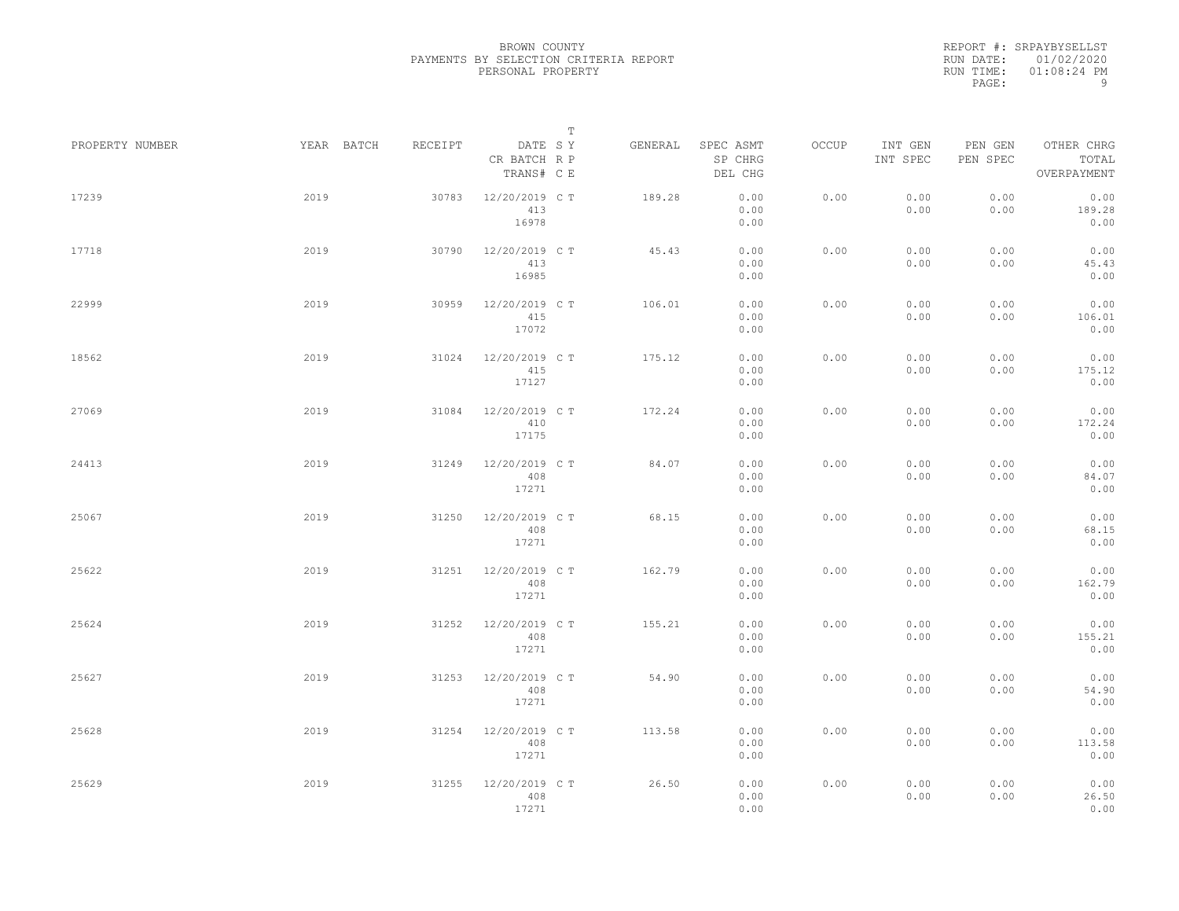BROWN COUNTY
PAYMENTS BY SELECTION CRITERIA REPORT
PERSONAL PROPERTY

REPORT #: SRPAYBYSELLST
RUN DATE: 01/02/2020
RUN TIME: 01:08:24 PM

| PROPERTY NUMBER | YEAR | BATCH | RECEIPT | DATE / CR BATCH / TRANS# | SRC | TYPE | GENERAL | SPEC ASMT / SP CHRG / DEL CHG | OCCUP | INT GEN / INT SPEC | PEN GEN / PEN SPEC | OTHER CHRG / TOTAL / OVERPAYMENT |
|---|---|---|---|---|---|---|---|---|---|---|---|---|
| 17239 | 2019 | | 30783 | 12/20/2019 / 413 / 16978 | C | T | 189.28 | 0.00 / 0.00 / 0.00 | 0.00 | 0.00 / 0.00 | 0.00 / 0.00 | 0.00 / 189.28 / 0.00 |
| 17718 | 2019 | | 30790 | 12/20/2019 / 413 / 16985 | C | T | 45.43 | 0.00 / 0.00 / 0.00 | 0.00 | 0.00 / 0.00 | 0.00 / 0.00 | 0.00 / 45.43 / 0.00 |
| 22999 | 2019 | | 30959 | 12/20/2019 / 415 / 17072 | C | T | 106.01 | 0.00 / 0.00 / 0.00 | 0.00 | 0.00 / 0.00 | 0.00 / 0.00 | 0.00 / 106.01 / 0.00 |
| 18562 | 2019 | | 31024 | 12/20/2019 / 415 / 17127 | C | T | 175.12 | 0.00 / 0.00 / 0.00 | 0.00 | 0.00 / 0.00 | 0.00 / 0.00 | 0.00 / 175.12 / 0.00 |
| 27069 | 2019 | | 31084 | 12/20/2019 / 410 / 17175 | C | T | 172.24 | 0.00 / 0.00 / 0.00 | 0.00 | 0.00 / 0.00 | 0.00 / 0.00 | 0.00 / 172.24 / 0.00 |
| 24413 | 2019 | | 31249 | 12/20/2019 / 408 / 17271 | C | T | 84.07 | 0.00 / 0.00 / 0.00 | 0.00 | 0.00 / 0.00 | 0.00 / 0.00 | 0.00 / 84.07 / 0.00 |
| 25067 | 2019 | | 31250 | 12/20/2019 / 408 / 17271 | C | T | 68.15 | 0.00 / 0.00 / 0.00 | 0.00 | 0.00 / 0.00 | 0.00 / 0.00 | 0.00 / 68.15 / 0.00 |
| 25622 | 2019 | | 31251 | 12/20/2019 / 408 / 17271 | C | T | 162.79 | 0.00 / 0.00 / 0.00 | 0.00 | 0.00 / 0.00 | 0.00 / 0.00 | 0.00 / 162.79 / 0.00 |
| 25624 | 2019 | | 31252 | 12/20/2019 / 408 / 17271 | C | T | 155.21 | 0.00 / 0.00 / 0.00 | 0.00 | 0.00 / 0.00 | 0.00 / 0.00 | 0.00 / 155.21 / 0.00 |
| 25627 | 2019 | | 31253 | 12/20/2019 / 408 / 17271 | C | T | 54.90 | 0.00 / 0.00 / 0.00 | 0.00 | 0.00 / 0.00 | 0.00 / 0.00 | 0.00 / 54.90 / 0.00 |
| 25628 | 2019 | | 31254 | 12/20/2019 / 408 / 17271 | C | T | 113.58 | 0.00 / 0.00 / 0.00 | 0.00 | 0.00 / 0.00 | 0.00 / 0.00 | 0.00 / 113.58 / 0.00 |
| 25629 | 2019 | | 31255 | 12/20/2019 / 408 / 17271 | C | T | 26.50 | 0.00 / 0.00 / 0.00 | 0.00 | 0.00 / 0.00 | 0.00 / 0.00 | 0.00 / 26.50 / 0.00 |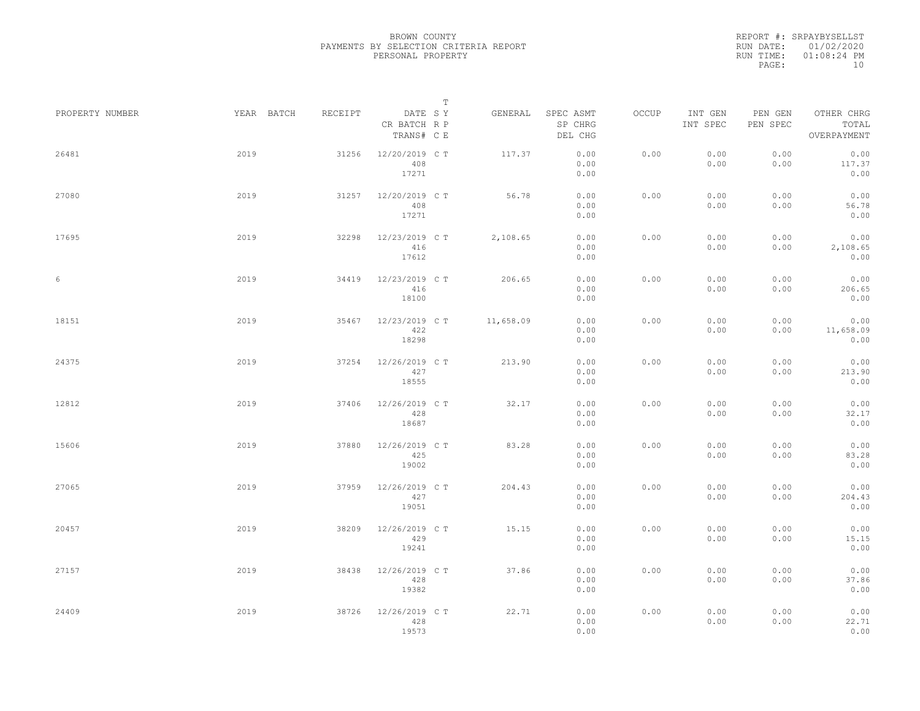BROWN COUNTY
PAYMENTS BY SELECTION CRITERIA REPORT
PERSONAL PROPERTY

REPORT #: SRPAYBYSELLST
RUN DATE: 01/02/2020
RUN TIME: 01:08:24 PM

| PROPERTY NUMBER | YEAR | BATCH | RECEIPT | DATE / CR BATCH / TRANS# | S R C | T Y P E | GENERAL | SPEC ASMT / SP CHRG / DEL CHG | OCCUP | INT GEN / INT SPEC | PEN GEN / PEN SPEC | OTHER CHRG / TOTAL / OVERPAYMENT |
|---|---|---|---|---|---|---|---|---|---|---|---|---|
| 26481 | 2019 | | 31256 | 12/20/2019 / 408 / 17271 | C | T | 117.37 | 0.00 / 0.00 / 0.00 | 0.00 | 0.00 / 0.00 | 0.00 / 0.00 | 0.00 / 117.37 / 0.00 |
| 27080 | 2019 | | 31257 | 12/20/2019 / 408 / 17271 | C | T | 56.78 | 0.00 / 0.00 / 0.00 | 0.00 | 0.00 / 0.00 | 0.00 / 0.00 | 0.00 / 56.78 / 0.00 |
| 17695 | 2019 | | 32298 | 12/23/2019 / 416 / 17612 | C | T | 2,108.65 | 0.00 / 0.00 / 0.00 | 0.00 | 0.00 / 0.00 | 0.00 / 0.00 | 0.00 / 2,108.65 / 0.00 |
| 6 | 2019 | | 34419 | 12/23/2019 / 416 / 18100 | C | T | 206.65 | 0.00 / 0.00 / 0.00 | 0.00 | 0.00 / 0.00 | 0.00 / 0.00 | 0.00 / 206.65 / 0.00 |
| 18151 | 2019 | | 35467 | 12/23/2019 / 422 / 18298 | C | T | 11,658.09 | 0.00 / 0.00 / 0.00 | 0.00 | 0.00 / 0.00 | 0.00 / 0.00 | 0.00 / 11,658.09 / 0.00 |
| 24375 | 2019 | | 37254 | 12/26/2019 / 427 / 18555 | C | T | 213.90 | 0.00 / 0.00 / 0.00 | 0.00 | 0.00 / 0.00 | 0.00 / 0.00 | 0.00 / 213.90 / 0.00 |
| 12812 | 2019 | | 37406 | 12/26/2019 / 428 / 18687 | C | T | 32.17 | 0.00 / 0.00 / 0.00 | 0.00 | 0.00 / 0.00 | 0.00 / 0.00 | 0.00 / 32.17 / 0.00 |
| 15606 | 2019 | | 37880 | 12/26/2019 / 425 / 19002 | C | T | 83.28 | 0.00 / 0.00 / 0.00 | 0.00 | 0.00 / 0.00 | 0.00 / 0.00 | 0.00 / 83.28 / 0.00 |
| 27065 | 2019 | | 37959 | 12/26/2019 / 427 / 19051 | C | T | 204.43 | 0.00 / 0.00 / 0.00 | 0.00 | 0.00 / 0.00 | 0.00 / 0.00 | 0.00 / 204.43 / 0.00 |
| 20457 | 2019 | | 38209 | 12/26/2019 / 429 / 19241 | C | T | 15.15 | 0.00 / 0.00 / 0.00 | 0.00 | 0.00 / 0.00 | 0.00 / 0.00 | 0.00 / 15.15 / 0.00 |
| 27157 | 2019 | | 38438 | 12/26/2019 / 428 / 19382 | C | T | 37.86 | 0.00 / 0.00 / 0.00 | 0.00 | 0.00 / 0.00 | 0.00 / 0.00 | 0.00 / 37.86 / 0.00 |
| 24409 | 2019 | | 38726 | 12/26/2019 / 428 / 19573 | C | T | 22.71 | 0.00 / 0.00 / 0.00 | 0.00 | 0.00 / 0.00 | 0.00 / 0.00 | 0.00 / 22.71 / 0.00 |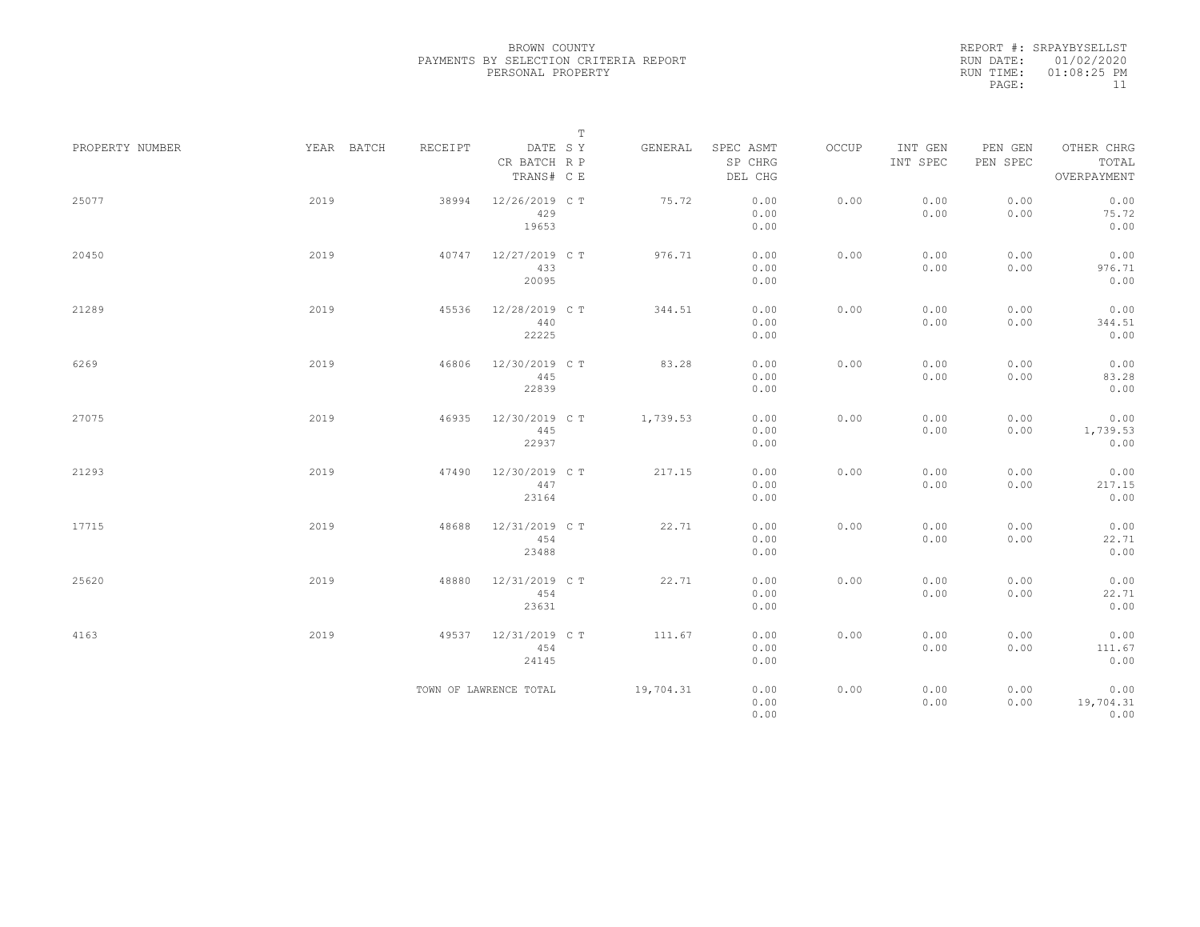BROWN COUNTY
PAYMENTS BY SELECTION CRITERIA REPORT
PERSONAL PROPERTY

REPORT #: SRPAYBYSELLST
RUN DATE: 01/02/2020
RUN TIME: 01:08:25 PM

| PROPERTY NUMBER | YEAR | BATCH | RECEIPT | DATE / CR BATCH / TRANS# | T SY RP CE | GENERAL | SPEC ASMT / SP CHRG / DEL CHG | OCCUP | INT GEN / INT SPEC | PEN GEN / PEN SPEC | OTHER CHRG / TOTAL / OVERPAYMENT |
|---|---|---|---|---|---|---|---|---|---|---|---|
| 25077 | 2019 | | 38994 | 12/26/2019<br>429<br>19653 | C T | 75.72 | 0.00<br>0.00<br>0.00 | 0.00 | 0.00<br>0.00 | 0.00<br>0.00 | 0.00<br>75.72<br>0.00 |
| 20450 | 2019 | | 40747 | 12/27/2019<br>433<br>20095 | C T | 976.71 | 0.00<br>0.00<br>0.00 | 0.00 | 0.00<br>0.00 | 0.00<br>0.00 | 0.00<br>976.71<br>0.00 |
| 21289 | 2019 | | 45536 | 12/28/2019<br>440<br>22225 | C T | 344.51 | 0.00<br>0.00<br>0.00 | 0.00 | 0.00<br>0.00 | 0.00<br>0.00 | 0.00<br>344.51<br>0.00 |
| 6269 | 2019 | | 46806 | 12/30/2019<br>445<br>22839 | C T | 83.28 | 0.00<br>0.00<br>0.00 | 0.00 | 0.00<br>0.00 | 0.00<br>0.00 | 0.00<br>83.28<br>0.00 |
| 27075 | 2019 | | 46935 | 12/30/2019<br>445<br>22937 | C T | 1,739.53 | 0.00<br>0.00<br>0.00 | 0.00 | 0.00<br>0.00 | 0.00<br>0.00 | 0.00<br>1,739.53<br>0.00 |
| 21293 | 2019 | | 47490 | 12/30/2019<br>447<br>23164 | C T | 217.15 | 0.00<br>0.00<br>0.00 | 0.00 | 0.00<br>0.00 | 0.00<br>0.00 | 0.00<br>217.15<br>0.00 |
| 17715 | 2019 | | 48688 | 12/31/2019<br>454<br>23488 | C T | 22.71 | 0.00<br>0.00<br>0.00 | 0.00 | 0.00<br>0.00 | 0.00<br>0.00 | 0.00<br>22.71<br>0.00 |
| 25620 | 2019 | | 48880 | 12/31/2019<br>454<br>23631 | C T | 22.71 | 0.00<br>0.00<br>0.00 | 0.00 | 0.00<br>0.00 | 0.00<br>0.00 | 0.00<br>22.71<br>0.00 |
| 4163 | 2019 | | 49537 | 12/31/2019<br>454<br>24145 | C T | 111.67 | 0.00<br>0.00<br>0.00 | 0.00 | 0.00<br>0.00 | 0.00<br>0.00 | 0.00<br>111.67<br>0.00 |
| | | | TOWN OF LAWRENCE TOTAL | | | 19,704.31 | 0.00<br>0.00<br>0.00 | 0.00 | 0.00<br>0.00 | 0.00<br>0.00 | 0.00<br>19,704.31<br>0.00 |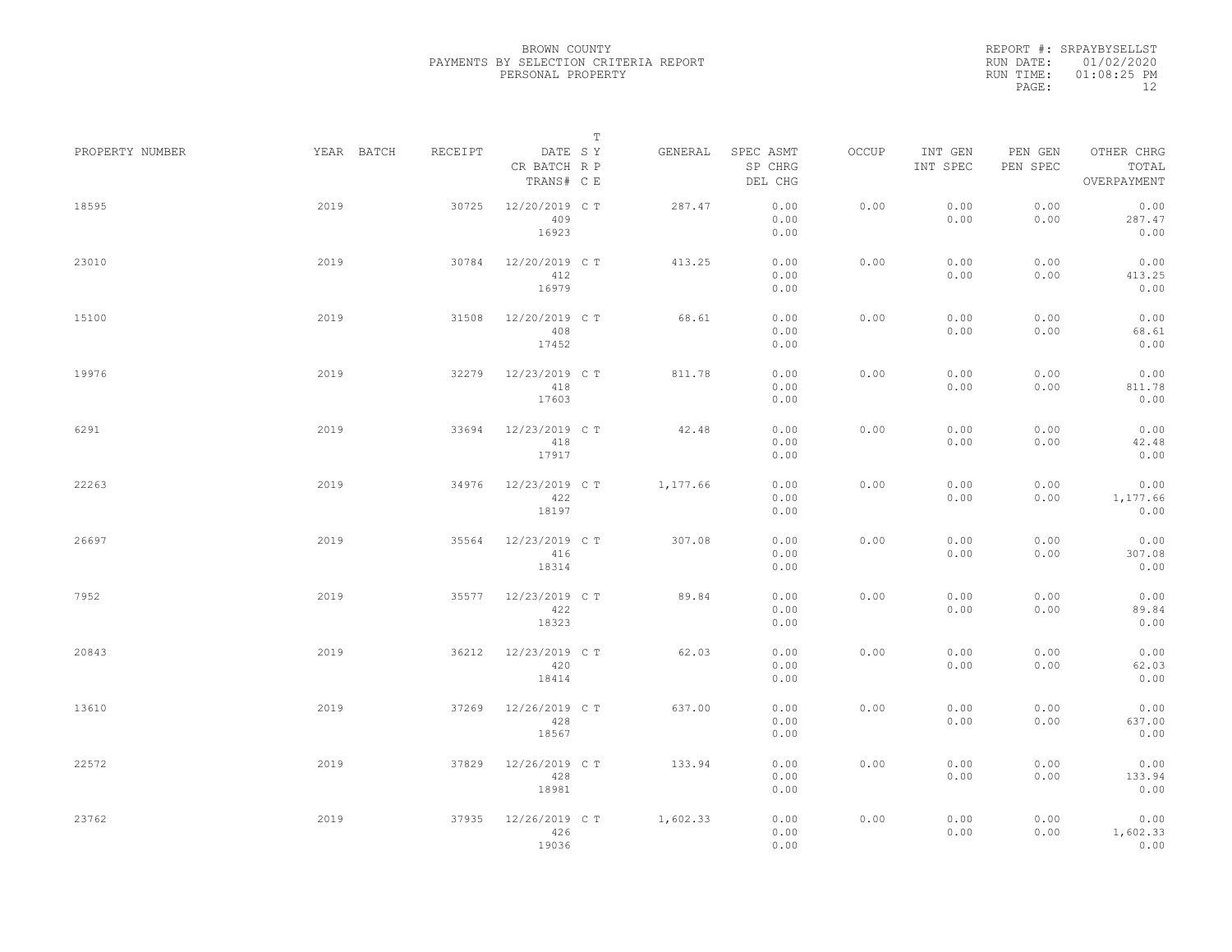BROWN COUNTY
PAYMENTS BY SELECTION CRITERIA REPORT
PERSONAL PROPERTY

REPORT #: SRPAYBYSELLST
RUN DATE: 01/02/2020
RUN TIME: 01:08:25 PM

| PROPERTY NUMBER | YEAR | BATCH | RECEIPT | DATE / CR BATCH / TRANS# | T SY RP CE | GENERAL | SPEC ASMT / SP CHRG / DEL CHG | OCCUP | INT GEN / INT SPEC | PEN GEN / PEN SPEC | OTHER CHRG / TOTAL / OVERPAYMENT |
|---|---|---|---|---|---|---|---|---|---|---|---|
| 18595 | 2019 | | 30725 | 12/20/2019 / 409 / 16923 | C T | 287.47 | 0.00 / 0.00 / 0.00 | 0.00 | 0.00 / 0.00 | 0.00 / 0.00 | 0.00 / 287.47 / 0.00 |
| 23010 | 2019 | | 30784 | 12/20/2019 / 412 / 16979 | C T | 413.25 | 0.00 / 0.00 / 0.00 | 0.00 | 0.00 / 0.00 | 0.00 / 0.00 | 0.00 / 413.25 / 0.00 |
| 15100 | 2019 | | 31508 | 12/20/2019 / 408 / 17452 | C T | 68.61 | 0.00 / 0.00 / 0.00 | 0.00 | 0.00 / 0.00 | 0.00 / 0.00 | 0.00 / 68.61 / 0.00 |
| 19976 | 2019 | | 32279 | 12/23/2019 / 418 / 17603 | C T | 811.78 | 0.00 / 0.00 / 0.00 | 0.00 | 0.00 / 0.00 | 0.00 / 0.00 | 0.00 / 811.78 / 0.00 |
| 6291 | 2019 | | 33694 | 12/23/2019 / 418 / 17917 | C T | 42.48 | 0.00 / 0.00 / 0.00 | 0.00 | 0.00 / 0.00 | 0.00 / 0.00 | 0.00 / 42.48 / 0.00 |
| 22263 | 2019 | | 34976 | 12/23/2019 / 422 / 18197 | C T | 1,177.66 | 0.00 / 0.00 / 0.00 | 0.00 | 0.00 / 0.00 | 0.00 / 0.00 | 0.00 / 1,177.66 / 0.00 |
| 26697 | 2019 | | 35564 | 12/23/2019 / 416 / 18314 | C T | 307.08 | 0.00 / 0.00 / 0.00 | 0.00 | 0.00 / 0.00 | 0.00 / 0.00 | 0.00 / 307.08 / 0.00 |
| 7952 | 2019 | | 35577 | 12/23/2019 / 422 / 18323 | C T | 89.84 | 0.00 / 0.00 / 0.00 | 0.00 | 0.00 / 0.00 | 0.00 / 0.00 | 0.00 / 89.84 / 0.00 |
| 20843 | 2019 | | 36212 | 12/23/2019 / 420 / 18414 | C T | 62.03 | 0.00 / 0.00 / 0.00 | 0.00 | 0.00 / 0.00 | 0.00 / 0.00 | 0.00 / 62.03 / 0.00 |
| 13610 | 2019 | | 37269 | 12/26/2019 / 428 / 18567 | C T | 637.00 | 0.00 / 0.00 / 0.00 | 0.00 | 0.00 / 0.00 | 0.00 / 0.00 | 0.00 / 637.00 / 0.00 |
| 22572 | 2019 | | 37829 | 12/26/2019 / 428 / 18981 | C T | 133.94 | 0.00 / 0.00 / 0.00 | 0.00 | 0.00 / 0.00 | 0.00 / 0.00 | 0.00 / 133.94 / 0.00 |
| 23762 | 2019 | | 37935 | 12/26/2019 / 426 / 19036 | C T | 1,602.33 | 0.00 / 0.00 / 0.00 | 0.00 | 0.00 / 0.00 | 0.00 / 0.00 | 0.00 / 1,602.33 / 0.00 |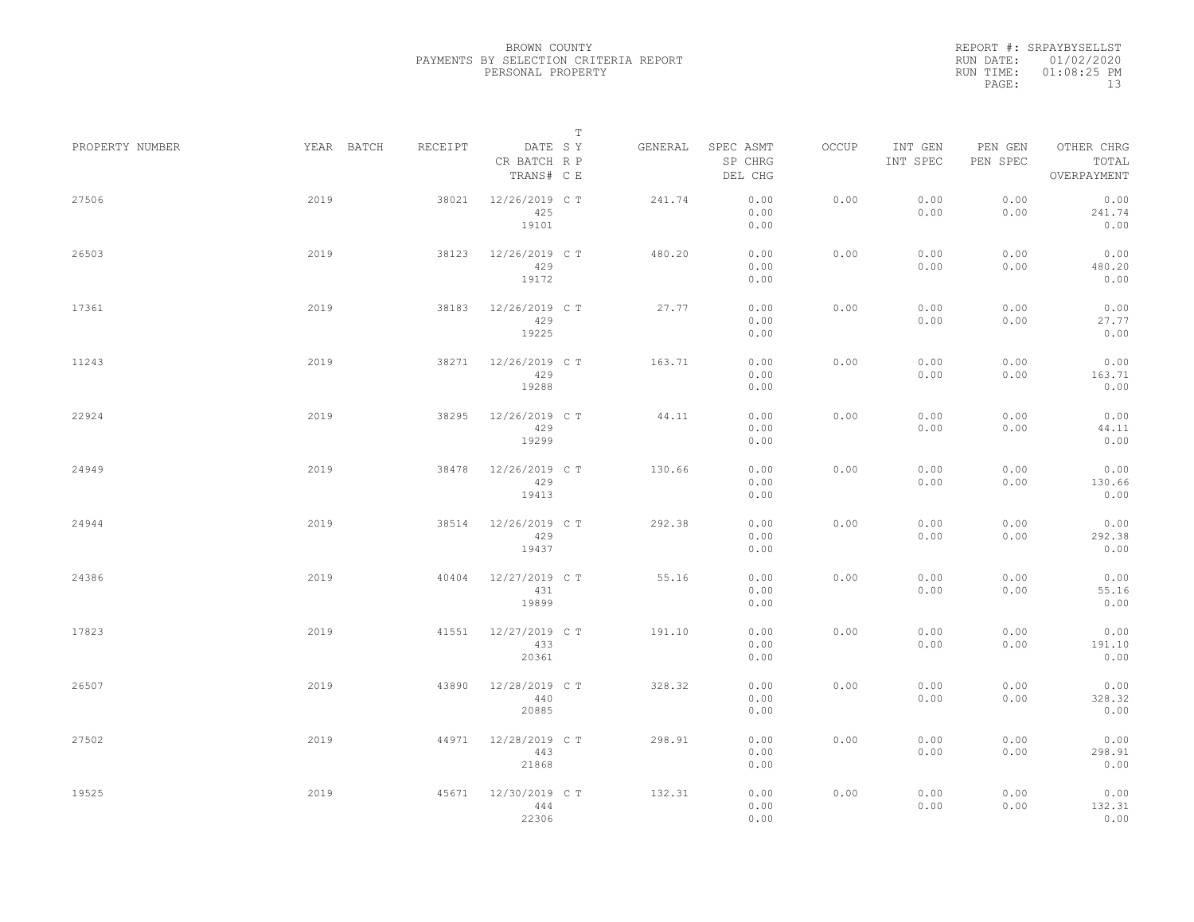BROWN COUNTY
PAYMENTS BY SELECTION CRITERIA REPORT
PERSONAL PROPERTY

REPORT #: SRPAYBYSELLST
RUN DATE: 01/02/2020
RUN TIME: 01:08:25 PM

| PROPERTY NUMBER | YEAR | BATCH | RECEIPT | DATE / CR BATCH / TRANS# | S R C | T Y P E | GENERAL | SPEC ASMT / SP CHRG / DEL CHG | OCCUP | INT GEN / INT SPEC | PEN GEN / PEN SPEC | OTHER CHRG / TOTAL / OVERPAYMENT |
|---|---|---|---|---|---|---|---|---|---|---|---|---|
| 27506 | 2019 | | 38021 | 12/26/2019 425 19101 | C | T | 241.74 | 0.00 0.00 0.00 | 0.00 | 0.00 0.00 | 0.00 0.00 | 0.00 241.74 0.00 |
| 26503 | 2019 | | 38123 | 12/26/2019 429 19172 | C | T | 480.20 | 0.00 0.00 0.00 | 0.00 | 0.00 0.00 | 0.00 0.00 | 0.00 480.20 0.00 |
| 17361 | 2019 | | 38183 | 12/26/2019 429 19225 | C | T | 27.77 | 0.00 0.00 0.00 | 0.00 | 0.00 0.00 | 0.00 0.00 | 0.00 27.77 0.00 |
| 11243 | 2019 | | 38271 | 12/26/2019 429 19288 | C | T | 163.71 | 0.00 0.00 0.00 | 0.00 | 0.00 0.00 | 0.00 0.00 | 0.00 163.71 0.00 |
| 22924 | 2019 | | 38295 | 12/26/2019 429 19299 | C | T | 44.11 | 0.00 0.00 0.00 | 0.00 | 0.00 0.00 | 0.00 0.00 | 0.00 44.11 0.00 |
| 24949 | 2019 | | 38478 | 12/26/2019 429 19413 | C | T | 130.66 | 0.00 0.00 0.00 | 0.00 | 0.00 0.00 | 0.00 0.00 | 0.00 130.66 0.00 |
| 24944 | 2019 | | 38514 | 12/26/2019 429 19437 | C | T | 292.38 | 0.00 0.00 0.00 | 0.00 | 0.00 0.00 | 0.00 0.00 | 0.00 292.38 0.00 |
| 24386 | 2019 | | 40404 | 12/27/2019 431 19899 | C | T | 55.16 | 0.00 0.00 0.00 | 0.00 | 0.00 0.00 | 0.00 0.00 | 0.00 55.16 0.00 |
| 17823 | 2019 | | 41551 | 12/27/2019 433 20361 | C | T | 191.10 | 0.00 0.00 0.00 | 0.00 | 0.00 0.00 | 0.00 0.00 | 0.00 191.10 0.00 |
| 26507 | 2019 | | 43890 | 12/28/2019 440 20885 | C | T | 328.32 | 0.00 0.00 0.00 | 0.00 | 0.00 0.00 | 0.00 0.00 | 0.00 328.32 0.00 |
| 27502 | 2019 | | 44971 | 12/28/2019 443 21868 | C | T | 298.91 | 0.00 0.00 0.00 | 0.00 | 0.00 0.00 | 0.00 0.00 | 0.00 298.91 0.00 |
| 19525 | 2019 | | 45671 | 12/30/2019 444 22306 | C | T | 132.31 | 0.00 0.00 0.00 | 0.00 | 0.00 0.00 | 0.00 0.00 | 0.00 132.31 0.00 |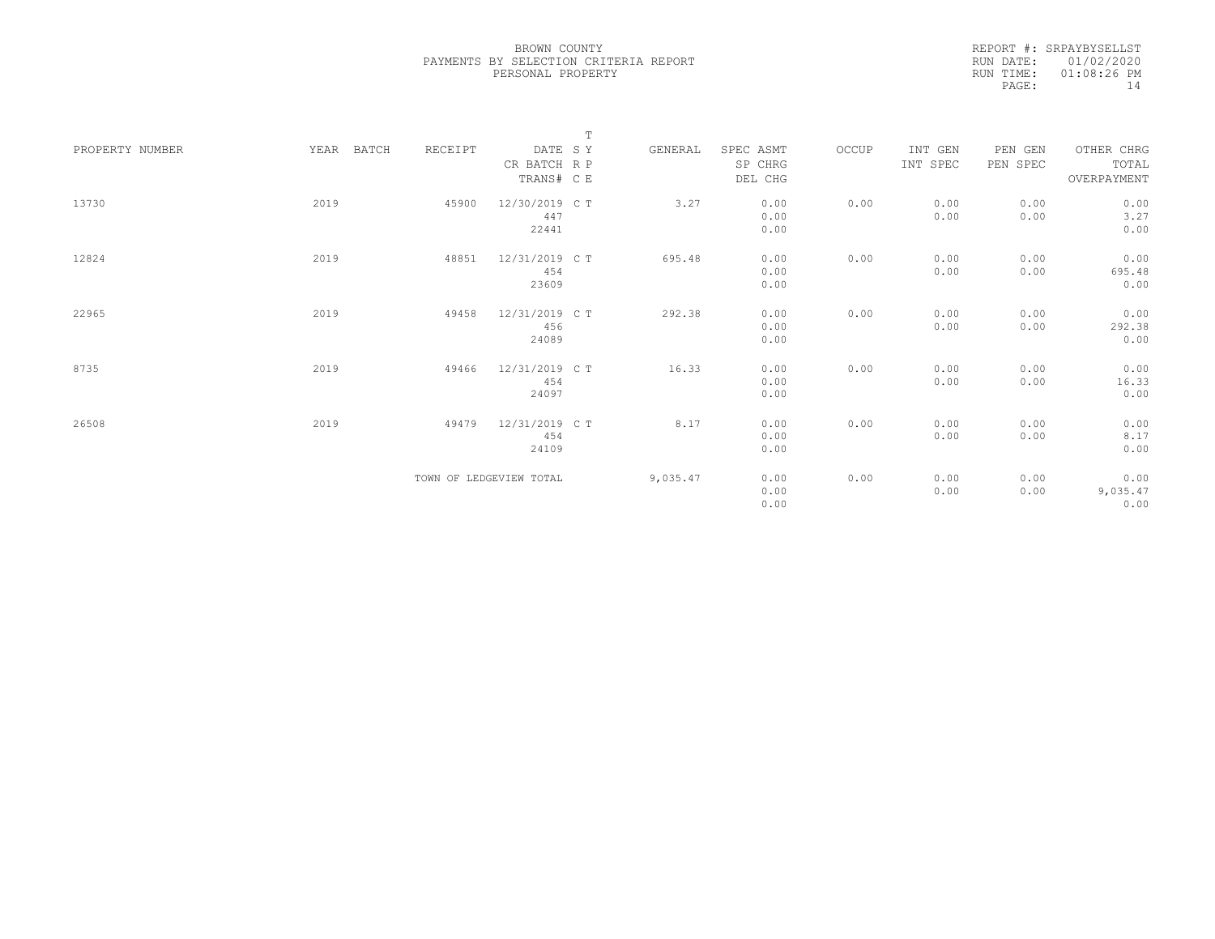BROWN COUNTY
PAYMENTS BY SELECTION CRITERIA REPORT
PERSONAL PROPERTY

REPORT #: SRPAYBYSELLST
RUN DATE: 01/02/2020
RUN TIME: 01:08:26 PM

| PROPERTY NUMBER | YEAR | BATCH | RECEIPT | DATE / CR BATCH / TRANS# | T SY RP CE | GENERAL | SPEC ASMT / SP CHRG / DEL CHG | OCCUP | INT GEN / INT SPEC | PEN GEN / PEN SPEC | OTHER CHRG / TOTAL / OVERPAYMENT |
|---|---|---|---|---|---|---|---|---|---|---|---|
| 13730 | 2019 | | 45900 | 12/30/2019 447 22441 | C T | 3.27 | 0.00 0.00 0.00 | 0.00 | 0.00 0.00 | 0.00 0.00 | 0.00 3.27 0.00 |
| 12824 | 2019 | | 48851 | 12/31/2019 454 23609 | C T | 695.48 | 0.00 0.00 0.00 | 0.00 | 0.00 0.00 | 0.00 0.00 | 0.00 695.48 0.00 |
| 22965 | 2019 | | 49458 | 12/31/2019 456 24089 | C T | 292.38 | 0.00 0.00 0.00 | 0.00 | 0.00 0.00 | 0.00 0.00 | 0.00 292.38 0.00 |
| 8735 | 2019 | | 49466 | 12/31/2019 454 24097 | C T | 16.33 | 0.00 0.00 0.00 | 0.00 | 0.00 0.00 | 0.00 0.00 | 0.00 16.33 0.00 |
| 26508 | 2019 | | 49479 | 12/31/2019 454 24109 | C T | 8.17 | 0.00 0.00 0.00 | 0.00 | 0.00 0.00 | 0.00 0.00 | 0.00 8.17 0.00 |
| | | | TOWN OF LEDGEVIEW TOTAL | | | 9,035.47 | 0.00 0.00 0.00 | 0.00 | 0.00 0.00 | 0.00 0.00 | 0.00 9,035.47 0.00 |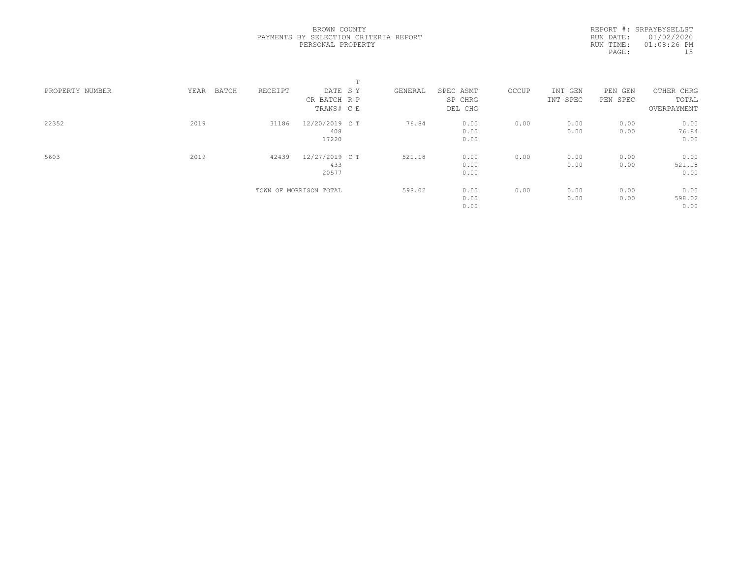BROWN COUNTY
PAYMENTS BY SELECTION CRITERIA REPORT
PERSONAL PROPERTY

REPORT #: SRPAYBYSELLST
RUN DATE: 01/02/2020
RUN TIME: 01:08:26 PM
PAGE: 15

| PROPERTY NUMBER | YEAR | BATCH | RECEIPT | DATE / CR BATCH / TRANS# | T SY RP CE | GENERAL | SPEC ASMT / SP CHRG / DEL CHG | OCCUP | INT GEN / INT SPEC | PEN GEN / PEN SPEC | OTHER CHRG / TOTAL / OVERPAYMENT |
|---|---|---|---|---|---|---|---|---|---|---|---|
| 22352 | 2019 | | 31186 | 12/20/2019<br>408<br>17220 | C T | 76.84 | 0.00<br>0.00<br>0.00 | 0.00 | 0.00<br>0.00 | 0.00<br>0.00 | 0.00<br>76.84<br>0.00 |
| 5603 | 2019 | | 42439 | 12/27/2019<br>433<br>20577 | C T | 521.18 | 0.00<br>0.00<br>0.00 | 0.00 | 0.00<br>0.00 | 0.00<br>0.00 | 0.00<br>521.18<br>0.00 |
| | | | TOWN OF MORRISON TOTAL | | | 598.02 | 0.00<br>0.00<br>0.00 | 0.00 | 0.00<br>0.00 | 0.00<br>0.00 | 0.00<br>598.02<br>0.00 |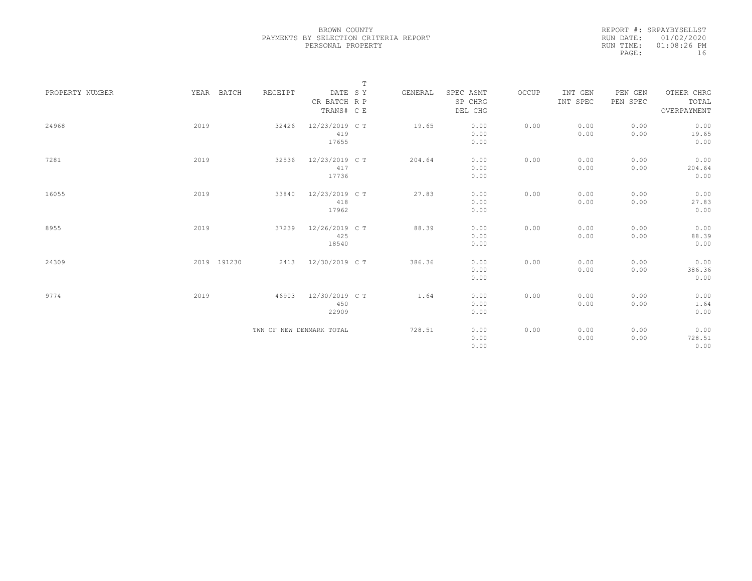BROWN COUNTY
PAYMENTS BY SELECTION CRITERIA REPORT
PERSONAL PROPERTY

REPORT #: SRPAYBYSELLST
RUN DATE: 01/02/2020
RUN TIME: 01:08:26 PM

| PROPERTY NUMBER | YEAR | BATCH | RECEIPT | DATE / CR BATCH / TRANS# | T SY RP CE | GENERAL | SPEC ASMT / SP CHRG / DEL CHG | OCCUP | INT GEN / INT SPEC | PEN GEN / PEN SPEC | OTHER CHRG / TOTAL / OVERPAYMENT |
|---|---|---|---|---|---|---|---|---|---|---|---|
| 24968 | 2019 | | 32426 | 12/23/2019 / 419 / 17655 | C T | 19.65 | 0.00 / 0.00 / 0.00 | 0.00 | 0.00 / 0.00 | 0.00 / 0.00 | 0.00 / 19.65 / 0.00 |
| 7281 | 2019 | | 32536 | 12/23/2019 / 417 / 17736 | C T | 204.64 | 0.00 / 0.00 / 0.00 | 0.00 | 0.00 / 0.00 | 0.00 / 0.00 | 0.00 / 204.64 / 0.00 |
| 16055 | 2019 | | 33840 | 12/23/2019 / 418 / 17962 | C T | 27.83 | 0.00 / 0.00 / 0.00 | 0.00 | 0.00 / 0.00 | 0.00 / 0.00 | 0.00 / 27.83 / 0.00 |
| 8955 | 2019 | | 37239 | 12/26/2019 / 425 / 18540 | C T | 88.39 | 0.00 / 0.00 / 0.00 | 0.00 | 0.00 / 0.00 | 0.00 / 0.00 | 0.00 / 88.39 / 0.00 |
| 24309 | 2019 | 191230 | 2413 | 12/30/2019 | C T | 386.36 | 0.00 / 0.00 / 0.00 | 0.00 | 0.00 / 0.00 | 0.00 / 0.00 | 0.00 / 386.36 / 0.00 |
| 9774 | 2019 | | 46903 | 12/30/2019 / 450 / 22909 | C T | 1.64 | 0.00 / 0.00 / 0.00 | 0.00 | 0.00 / 0.00 | 0.00 / 0.00 | 0.00 / 1.64 / 0.00 |
| | | | TWN OF NEW DENMARK TOTAL | | | 728.51 | 0.00 / 0.00 / 0.00 | 0.00 | 0.00 / 0.00 | 0.00 / 0.00 | 0.00 / 728.51 / 0.00 |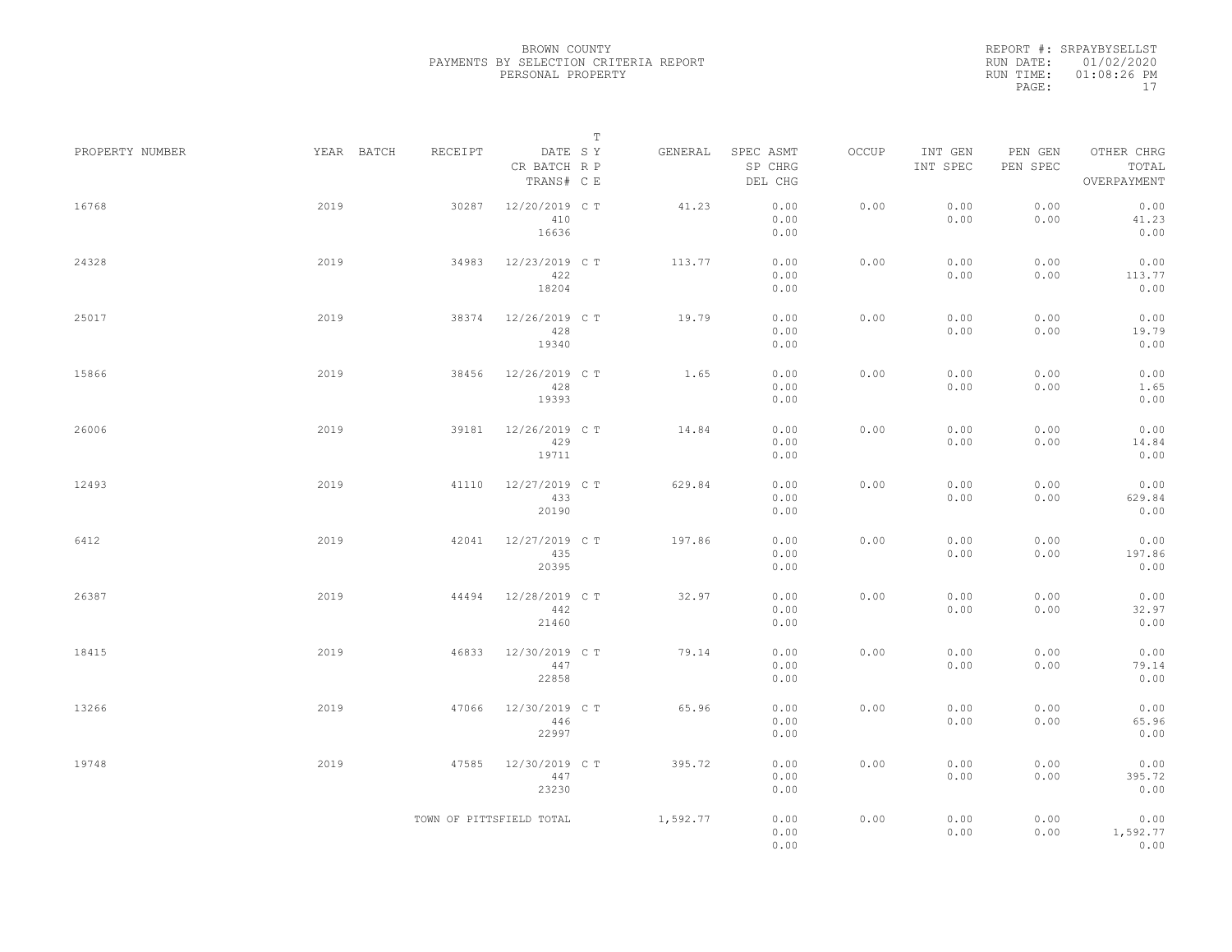BROWN COUNTY
PAYMENTS BY SELECTION CRITERIA REPORT
PERSONAL PROPERTY

REPORT #: SRPAYBYSELLST
RUN DATE: 01/02/2020
RUN TIME: 01:08:26 PM

| PROPERTY NUMBER | YEAR | BATCH | RECEIPT | DATE / CR BATCH / TRANS# | T S R C | T Y P E | GENERAL | SPEC ASMT / SP CHRG / DEL CHG | OCCUP | INT GEN / INT SPEC | PEN GEN / PEN SPEC | OTHER CHRG / TOTAL / OVERPAYMENT |
|---|---|---|---|---|---|---|---|---|---|---|---|---|
| 16768 | 2019 | | 30287 | 12/20/2019 / 410 / 16636 | C | T | 41.23 | 0.00 / 0.00 / 0.00 | 0.00 | 0.00 / 0.00 | 0.00 / 0.00 | 0.00 / 41.23 / 0.00 |
| 24328 | 2019 | | 34983 | 12/23/2019 / 422 / 18204 | C | T | 113.77 | 0.00 / 0.00 / 0.00 | 0.00 | 0.00 / 0.00 | 0.00 / 0.00 | 0.00 / 113.77 / 0.00 |
| 25017 | 2019 | | 38374 | 12/26/2019 / 428 / 19340 | C | T | 19.79 | 0.00 / 0.00 / 0.00 | 0.00 | 0.00 / 0.00 | 0.00 / 0.00 | 0.00 / 19.79 / 0.00 |
| 15866 | 2019 | | 38456 | 12/26/2019 / 428 / 19393 | C | T | 1.65 | 0.00 / 0.00 / 0.00 | 0.00 | 0.00 / 0.00 | 0.00 / 0.00 | 0.00 / 1.65 / 0.00 |
| 26006 | 2019 | | 39181 | 12/26/2019 / 429 / 19711 | C | T | 14.84 | 0.00 / 0.00 / 0.00 | 0.00 | 0.00 / 0.00 | 0.00 / 0.00 | 0.00 / 14.84 / 0.00 |
| 12493 | 2019 | | 41110 | 12/27/2019 / 433 / 20190 | C | T | 629.84 | 0.00 / 0.00 / 0.00 | 0.00 | 0.00 / 0.00 | 0.00 / 0.00 | 0.00 / 629.84 / 0.00 |
| 6412 | 2019 | | 42041 | 12/27/2019 / 435 / 20395 | C | T | 197.86 | 0.00 / 0.00 / 0.00 | 0.00 | 0.00 / 0.00 | 0.00 / 0.00 | 0.00 / 197.86 / 0.00 |
| 26387 | 2019 | | 44494 | 12/28/2019 / 442 / 21460 | C | T | 32.97 | 0.00 / 0.00 / 0.00 | 0.00 | 0.00 / 0.00 | 0.00 / 0.00 | 0.00 / 32.97 / 0.00 |
| 18415 | 2019 | | 46833 | 12/30/2019 / 447 / 22858 | C | T | 79.14 | 0.00 / 0.00 / 0.00 | 0.00 | 0.00 / 0.00 | 0.00 / 0.00 | 0.00 / 79.14 / 0.00 |
| 13266 | 2019 | | 47066 | 12/30/2019 / 446 / 22997 | C | T | 65.96 | 0.00 / 0.00 / 0.00 | 0.00 | 0.00 / 0.00 | 0.00 / 0.00 | 0.00 / 65.96 / 0.00 |
| 19748 | 2019 | | 47585 | 12/30/2019 / 447 / 23230 | C | T | 395.72 | 0.00 / 0.00 / 0.00 | 0.00 | 0.00 / 0.00 | 0.00 / 0.00 | 0.00 / 395.72 / 0.00 |
| | | | TOWN OF PITTSFIELD TOTAL | | | | 1,592.77 | 0.00 / 0.00 / 0.00 | 0.00 | 0.00 / 0.00 | 0.00 / 0.00 | 0.00 / 1,592.77 / 0.00 |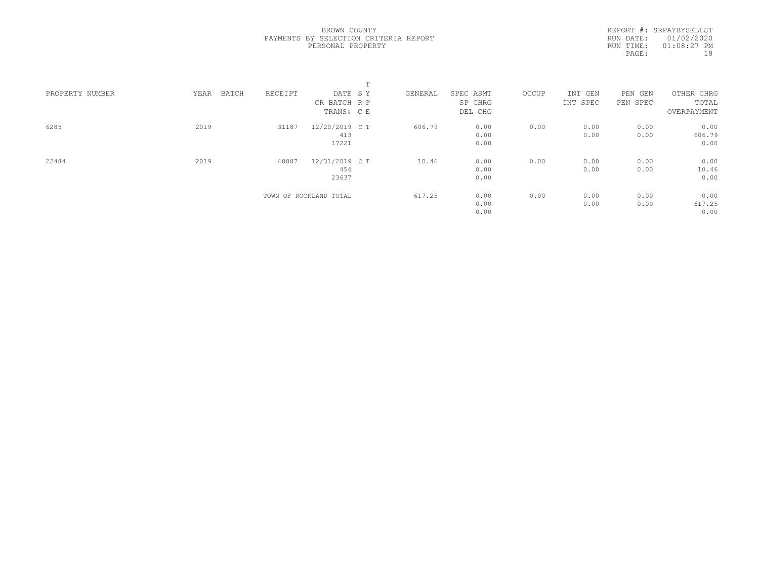BROWN COUNTY
PAYMENTS BY SELECTION CRITERIA REPORT
PERSONAL PROPERTY

REPORT #: SRPAYBYSELLST
RUN DATE: 01/02/2020
RUN TIME: 01:08:27 PM

| PROPERTY NUMBER | YEAR | BATCH | RECEIPT | DATE / CR BATCH / TRANS# | T SY / RP / CE | GENERAL | SPEC ASMT / SP CHRG / DEL CHG | OCCUP | INT GEN / INT SPEC | PEN GEN / PEN SPEC | OTHER CHRG / TOTAL / OVERPAYMENT |
|---|---|---|---|---|---|---|---|---|---|---|---|
| 6285 | 2019 | | 31187 | 12/20/2019 / 413 / 17221 | C T | 606.79 | 0.00 / 0.00 / 0.00 | 0.00 | 0.00 / 0.00 | 0.00 / 0.00 | 0.00 / 606.79 / 0.00 |
| 22484 | 2019 | | 48887 | 12/31/2019 / 454 / 23637 | C T | 10.46 | 0.00 / 0.00 / 0.00 | 0.00 | 0.00 / 0.00 | 0.00 / 0.00 | 0.00 / 10.46 / 0.00 |
| | | | TOWN OF ROCKLAND TOTAL | | | 617.25 | 0.00 / 0.00 / 0.00 | 0.00 | 0.00 / 0.00 | 0.00 / 0.00 | 0.00 / 617.25 / 0.00 |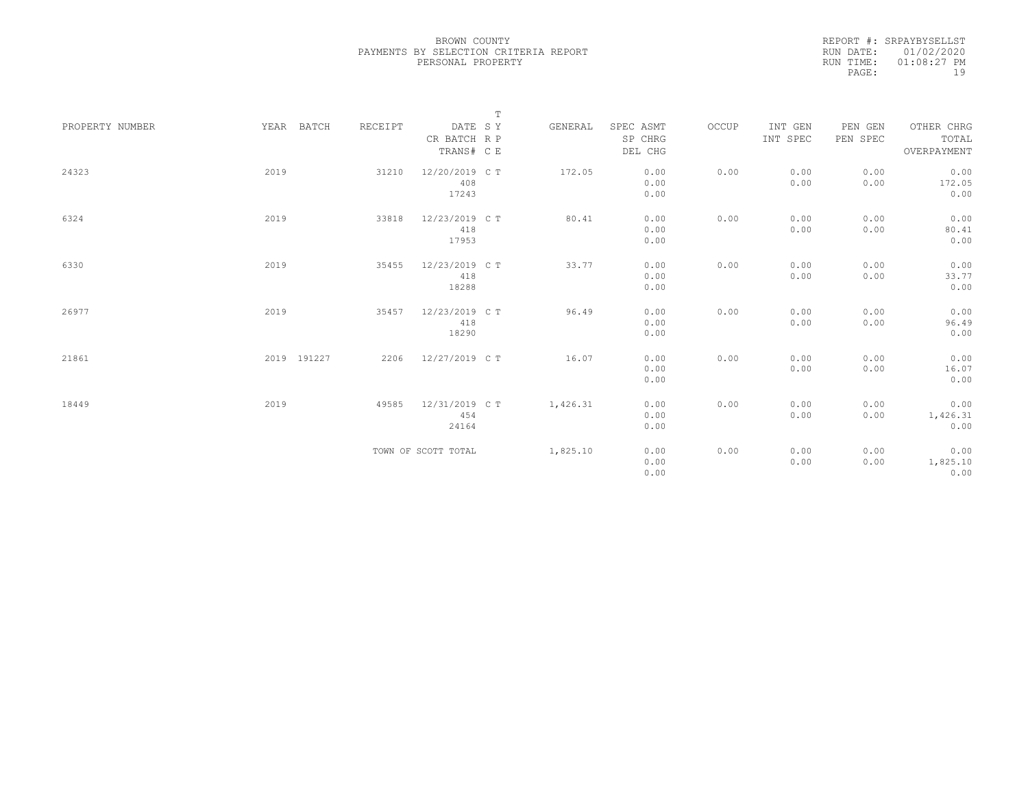BROWN COUNTY
PAYMENTS BY SELECTION CRITERIA REPORT
PERSONAL PROPERTY

REPORT #: SRPAYBYSELLST
RUN DATE: 01/02/2020
RUN TIME: 01:08:27 PM
PAGE: 19

| PROPERTY NUMBER | YEAR | BATCH | RECEIPT | DATE / CR BATCH / TRANS# | T SY / RP / CE | GENERAL | SPEC ASMT / SP CHRG / DEL CHG | OCCUP | INT GEN / INT SPEC | PEN GEN / PEN SPEC | OTHER CHRG / TOTAL / OVERPAYMENT |
|---|---|---|---|---|---|---|---|---|---|---|---|
| 24323 | 2019 | | 31210 | 12/20/2019 / 408 / 17243 | C T | 172.05 | 0.00 / 0.00 / 0.00 | 0.00 | 0.00 / 0.00 | 0.00 / 0.00 | 0.00 / 172.05 / 0.00 |
| 6324 | 2019 | | 33818 | 12/23/2019 / 418 / 17953 | C T | 80.41 | 0.00 / 0.00 / 0.00 | 0.00 | 0.00 / 0.00 | 0.00 / 0.00 | 0.00 / 80.41 / 0.00 |
| 6330 | 2019 | | 35455 | 12/23/2019 / 418 / 18288 | C T | 33.77 | 0.00 / 0.00 / 0.00 | 0.00 | 0.00 / 0.00 | 0.00 / 0.00 | 0.00 / 33.77 / 0.00 |
| 26977 | 2019 | | 35457 | 12/23/2019 / 418 / 18290 | C T | 96.49 | 0.00 / 0.00 / 0.00 | 0.00 | 0.00 / 0.00 | 0.00 / 0.00 | 0.00 / 96.49 / 0.00 |
| 21861 | 2019 | 191227 | 2206 | 12/27/2019 | C T | 16.07 | 0.00 / 0.00 / 0.00 | 0.00 | 0.00 / 0.00 | 0.00 / 0.00 | 0.00 / 16.07 / 0.00 |
| 18449 | 2019 | | 49585 | 12/31/2019 / 454 / 24164 | C T | 1,426.31 | 0.00 / 0.00 / 0.00 | 0.00 | 0.00 / 0.00 | 0.00 / 0.00 | 0.00 / 1,426.31 / 0.00 |
| | | | TOWN OF SCOTT TOTAL | | | 1,825.10 | 0.00 / 0.00 / 0.00 | 0.00 | 0.00 / 0.00 | 0.00 / 0.00 | 0.00 / 1,825.10 / 0.00 |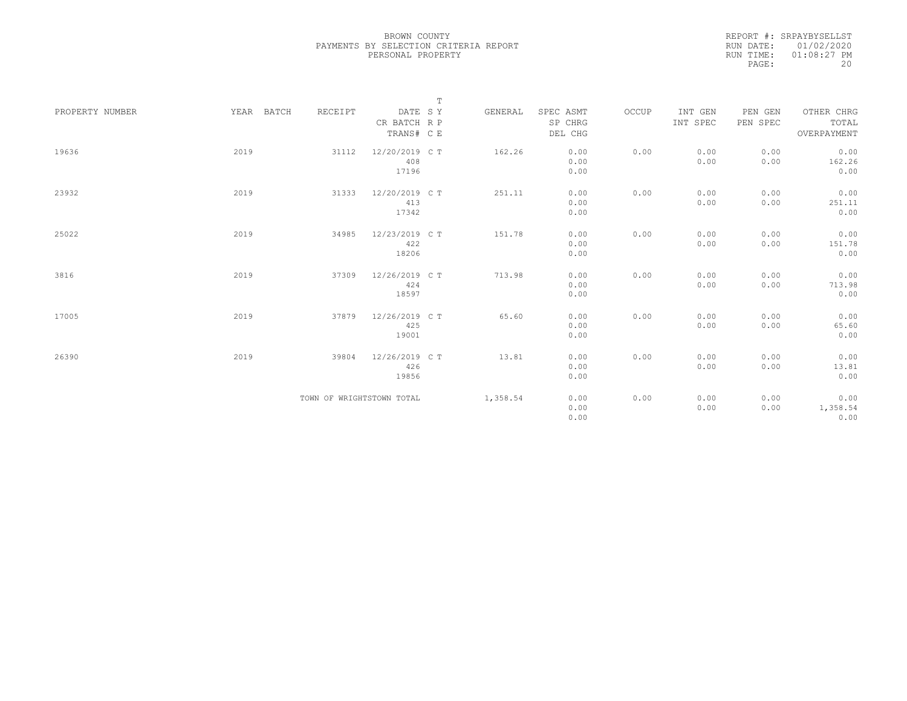BROWN COUNTY
PAYMENTS BY SELECTION CRITERIA REPORT
PERSONAL PROPERTY

REPORT #: SRPAYBYSELLST
RUN DATE: 01/02/2020
RUN TIME: 01:08:27 PM

| PROPERTY NUMBER | YEAR | BATCH | RECEIPT | DATE / CR BATCH / TRANS# | T SY / RP / CE | GENERAL | SPEC ASMT / SP CHRG / DEL CHG | OCCUP | INT GEN / INT SPEC | PEN GEN / PEN SPEC | OTHER CHRG / TOTAL / OVERPAYMENT |
|---|---|---|---|---|---|---|---|---|---|---|---|
| 19636 | 2019 | | 31112 | 12/20/2019 408 17196 | C T | 162.26 | 0.00 0.00 0.00 | 0.00 | 0.00 0.00 | 0.00 0.00 | 0.00 162.26 0.00 |
| 23932 | 2019 | | 31333 | 12/20/2019 413 17342 | C T | 251.11 | 0.00 0.00 0.00 | 0.00 | 0.00 0.00 | 0.00 0.00 | 0.00 251.11 0.00 |
| 25022 | 2019 | | 34985 | 12/23/2019 422 18206 | C T | 151.78 | 0.00 0.00 0.00 | 0.00 | 0.00 0.00 | 0.00 0.00 | 0.00 151.78 0.00 |
| 3816 | 2019 | | 37309 | 12/26/2019 424 18597 | C T | 713.98 | 0.00 0.00 0.00 | 0.00 | 0.00 0.00 | 0.00 0.00 | 0.00 713.98 0.00 |
| 17005 | 2019 | | 37879 | 12/26/2019 425 19001 | C T | 65.60 | 0.00 0.00 0.00 | 0.00 | 0.00 0.00 | 0.00 0.00 | 0.00 65.60 0.00 |
| 26390 | 2019 | | 39804 | 12/26/2019 426 19856 | C T | 13.81 | 0.00 0.00 0.00 | 0.00 | 0.00 0.00 | 0.00 0.00 | 0.00 13.81 0.00 |
| | | | TOWN OF WRIGHTSTOWN TOTAL | | | 1,358.54 | 0.00 0.00 0.00 | 0.00 | 0.00 0.00 | 0.00 0.00 | 0.00 1,358.54 0.00 |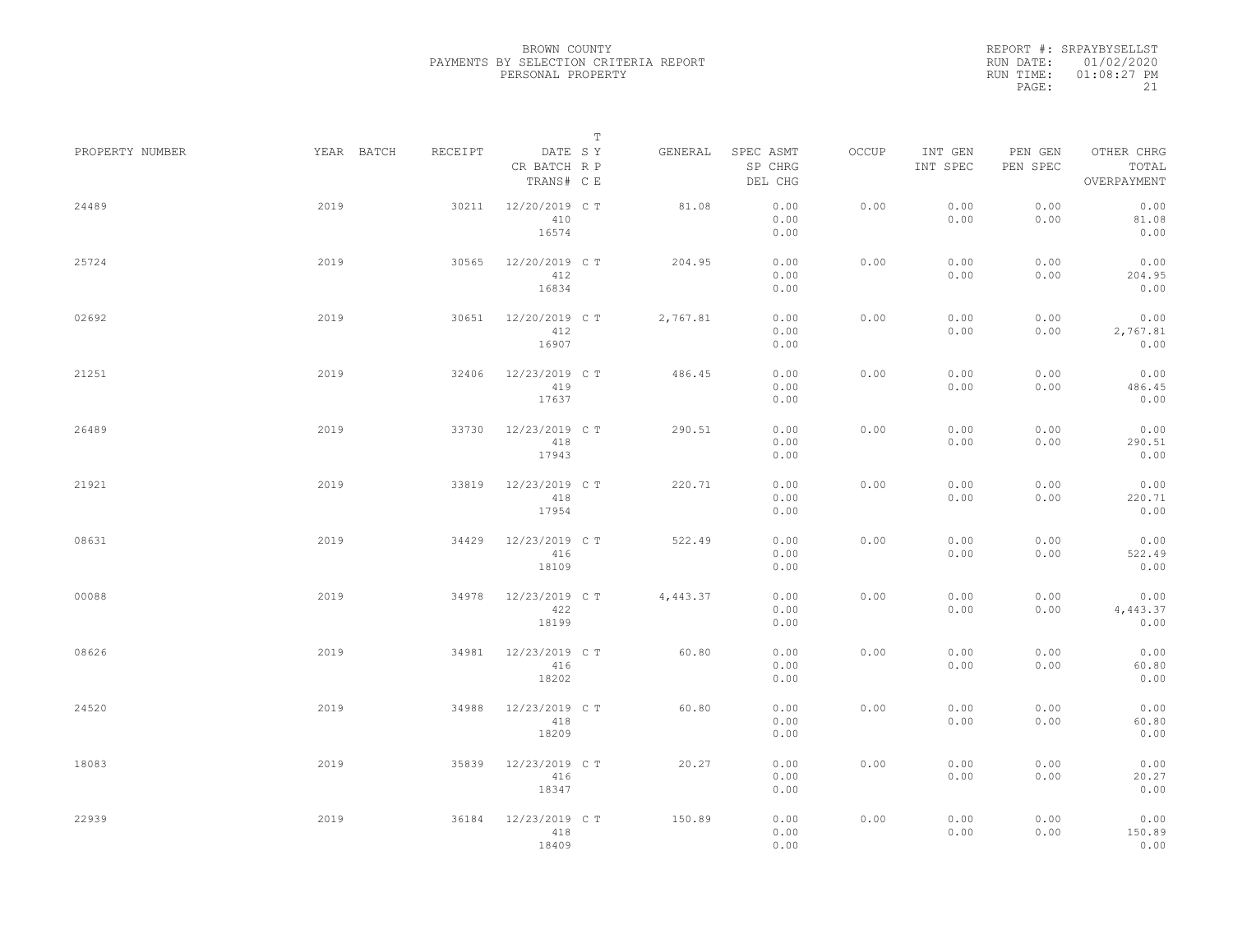BROWN COUNTY
PAYMENTS BY SELECTION CRITERIA REPORT
PERSONAL PROPERTY

REPORT #: SRPAYBYSELLST
RUN DATE: 01/02/2020
RUN TIME: 01:08:27 PM

| PROPERTY NUMBER | YEAR | BATCH | RECEIPT | DATE / CR BATCH / TRANS# | S R C | T Y P E | GENERAL | SPEC ASMT / SP CHRG / DEL CHG | OCCUP | INT GEN / INT SPEC | PEN GEN / PEN SPEC | OTHER CHRG / TOTAL / OVERPAYMENT |
|---|---|---|---|---|---|---|---|---|---|---|---|---|
| 24489 | 2019 | | 30211 | 12/20/2019 410 16574 | C | T | 81.08 | 0.00 0.00 0.00 | 0.00 | 0.00 0.00 | 0.00 0.00 | 0.00 81.08 0.00 |
| 25724 | 2019 | | 30565 | 12/20/2019 412 16834 | C | T | 204.95 | 0.00 0.00 0.00 | 0.00 | 0.00 0.00 | 0.00 0.00 | 0.00 204.95 0.00 |
| 02692 | 2019 | | 30651 | 12/20/2019 412 16907 | C | T | 2,767.81 | 0.00 0.00 0.00 | 0.00 | 0.00 0.00 | 0.00 0.00 | 0.00 2,767.81 0.00 |
| 21251 | 2019 | | 32406 | 12/23/2019 419 17637 | C | T | 486.45 | 0.00 0.00 0.00 | 0.00 | 0.00 0.00 | 0.00 0.00 | 0.00 486.45 0.00 |
| 26489 | 2019 | | 33730 | 12/23/2019 418 17943 | C | T | 290.51 | 0.00 0.00 0.00 | 0.00 | 0.00 0.00 | 0.00 0.00 | 0.00 290.51 0.00 |
| 21921 | 2019 | | 33819 | 12/23/2019 418 17954 | C | T | 220.71 | 0.00 0.00 0.00 | 0.00 | 0.00 0.00 | 0.00 0.00 | 0.00 220.71 0.00 |
| 08631 | 2019 | | 34429 | 12/23/2019 416 18109 | C | T | 522.49 | 0.00 0.00 0.00 | 0.00 | 0.00 0.00 | 0.00 0.00 | 0.00 522.49 0.00 |
| 00088 | 2019 | | 34978 | 12/23/2019 422 18199 | C | T | 4,443.37 | 0.00 0.00 0.00 | 0.00 | 0.00 0.00 | 0.00 0.00 | 0.00 4,443.37 0.00 |
| 08626 | 2019 | | 34981 | 12/23/2019 416 18202 | C | T | 60.80 | 0.00 0.00 0.00 | 0.00 | 0.00 0.00 | 0.00 0.00 | 0.00 60.80 0.00 |
| 24520 | 2019 | | 34988 | 12/23/2019 418 18209 | C | T | 60.80 | 0.00 0.00 0.00 | 0.00 | 0.00 0.00 | 0.00 0.00 | 0.00 60.80 0.00 |
| 18083 | 2019 | | 35839 | 12/23/2019 416 18347 | C | T | 20.27 | 0.00 0.00 0.00 | 0.00 | 0.00 0.00 | 0.00 0.00 | 0.00 20.27 0.00 |
| 22939 | 2019 | | 36184 | 12/23/2019 418 18409 | C | T | 150.89 | 0.00 0.00 0.00 | 0.00 | 0.00 0.00 | 0.00 0.00 | 0.00 150.89 0.00 |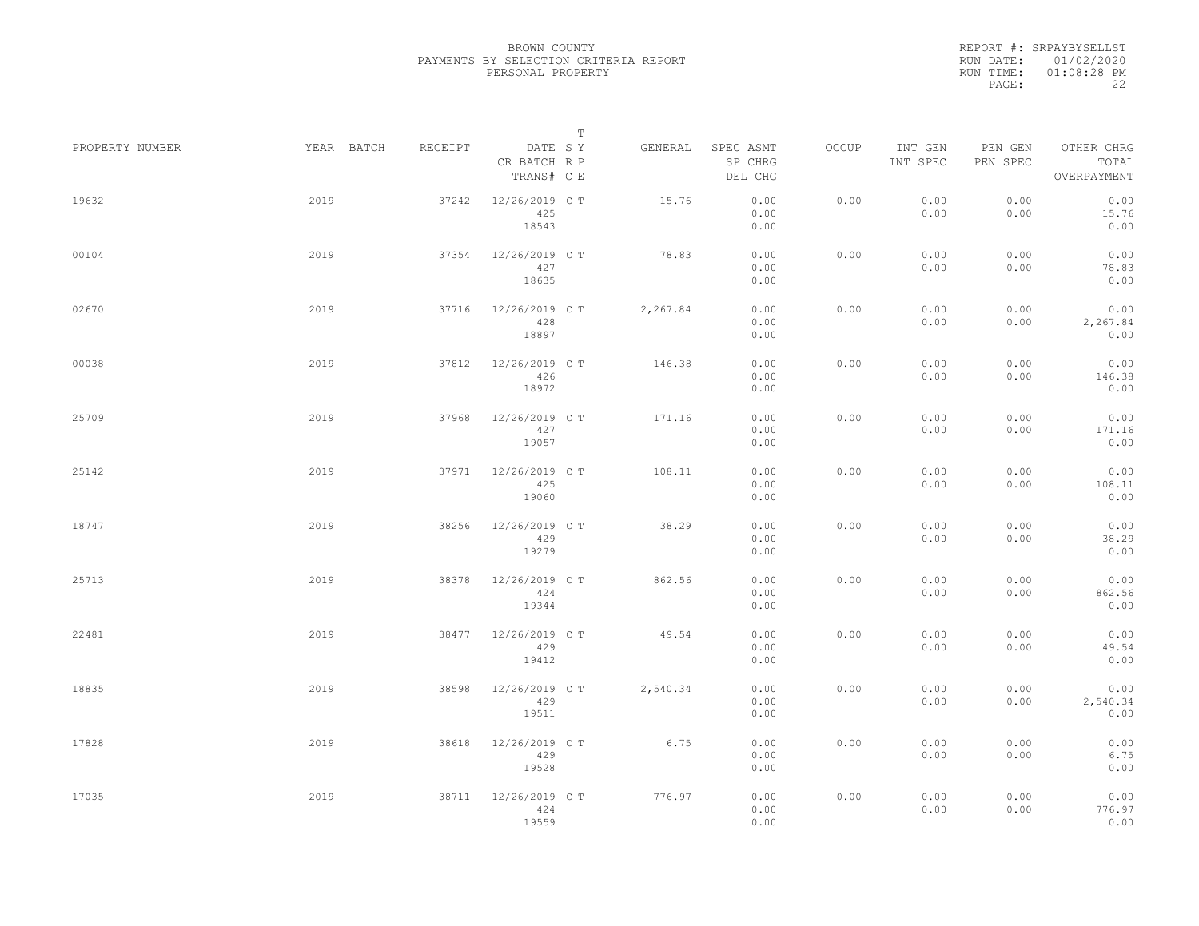BROWN COUNTY
PAYMENTS BY SELECTION CRITERIA REPORT
PERSONAL PROPERTY

REPORT #: SRPAYBYSELLST
RUN DATE: 01/02/2020
RUN TIME: 01:08:28 PM
PAGE: 22

| PROPERTY NUMBER | YEAR | BATCH | RECEIPT | DATE / CR BATCH / TRANS# | S R C | T Y P E | GENERAL | SPEC ASMT / SP CHRG / DEL CHG | OCCUP | INT GEN / INT SPEC | PEN GEN / PEN SPEC | OTHER CHRG / TOTAL / OVERPAYMENT |
|---|---|---|---|---|---|---|---|---|---|---|---|---|
| 19632 | 2019 | | 37242 | 12/26/2019 / 425 / 18543 | C | T | 15.76 | 0.00 / 0.00 / 0.00 | 0.00 | 0.00 / 0.00 | 0.00 / 0.00 | 0.00 / 15.76 / 0.00 |
| 00104 | 2019 | | 37354 | 12/26/2019 / 427 / 18635 | C | T | 78.83 | 0.00 / 0.00 / 0.00 | 0.00 | 0.00 / 0.00 | 0.00 / 0.00 | 0.00 / 78.83 / 0.00 |
| 02670 | 2019 | | 37716 | 12/26/2019 / 428 / 18897 | C | T | 2,267.84 | 0.00 / 0.00 / 0.00 | 0.00 | 0.00 / 0.00 | 0.00 / 0.00 | 0.00 / 2,267.84 / 0.00 |
| 00038 | 2019 | | 37812 | 12/26/2019 / 426 / 18972 | C | T | 146.38 | 0.00 / 0.00 / 0.00 | 0.00 | 0.00 / 0.00 | 0.00 / 0.00 | 0.00 / 146.38 / 0.00 |
| 25709 | 2019 | | 37968 | 12/26/2019 / 427 / 19057 | C | T | 171.16 | 0.00 / 0.00 / 0.00 | 0.00 | 0.00 / 0.00 | 0.00 / 0.00 | 0.00 / 171.16 / 0.00 |
| 25142 | 2019 | | 37971 | 12/26/2019 / 425 / 19060 | C | T | 108.11 | 0.00 / 0.00 / 0.00 | 0.00 | 0.00 / 0.00 | 0.00 / 0.00 | 0.00 / 108.11 / 0.00 |
| 18747 | 2019 | | 38256 | 12/26/2019 / 429 / 19279 | C | T | 38.29 | 0.00 / 0.00 / 0.00 | 0.00 | 0.00 / 0.00 | 0.00 / 0.00 | 0.00 / 38.29 / 0.00 |
| 25713 | 2019 | | 38378 | 12/26/2019 / 424 / 19344 | C | T | 862.56 | 0.00 / 0.00 / 0.00 | 0.00 | 0.00 / 0.00 | 0.00 / 0.00 | 0.00 / 862.56 / 0.00 |
| 22481 | 2019 | | 38477 | 12/26/2019 / 429 / 19412 | C | T | 49.54 | 0.00 / 0.00 / 0.00 | 0.00 | 0.00 / 0.00 | 0.00 / 0.00 | 0.00 / 49.54 / 0.00 |
| 18835 | 2019 | | 38598 | 12/26/2019 / 429 / 19511 | C | T | 2,540.34 | 0.00 / 0.00 / 0.00 | 0.00 | 0.00 / 0.00 | 0.00 / 0.00 | 0.00 / 2,540.34 / 0.00 |
| 17828 | 2019 | | 38618 | 12/26/2019 / 429 / 19528 | C | T | 6.75 | 0.00 / 0.00 / 0.00 | 0.00 | 0.00 / 0.00 | 0.00 / 0.00 | 0.00 / 6.75 / 0.00 |
| 17035 | 2019 | | 38711 | 12/26/2019 / 424 / 19559 | C | T | 776.97 | 0.00 / 0.00 / 0.00 | 0.00 | 0.00 / 0.00 | 0.00 / 0.00 | 0.00 / 776.97 / 0.00 |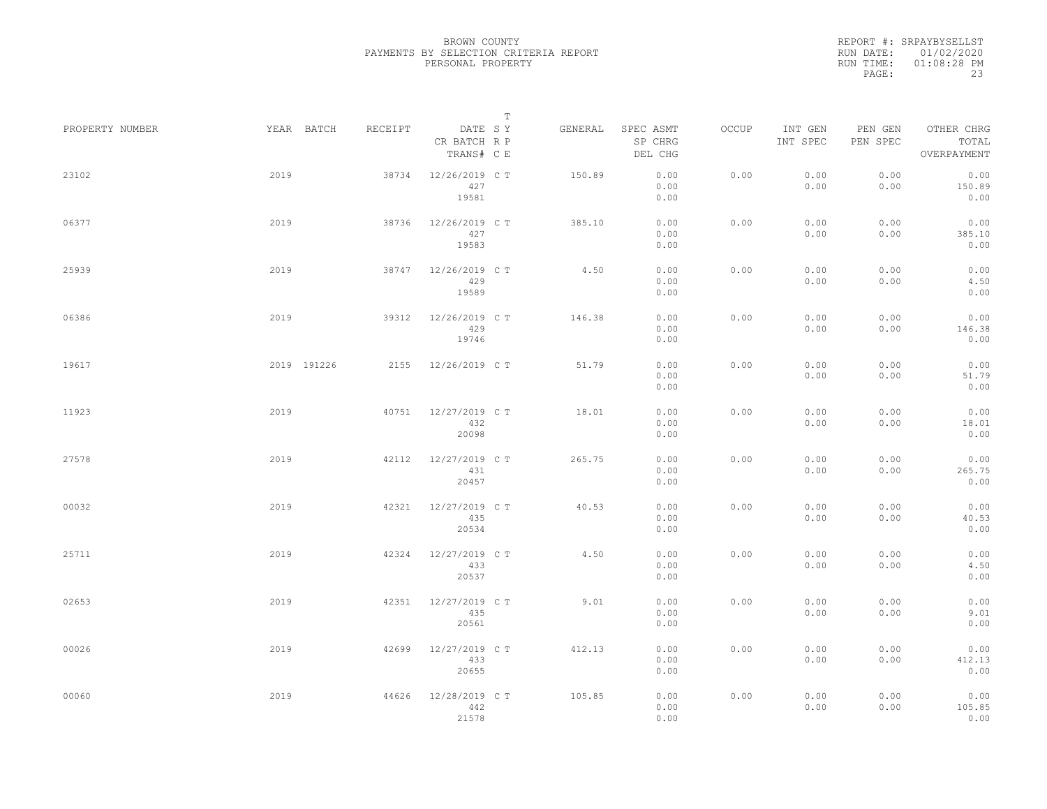BROWN COUNTY
PAYMENTS BY SELECTION CRITERIA REPORT
PERSONAL PROPERTY

REPORT #: SRPAYBYSELLST
RUN DATE: 01/02/2020
RUN TIME: 01:08:28 PM
PAGE: 23

| PROPERTY NUMBER | YEAR | BATCH | RECEIPT | DATE / CR BATCH / TRANS# | S R C | T Y P E | GENERAL | SPEC ASMT / SP CHRG / DEL CHG | OCCUP | INT GEN / INT SPEC | PEN GEN / PEN SPEC | OTHER CHRG / TOTAL / OVERPAYMENT |
|---|---|---|---|---|---|---|---|---|---|---|---|---|
| 23102 | 2019 | | 38734 | 12/26/2019 / 427 / 19581 | C | T | 150.89 | 0.00 / 0.00 / 0.00 | 0.00 | 0.00 / 0.00 | 0.00 / 0.00 | 0.00 / 150.89 / 0.00 |
| 06377 | 2019 | | 38736 | 12/26/2019 / 427 / 19583 | C | T | 385.10 | 0.00 / 0.00 / 0.00 | 0.00 | 0.00 / 0.00 | 0.00 / 0.00 | 0.00 / 385.10 / 0.00 |
| 25939 | 2019 | | 38747 | 12/26/2019 / 429 / 19589 | C | T | 4.50 | 0.00 / 0.00 / 0.00 | 0.00 | 0.00 / 0.00 | 0.00 / 0.00 | 0.00 / 4.50 / 0.00 |
| 06386 | 2019 | | 39312 | 12/26/2019 / 429 / 19746 | C | T | 146.38 | 0.00 / 0.00 / 0.00 | 0.00 | 0.00 / 0.00 | 0.00 / 0.00 | 0.00 / 146.38 / 0.00 |
| 19617 | 2019 | 191226 | 2155 | 12/26/2019 | C | T | 51.79 | 0.00 / 0.00 / 0.00 | 0.00 | 0.00 / 0.00 | 0.00 / 0.00 | 0.00 / 51.79 / 0.00 |
| 11923 | 2019 | | 40751 | 12/27/2019 / 432 / 20098 | C | T | 18.01 | 0.00 / 0.00 / 0.00 | 0.00 | 0.00 / 0.00 | 0.00 / 0.00 | 0.00 / 18.01 / 0.00 |
| 27578 | 2019 | | 42112 | 12/27/2019 / 431 / 20457 | C | T | 265.75 | 0.00 / 0.00 / 0.00 | 0.00 | 0.00 / 0.00 | 0.00 / 0.00 | 0.00 / 265.75 / 0.00 |
| 00032 | 2019 | | 42321 | 12/27/2019 / 435 / 20534 | C | T | 40.53 | 0.00 / 0.00 / 0.00 | 0.00 | 0.00 / 0.00 | 0.00 / 0.00 | 0.00 / 40.53 / 0.00 |
| 25711 | 2019 | | 42324 | 12/27/2019 / 433 / 20537 | C | T | 4.50 | 0.00 / 0.00 / 0.00 | 0.00 | 0.00 / 0.00 | 0.00 / 0.00 | 0.00 / 4.50 / 0.00 |
| 02653 | 2019 | | 42351 | 12/27/2019 / 435 / 20561 | C | T | 9.01 | 0.00 / 0.00 / 0.00 | 0.00 | 0.00 / 0.00 | 0.00 / 0.00 | 0.00 / 9.01 / 0.00 |
| 00026 | 2019 | | 42699 | 12/27/2019 / 433 / 20655 | C | T | 412.13 | 0.00 / 0.00 / 0.00 | 0.00 | 0.00 / 0.00 | 0.00 / 0.00 | 0.00 / 412.13 / 0.00 |
| 00060 | 2019 | | 44626 | 12/28/2019 / 442 / 21578 | C | T | 105.85 | 0.00 / 0.00 / 0.00 | 0.00 | 0.00 / 0.00 | 0.00 / 0.00 | 0.00 / 105.85 / 0.00 |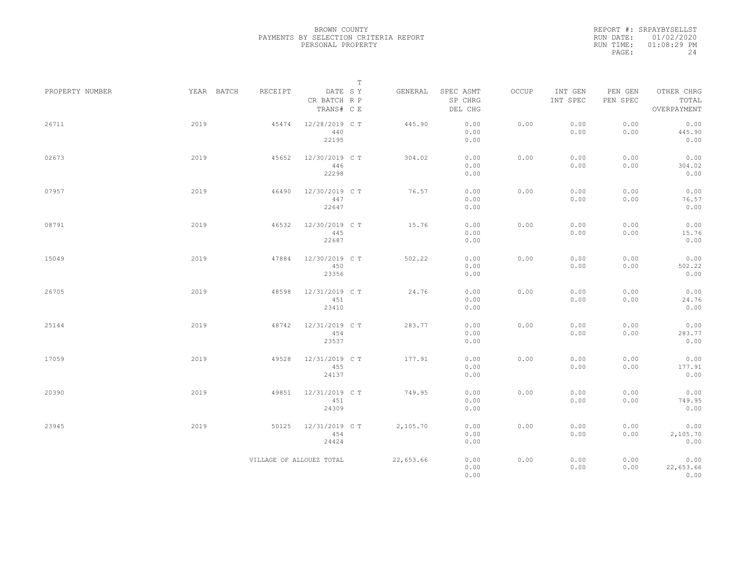BROWN COUNTY
PAYMENTS BY SELECTION CRITERIA REPORT
PERSONAL PROPERTY

REPORT #: SRPAYBYSELLST
RUN DATE: 01/02/2020
RUN TIME: 01:08:29 PM

| PROPERTY NUMBER | YEAR | BATCH | RECEIPT | DATE<br>CR BATCH<br>TRANS# | T<br>S Y<br>R P<br>C E | GENERAL | SPEC ASMT<br>SP CHRG<br>DEL CHG | OCCUP | INT GEN<br>INT SPEC | PEN GEN<br>PEN SPEC | OTHER CHRG<br>TOTAL<br>OVERPAYMENT |
|---|---|---|---|---|---|---|---|---|---|---|---|
| 26711 | 2019 | | 45474 | 12/28/2019<br>440<br>22195 | C T | 445.90 | 0.00<br>0.00<br>0.00 | 0.00 | 0.00<br>0.00 | 0.00<br>0.00 | 0.00<br>445.90<br>0.00 |
| 02673 | 2019 | | 45652 | 12/30/2019<br>446<br>22298 | C T | 304.02 | 0.00<br>0.00<br>0.00 | 0.00 | 0.00<br>0.00 | 0.00<br>0.00 | 0.00<br>304.02<br>0.00 |
| 07957 | 2019 | | 46490 | 12/30/2019<br>447<br>22647 | C T | 76.57 | 0.00<br>0.00<br>0.00 | 0.00 | 0.00<br>0.00 | 0.00<br>0.00 | 0.00<br>76.57<br>0.00 |
| 08791 | 2019 | | 46532 | 12/30/2019<br>445<br>22687 | C T | 15.76 | 0.00<br>0.00<br>0.00 | 0.00 | 0.00<br>0.00 | 0.00<br>0.00 | 0.00<br>15.76<br>0.00 |
| 15049 | 2019 | | 47884 | 12/30/2019<br>450<br>23356 | C T | 502.22 | 0.00<br>0.00<br>0.00 | 0.00 | 0.00<br>0.00 | 0.00<br>0.00 | 0.00<br>502.22<br>0.00 |
| 26705 | 2019 | | 48598 | 12/31/2019<br>451<br>23410 | C T | 24.76 | 0.00<br>0.00<br>0.00 | 0.00 | 0.00<br>0.00 | 0.00<br>0.00 | 0.00<br>24.76<br>0.00 |
| 25144 | 2019 | | 48742 | 12/31/2019<br>454<br>23537 | C T | 283.77 | 0.00<br>0.00<br>0.00 | 0.00 | 0.00<br>0.00 | 0.00<br>0.00 | 0.00<br>283.77<br>0.00 |
| 17059 | 2019 | | 49528 | 12/31/2019<br>455<br>24137 | C T | 177.91 | 0.00<br>0.00<br>0.00 | 0.00 | 0.00<br>0.00 | 0.00<br>0.00 | 0.00<br>177.91<br>0.00 |
| 20390 | 2019 | | 49851 | 12/31/2019<br>451<br>24309 | C T | 749.95 | 0.00<br>0.00<br>0.00 | 0.00 | 0.00<br>0.00 | 0.00<br>0.00 | 0.00<br>749.95<br>0.00 |
| 23945 | 2019 | | 50125 | 12/31/2019<br>454<br>24424 | C T | 2,105.70 | 0.00<br>0.00<br>0.00 | 0.00 | 0.00<br>0.00 | 0.00<br>0.00 | 0.00<br>2,105.70<br>0.00 |
| | | | VILLAGE OF ALLOUEZ TOTAL | | | 22,653.66 | 0.00<br>0.00<br>0.00 | 0.00 | 0.00<br>0.00 | 0.00<br>0.00 | 0.00<br>22,653.66<br>0.00 |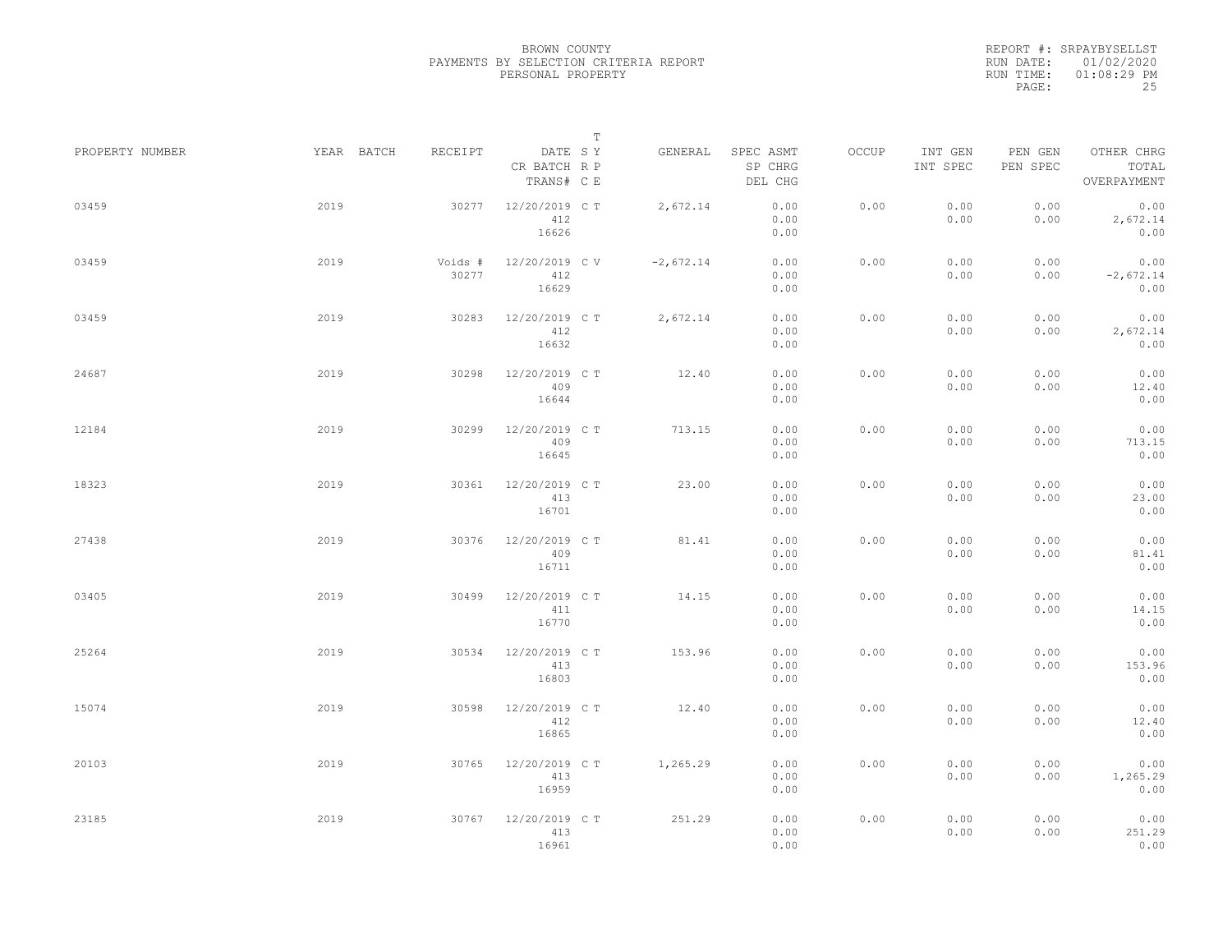BROWN COUNTY
PAYMENTS BY SELECTION CRITERIA REPORT
PERSONAL PROPERTY

REPORT #: SRPAYBYSELLST
RUN DATE: 01/02/2020
RUN TIME: 01:08:29 PM

| PROPERTY NUMBER | YEAR | BATCH | RECEIPT | DATE / CR BATCH / TRANS# | T SY | RP CE | GENERAL | SPEC ASMT / SP CHRG / DEL CHG | OCCUP | INT GEN / INT SPEC | PEN GEN / PEN SPEC | OTHER CHRG / TOTAL / OVERPAYMENT |
|---|---|---|---|---|---|---|---|---|---|---|---|---|
| 03459 | 2019 | | 30277 | 12/20/2019 412 16626 | C | T | 2,672.14 | 0.00 0.00 0.00 | 0.00 | 0.00 0.00 | 0.00 0.00 | 0.00 2,672.14 0.00 |
| 03459 | 2019 | | Voids # 30277 | 12/20/2019 412 16629 | C | V | -2,672.14 | 0.00 0.00 0.00 | 0.00 | 0.00 0.00 | 0.00 0.00 | 0.00 -2,672.14 0.00 |
| 03459 | 2019 | | 30283 | 12/20/2019 412 16632 | C | T | 2,672.14 | 0.00 0.00 0.00 | 0.00 | 0.00 0.00 | 0.00 0.00 | 0.00 2,672.14 0.00 |
| 24687 | 2019 | | 30298 | 12/20/2019 409 16644 | C | T | 12.40 | 0.00 0.00 0.00 | 0.00 | 0.00 0.00 | 0.00 0.00 | 0.00 12.40 0.00 |
| 12184 | 2019 | | 30299 | 12/20/2019 409 16645 | C | T | 713.15 | 0.00 0.00 0.00 | 0.00 | 0.00 0.00 | 0.00 0.00 | 0.00 713.15 0.00 |
| 18323 | 2019 | | 30361 | 12/20/2019 413 16701 | C | T | 23.00 | 0.00 0.00 0.00 | 0.00 | 0.00 0.00 | 0.00 0.00 | 0.00 23.00 0.00 |
| 27438 | 2019 | | 30376 | 12/20/2019 409 16711 | C | T | 81.41 | 0.00 0.00 0.00 | 0.00 | 0.00 0.00 | 0.00 0.00 | 0.00 81.41 0.00 |
| 03405 | 2019 | | 30499 | 12/20/2019 411 16770 | C | T | 14.15 | 0.00 0.00 0.00 | 0.00 | 0.00 0.00 | 0.00 0.00 | 0.00 14.15 0.00 |
| 25264 | 2019 | | 30534 | 12/20/2019 413 16803 | C | T | 153.96 | 0.00 0.00 0.00 | 0.00 | 0.00 0.00 | 0.00 0.00 | 0.00 153.96 0.00 |
| 15074 | 2019 | | 30598 | 12/20/2019 412 16865 | C | T | 12.40 | 0.00 0.00 0.00 | 0.00 | 0.00 0.00 | 0.00 0.00 | 0.00 12.40 0.00 |
| 20103 | 2019 | | 30765 | 12/20/2019 413 16959 | C | T | 1,265.29 | 0.00 0.00 0.00 | 0.00 | 0.00 0.00 | 0.00 0.00 | 0.00 1,265.29 0.00 |
| 23185 | 2019 | | 30767 | 12/20/2019 413 16961 | C | T | 251.29 | 0.00 0.00 0.00 | 0.00 | 0.00 0.00 | 0.00 0.00 | 0.00 251.29 0.00 |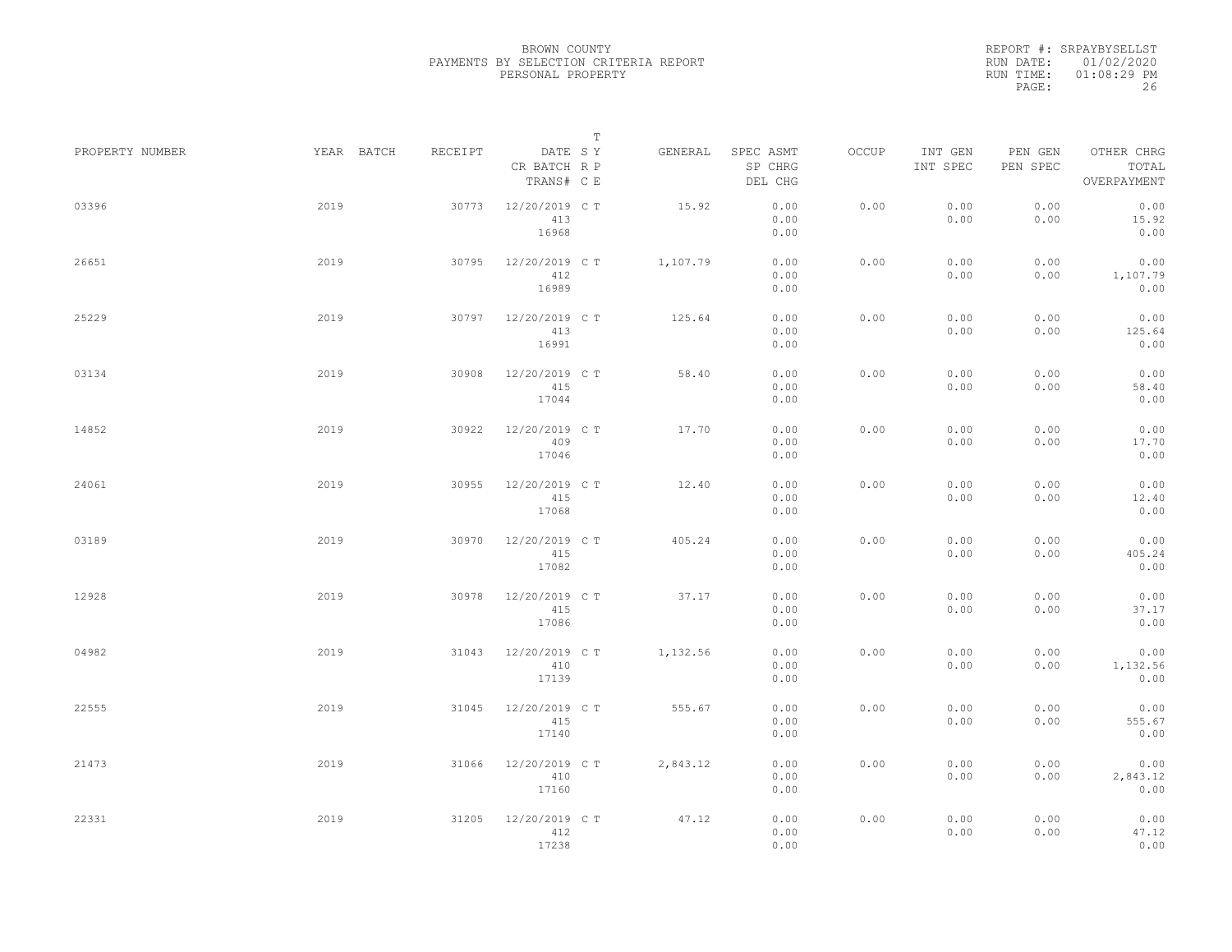BROWN COUNTY
PAYMENTS BY SELECTION CRITERIA REPORT
PERSONAL PROPERTY

REPORT #: SRPAYBYSELLST
RUN DATE: 01/02/2020
RUN TIME: 01:08:29 PM

| PROPERTY NUMBER | YEAR | BATCH | RECEIPT | DATE / CR BATCH / TRANS# | S R C | T Y P E | GENERAL | SPEC ASMT / SP CHRG / DEL CHG | OCCUP | INT GEN / INT SPEC | PEN GEN / PEN SPEC | OTHER CHRG / TOTAL / OVERPAYMENT |
|---|---|---|---|---|---|---|---|---|---|---|---|---|
| 03396 | 2019 | | 30773 | 12/20/2019 / 413 / 16968 | C | T | 15.92 | 0.00 / 0.00 / 0.00 | 0.00 | 0.00 / 0.00 | 0.00 / 0.00 | 0.00 / 15.92 / 0.00 |
| 26651 | 2019 | | 30795 | 12/20/2019 / 412 / 16989 | C | T | 1,107.79 | 0.00 / 0.00 / 0.00 | 0.00 | 0.00 / 0.00 | 0.00 / 0.00 | 0.00 / 1,107.79 / 0.00 |
| 25229 | 2019 | | 30797 | 12/20/2019 / 413 / 16991 | C | T | 125.64 | 0.00 / 0.00 / 0.00 | 0.00 | 0.00 / 0.00 | 0.00 / 0.00 | 0.00 / 125.64 / 0.00 |
| 03134 | 2019 | | 30908 | 12/20/2019 / 415 / 17044 | C | T | 58.40 | 0.00 / 0.00 / 0.00 | 0.00 | 0.00 / 0.00 | 0.00 / 0.00 | 0.00 / 58.40 / 0.00 |
| 14852 | 2019 | | 30922 | 12/20/2019 / 409 / 17046 | C | T | 17.70 | 0.00 / 0.00 / 0.00 | 0.00 | 0.00 / 0.00 | 0.00 / 0.00 | 0.00 / 17.70 / 0.00 |
| 24061 | 2019 | | 30955 | 12/20/2019 / 415 / 17068 | C | T | 12.40 | 0.00 / 0.00 / 0.00 | 0.00 | 0.00 / 0.00 | 0.00 / 0.00 | 0.00 / 12.40 / 0.00 |
| 03189 | 2019 | | 30970 | 12/20/2019 / 415 / 17082 | C | T | 405.24 | 0.00 / 0.00 / 0.00 | 0.00 | 0.00 / 0.00 | 0.00 / 0.00 | 0.00 / 405.24 / 0.00 |
| 12928 | 2019 | | 30978 | 12/20/2019 / 415 / 17086 | C | T | 37.17 | 0.00 / 0.00 / 0.00 | 0.00 | 0.00 / 0.00 | 0.00 / 0.00 | 0.00 / 37.17 / 0.00 |
| 04982 | 2019 | | 31043 | 12/20/2019 / 410 / 17139 | C | T | 1,132.56 | 0.00 / 0.00 / 0.00 | 0.00 | 0.00 / 0.00 | 0.00 / 0.00 | 0.00 / 1,132.56 / 0.00 |
| 22555 | 2019 | | 31045 | 12/20/2019 / 415 / 17140 | C | T | 555.67 | 0.00 / 0.00 / 0.00 | 0.00 | 0.00 / 0.00 | 0.00 / 0.00 | 0.00 / 555.67 / 0.00 |
| 21473 | 2019 | | 31066 | 12/20/2019 / 410 / 17160 | C | T | 2,843.12 | 0.00 / 0.00 / 0.00 | 0.00 | 0.00 / 0.00 | 0.00 / 0.00 | 0.00 / 2,843.12 / 0.00 |
| 22331 | 2019 | | 31205 | 12/20/2019 / 412 / 17238 | C | T | 47.12 | 0.00 / 0.00 / 0.00 | 0.00 | 0.00 / 0.00 | 0.00 / 0.00 | 0.00 / 47.12 / 0.00 |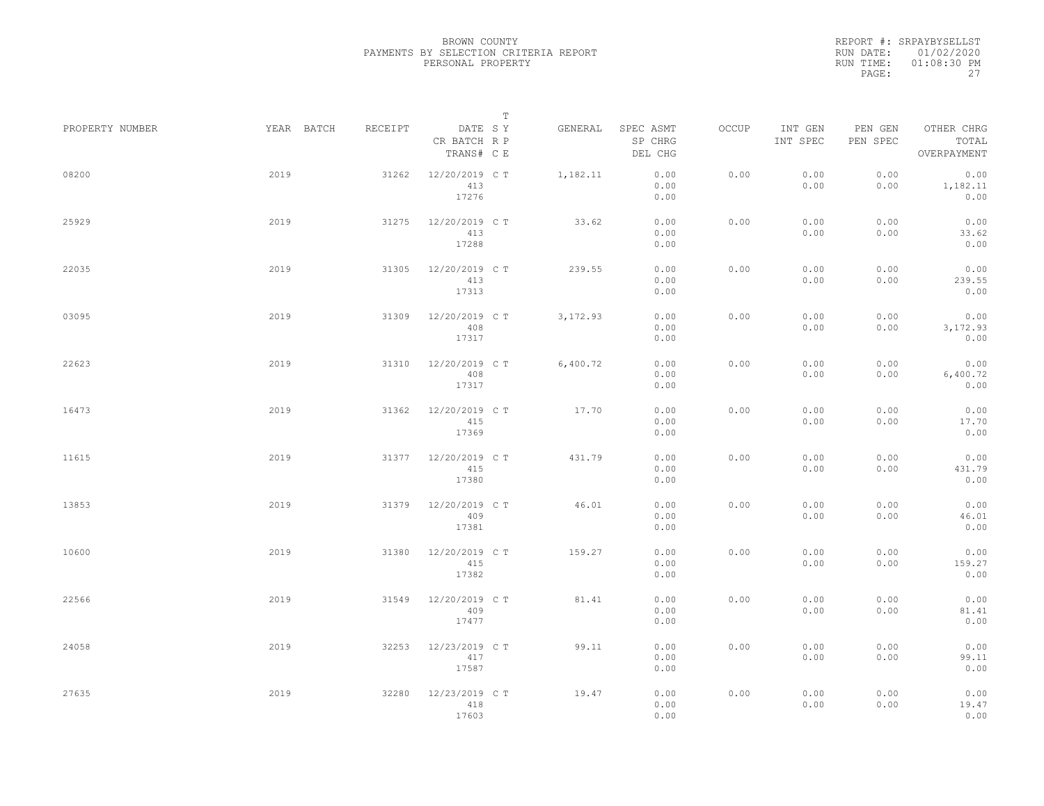BROWN COUNTY
PAYMENTS BY SELECTION CRITERIA REPORT
PERSONAL PROPERTY

REPORT #: SRPAYBYSELLST
RUN DATE: 01/02/2020
RUN TIME: 01:08:30 PM

| PROPERTY NUMBER | YEAR | BATCH | RECEIPT | DATE / CR BATCH / TRANS# | S R C | T Y P E | GENERAL | SPEC ASMT / SP CHRG / DEL CHG | OCCUP | INT GEN / INT SPEC | PEN GEN / PEN SPEC | OTHER CHRG / TOTAL / OVERPAYMENT |
|---|---|---|---|---|---|---|---|---|---|---|---|---|
| 08200 | 2019 | | 31262 | 12/20/2019 / 413 / 17276 | C | T | 1,182.11 | 0.00 / 0.00 / 0.00 | 0.00 | 0.00 / 0.00 | 0.00 / 0.00 | 0.00 / 1,182.11 / 0.00 |
| 25929 | 2019 | | 31275 | 12/20/2019 / 413 / 17288 | C | T | 33.62 | 0.00 / 0.00 / 0.00 | 0.00 | 0.00 / 0.00 | 0.00 / 0.00 | 0.00 / 33.62 / 0.00 |
| 22035 | 2019 | | 31305 | 12/20/2019 / 413 / 17313 | C | T | 239.55 | 0.00 / 0.00 / 0.00 | 0.00 | 0.00 / 0.00 | 0.00 / 0.00 | 0.00 / 239.55 / 0.00 |
| 03095 | 2019 | | 31309 | 12/20/2019 / 408 / 17317 | C | T | 3,172.93 | 0.00 / 0.00 / 0.00 | 0.00 | 0.00 / 0.00 | 0.00 / 0.00 | 0.00 / 3,172.93 / 0.00 |
| 22623 | 2019 | | 31310 | 12/20/2019 / 408 / 17317 | C | T | 6,400.72 | 0.00 / 0.00 / 0.00 | 0.00 | 0.00 / 0.00 | 0.00 / 0.00 | 0.00 / 6,400.72 / 0.00 |
| 16473 | 2019 | | 31362 | 12/20/2019 / 415 / 17369 | C | T | 17.70 | 0.00 / 0.00 / 0.00 | 0.00 | 0.00 / 0.00 | 0.00 / 0.00 | 0.00 / 17.70 / 0.00 |
| 11615 | 2019 | | 31377 | 12/20/2019 / 415 / 17380 | C | T | 431.79 | 0.00 / 0.00 / 0.00 | 0.00 | 0.00 / 0.00 | 0.00 / 0.00 | 0.00 / 431.79 / 0.00 |
| 13853 | 2019 | | 31379 | 12/20/2019 / 409 / 17381 | C | T | 46.01 | 0.00 / 0.00 / 0.00 | 0.00 | 0.00 / 0.00 | 0.00 / 0.00 | 0.00 / 46.01 / 0.00 |
| 10600 | 2019 | | 31380 | 12/20/2019 / 415 / 17382 | C | T | 159.27 | 0.00 / 0.00 / 0.00 | 0.00 | 0.00 / 0.00 | 0.00 / 0.00 | 0.00 / 159.27 / 0.00 |
| 22566 | 2019 | | 31549 | 12/20/2019 / 409 / 17477 | C | T | 81.41 | 0.00 / 0.00 / 0.00 | 0.00 | 0.00 / 0.00 | 0.00 / 0.00 | 0.00 / 81.41 / 0.00 |
| 24058 | 2019 | | 32253 | 12/23/2019 / 417 / 17587 | C | T | 99.11 | 0.00 / 0.00 / 0.00 | 0.00 | 0.00 / 0.00 | 0.00 / 0.00 | 0.00 / 99.11 / 0.00 |
| 27635 | 2019 | | 32280 | 12/23/2019 / 418 / 17603 | C | T | 19.47 | 0.00 / 0.00 / 0.00 | 0.00 | 0.00 / 0.00 | 0.00 / 0.00 | 0.00 / 19.47 / 0.00 |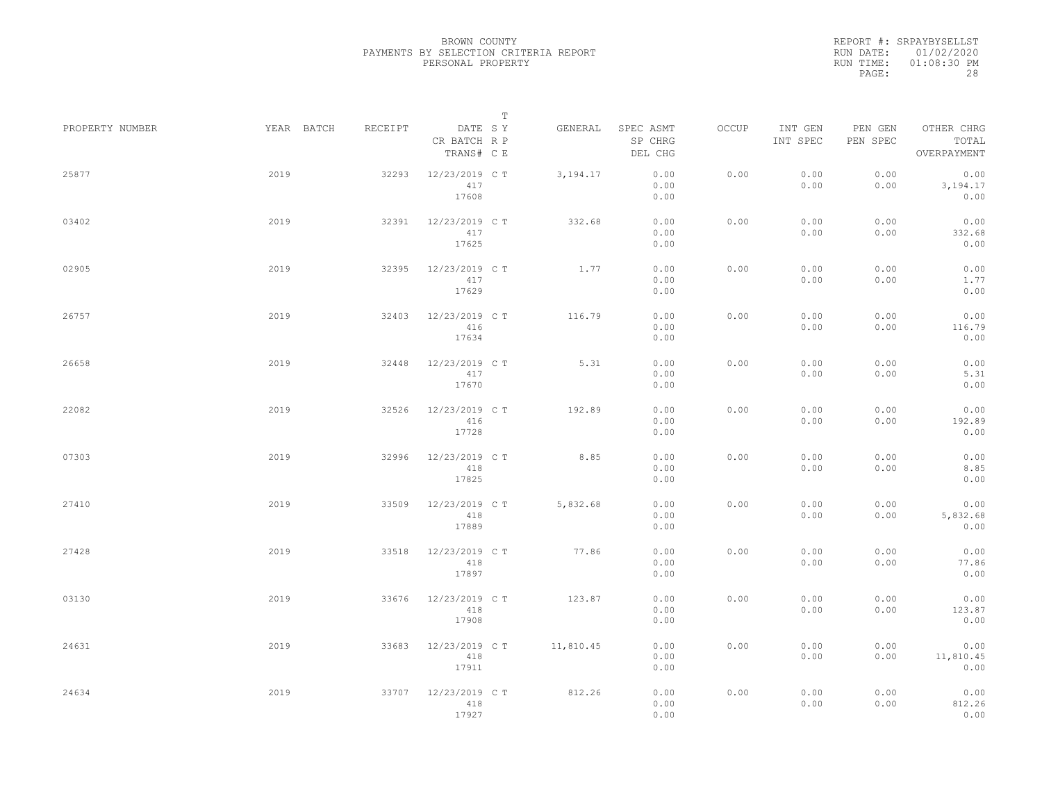BROWN COUNTY
PAYMENTS BY SELECTION CRITERIA REPORT
PERSONAL PROPERTY

REPORT #: SRPAYBYSELLST
RUN DATE: 01/02/2020
RUN TIME: 01:08:30 PM

| PROPERTY NUMBER | YEAR | BATCH | RECEIPT | DATE / CR BATCH / TRANS# | SY RP CE | T | GENERAL | SPEC ASMT / SP CHRG / DEL CHG | OCCUP | INT GEN / INT SPEC | PEN GEN / PEN SPEC | OTHER CHRG / TOTAL / OVERPAYMENT |
|---|---|---|---|---|---|---|---|---|---|---|---|---|
| 25877 | 2019 | | 32293 | 12/23/2019 / 417 / 17608 | C | T | 3,194.17 | 0.00 / 0.00 / 0.00 | 0.00 | 0.00 / 0.00 | 0.00 / 0.00 | 0.00 / 3,194.17 / 0.00 |
| 03402 | 2019 | | 32391 | 12/23/2019 / 417 / 17625 | C | T | 332.68 | 0.00 / 0.00 / 0.00 | 0.00 | 0.00 / 0.00 | 0.00 / 0.00 | 0.00 / 332.68 / 0.00 |
| 02905 | 2019 | | 32395 | 12/23/2019 / 417 / 17629 | C | T | 1.77 | 0.00 / 0.00 / 0.00 | 0.00 | 0.00 / 0.00 | 0.00 / 0.00 | 0.00 / 1.77 / 0.00 |
| 26757 | 2019 | | 32403 | 12/23/2019 / 416 / 17634 | C | T | 116.79 | 0.00 / 0.00 / 0.00 | 0.00 | 0.00 / 0.00 | 0.00 / 0.00 | 0.00 / 116.79 / 0.00 |
| 26658 | 2019 | | 32448 | 12/23/2019 / 417 / 17670 | C | T | 5.31 | 0.00 / 0.00 / 0.00 | 0.00 | 0.00 / 0.00 | 0.00 / 0.00 | 0.00 / 5.31 / 0.00 |
| 22082 | 2019 | | 32526 | 12/23/2019 / 416 / 17728 | C | T | 192.89 | 0.00 / 0.00 / 0.00 | 0.00 | 0.00 / 0.00 | 0.00 / 0.00 | 0.00 / 192.89 / 0.00 |
| 07303 | 2019 | | 32996 | 12/23/2019 / 418 / 17825 | C | T | 8.85 | 0.00 / 0.00 / 0.00 | 0.00 | 0.00 / 0.00 | 0.00 / 0.00 | 0.00 / 8.85 / 0.00 |
| 27410 | 2019 | | 33509 | 12/23/2019 / 418 / 17889 | C | T | 5,832.68 | 0.00 / 0.00 / 0.00 | 0.00 | 0.00 / 0.00 | 0.00 / 0.00 | 0.00 / 5,832.68 / 0.00 |
| 27428 | 2019 | | 33518 | 12/23/2019 / 418 / 17897 | C | T | 77.86 | 0.00 / 0.00 / 0.00 | 0.00 | 0.00 / 0.00 | 0.00 / 0.00 | 0.00 / 77.86 / 0.00 |
| 03130 | 2019 | | 33676 | 12/23/2019 / 418 / 17908 | C | T | 123.87 | 0.00 / 0.00 / 0.00 | 0.00 | 0.00 / 0.00 | 0.00 / 0.00 | 0.00 / 123.87 / 0.00 |
| 24631 | 2019 | | 33683 | 12/23/2019 / 418 / 17911 | C | T | 11,810.45 | 0.00 / 0.00 / 0.00 | 0.00 | 0.00 / 0.00 | 0.00 / 0.00 | 0.00 / 11,810.45 / 0.00 |
| 24634 | 2019 | | 33707 | 12/23/2019 / 418 / 17927 | C | T | 812.26 | 0.00 / 0.00 / 0.00 | 0.00 | 0.00 / 0.00 | 0.00 / 0.00 | 0.00 / 812.26 / 0.00 |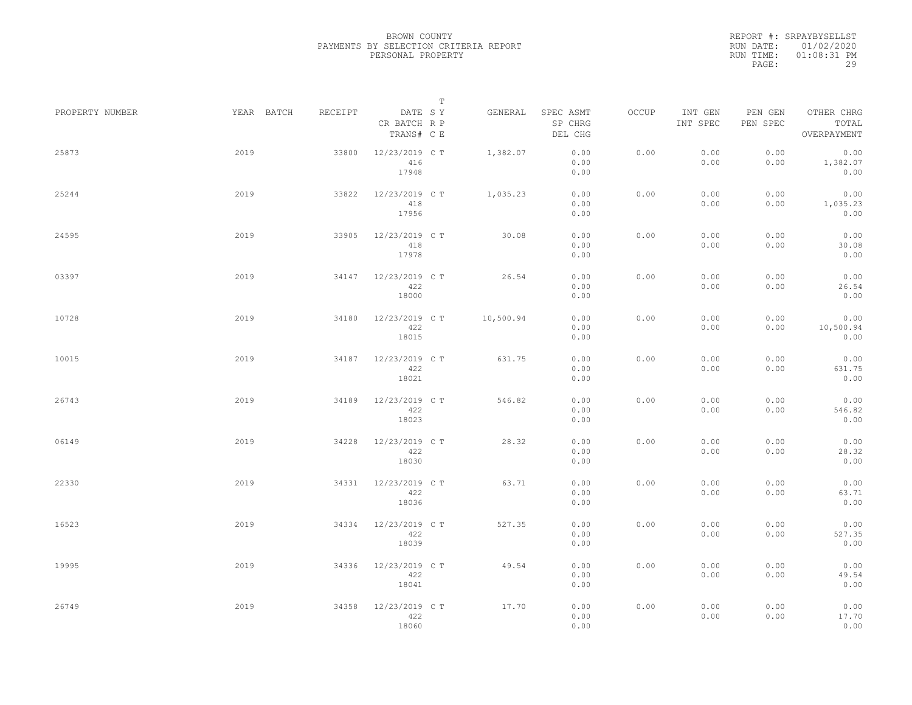BROWN COUNTY
PAYMENTS BY SELECTION CRITERIA REPORT
PERSONAL PROPERTY

REPORT #: SRPAYBYSELLST
RUN DATE: 01/02/2020
RUN TIME: 01:08:31 PM

| PROPERTY NUMBER | YEAR | BATCH | RECEIPT | DATE / CR BATCH / TRANS# | SY RP CE | T Y P E | GENERAL | SPEC ASMT / SP CHRG / DEL CHG | OCCUP | INT GEN / INT SPEC | PEN GEN / PEN SPEC | OTHER CHRG / TOTAL / OVERPAYMENT |
|---|---|---|---|---|---|---|---|---|---|---|---|---|
| 25873 | 2019 | | 33800 | 12/23/2019 / 416 / 17948 | C | T | 1,382.07 | 0.00 / 0.00 / 0.00 | 0.00 | 0.00 / 0.00 | 0.00 / 0.00 | 0.00 / 1,382.07 / 0.00 |
| 25244 | 2019 | | 33822 | 12/23/2019 / 418 / 17956 | C | T | 1,035.23 | 0.00 / 0.00 / 0.00 | 0.00 | 0.00 / 0.00 | 0.00 / 0.00 | 0.00 / 1,035.23 / 0.00 |
| 24595 | 2019 | | 33905 | 12/23/2019 / 418 / 17978 | C | T | 30.08 | 0.00 / 0.00 / 0.00 | 0.00 | 0.00 / 0.00 | 0.00 / 0.00 | 0.00 / 30.08 / 0.00 |
| 03397 | 2019 | | 34147 | 12/23/2019 / 422 / 18000 | C | T | 26.54 | 0.00 / 0.00 / 0.00 | 0.00 | 0.00 / 0.00 | 0.00 / 0.00 | 0.00 / 26.54 / 0.00 |
| 10728 | 2019 | | 34180 | 12/23/2019 / 422 / 18015 | C | T | 10,500.94 | 0.00 / 0.00 / 0.00 | 0.00 | 0.00 / 0.00 | 0.00 / 0.00 | 0.00 / 10,500.94 / 0.00 |
| 10015 | 2019 | | 34187 | 12/23/2019 / 422 / 18021 | C | T | 631.75 | 0.00 / 0.00 / 0.00 | 0.00 | 0.00 / 0.00 | 0.00 / 0.00 | 0.00 / 631.75 / 0.00 |
| 26743 | 2019 | | 34189 | 12/23/2019 / 422 / 18023 | C | T | 546.82 | 0.00 / 0.00 / 0.00 | 0.00 | 0.00 / 0.00 | 0.00 / 0.00 | 0.00 / 546.82 / 0.00 |
| 06149 | 2019 | | 34228 | 12/23/2019 / 422 / 18030 | C | T | 28.32 | 0.00 / 0.00 / 0.00 | 0.00 | 0.00 / 0.00 | 0.00 / 0.00 | 0.00 / 28.32 / 0.00 |
| 22330 | 2019 | | 34331 | 12/23/2019 / 422 / 18036 | C | T | 63.71 | 0.00 / 0.00 / 0.00 | 0.00 | 0.00 / 0.00 | 0.00 / 0.00 | 0.00 / 63.71 / 0.00 |
| 16523 | 2019 | | 34334 | 12/23/2019 / 422 / 18039 | C | T | 527.35 | 0.00 / 0.00 / 0.00 | 0.00 | 0.00 / 0.00 | 0.00 / 0.00 | 0.00 / 527.35 / 0.00 |
| 19995 | 2019 | | 34336 | 12/23/2019 / 422 / 18041 | C | T | 49.54 | 0.00 / 0.00 / 0.00 | 0.00 | 0.00 / 0.00 | 0.00 / 0.00 | 0.00 / 49.54 / 0.00 |
| 26749 | 2019 | | 34358 | 12/23/2019 / 422 / 18060 | C | T | 17.70 | 0.00 / 0.00 / 0.00 | 0.00 | 0.00 / 0.00 | 0.00 / 0.00 | 0.00 / 17.70 / 0.00 |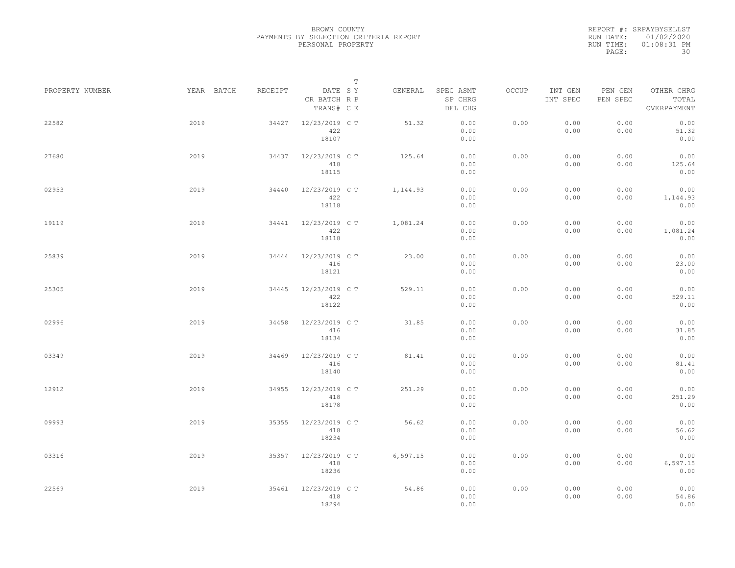BROWN COUNTY
PAYMENTS BY SELECTION CRITERIA REPORT
PERSONAL PROPERTY

REPORT #: SRPAYBYSELLST
RUN DATE: 01/02/2020
RUN TIME: 01:08:31 PM

| PROPERTY NUMBER | YEAR | BATCH | RECEIPT | DATE<br>CR BATCH<br>TRANS# | S<br>R<br>C | T<br>Y<br>P<br>E | GENERAL | SPEC ASMT<br>SP CHRG<br>DEL CHG | OCCUP | INT GEN<br>INT SPEC | PEN GEN<br>PEN SPEC | OTHER CHRG<br>TOTAL<br>OVERPAYMENT |
|---|---|---|---|---|---|---|---|---|---|---|---|---|
| 22582 | 2019 | | 34427 | 12/23/2019<br>422<br>18107 | C | T | 51.32 | 0.00<br>0.00<br>0.00 | 0.00 | 0.00<br>0.00 | 0.00<br>0.00 | 0.00<br>51.32<br>0.00 |
| 27680 | 2019 | | 34437 | 12/23/2019<br>418<br>18115 | C | T | 125.64 | 0.00<br>0.00<br>0.00 | 0.00 | 0.00<br>0.00 | 0.00<br>0.00 | 0.00<br>125.64<br>0.00 |
| 02953 | 2019 | | 34440 | 12/23/2019<br>422<br>18118 | C | T | 1,144.93 | 0.00<br>0.00<br>0.00 | 0.00 | 0.00<br>0.00 | 0.00<br>0.00 | 0.00<br>1,144.93<br>0.00 |
| 19119 | 2019 | | 34441 | 12/23/2019<br>422<br>18118 | C | T | 1,081.24 | 0.00<br>0.00<br>0.00 | 0.00 | 0.00<br>0.00 | 0.00<br>0.00 | 0.00<br>1,081.24<br>0.00 |
| 25839 | 2019 | | 34444 | 12/23/2019<br>416<br>18121 | C | T | 23.00 | 0.00<br>0.00<br>0.00 | 0.00 | 0.00<br>0.00 | 0.00<br>0.00 | 0.00<br>23.00<br>0.00 |
| 25305 | 2019 | | 34445 | 12/23/2019<br>422<br>18122 | C | T | 529.11 | 0.00<br>0.00<br>0.00 | 0.00 | 0.00<br>0.00 | 0.00<br>0.00 | 0.00<br>529.11<br>0.00 |
| 02996 | 2019 | | 34458 | 12/23/2019<br>416<br>18134 | C | T | 31.85 | 0.00<br>0.00<br>0.00 | 0.00 | 0.00<br>0.00 | 0.00<br>0.00 | 0.00<br>31.85<br>0.00 |
| 03349 | 2019 | | 34469 | 12/23/2019<br>416<br>18140 | C | T | 81.41 | 0.00<br>0.00<br>0.00 | 0.00 | 0.00<br>0.00 | 0.00<br>0.00 | 0.00<br>81.41<br>0.00 |
| 12912 | 2019 | | 34955 | 12/23/2019<br>418<br>18178 | C | T | 251.29 | 0.00<br>0.00<br>0.00 | 0.00 | 0.00<br>0.00 | 0.00<br>0.00 | 0.00<br>251.29<br>0.00 |
| 09993 | 2019 | | 35355 | 12/23/2019<br>418<br>18234 | C | T | 56.62 | 0.00<br>0.00<br>0.00 | 0.00 | 0.00<br>0.00 | 0.00<br>0.00 | 0.00<br>56.62<br>0.00 |
| 03316 | 2019 | | 35357 | 12/23/2019<br>418<br>18236 | C | T | 6,597.15 | 0.00<br>0.00<br>0.00 | 0.00 | 0.00<br>0.00 | 0.00<br>0.00 | 0.00<br>6,597.15<br>0.00 |
| 22569 | 2019 | | 35461 | 12/23/2019<br>418<br>18294 | C | T | 54.86 | 0.00<br>0.00<br>0.00 | 0.00 | 0.00<br>0.00 | 0.00<br>0.00 | 0.00<br>54.86<br>0.00 |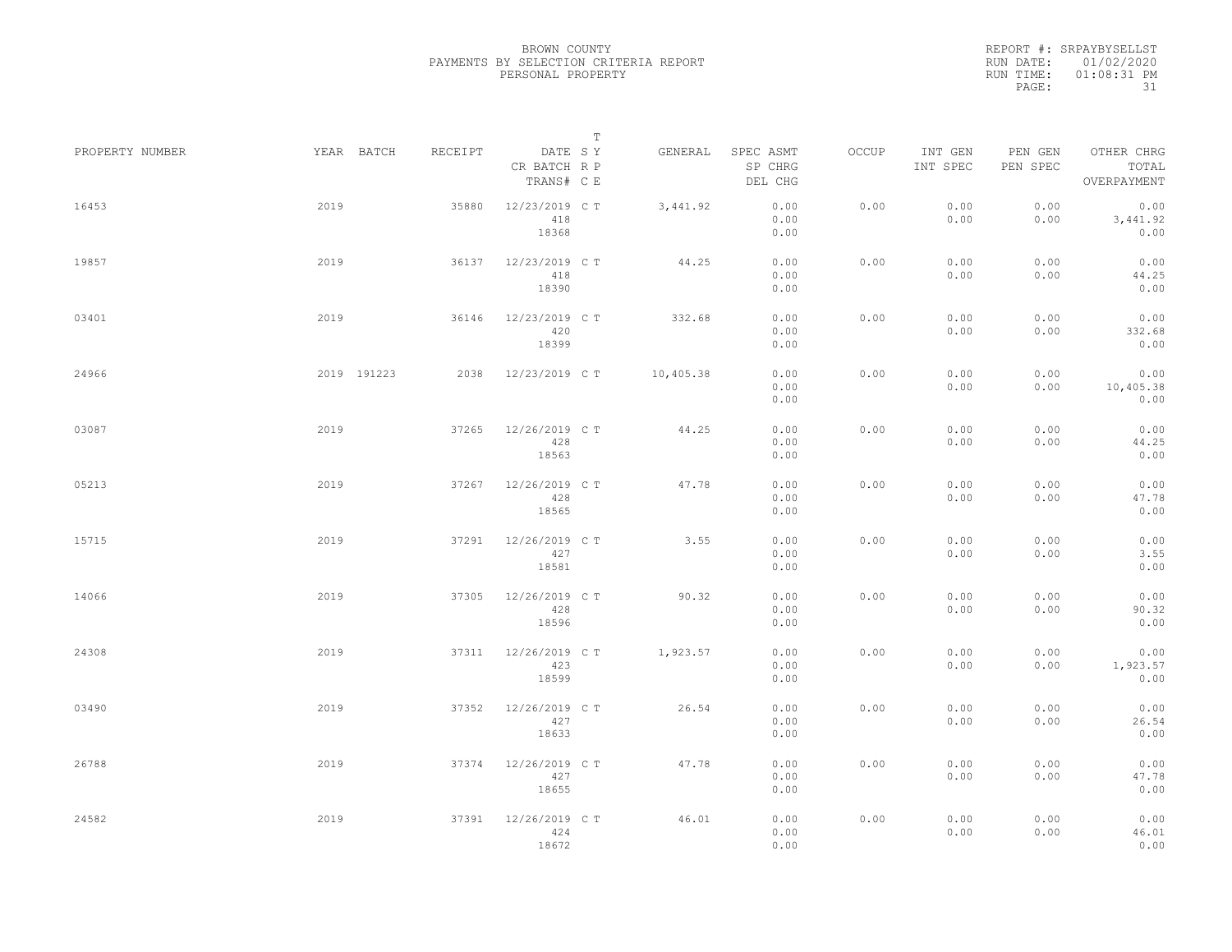BROWN COUNTY
PAYMENTS BY SELECTION CRITERIA REPORT
PERSONAL PROPERTY

REPORT #: SRPAYBYSELLST
RUN DATE: 01/02/2020
RUN TIME: 01:08:31 PM

| PROPERTY NUMBER | YEAR | BATCH | RECEIPT | DATE / CR BATCH / TRANS# | SY | T RP CE | GENERAL | SPEC ASMT / SP CHRG / DEL CHG | OCCUP | INT GEN / INT SPEC | PEN GEN / PEN SPEC | OTHER CHRG / TOTAL / OVERPAYMENT |
|---|---|---|---|---|---|---|---|---|---|---|---|---|
| 16453 | 2019 | | 35880 | 12/23/2019 / 418 / 18368 | C | T | 3,441.92 | 0.00 / 0.00 / 0.00 | 0.00 | 0.00 / 0.00 | 0.00 / 0.00 | 0.00 / 3,441.92 / 0.00 |
| 19857 | 2019 | | 36137 | 12/23/2019 / 418 / 18390 | C | T | 44.25 | 0.00 / 0.00 / 0.00 | 0.00 | 0.00 / 0.00 | 0.00 / 0.00 | 0.00 / 44.25 / 0.00 |
| 03401 | 2019 | | 36146 | 12/23/2019 / 420 / 18399 | C | T | 332.68 | 0.00 / 0.00 / 0.00 | 0.00 | 0.00 / 0.00 | 0.00 / 0.00 | 0.00 / 332.68 / 0.00 |
| 24966 | 2019 | 191223 | 2038 | 12/23/2019 | C | T | 10,405.38 | 0.00 / 0.00 / 0.00 | 0.00 | 0.00 / 0.00 | 0.00 / 0.00 | 0.00 / 10,405.38 / 0.00 |
| 03087 | 2019 | | 37265 | 12/26/2019 / 428 / 18563 | C | T | 44.25 | 0.00 / 0.00 / 0.00 | 0.00 | 0.00 / 0.00 | 0.00 / 0.00 | 0.00 / 44.25 / 0.00 |
| 05213 | 2019 | | 37267 | 12/26/2019 / 428 / 18565 | C | T | 47.78 | 0.00 / 0.00 / 0.00 | 0.00 | 0.00 / 0.00 | 0.00 / 0.00 | 0.00 / 47.78 / 0.00 |
| 15715 | 2019 | | 37291 | 12/26/2019 / 427 / 18581 | C | T | 3.55 | 0.00 / 0.00 / 0.00 | 0.00 | 0.00 / 0.00 | 0.00 / 0.00 | 0.00 / 3.55 / 0.00 |
| 14066 | 2019 | | 37305 | 12/26/2019 / 428 / 18596 | C | T | 90.32 | 0.00 / 0.00 / 0.00 | 0.00 | 0.00 / 0.00 | 0.00 / 0.00 | 0.00 / 90.32 / 0.00 |
| 24308 | 2019 | | 37311 | 12/26/2019 / 423 / 18599 | C | T | 1,923.57 | 0.00 / 0.00 / 0.00 | 0.00 | 0.00 / 0.00 | 0.00 / 0.00 | 0.00 / 1,923.57 / 0.00 |
| 03490 | 2019 | | 37352 | 12/26/2019 / 427 / 18633 | C | T | 26.54 | 0.00 / 0.00 / 0.00 | 0.00 | 0.00 / 0.00 | 0.00 / 0.00 | 0.00 / 26.54 / 0.00 |
| 26788 | 2019 | | 37374 | 12/26/2019 / 427 / 18655 | C | T | 47.78 | 0.00 / 0.00 / 0.00 | 0.00 | 0.00 / 0.00 | 0.00 / 0.00 | 0.00 / 47.78 / 0.00 |
| 24582 | 2019 | | 37391 | 12/26/2019 / 424 / 18672 | C | T | 46.01 | 0.00 / 0.00 / 0.00 | 0.00 | 0.00 / 0.00 | 0.00 / 0.00 | 0.00 / 46.01 / 0.00 |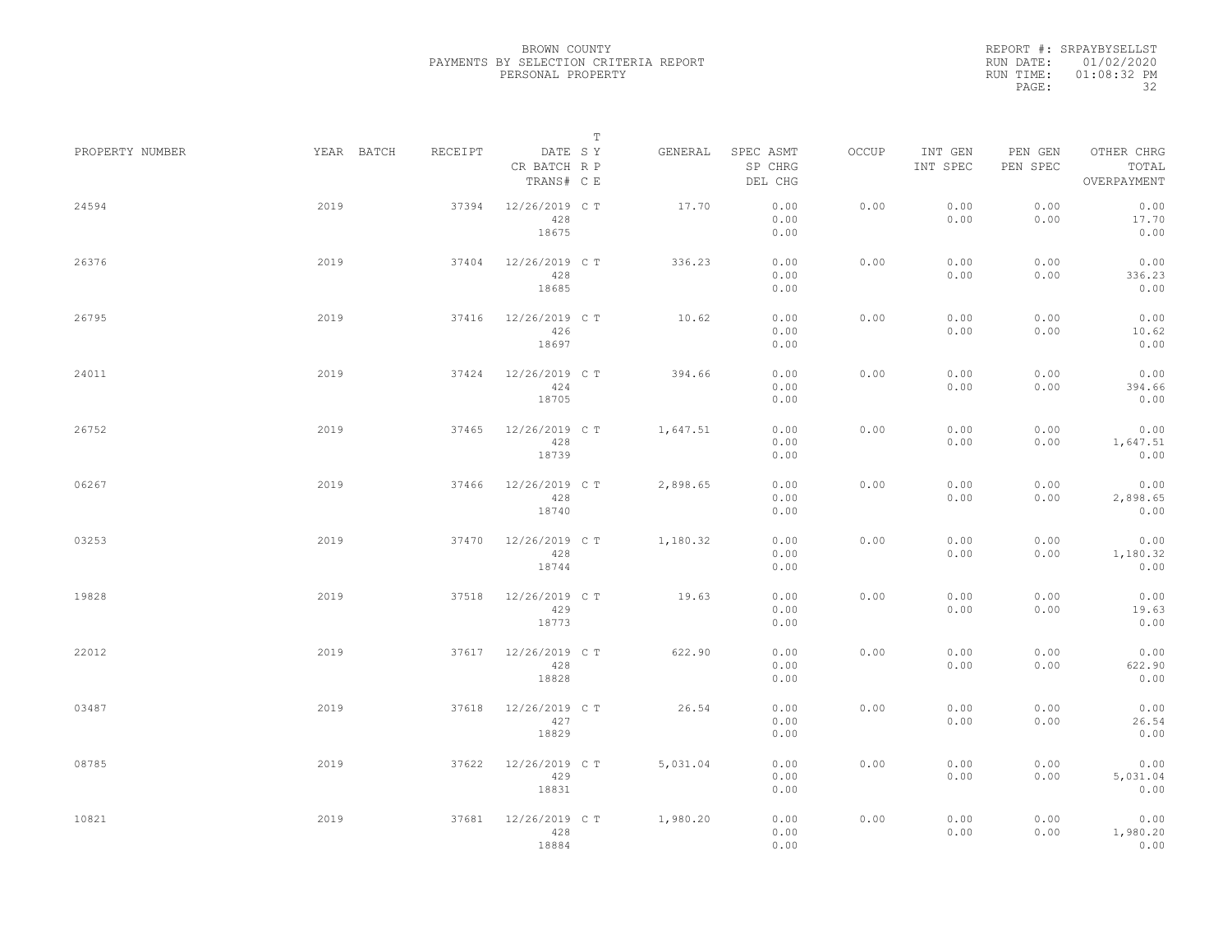BROWN COUNTY
PAYMENTS BY SELECTION CRITERIA REPORT
PERSONAL PROPERTY

REPORT #: SRPAYBYSELLST
RUN DATE: 01/02/2020
RUN TIME: 01:08:32 PM

| PROPERTY NUMBER | YEAR | BATCH | RECEIPT | DATE / CR BATCH / TRANS# | S R C | T Y P E | GENERAL | SPEC ASMT / SP CHRG / DEL CHG | OCCUP | INT GEN / INT SPEC | PEN GEN / PEN SPEC | OTHER CHRG / TOTAL / OVERPAYMENT |
|---|---|---|---|---|---|---|---|---|---|---|---|---|
| 24594 | 2019 | | 37394 | 12/26/2019 / 428 / 18675 | C | T | 17.70 | 0.00 / 0.00 / 0.00 | 0.00 | 0.00 / 0.00 | 0.00 / 0.00 | 0.00 / 17.70 / 0.00 |
| 26376 | 2019 | | 37404 | 12/26/2019 / 428 / 18685 | C | T | 336.23 | 0.00 / 0.00 / 0.00 | 0.00 | 0.00 / 0.00 | 0.00 / 0.00 | 0.00 / 336.23 / 0.00 |
| 26795 | 2019 | | 37416 | 12/26/2019 / 426 / 18697 | C | T | 10.62 | 0.00 / 0.00 / 0.00 | 0.00 | 0.00 / 0.00 | 0.00 / 0.00 | 0.00 / 10.62 / 0.00 |
| 24011 | 2019 | | 37424 | 12/26/2019 / 424 / 18705 | C | T | 394.66 | 0.00 / 0.00 / 0.00 | 0.00 | 0.00 / 0.00 | 0.00 / 0.00 | 0.00 / 394.66 / 0.00 |
| 26752 | 2019 | | 37465 | 12/26/2019 / 428 / 18739 | C | T | 1,647.51 | 0.00 / 0.00 / 0.00 | 0.00 | 0.00 / 0.00 | 0.00 / 0.00 | 0.00 / 1,647.51 / 0.00 |
| 06267 | 2019 | | 37466 | 12/26/2019 / 428 / 18740 | C | T | 2,898.65 | 0.00 / 0.00 / 0.00 | 0.00 | 0.00 / 0.00 | 0.00 / 0.00 | 0.00 / 2,898.65 / 0.00 |
| 03253 | 2019 | | 37470 | 12/26/2019 / 428 / 18744 | C | T | 1,180.32 | 0.00 / 0.00 / 0.00 | 0.00 | 0.00 / 0.00 | 0.00 / 0.00 | 0.00 / 1,180.32 / 0.00 |
| 19828 | 2019 | | 37518 | 12/26/2019 / 429 / 18773 | C | T | 19.63 | 0.00 / 0.00 / 0.00 | 0.00 | 0.00 / 0.00 | 0.00 / 0.00 | 0.00 / 19.63 / 0.00 |
| 22012 | 2019 | | 37617 | 12/26/2019 / 428 / 18828 | C | T | 622.90 | 0.00 / 0.00 / 0.00 | 0.00 | 0.00 / 0.00 | 0.00 / 0.00 | 0.00 / 622.90 / 0.00 |
| 03487 | 2019 | | 37618 | 12/26/2019 / 427 / 18829 | C | T | 26.54 | 0.00 / 0.00 / 0.00 | 0.00 | 0.00 / 0.00 | 0.00 / 0.00 | 0.00 / 26.54 / 0.00 |
| 08785 | 2019 | | 37622 | 12/26/2019 / 429 / 18831 | C | T | 5,031.04 | 0.00 / 0.00 / 0.00 | 0.00 | 0.00 / 0.00 | 0.00 / 0.00 | 0.00 / 5,031.04 / 0.00 |
| 10821 | 2019 | | 37681 | 12/26/2019 / 428 / 18884 | C | T | 1,980.20 | 0.00 / 0.00 / 0.00 | 0.00 | 0.00 / 0.00 | 0.00 / 0.00 | 0.00 / 1,980.20 / 0.00 |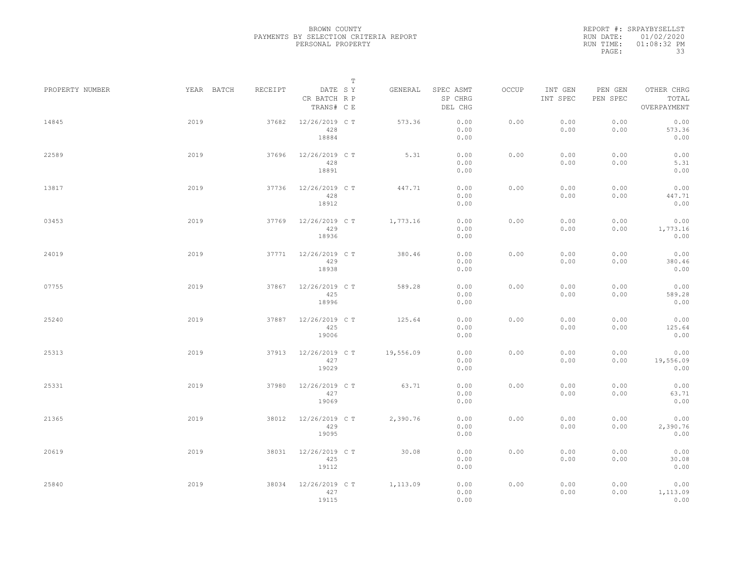BROWN COUNTY
PAYMENTS BY SELECTION CRITERIA REPORT
PERSONAL PROPERTY

REPORT #: SRPAYBYSELLST
RUN DATE: 01/02/2020
RUN TIME: 01:08:32 PM

| PROPERTY NUMBER | YEAR | BATCH | RECEIPT | DATE / CR BATCH / TRANS# | SY | TRPE | GENERAL | SPEC ASMT / SP CHRG / DEL CHG | OCCUP | INT GEN / INT SPEC | PEN GEN / PEN SPEC | OTHER CHRG / TOTAL / OVERPAYMENT |
|---|---|---|---|---|---|---|---|---|---|---|---|---|
| 14845 | 2019 | | 37682 | 12/26/2019 428 18884 | C | T | 573.36 | 0.00 0.00 0.00 | 0.00 | 0.00 0.00 | 0.00 0.00 | 0.00 573.36 0.00 |
| 22589 | 2019 | | 37696 | 12/26/2019 428 18891 | C | T | 5.31 | 0.00 0.00 0.00 | 0.00 | 0.00 0.00 | 0.00 0.00 | 0.00 5.31 0.00 |
| 13817 | 2019 | | 37736 | 12/26/2019 428 18912 | C | T | 447.71 | 0.00 0.00 0.00 | 0.00 | 0.00 0.00 | 0.00 0.00 | 0.00 447.71 0.00 |
| 03453 | 2019 | | 37769 | 12/26/2019 429 18936 | C | T | 1,773.16 | 0.00 0.00 0.00 | 0.00 | 0.00 0.00 | 0.00 0.00 | 0.00 1,773.16 0.00 |
| 24019 | 2019 | | 37771 | 12/26/2019 429 18938 | C | T | 380.46 | 0.00 0.00 0.00 | 0.00 | 0.00 0.00 | 0.00 0.00 | 0.00 380.46 0.00 |
| 07755 | 2019 | | 37867 | 12/26/2019 425 18996 | C | T | 589.28 | 0.00 0.00 0.00 | 0.00 | 0.00 0.00 | 0.00 0.00 | 0.00 589.28 0.00 |
| 25240 | 2019 | | 37887 | 12/26/2019 425 19006 | C | T | 125.64 | 0.00 0.00 0.00 | 0.00 | 0.00 0.00 | 0.00 0.00 | 0.00 125.64 0.00 |
| 25313 | 2019 | | 37913 | 12/26/2019 427 19029 | C | T | 19,556.09 | 0.00 0.00 0.00 | 0.00 | 0.00 0.00 | 0.00 0.00 | 0.00 19,556.09 0.00 |
| 25331 | 2019 | | 37980 | 12/26/2019 427 19069 | C | T | 63.71 | 0.00 0.00 0.00 | 0.00 | 0.00 0.00 | 0.00 0.00 | 0.00 63.71 0.00 |
| 21365 | 2019 | | 38012 | 12/26/2019 429 19095 | C | T | 2,390.76 | 0.00 0.00 0.00 | 0.00 | 0.00 0.00 | 0.00 0.00 | 0.00 2,390.76 0.00 |
| 20619 | 2019 | | 38031 | 12/26/2019 425 19112 | C | T | 30.08 | 0.00 0.00 0.00 | 0.00 | 0.00 0.00 | 0.00 0.00 | 0.00 30.08 0.00 |
| 25840 | 2019 | | 38034 | 12/26/2019 427 19115 | C | T | 1,113.09 | 0.00 0.00 0.00 | 0.00 | 0.00 0.00 | 0.00 0.00 | 0.00 1,113.09 0.00 |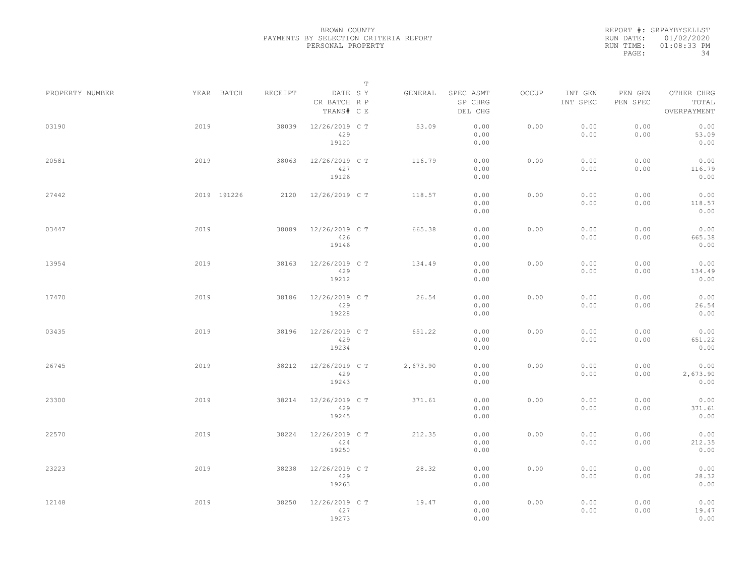BROWN COUNTY
PAYMENTS BY SELECTION CRITERIA REPORT
PERSONAL PROPERTY

REPORT #: SRPAYBYSELLST
RUN DATE: 01/02/2020
RUN TIME: 01:08:33 PM

| PROPERTY NUMBER | YEAR | BATCH | RECEIPT | DATE / CR BATCH / TRANS# | SY | TRPE | GENERAL | SPEC ASMT / SP CHRG / DEL CHG | OCCUP | INT GEN / INT SPEC | PEN GEN / PEN SPEC | OTHER CHRG / TOTAL / OVERPAYMENT |
|---|---|---|---|---|---|---|---|---|---|---|---|---|
| 03190 | 2019 | | 38039 | 12/26/2019 / 429 / 19120 | C | T | 53.09 | 0.00 / 0.00 / 0.00 | 0.00 | 0.00 / 0.00 | 0.00 / 0.00 | 0.00 / 53.09 / 0.00 |
| 20581 | 2019 | | 38063 | 12/26/2019 / 427 / 19126 | C | T | 116.79 | 0.00 / 0.00 / 0.00 | 0.00 | 0.00 / 0.00 | 0.00 / 0.00 | 0.00 / 116.79 / 0.00 |
| 27442 | 2019 | 191226 | 2120 | 12/26/2019 | C | T | 118.57 | 0.00 / 0.00 / 0.00 | 0.00 | 0.00 / 0.00 | 0.00 / 0.00 | 0.00 / 118.57 / 0.00 |
| 03447 | 2019 | | 38089 | 12/26/2019 / 426 / 19146 | C | T | 665.38 | 0.00 / 0.00 / 0.00 | 0.00 | 0.00 / 0.00 | 0.00 / 0.00 | 0.00 / 665.38 / 0.00 |
| 13954 | 2019 | | 38163 | 12/26/2019 / 429 / 19212 | C | T | 134.49 | 0.00 / 0.00 / 0.00 | 0.00 | 0.00 / 0.00 | 0.00 / 0.00 | 0.00 / 134.49 / 0.00 |
| 17470 | 2019 | | 38186 | 12/26/2019 / 429 / 19228 | C | T | 26.54 | 0.00 / 0.00 / 0.00 | 0.00 | 0.00 / 0.00 | 0.00 / 0.00 | 0.00 / 26.54 / 0.00 |
| 03435 | 2019 | | 38196 | 12/26/2019 / 429 / 19234 | C | T | 651.22 | 0.00 / 0.00 / 0.00 | 0.00 | 0.00 / 0.00 | 0.00 / 0.00 | 0.00 / 651.22 / 0.00 |
| 26745 | 2019 | | 38212 | 12/26/2019 / 429 / 19243 | C | T | 2,673.90 | 0.00 / 0.00 / 0.00 | 0.00 | 0.00 / 0.00 | 0.00 / 0.00 | 0.00 / 2,673.90 / 0.00 |
| 23300 | 2019 | | 38214 | 12/26/2019 / 429 / 19245 | C | T | 371.61 | 0.00 / 0.00 / 0.00 | 0.00 | 0.00 / 0.00 | 0.00 / 0.00 | 0.00 / 371.61 / 0.00 |
| 22570 | 2019 | | 38224 | 12/26/2019 / 424 / 19250 | C | T | 212.35 | 0.00 / 0.00 / 0.00 | 0.00 | 0.00 / 0.00 | 0.00 / 0.00 | 0.00 / 212.35 / 0.00 |
| 23223 | 2019 | | 38238 | 12/26/2019 / 429 / 19263 | C | T | 28.32 | 0.00 / 0.00 / 0.00 | 0.00 | 0.00 / 0.00 | 0.00 / 0.00 | 0.00 / 28.32 / 0.00 |
| 12148 | 2019 | | 38250 | 12/26/2019 / 427 / 19273 | C | T | 19.47 | 0.00 / 0.00 / 0.00 | 0.00 | 0.00 / 0.00 | 0.00 / 0.00 | 0.00 / 19.47 / 0.00 |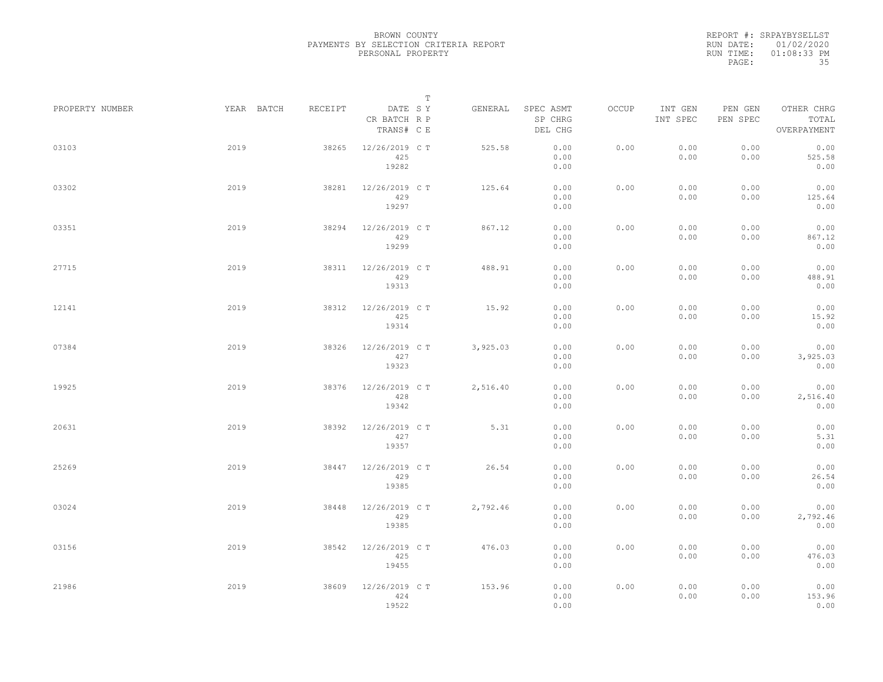BROWN COUNTY
PAYMENTS BY SELECTION CRITERIA REPORT
PERSONAL PROPERTY

REPORT #: SRPAYBYSELLST
RUN DATE: 01/02/2020
RUN TIME: 01:08:33 PM

| PROPERTY NUMBER | YEAR | BATCH | RECEIPT | DATE / CR BATCH / TRANS# | S R C | T Y P E | GENERAL | SPEC ASMT / SP CHRG / DEL CHG | OCCUP | INT GEN / INT SPEC | PEN GEN / PEN SPEC | OTHER CHRG / TOTAL / OVERPAYMENT |
|---|---|---|---|---|---|---|---|---|---|---|---|---|
| 03103 | 2019 | | 38265 | 12/26/2019 / 425 / 19282 | C | T | 525.58 | 0.00 / 0.00 / 0.00 | 0.00 | 0.00 / 0.00 | 0.00 / 0.00 | 0.00 / 525.58 / 0.00 |
| 03302 | 2019 | | 38281 | 12/26/2019 / 429 / 19297 | C | T | 125.64 | 0.00 / 0.00 / 0.00 | 0.00 | 0.00 / 0.00 | 0.00 / 0.00 | 0.00 / 125.64 / 0.00 |
| 03351 | 2019 | | 38294 | 12/26/2019 / 429 / 19299 | C | T | 867.12 | 0.00 / 0.00 / 0.00 | 0.00 | 0.00 / 0.00 | 0.00 / 0.00 | 0.00 / 867.12 / 0.00 |
| 27715 | 2019 | | 38311 | 12/26/2019 / 429 / 19313 | C | T | 488.91 | 0.00 / 0.00 / 0.00 | 0.00 | 0.00 / 0.00 | 0.00 / 0.00 | 0.00 / 488.91 / 0.00 |
| 12141 | 2019 | | 38312 | 12/26/2019 / 425 / 19314 | C | T | 15.92 | 0.00 / 0.00 / 0.00 | 0.00 | 0.00 / 0.00 | 0.00 / 0.00 | 0.00 / 15.92 / 0.00 |
| 07384 | 2019 | | 38326 | 12/26/2019 / 427 / 19323 | C | T | 3,925.03 | 0.00 / 0.00 / 0.00 | 0.00 | 0.00 / 0.00 | 0.00 / 0.00 | 0.00 / 3,925.03 / 0.00 |
| 19925 | 2019 | | 38376 | 12/26/2019 / 428 / 19342 | C | T | 2,516.40 | 0.00 / 0.00 / 0.00 | 0.00 | 0.00 / 0.00 | 0.00 / 0.00 | 0.00 / 2,516.40 / 0.00 |
| 20631 | 2019 | | 38392 | 12/26/2019 / 427 / 19357 | C | T | 5.31 | 0.00 / 0.00 / 0.00 | 0.00 | 0.00 / 0.00 | 0.00 / 0.00 | 0.00 / 5.31 / 0.00 |
| 25269 | 2019 | | 38447 | 12/26/2019 / 429 / 19385 | C | T | 26.54 | 0.00 / 0.00 / 0.00 | 0.00 | 0.00 / 0.00 | 0.00 / 0.00 | 0.00 / 26.54 / 0.00 |
| 03024 | 2019 | | 38448 | 12/26/2019 / 429 / 19385 | C | T | 2,792.46 | 0.00 / 0.00 / 0.00 | 0.00 | 0.00 / 0.00 | 0.00 / 0.00 | 0.00 / 2,792.46 / 0.00 |
| 03156 | 2019 | | 38542 | 12/26/2019 / 425 / 19455 | C | T | 476.03 | 0.00 / 0.00 / 0.00 | 0.00 | 0.00 / 0.00 | 0.00 / 0.00 | 0.00 / 476.03 / 0.00 |
| 21986 | 2019 | | 38609 | 12/26/2019 / 424 / 19522 | C | T | 153.96 | 0.00 / 0.00 / 0.00 | 0.00 | 0.00 / 0.00 | 0.00 / 0.00 | 0.00 / 153.96 / 0.00 |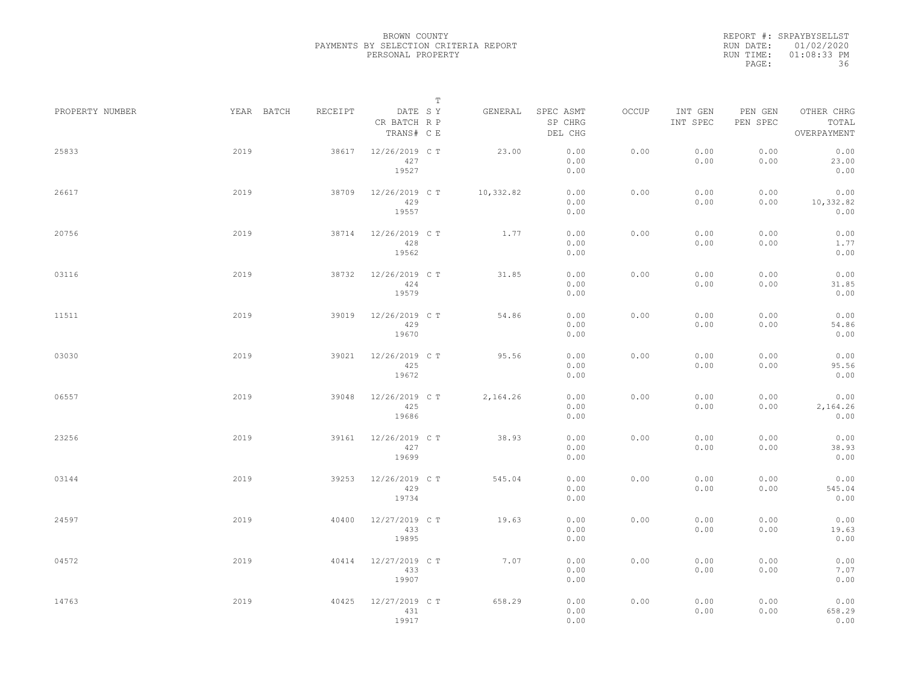BROWN COUNTY
PAYMENTS BY SELECTION CRITERIA REPORT
PERSONAL PROPERTY

REPORT #: SRPAYBYSELLST
RUN DATE: 01/02/2020
RUN TIME: 01:08:33 PM

| PROPERTY NUMBER | YEAR | BATCH | RECEIPT | DATE / CR BATCH / TRANS# | SY RP CE | T | GENERAL | SPEC ASMT / SP CHRG / DEL CHG | OCCUP | INT GEN / INT SPEC | PEN GEN / PEN SPEC | OTHER CHRG / TOTAL / OVERPAYMENT |
|---|---|---|---|---|---|---|---|---|---|---|---|---|
| 25833 | 2019 | | 38617 | 12/26/2019 / 427 / 19527 | C | T | 23.00 | 0.00 / 0.00 / 0.00 | 0.00 | 0.00 / 0.00 | 0.00 / 0.00 | 0.00 / 23.00 / 0.00 |
| 26617 | 2019 | | 38709 | 12/26/2019 / 429 / 19557 | C | T | 10,332.82 | 0.00 / 0.00 / 0.00 | 0.00 | 0.00 / 0.00 | 0.00 / 0.00 | 0.00 / 10,332.82 / 0.00 |
| 20756 | 2019 | | 38714 | 12/26/2019 / 428 / 19562 | C | T | 1.77 | 0.00 / 0.00 / 0.00 | 0.00 | 0.00 / 0.00 | 0.00 / 0.00 | 0.00 / 1.77 / 0.00 |
| 03116 | 2019 | | 38732 | 12/26/2019 / 424 / 19579 | C | T | 31.85 | 0.00 / 0.00 / 0.00 | 0.00 | 0.00 / 0.00 | 0.00 / 0.00 | 0.00 / 31.85 / 0.00 |
| 11511 | 2019 | | 39019 | 12/26/2019 / 429 / 19670 | C | T | 54.86 | 0.00 / 0.00 / 0.00 | 0.00 | 0.00 / 0.00 | 0.00 / 0.00 | 0.00 / 54.86 / 0.00 |
| 03030 | 2019 | | 39021 | 12/26/2019 / 425 / 19672 | C | T | 95.56 | 0.00 / 0.00 / 0.00 | 0.00 | 0.00 / 0.00 | 0.00 / 0.00 | 0.00 / 95.56 / 0.00 |
| 06557 | 2019 | | 39048 | 12/26/2019 / 425 / 19686 | C | T | 2,164.26 | 0.00 / 0.00 / 0.00 | 0.00 | 0.00 / 0.00 | 0.00 / 0.00 | 0.00 / 2,164.26 / 0.00 |
| 23256 | 2019 | | 39161 | 12/26/2019 / 427 / 19699 | C | T | 38.93 | 0.00 / 0.00 / 0.00 | 0.00 | 0.00 / 0.00 | 0.00 / 0.00 | 0.00 / 38.93 / 0.00 |
| 03144 | 2019 | | 39253 | 12/26/2019 / 429 / 19734 | C | T | 545.04 | 0.00 / 0.00 / 0.00 | 0.00 | 0.00 / 0.00 | 0.00 / 0.00 | 0.00 / 545.04 / 0.00 |
| 24597 | 2019 | | 40400 | 12/27/2019 / 433 / 19895 | C | T | 19.63 | 0.00 / 0.00 / 0.00 | 0.00 | 0.00 / 0.00 | 0.00 / 0.00 | 0.00 / 19.63 / 0.00 |
| 04572 | 2019 | | 40414 | 12/27/2019 / 433 / 19907 | C | T | 7.07 | 0.00 / 0.00 / 0.00 | 0.00 | 0.00 / 0.00 | 0.00 / 0.00 | 0.00 / 7.07 / 0.00 |
| 14763 | 2019 | | 40425 | 12/27/2019 / 431 / 19917 | C | T | 658.29 | 0.00 / 0.00 / 0.00 | 0.00 | 0.00 / 0.00 | 0.00 / 0.00 | 0.00 / 658.29 / 0.00 |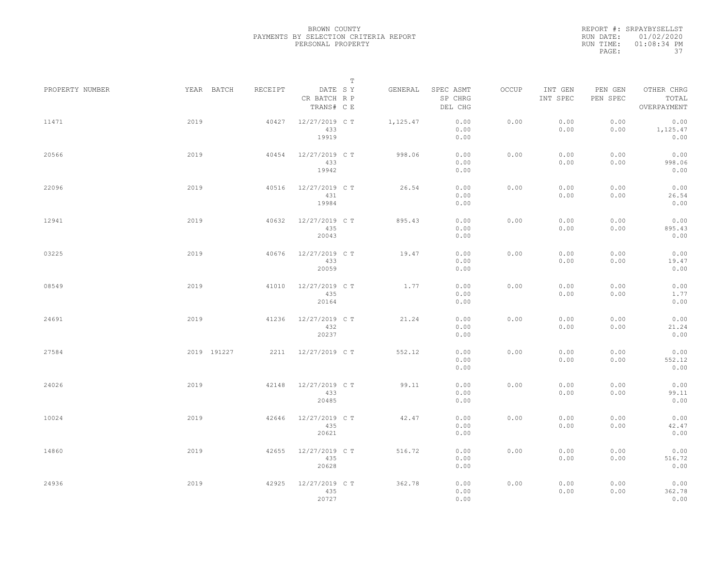BROWN COUNTY
PAYMENTS BY SELECTION CRITERIA REPORT
PERSONAL PROPERTY

REPORT #: SRPAYBYSELLST
RUN DATE: 01/02/2020
RUN TIME: 01:08:34 PM

| PROPERTY NUMBER | YEAR | BATCH | RECEIPT | DATE / CR BATCH / TRANS# | S Y / R P / C E | T | GENERAL | SPEC ASMT / SP CHRG / DEL CHG | OCCUP | INT GEN / INT SPEC | PEN GEN / PEN SPEC | OTHER CHRG / TOTAL / OVERPAYMENT |
|---|---|---|---|---|---|---|---|---|---|---|---|---|
| 11471 | 2019 | | 40427 | 12/27/2019 433 19919 | C | T | 1,125.47 | 0.00 0.00 0.00 | 0.00 | 0.00 0.00 | 0.00 0.00 | 0.00 1,125.47 0.00 |
| 20566 | 2019 | | 40454 | 12/27/2019 433 19942 | C | T | 998.06 | 0.00 0.00 0.00 | 0.00 | 0.00 0.00 | 0.00 0.00 | 0.00 998.06 0.00 |
| 22096 | 2019 | | 40516 | 12/27/2019 431 19984 | C | T | 26.54 | 0.00 0.00 0.00 | 0.00 | 0.00 0.00 | 0.00 0.00 | 0.00 26.54 0.00 |
| 12941 | 2019 | | 40632 | 12/27/2019 435 20043 | C | T | 895.43 | 0.00 0.00 0.00 | 0.00 | 0.00 0.00 | 0.00 0.00 | 0.00 895.43 0.00 |
| 03225 | 2019 | | 40676 | 12/27/2019 433 20059 | C | T | 19.47 | 0.00 0.00 0.00 | 0.00 | 0.00 0.00 | 0.00 0.00 | 0.00 19.47 0.00 |
| 08549 | 2019 | | 41010 | 12/27/2019 435 20164 | C | T | 1.77 | 0.00 0.00 0.00 | 0.00 | 0.00 0.00 | 0.00 0.00 | 0.00 1.77 0.00 |
| 24691 | 2019 | | 41236 | 12/27/2019 432 20237 | C | T | 21.24 | 0.00 0.00 0.00 | 0.00 | 0.00 0.00 | 0.00 0.00 | 0.00 21.24 0.00 |
| 27584 | 2019 | 191227 | 2211 | 12/27/2019 | C | T | 552.12 | 0.00 0.00 0.00 | 0.00 | 0.00 0.00 | 0.00 0.00 | 0.00 552.12 0.00 |
| 24026 | 2019 | | 42148 | 12/27/2019 433 20485 | C | T | 99.11 | 0.00 0.00 0.00 | 0.00 | 0.00 0.00 | 0.00 0.00 | 0.00 99.11 0.00 |
| 10024 | 2019 | | 42646 | 12/27/2019 435 20621 | C | T | 42.47 | 0.00 0.00 0.00 | 0.00 | 0.00 0.00 | 0.00 0.00 | 0.00 42.47 0.00 |
| 14860 | 2019 | | 42655 | 12/27/2019 435 20628 | C | T | 516.72 | 0.00 0.00 0.00 | 0.00 | 0.00 0.00 | 0.00 0.00 | 0.00 516.72 0.00 |
| 24936 | 2019 | | 42925 | 12/27/2019 435 20727 | C | T | 362.78 | 0.00 0.00 0.00 | 0.00 | 0.00 0.00 | 0.00 0.00 | 0.00 362.78 0.00 |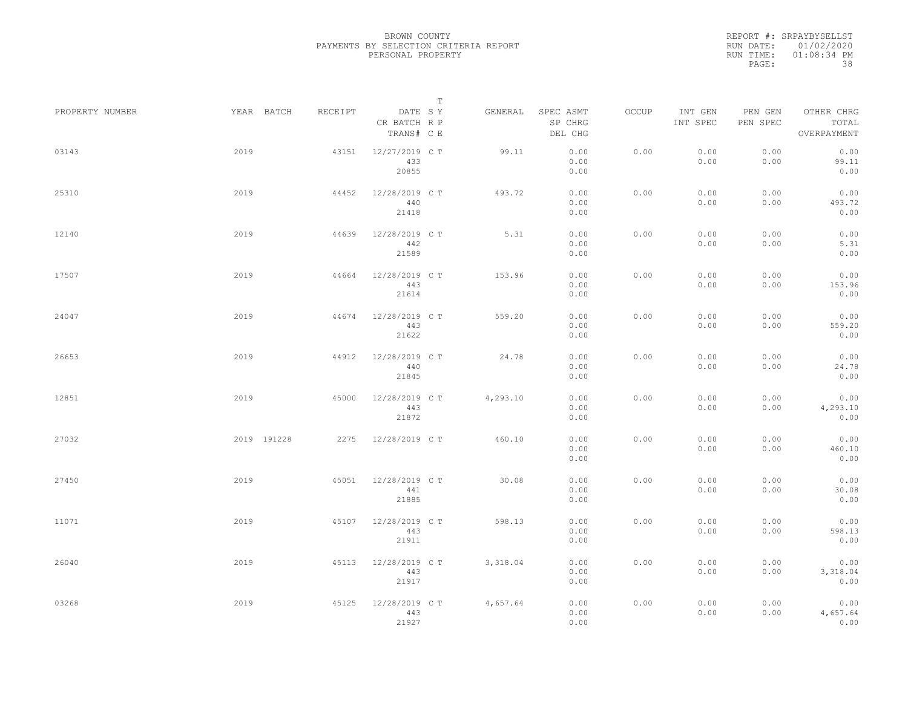BROWN COUNTY
PAYMENTS BY SELECTION CRITERIA REPORT
PERSONAL PROPERTY

REPORT #: SRPAYBYSELLST
RUN DATE: 01/02/2020
RUN TIME: 01:08:34 PM

| PROPERTY NUMBER | YEAR | BATCH | RECEIPT | DATE / CR BATCH / TRANS# | T SY RP CE | GENERAL | SPEC ASMT / SP CHRG / DEL CHG | OCCUP | INT GEN / INT SPEC | PEN GEN / PEN SPEC | OTHER CHRG / TOTAL / OVERPAYMENT |
|---|---|---|---|---|---|---|---|---|---|---|---|
| 03143 | 2019 | | 43151 | 12/27/2019 433 20855 | C T | 99.11 | 0.00 0.00 0.00 | 0.00 | 0.00 0.00 | 0.00 0.00 | 0.00 99.11 0.00 |
| 25310 | 2019 | | 44452 | 12/28/2019 440 21418 | C T | 493.72 | 0.00 0.00 0.00 | 0.00 | 0.00 0.00 | 0.00 0.00 | 0.00 493.72 0.00 |
| 12140 | 2019 | | 44639 | 12/28/2019 442 21589 | C T | 5.31 | 0.00 0.00 0.00 | 0.00 | 0.00 0.00 | 0.00 0.00 | 0.00 5.31 0.00 |
| 17507 | 2019 | | 44664 | 12/28/2019 443 21614 | C T | 153.96 | 0.00 0.00 0.00 | 0.00 | 0.00 0.00 | 0.00 0.00 | 0.00 153.96 0.00 |
| 24047 | 2019 | | 44674 | 12/28/2019 443 21622 | C T | 559.20 | 0.00 0.00 0.00 | 0.00 | 0.00 0.00 | 0.00 0.00 | 0.00 559.20 0.00 |
| 26653 | 2019 | | 44912 | 12/28/2019 440 21845 | C T | 24.78 | 0.00 0.00 0.00 | 0.00 | 0.00 0.00 | 0.00 0.00 | 0.00 24.78 0.00 |
| 12851 | 2019 | | 45000 | 12/28/2019 443 21872 | C T | 4,293.10 | 0.00 0.00 0.00 | 0.00 | 0.00 0.00 | 0.00 0.00 | 0.00 4,293.10 0.00 |
| 27032 | 2019 | 191228 | 2275 | 12/28/2019 | C T | 460.10 | 0.00 0.00 0.00 | 0.00 | 0.00 0.00 | 0.00 0.00 | 0.00 460.10 0.00 |
| 27450 | 2019 | | 45051 | 12/28/2019 441 21885 | C T | 30.08 | 0.00 0.00 0.00 | 0.00 | 0.00 0.00 | 0.00 0.00 | 0.00 30.08 0.00 |
| 11071 | 2019 | | 45107 | 12/28/2019 443 21911 | C T | 598.13 | 0.00 0.00 0.00 | 0.00 | 0.00 0.00 | 0.00 0.00 | 0.00 598.13 0.00 |
| 26040 | 2019 | | 45113 | 12/28/2019 443 21917 | C T | 3,318.04 | 0.00 0.00 0.00 | 0.00 | 0.00 0.00 | 0.00 0.00 | 0.00 3,318.04 0.00 |
| 03268 | 2019 | | 45125 | 12/28/2019 443 21927 | C T | 4,657.64 | 0.00 0.00 0.00 | 0.00 | 0.00 0.00 | 0.00 0.00 | 0.00 4,657.64 0.00 |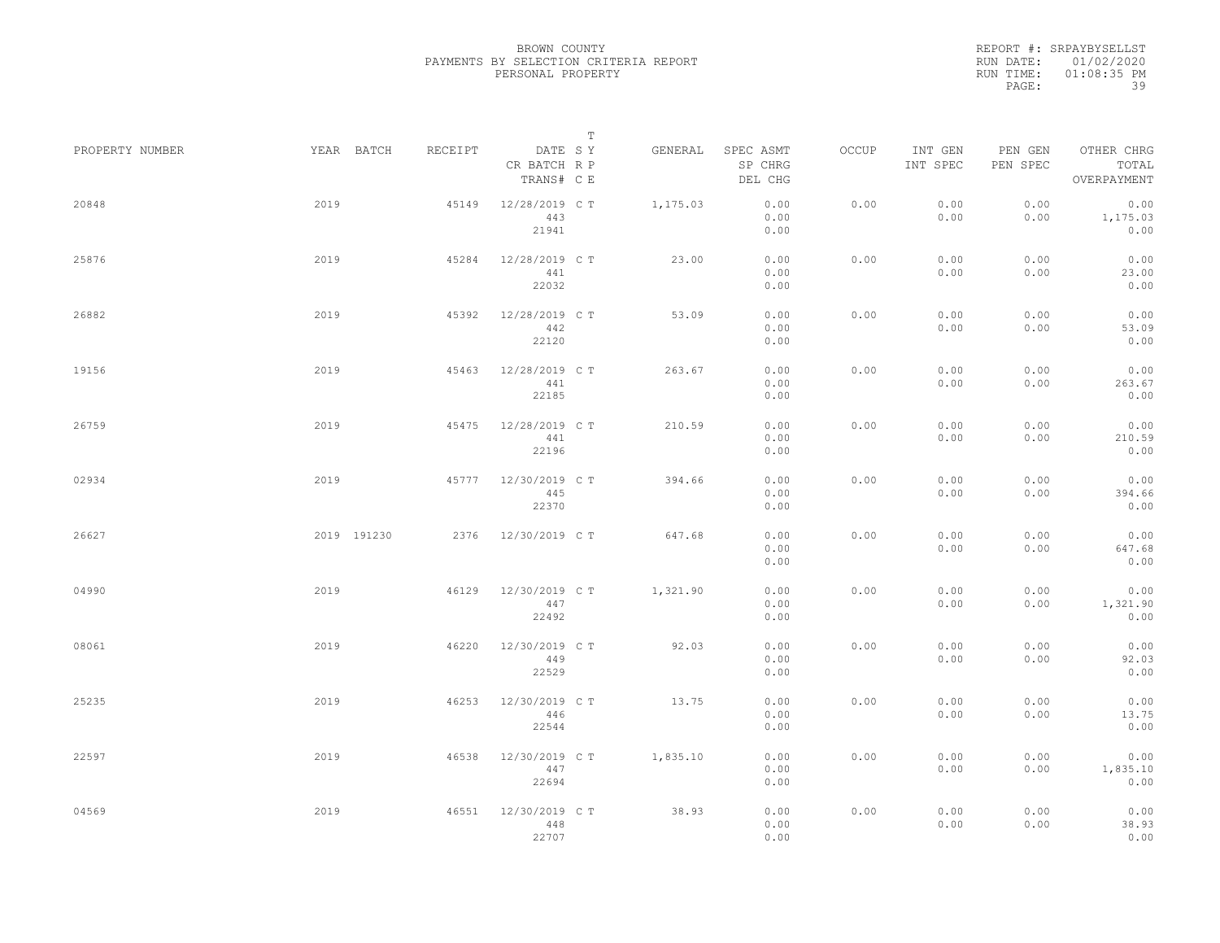BROWN COUNTY
PAYMENTS BY SELECTION CRITERIA REPORT
PERSONAL PROPERTY

REPORT #: SRPAYBYSELLST
RUN DATE: 01/02/2020
RUN TIME: 01:08:35 PM

| PROPERTY NUMBER | YEAR | BATCH | RECEIPT | DATE / CR BATCH / TRANS# | SY RP CE | T | GENERAL | SPEC ASMT / SP CHRG / DEL CHG | OCCUP | INT GEN / INT SPEC | PEN GEN / PEN SPEC | OTHER CHRG / TOTAL / OVERPAYMENT |
|---|---|---|---|---|---|---|---|---|---|---|---|---|
| 20848 | 2019 | | 45149 | 12/28/2019 / 443 / 21941 | C | T | 1,175.03 | 0.00 / 0.00 / 0.00 | 0.00 | 0.00 / 0.00 | 0.00 / 0.00 | 0.00 / 1,175.03 / 0.00 |
| 25876 | 2019 | | 45284 | 12/28/2019 / 441 / 22032 | C | T | 23.00 | 0.00 / 0.00 / 0.00 | 0.00 | 0.00 / 0.00 | 0.00 / 0.00 | 0.00 / 23.00 / 0.00 |
| 26882 | 2019 | | 45392 | 12/28/2019 / 442 / 22120 | C | T | 53.09 | 0.00 / 0.00 / 0.00 | 0.00 | 0.00 / 0.00 | 0.00 / 0.00 | 0.00 / 53.09 / 0.00 |
| 19156 | 2019 | | 45463 | 12/28/2019 / 441 / 22185 | C | T | 263.67 | 0.00 / 0.00 / 0.00 | 0.00 | 0.00 / 0.00 | 0.00 / 0.00 | 0.00 / 263.67 / 0.00 |
| 26759 | 2019 | | 45475 | 12/28/2019 / 441 / 22196 | C | T | 210.59 | 0.00 / 0.00 / 0.00 | 0.00 | 0.00 / 0.00 | 0.00 / 0.00 | 0.00 / 210.59 / 0.00 |
| 02934 | 2019 | | 45777 | 12/30/2019 / 445 / 22370 | C | T | 394.66 | 0.00 / 0.00 / 0.00 | 0.00 | 0.00 / 0.00 | 0.00 / 0.00 | 0.00 / 394.66 / 0.00 |
| 26627 | 2019 | 191230 | 2376 | 12/30/2019 | C | T | 647.68 | 0.00 / 0.00 / 0.00 | 0.00 | 0.00 / 0.00 | 0.00 / 0.00 | 0.00 / 647.68 / 0.00 |
| 04990 | 2019 | | 46129 | 12/30/2019 / 447 / 22492 | C | T | 1,321.90 | 0.00 / 0.00 / 0.00 | 0.00 | 0.00 / 0.00 | 0.00 / 0.00 | 0.00 / 1,321.90 / 0.00 |
| 08061 | 2019 | | 46220 | 12/30/2019 / 449 / 22529 | C | T | 92.03 | 0.00 / 0.00 / 0.00 | 0.00 | 0.00 / 0.00 | 0.00 / 0.00 | 0.00 / 92.03 / 0.00 |
| 25235 | 2019 | | 46253 | 12/30/2019 / 446 / 22544 | C | T | 13.75 | 0.00 / 0.00 / 0.00 | 0.00 | 0.00 / 0.00 | 0.00 / 0.00 | 0.00 / 13.75 / 0.00 |
| 22597 | 2019 | | 46538 | 12/30/2019 / 447 / 22694 | C | T | 1,835.10 | 0.00 / 0.00 / 0.00 | 0.00 | 0.00 / 0.00 | 0.00 / 0.00 | 0.00 / 1,835.10 / 0.00 |
| 04569 | 2019 | | 46551 | 12/30/2019 / 448 / 22707 | C | T | 38.93 | 0.00 / 0.00 / 0.00 | 0.00 | 0.00 / 0.00 | 0.00 / 0.00 | 0.00 / 38.93 / 0.00 |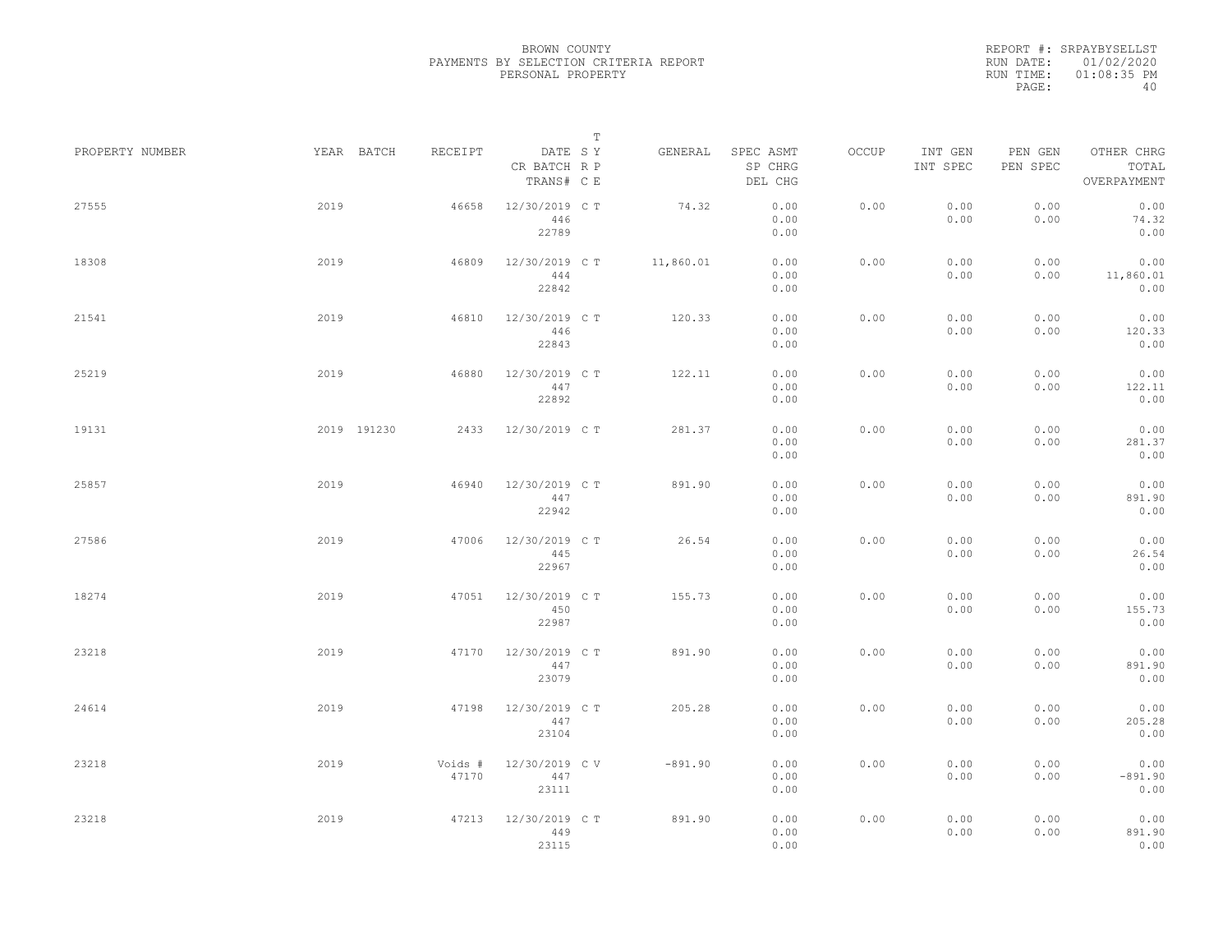BROWN COUNTY
PAYMENTS BY SELECTION CRITERIA REPORT
PERSONAL PROPERTY

REPORT #: SRPAYBYSELLST
RUN DATE: 01/02/2020
RUN TIME: 01:08:35 PM

| PROPERTY NUMBER | YEAR | BATCH | RECEIPT | DATE / CR BATCH / TRANS# | SYS | TYPE | GENERAL | SPEC ASMT / SP CHRG / DEL CHG | OCCUP | INT GEN / INT SPEC | PEN GEN / PEN SPEC | OTHER CHRG / TOTAL / OVERPAYMENT |
|---|---|---|---|---|---|---|---|---|---|---|---|---|
| 27555 | 2019 | | 46658 | 12/30/2019 / 446 / 22789 | C | T | 74.32 | 0.00 / 0.00 / 0.00 | 0.00 | 0.00 / 0.00 | 0.00 / 0.00 | 0.00 / 74.32 / 0.00 |
| 18308 | 2019 | | 46809 | 12/30/2019 / 444 / 22842 | C | T | 11,860.01 | 0.00 / 0.00 / 0.00 | 0.00 | 0.00 / 0.00 | 0.00 / 0.00 | 0.00 / 11,860.01 / 0.00 |
| 21541 | 2019 | | 46810 | 12/30/2019 / 446 / 22843 | C | T | 120.33 | 0.00 / 0.00 / 0.00 | 0.00 | 0.00 / 0.00 | 0.00 / 0.00 | 0.00 / 120.33 / 0.00 |
| 25219 | 2019 | | 46880 | 12/30/2019 / 447 / 22892 | C | T | 122.11 | 0.00 / 0.00 / 0.00 | 0.00 | 0.00 / 0.00 | 0.00 / 0.00 | 0.00 / 122.11 / 0.00 |
| 19131 | 2019 | 191230 | 2433 | 12/30/2019 | C | T | 281.37 | 0.00 / 0.00 / 0.00 | 0.00 | 0.00 / 0.00 | 0.00 / 0.00 | 0.00 / 281.37 / 0.00 |
| 25857 | 2019 | | 46940 | 12/30/2019 / 447 / 22942 | C | T | 891.90 | 0.00 / 0.00 / 0.00 | 0.00 | 0.00 / 0.00 | 0.00 / 0.00 | 0.00 / 891.90 / 0.00 |
| 27586 | 2019 | | 47006 | 12/30/2019 / 445 / 22967 | C | T | 26.54 | 0.00 / 0.00 / 0.00 | 0.00 | 0.00 / 0.00 | 0.00 / 0.00 | 0.00 / 26.54 / 0.00 |
| 18274 | 2019 | | 47051 | 12/30/2019 / 450 / 22987 | C | T | 155.73 | 0.00 / 0.00 / 0.00 | 0.00 | 0.00 / 0.00 | 0.00 / 0.00 | 0.00 / 155.73 / 0.00 |
| 23218 | 2019 | | 47170 | 12/30/2019 / 447 / 23079 | C | T | 891.90 | 0.00 / 0.00 / 0.00 | 0.00 | 0.00 / 0.00 | 0.00 / 0.00 | 0.00 / 891.90 / 0.00 |
| 24614 | 2019 | | 47198 | 12/30/2019 / 447 / 23104 | C | T | 205.28 | 0.00 / 0.00 / 0.00 | 0.00 | 0.00 / 0.00 | 0.00 / 0.00 | 0.00 / 205.28 / 0.00 |
| 23218 | 2019 | | Voids # 47170 | 12/30/2019 / 447 / 23111 | C | V | -891.90 | 0.00 / 0.00 / 0.00 | 0.00 | 0.00 / 0.00 | 0.00 / 0.00 | 0.00 / -891.90 / 0.00 |
| 23218 | 2019 | | 47213 | 12/30/2019 / 449 / 23115 | C | T | 891.90 | 0.00 / 0.00 / 0.00 | 0.00 | 0.00 / 0.00 | 0.00 / 0.00 | 0.00 / 891.90 / 0.00 |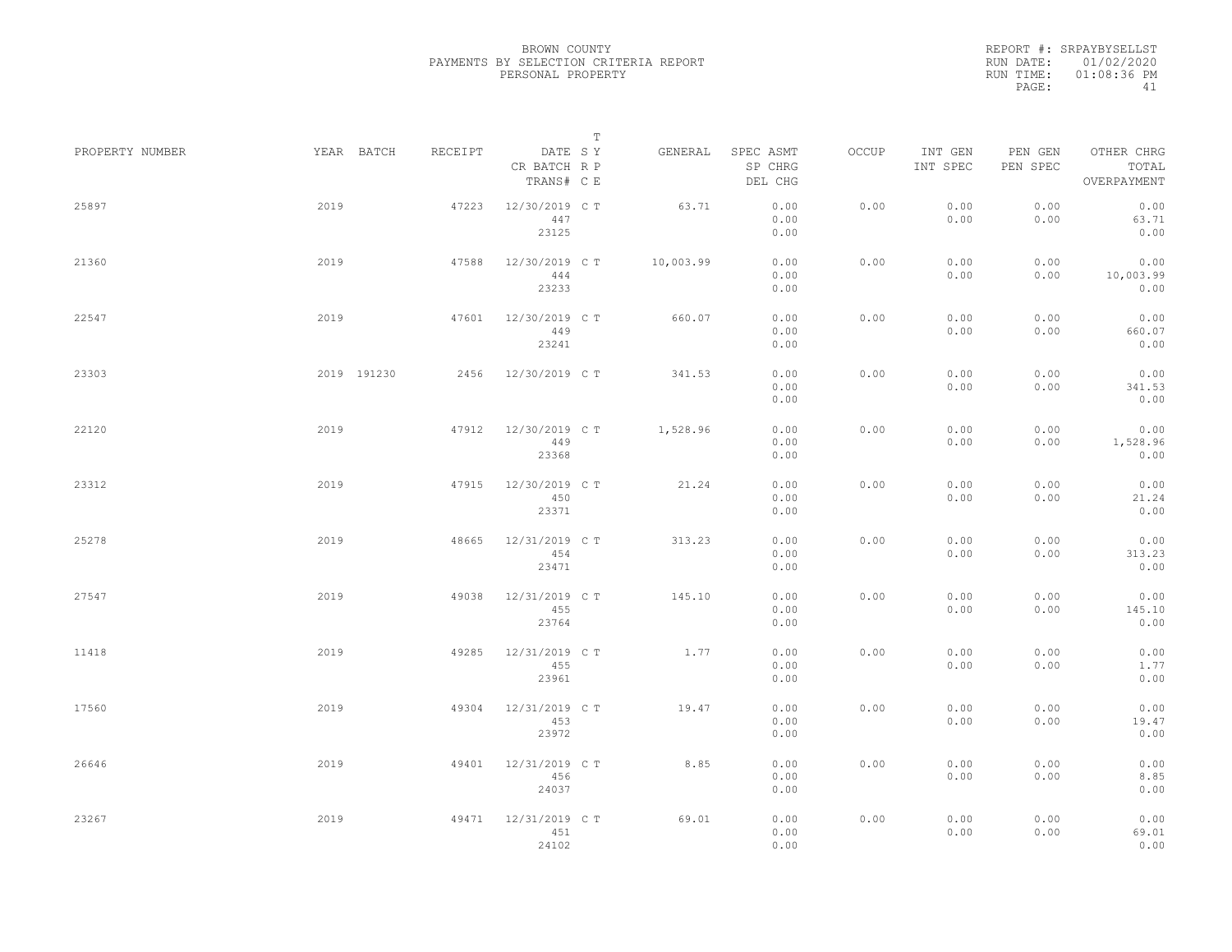BROWN COUNTY
PAYMENTS BY SELECTION CRITERIA REPORT
PERSONAL PROPERTY

REPORT #: SRPAYBYSELLST
RUN DATE: 01/02/2020
RUN TIME: 01:08:36 PM

| PROPERTY NUMBER | YEAR | BATCH | RECEIPT | DATE / CR BATCH / TRANS# | SY | TRPE | GENERAL | SPEC ASMT / SP CHRG / DEL CHG | OCCUP | INT GEN / INT SPEC | PEN GEN / PEN SPEC | OTHER CHRG / TOTAL / OVERPAYMENT |
|---|---|---|---|---|---|---|---|---|---|---|---|---|
| 25897 | 2019 | | 47223 | 12/30/2019 / 447 / 23125 | C | T | 63.71 | 0.00 / 0.00 / 0.00 | 0.00 | 0.00 / 0.00 | 0.00 / 0.00 | 0.00 / 63.71 / 0.00 |
| 21360 | 2019 | | 47588 | 12/30/2019 / 444 / 23233 | C | T | 10,003.99 | 0.00 / 0.00 / 0.00 | 0.00 | 0.00 / 0.00 | 0.00 / 0.00 | 0.00 / 10,003.99 / 0.00 |
| 22547 | 2019 | | 47601 | 12/30/2019 / 449 / 23241 | C | T | 660.07 | 0.00 / 0.00 / 0.00 | 0.00 | 0.00 / 0.00 | 0.00 / 0.00 | 0.00 / 660.07 / 0.00 |
| 23303 | 2019 | 191230 | 2456 | 12/30/2019 | C | T | 341.53 | 0.00 / 0.00 / 0.00 | 0.00 | 0.00 / 0.00 | 0.00 / 0.00 | 0.00 / 341.53 / 0.00 |
| 22120 | 2019 | | 47912 | 12/30/2019 / 449 / 23368 | C | T | 1,528.96 | 0.00 / 0.00 / 0.00 | 0.00 | 0.00 / 0.00 | 0.00 / 0.00 | 0.00 / 1,528.96 / 0.00 |
| 23312 | 2019 | | 47915 | 12/30/2019 / 450 / 23371 | C | T | 21.24 | 0.00 / 0.00 / 0.00 | 0.00 | 0.00 / 0.00 | 0.00 / 0.00 | 0.00 / 21.24 / 0.00 |
| 25278 | 2019 | | 48665 | 12/31/2019 / 454 / 23471 | C | T | 313.23 | 0.00 / 0.00 / 0.00 | 0.00 | 0.00 / 0.00 | 0.00 / 0.00 | 0.00 / 313.23 / 0.00 |
| 27547 | 2019 | | 49038 | 12/31/2019 / 455 / 23764 | C | T | 145.10 | 0.00 / 0.00 / 0.00 | 0.00 | 0.00 / 0.00 | 0.00 / 0.00 | 0.00 / 145.10 / 0.00 |
| 11418 | 2019 | | 49285 | 12/31/2019 / 455 / 23961 | C | T | 1.77 | 0.00 / 0.00 / 0.00 | 0.00 | 0.00 / 0.00 | 0.00 / 0.00 | 0.00 / 1.77 / 0.00 |
| 17560 | 2019 | | 49304 | 12/31/2019 / 453 / 23972 | C | T | 19.47 | 0.00 / 0.00 / 0.00 | 0.00 | 0.00 / 0.00 | 0.00 / 0.00 | 0.00 / 19.47 / 0.00 |
| 26646 | 2019 | | 49401 | 12/31/2019 / 456 / 24037 | C | T | 8.85 | 0.00 / 0.00 / 0.00 | 0.00 | 0.00 / 0.00 | 0.00 / 0.00 | 0.00 / 8.85 / 0.00 |
| 23267 | 2019 | | 49471 | 12/31/2019 / 451 / 24102 | C | T | 69.01 | 0.00 / 0.00 / 0.00 | 0.00 | 0.00 / 0.00 | 0.00 / 0.00 | 0.00 / 69.01 / 0.00 |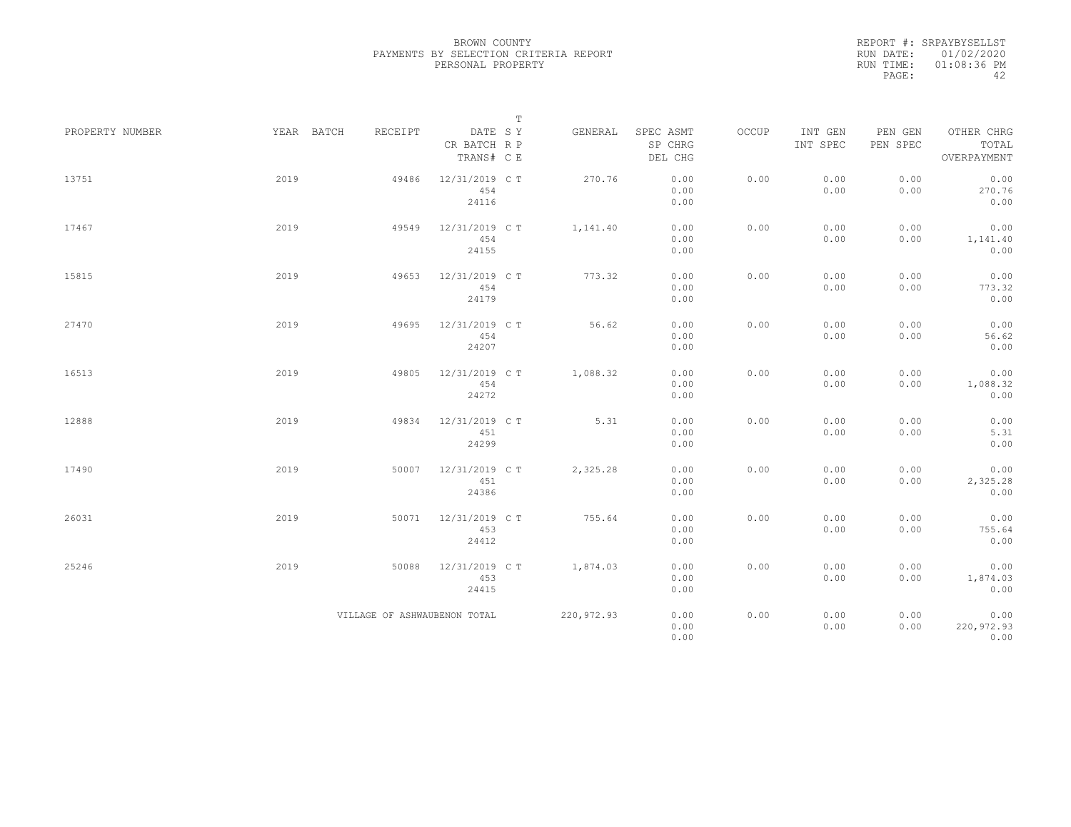BROWN COUNTY
PAYMENTS BY SELECTION CRITERIA REPORT
PERSONAL PROPERTY

REPORT #: SRPAYBYSELLST
RUN DATE: 01/02/2020
RUN TIME: 01:08:36 PM

| PROPERTY NUMBER | YEAR | BATCH | RECEIPT | DATE / CR BATCH / TRANS# | T S Y R P C E | GENERAL | SPEC ASMT / SP CHRG / DEL CHG | OCCUP | INT GEN / INT SPEC | PEN GEN / PEN SPEC | OTHER CHRG / TOTAL / OVERPAYMENT |
|---|---|---|---|---|---|---|---|---|---|---|---|
| 13751 | 2019 | | 49486 | 12/31/2019 454 24116 | C T | 270.76 | 0.00 0.00 0.00 | 0.00 | 0.00 0.00 | 0.00 0.00 | 0.00 270.76 0.00 |
| 17467 | 2019 | | 49549 | 12/31/2019 454 24155 | C T | 1,141.40 | 0.00 0.00 0.00 | 0.00 | 0.00 0.00 | 0.00 0.00 | 0.00 1,141.40 0.00 |
| 15815 | 2019 | | 49653 | 12/31/2019 454 24179 | C T | 773.32 | 0.00 0.00 0.00 | 0.00 | 0.00 0.00 | 0.00 0.00 | 0.00 773.32 0.00 |
| 27470 | 2019 | | 49695 | 12/31/2019 454 24207 | C T | 56.62 | 0.00 0.00 0.00 | 0.00 | 0.00 0.00 | 0.00 0.00 | 0.00 56.62 0.00 |
| 16513 | 2019 | | 49805 | 12/31/2019 454 24272 | C T | 1,088.32 | 0.00 0.00 0.00 | 0.00 | 0.00 0.00 | 0.00 0.00 | 0.00 1,088.32 0.00 |
| 12888 | 2019 | | 49834 | 12/31/2019 451 24299 | C T | 5.31 | 0.00 0.00 0.00 | 0.00 | 0.00 0.00 | 0.00 0.00 | 0.00 5.31 0.00 |
| 17490 | 2019 | | 50007 | 12/31/2019 451 24386 | C T | 2,325.28 | 0.00 0.00 0.00 | 0.00 | 0.00 0.00 | 0.00 0.00 | 0.00 2,325.28 0.00 |
| 26031 | 2019 | | 50071 | 12/31/2019 453 24412 | C T | 755.64 | 0.00 0.00 0.00 | 0.00 | 0.00 0.00 | 0.00 0.00 | 0.00 755.64 0.00 |
| 25246 | 2019 | | 50088 | 12/31/2019 453 24415 | C T | 1,874.03 | 0.00 0.00 0.00 | 0.00 | 0.00 0.00 | 0.00 0.00 | 0.00 1,874.03 0.00 |
| | | | VILLAGE OF ASHWAUBENON TOTAL | | | 220,972.93 | 0.00 0.00 0.00 | 0.00 | 0.00 0.00 | 0.00 0.00 | 0.00 220,972.93 0.00 |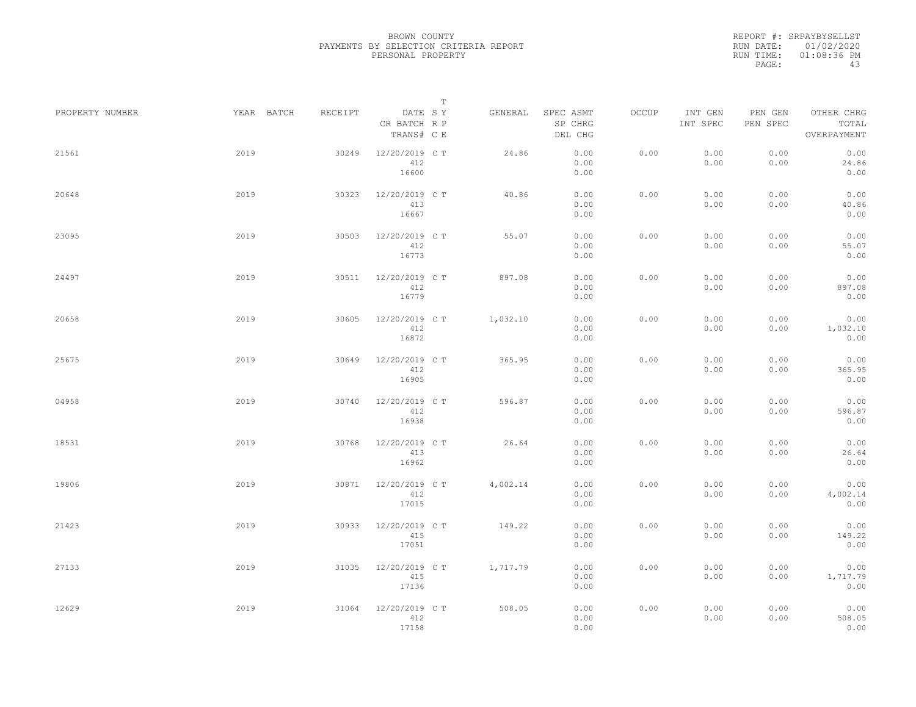BROWN COUNTY
PAYMENTS BY SELECTION CRITERIA REPORT
PERSONAL PROPERTY

REPORT #: SRPAYBYSELLST
RUN DATE: 01/02/2020
RUN TIME: 01:08:36 PM
PAGE: 43

| PROPERTY NUMBER | YEAR | BATCH | RECEIPT | DATE / CR BATCH / TRANS# | T SY RP CE | GENERAL | SPEC ASMT / SP CHRG / DEL CHG | OCCUP | INT GEN / INT SPEC | PEN GEN / PEN SPEC | OTHER CHRG / TOTAL / OVERPAYMENT |
|---|---|---|---|---|---|---|---|---|---|---|---|
| 21561 | 2019 | | 30249 | 12/20/2019 / 412 / 16600 | C T | 24.86 | 0.00 / 0.00 / 0.00 | 0.00 | 0.00 / 0.00 | 0.00 / 0.00 | 0.00 / 24.86 / 0.00 |
| 20648 | 2019 | | 30323 | 12/20/2019 / 413 / 16667 | C T | 40.86 | 0.00 / 0.00 / 0.00 | 0.00 | 0.00 / 0.00 | 0.00 / 0.00 | 0.00 / 40.86 / 0.00 |
| 23095 | 2019 | | 30503 | 12/20/2019 / 412 / 16773 | C T | 55.07 | 0.00 / 0.00 / 0.00 | 0.00 | 0.00 / 0.00 | 0.00 / 0.00 | 0.00 / 55.07 / 0.00 |
| 24497 | 2019 | | 30511 | 12/20/2019 / 412 / 16779 | C T | 897.08 | 0.00 / 0.00 / 0.00 | 0.00 | 0.00 / 0.00 | 0.00 / 0.00 | 0.00 / 897.08 / 0.00 |
| 20658 | 2019 | | 30605 | 12/20/2019 / 412 / 16872 | C T | 1,032.10 | 0.00 / 0.00 / 0.00 | 0.00 | 0.00 / 0.00 | 0.00 / 0.00 | 0.00 / 1,032.10 / 0.00 |
| 25675 | 2019 | | 30649 | 12/20/2019 / 412 / 16905 | C T | 365.95 | 0.00 / 0.00 / 0.00 | 0.00 | 0.00 / 0.00 | 0.00 / 0.00 | 0.00 / 365.95 / 0.00 |
| 04958 | 2019 | | 30740 | 12/20/2019 / 412 / 16938 | C T | 596.87 | 0.00 / 0.00 / 0.00 | 0.00 | 0.00 / 0.00 | 0.00 / 0.00 | 0.00 / 596.87 / 0.00 |
| 18531 | 2019 | | 30768 | 12/20/2019 / 413 / 16962 | C T | 26.64 | 0.00 / 0.00 / 0.00 | 0.00 | 0.00 / 0.00 | 0.00 / 0.00 | 0.00 / 26.64 / 0.00 |
| 19806 | 2019 | | 30871 | 12/20/2019 / 412 / 17015 | C T | 4,002.14 | 0.00 / 0.00 / 0.00 | 0.00 | 0.00 / 0.00 | 0.00 / 0.00 | 0.00 / 4,002.14 / 0.00 |
| 21423 | 2019 | | 30933 | 12/20/2019 / 415 / 17051 | C T | 149.22 | 0.00 / 0.00 / 0.00 | 0.00 | 0.00 / 0.00 | 0.00 / 0.00 | 0.00 / 149.22 / 0.00 |
| 27133 | 2019 | | 31035 | 12/20/2019 / 415 / 17136 | C T | 1,717.79 | 0.00 / 0.00 / 0.00 | 0.00 | 0.00 / 0.00 | 0.00 / 0.00 | 0.00 / 1,717.79 / 0.00 |
| 12629 | 2019 | | 31064 | 12/20/2019 / 412 / 17158 | C T | 508.05 | 0.00 / 0.00 / 0.00 | 0.00 | 0.00 / 0.00 | 0.00 / 0.00 | 0.00 / 508.05 / 0.00 |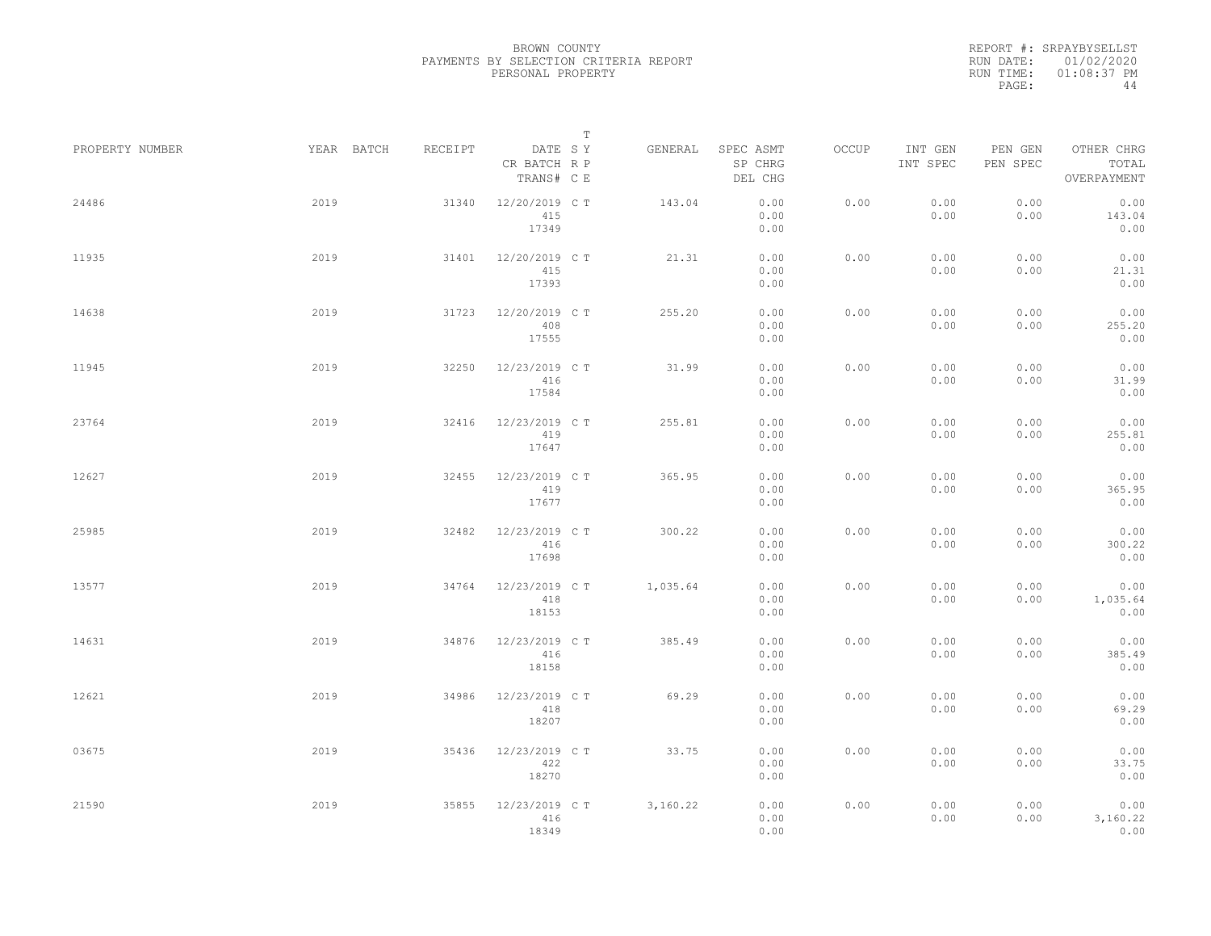BROWN COUNTY
PAYMENTS BY SELECTION CRITERIA REPORT
PERSONAL PROPERTY

REPORT #: SRPAYBYSELLST
RUN DATE: 01/02/2020
RUN TIME: 01:08:37 PM

| PROPERTY NUMBER | YEAR | BATCH | RECEIPT | DATE / CR BATCH / TRANS# | T SY RP CE | GENERAL | SPEC ASMT / SP CHRG / DEL CHG | OCCUP | INT GEN / INT SPEC | PEN GEN / PEN SPEC | OTHER CHRG / TOTAL / OVERPAYMENT |
|---|---|---|---|---|---|---|---|---|---|---|---|
| 24486 | 2019 | | 31340 | 12/20/2019 / 415 / 17349 | C T | 143.04 | 0.00 / 0.00 / 0.00 | 0.00 | 0.00 / 0.00 | 0.00 / 0.00 | 0.00 / 143.04 / 0.00 |
| 11935 | 2019 | | 31401 | 12/20/2019 / 415 / 17393 | C T | 21.31 | 0.00 / 0.00 / 0.00 | 0.00 | 0.00 / 0.00 | 0.00 / 0.00 | 0.00 / 21.31 / 0.00 |
| 14638 | 2019 | | 31723 | 12/20/2019 / 408 / 17555 | C T | 255.20 | 0.00 / 0.00 / 0.00 | 0.00 | 0.00 / 0.00 | 0.00 / 0.00 | 0.00 / 255.20 / 0.00 |
| 11945 | 2019 | | 32250 | 12/23/2019 / 416 / 17584 | C T | 31.99 | 0.00 / 0.00 / 0.00 | 0.00 | 0.00 / 0.00 | 0.00 / 0.00 | 0.00 / 31.99 / 0.00 |
| 23764 | 2019 | | 32416 | 12/23/2019 / 419 / 17647 | C T | 255.81 | 0.00 / 0.00 / 0.00 | 0.00 | 0.00 / 0.00 | 0.00 / 0.00 | 0.00 / 255.81 / 0.00 |
| 12627 | 2019 | | 32455 | 12/23/2019 / 419 / 17677 | C T | 365.95 | 0.00 / 0.00 / 0.00 | 0.00 | 0.00 / 0.00 | 0.00 / 0.00 | 0.00 / 365.95 / 0.00 |
| 25985 | 2019 | | 32482 | 12/23/2019 / 416 / 17698 | C T | 300.22 | 0.00 / 0.00 / 0.00 | 0.00 | 0.00 / 0.00 | 0.00 / 0.00 | 0.00 / 300.22 / 0.00 |
| 13577 | 2019 | | 34764 | 12/23/2019 / 418 / 18153 | C T | 1,035.64 | 0.00 / 0.00 / 0.00 | 0.00 | 0.00 / 0.00 | 0.00 / 0.00 | 0.00 / 1,035.64 / 0.00 |
| 14631 | 2019 | | 34876 | 12/23/2019 / 416 / 18158 | C T | 385.49 | 0.00 / 0.00 / 0.00 | 0.00 | 0.00 / 0.00 | 0.00 / 0.00 | 0.00 / 385.49 / 0.00 |
| 12621 | 2019 | | 34986 | 12/23/2019 / 418 / 18207 | C T | 69.29 | 0.00 / 0.00 / 0.00 | 0.00 | 0.00 / 0.00 | 0.00 / 0.00 | 0.00 / 69.29 / 0.00 |
| 03675 | 2019 | | 35436 | 12/23/2019 / 422 / 18270 | C T | 33.75 | 0.00 / 0.00 / 0.00 | 0.00 | 0.00 / 0.00 | 0.00 / 0.00 | 0.00 / 33.75 / 0.00 |
| 21590 | 2019 | | 35855 | 12/23/2019 / 416 / 18349 | C T | 3,160.22 | 0.00 / 0.00 / 0.00 | 0.00 | 0.00 / 0.00 | 0.00 / 0.00 | 0.00 / 3,160.22 / 0.00 |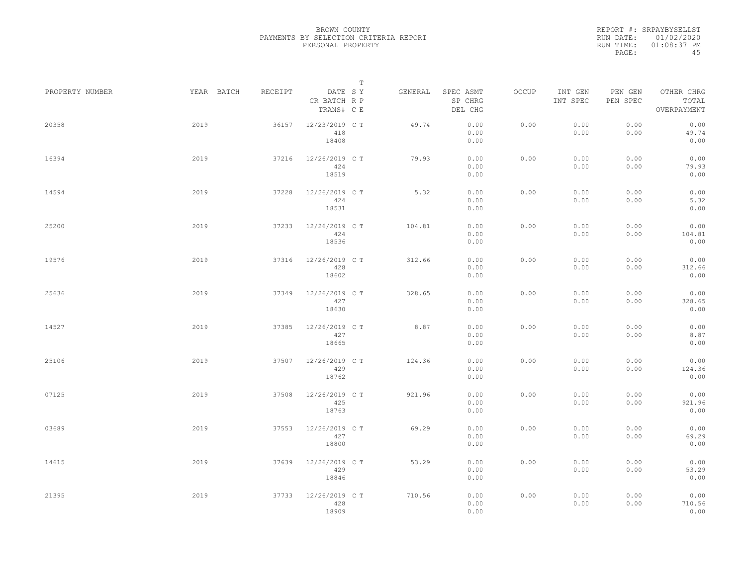BROWN COUNTY
PAYMENTS BY SELECTION CRITERIA REPORT
PERSONAL PROPERTY

REPORT #: SRPAYBYSELLST
RUN DATE: 01/02/2020
RUN TIME: 01:08:37 PM

| PROPERTY NUMBER | YEAR | BATCH | RECEIPT | DATE / CR BATCH / TRANS# | S R C | T Y P E | GENERAL | SPEC ASMT / SP CHRG / DEL CHG | OCCUP | INT GEN / INT SPEC | PEN GEN / PEN SPEC | OTHER CHRG / TOTAL / OVERPAYMENT |
|---|---|---|---|---|---|---|---|---|---|---|---|---|
| 20358 | 2019 | | 36157 | 12/23/2019 / 418 / 18408 | C | T | 49.74 | 0.00 / 0.00 / 0.00 | 0.00 | 0.00 / 0.00 | 0.00 / 0.00 | 0.00 / 49.74 / 0.00 |
| 16394 | 2019 | | 37216 | 12/26/2019 / 424 / 18519 | C | T | 79.93 | 0.00 / 0.00 / 0.00 | 0.00 | 0.00 / 0.00 | 0.00 / 0.00 | 0.00 / 79.93 / 0.00 |
| 14594 | 2019 | | 37228 | 12/26/2019 / 424 / 18531 | C | T | 5.32 | 0.00 / 0.00 / 0.00 | 0.00 | 0.00 / 0.00 | 0.00 / 0.00 | 0.00 / 5.32 / 0.00 |
| 25200 | 2019 | | 37233 | 12/26/2019 / 424 / 18536 | C | T | 104.81 | 0.00 / 0.00 / 0.00 | 0.00 | 0.00 / 0.00 | 0.00 / 0.00 | 0.00 / 104.81 / 0.00 |
| 19576 | 2019 | | 37316 | 12/26/2019 / 428 / 18602 | C | T | 312.66 | 0.00 / 0.00 / 0.00 | 0.00 | 0.00 / 0.00 | 0.00 / 0.00 | 0.00 / 312.66 / 0.00 |
| 25636 | 2019 | | 37349 | 12/26/2019 / 427 / 18630 | C | T | 328.65 | 0.00 / 0.00 / 0.00 | 0.00 | 0.00 / 0.00 | 0.00 / 0.00 | 0.00 / 328.65 / 0.00 |
| 14527 | 2019 | | 37385 | 12/26/2019 / 427 / 18665 | C | T | 8.87 | 0.00 / 0.00 / 0.00 | 0.00 | 0.00 / 0.00 | 0.00 / 0.00 | 0.00 / 8.87 / 0.00 |
| 25106 | 2019 | | 37507 | 12/26/2019 / 429 / 18762 | C | T | 124.36 | 0.00 / 0.00 / 0.00 | 0.00 | 0.00 / 0.00 | 0.00 / 0.00 | 0.00 / 124.36 / 0.00 |
| 07125 | 2019 | | 37508 | 12/26/2019 / 425 / 18763 | C | T | 921.96 | 0.00 / 0.00 / 0.00 | 0.00 | 0.00 / 0.00 | 0.00 / 0.00 | 0.00 / 921.96 / 0.00 |
| 03689 | 2019 | | 37553 | 12/26/2019 / 427 / 18800 | C | T | 69.29 | 0.00 / 0.00 / 0.00 | 0.00 | 0.00 / 0.00 | 0.00 / 0.00 | 0.00 / 69.29 / 0.00 |
| 14615 | 2019 | | 37639 | 12/26/2019 / 429 / 18846 | C | T | 53.29 | 0.00 / 0.00 / 0.00 | 0.00 | 0.00 / 0.00 | 0.00 / 0.00 | 0.00 / 53.29 / 0.00 |
| 21395 | 2019 | | 37733 | 12/26/2019 / 428 / 18909 | C | T | 710.56 | 0.00 / 0.00 / 0.00 | 0.00 | 0.00 / 0.00 | 0.00 / 0.00 | 0.00 / 710.56 / 0.00 |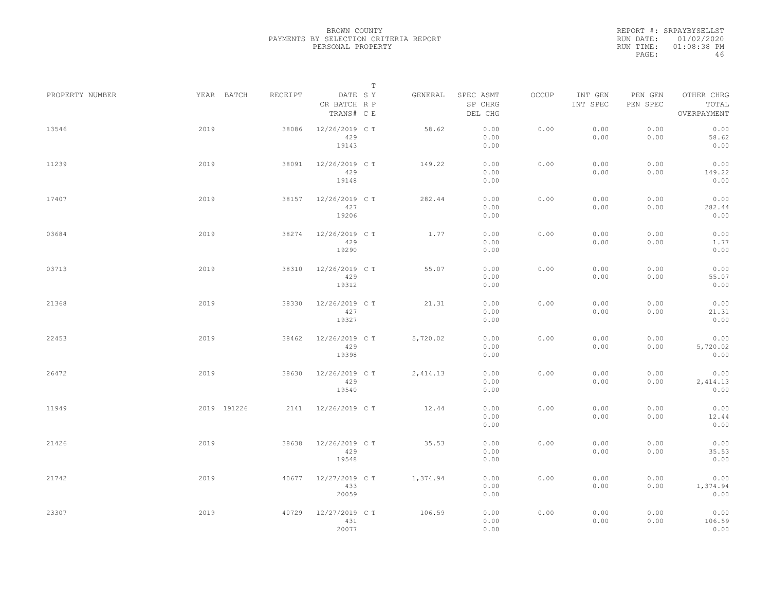BROWN COUNTY
PAYMENTS BY SELECTION CRITERIA REPORT
PERSONAL PROPERTY

REPORT #: SRPAYBYSELLST
RUN DATE: 01/02/2020
RUN TIME: 01:08:38 PM

| PROPERTY NUMBER | YEAR | BATCH | RECEIPT | DATE / CR BATCH / TRANS# | T SY RP CE | GENERAL | SPEC ASMT / SP CHRG / DEL CHG | OCCUP | INT GEN / INT SPEC | PEN GEN / PEN SPEC | OTHER CHRG / TOTAL / OVERPAYMENT |
|---|---|---|---|---|---|---|---|---|---|---|---|
| 13546 | 2019 | | 38086 | 12/26/2019 429 19143 | C T | 58.62 | 0.00 0.00 0.00 | 0.00 | 0.00 0.00 | 0.00 0.00 | 0.00 58.62 0.00 |
| 11239 | 2019 | | 38091 | 12/26/2019 429 19148 | C T | 149.22 | 0.00 0.00 0.00 | 0.00 | 0.00 0.00 | 0.00 0.00 | 0.00 149.22 0.00 |
| 17407 | 2019 | | 38157 | 12/26/2019 427 19206 | C T | 282.44 | 0.00 0.00 0.00 | 0.00 | 0.00 0.00 | 0.00 0.00 | 0.00 282.44 0.00 |
| 03684 | 2019 | | 38274 | 12/26/2019 429 19290 | C T | 1.77 | 0.00 0.00 0.00 | 0.00 | 0.00 0.00 | 0.00 0.00 | 0.00 1.77 0.00 |
| 03713 | 2019 | | 38310 | 12/26/2019 429 19312 | C T | 55.07 | 0.00 0.00 0.00 | 0.00 | 0.00 0.00 | 0.00 0.00 | 0.00 55.07 0.00 |
| 21368 | 2019 | | 38330 | 12/26/2019 427 19327 | C T | 21.31 | 0.00 0.00 0.00 | 0.00 | 0.00 0.00 | 0.00 0.00 | 0.00 21.31 0.00 |
| 22453 | 2019 | | 38462 | 12/26/2019 429 19398 | C T | 5,720.02 | 0.00 0.00 0.00 | 0.00 | 0.00 0.00 | 0.00 0.00 | 0.00 5,720.02 0.00 |
| 26472 | 2019 | | 38630 | 12/26/2019 429 19540 | C T | 2,414.13 | 0.00 0.00 0.00 | 0.00 | 0.00 0.00 | 0.00 0.00 | 0.00 2,414.13 0.00 |
| 11949 | 2019 | 191226 | 2141 | 12/26/2019 | C T | 12.44 | 0.00 0.00 0.00 | 0.00 | 0.00 0.00 | 0.00 0.00 | 0.00 12.44 0.00 |
| 21426 | 2019 | | 38638 | 12/26/2019 429 19548 | C T | 35.53 | 0.00 0.00 0.00 | 0.00 | 0.00 0.00 | 0.00 0.00 | 0.00 35.53 0.00 |
| 21742 | 2019 | | 40677 | 12/27/2019 433 20059 | C T | 1,374.94 | 0.00 0.00 0.00 | 0.00 | 0.00 0.00 | 0.00 0.00 | 0.00 1,374.94 0.00 |
| 23307 | 2019 | | 40729 | 12/27/2019 431 20077 | C T | 106.59 | 0.00 0.00 0.00 | 0.00 | 0.00 0.00 | 0.00 0.00 | 0.00 106.59 0.00 |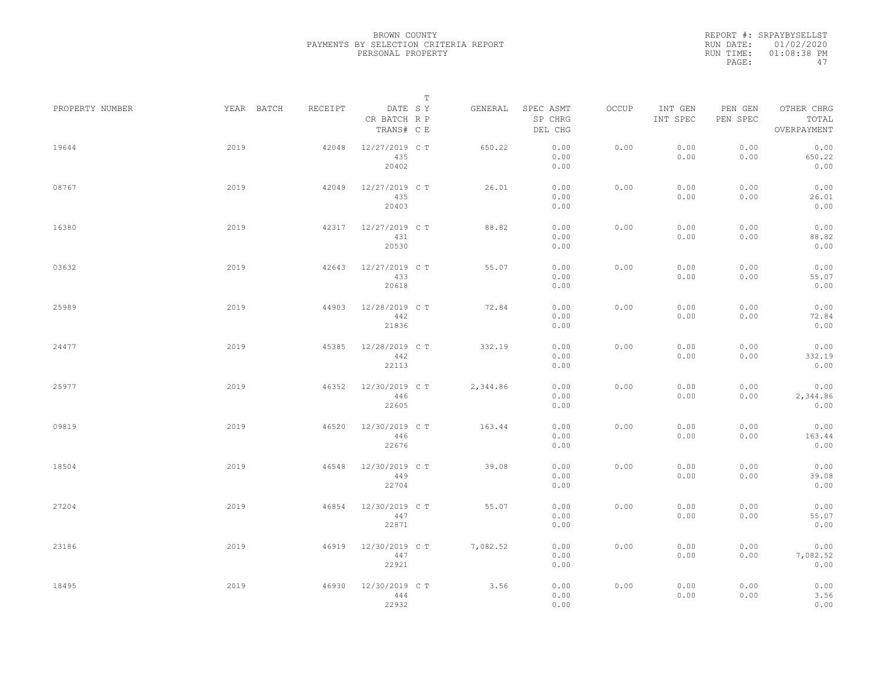BROWN COUNTY
PAYMENTS BY SELECTION CRITERIA REPORT
PERSONAL PROPERTY

REPORT #: SRPAYBYSELLST
RUN DATE: 01/02/2020
RUN TIME: 01:08:38 PM

| PROPERTY NUMBER | YEAR | BATCH | RECEIPT | DATE / CR BATCH / TRANS# | SY RP CE | T | GENERAL | SPEC ASMT / SP CHRG / DEL CHG | OCCUP | INT GEN / INT SPEC | PEN GEN / PEN SPEC | OTHER CHRG / TOTAL / OVERPAYMENT |
|---|---|---|---|---|---|---|---|---|---|---|---|---|
| 19644 | 2019 | | 42048 | 12/27/2019 / 435 / 20402 | C | T | 650.22 | 0.00 / 0.00 / 0.00 | 0.00 | 0.00 / 0.00 | 0.00 / 0.00 | 0.00 / 650.22 / 0.00 |
| 08767 | 2019 | | 42049 | 12/27/2019 / 435 / 20403 | C | T | 26.01 | 0.00 / 0.00 / 0.00 | 0.00 | 0.00 / 0.00 | 0.00 / 0.00 | 0.00 / 26.01 / 0.00 |
| 16380 | 2019 | | 42317 | 12/27/2019 / 431 / 20530 | C | T | 88.82 | 0.00 / 0.00 / 0.00 | 0.00 | 0.00 / 0.00 | 0.00 / 0.00 | 0.00 / 88.82 / 0.00 |
| 03632 | 2019 | | 42643 | 12/27/2019 / 433 / 20618 | C | T | 55.07 | 0.00 / 0.00 / 0.00 | 0.00 | 0.00 / 0.00 | 0.00 / 0.00 | 0.00 / 55.07 / 0.00 |
| 25989 | 2019 | | 44903 | 12/28/2019 / 442 / 21836 | C | T | 72.84 | 0.00 / 0.00 / 0.00 | 0.00 | 0.00 / 0.00 | 0.00 / 0.00 | 0.00 / 72.84 / 0.00 |
| 24477 | 2019 | | 45385 | 12/28/2019 / 442 / 22113 | C | T | 332.19 | 0.00 / 0.00 / 0.00 | 0.00 | 0.00 / 0.00 | 0.00 / 0.00 | 0.00 / 332.19 / 0.00 |
| 25977 | 2019 | | 46352 | 12/30/2019 / 446 / 22605 | C | T | 2,344.86 | 0.00 / 0.00 / 0.00 | 0.00 | 0.00 / 0.00 | 0.00 / 0.00 | 0.00 / 2,344.86 / 0.00 |
| 09819 | 2019 | | 46520 | 12/30/2019 / 446 / 22676 | C | T | 163.44 | 0.00 / 0.00 / 0.00 | 0.00 | 0.00 / 0.00 | 0.00 / 0.00 | 0.00 / 163.44 / 0.00 |
| 18504 | 2019 | | 46548 | 12/30/2019 / 449 / 22704 | C | T | 39.08 | 0.00 / 0.00 / 0.00 | 0.00 | 0.00 / 0.00 | 0.00 / 0.00 | 0.00 / 39.08 / 0.00 |
| 27204 | 2019 | | 46854 | 12/30/2019 / 447 / 22871 | C | T | 55.07 | 0.00 / 0.00 / 0.00 | 0.00 | 0.00 / 0.00 | 0.00 / 0.00 | 0.00 / 55.07 / 0.00 |
| 23186 | 2019 | | 46919 | 12/30/2019 / 447 / 22921 | C | T | 7,082.52 | 0.00 / 0.00 / 0.00 | 0.00 | 0.00 / 0.00 | 0.00 / 0.00 | 0.00 / 7,082.52 / 0.00 |
| 18495 | 2019 | | 46930 | 12/30/2019 / 444 / 22932 | C | T | 3.56 | 0.00 / 0.00 / 0.00 | 0.00 | 0.00 / 0.00 | 0.00 / 0.00 | 0.00 / 3.56 / 0.00 |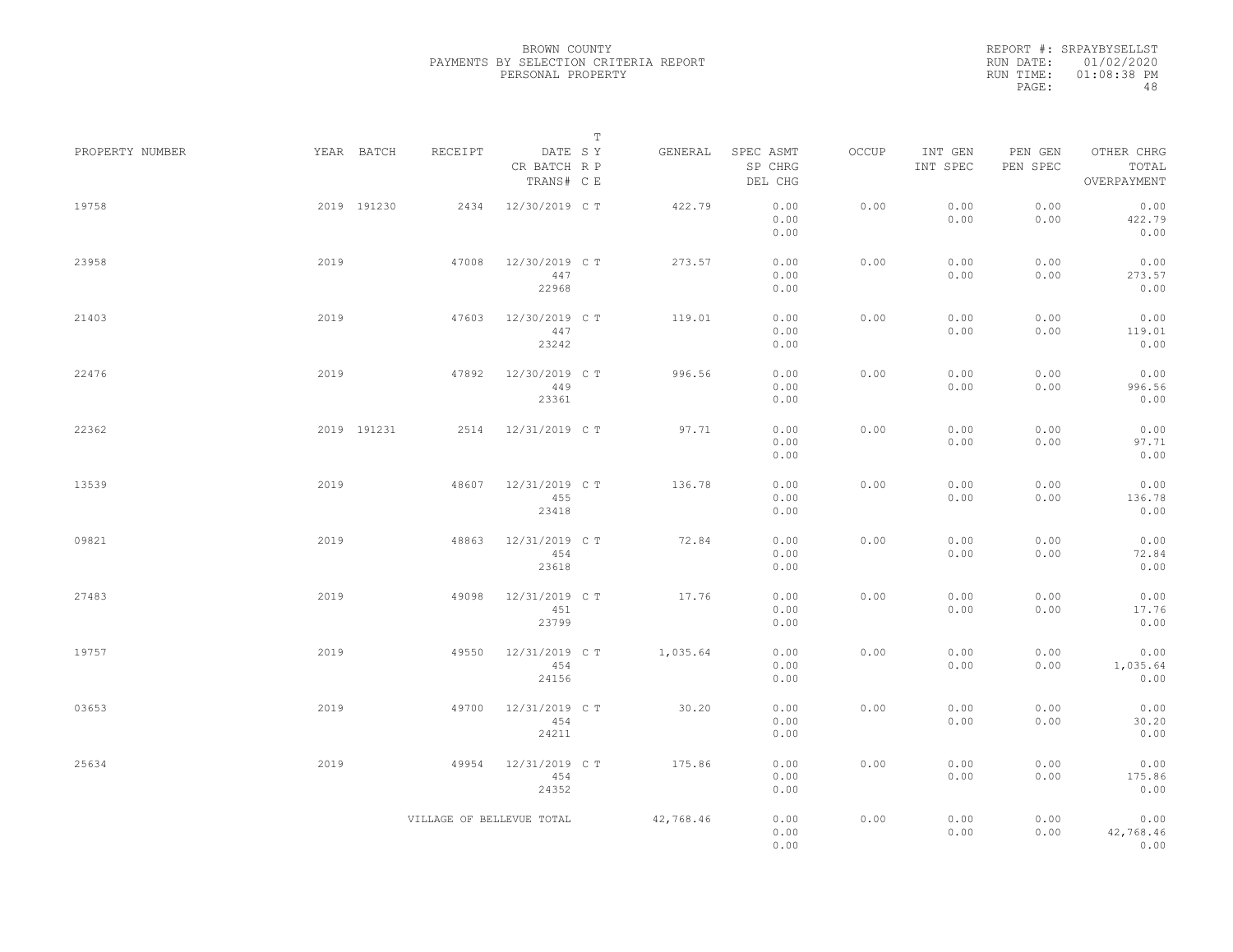BROWN COUNTY
PAYMENTS BY SELECTION CRITERIA REPORT
PERSONAL PROPERTY

REPORT #: SRPAYBYSELLST
RUN DATE: 01/02/2020
RUN TIME: 01:08:38 PM

| PROPERTY NUMBER | YEAR | BATCH | RECEIPT | DATE / CR BATCH / TRANS# | S R C | T Y P E | GENERAL | SPEC ASMT / SP CHRG / DEL CHG | OCCUP | INT GEN / INT SPEC | PEN GEN / PEN SPEC | OTHER CHRG / TOTAL / OVERPAYMENT |
|---|---|---|---|---|---|---|---|---|---|---|---|---|
| 19758 | 2019 | 191230 | 2434 | 12/30/2019 | C | T | 422.79 | 0.00 / 0.00 / 0.00 | 0.00 | 0.00 / 0.00 | 0.00 / 0.00 | 0.00 / 422.79 / 0.00 |
| 23958 | 2019 | | 47008 | 12/30/2019 / 447 / 22968 | C | T | 273.57 | 0.00 / 0.00 / 0.00 | 0.00 | 0.00 / 0.00 | 0.00 / 0.00 | 0.00 / 273.57 / 0.00 |
| 21403 | 2019 | | 47603 | 12/30/2019 / 447 / 23242 | C | T | 119.01 | 0.00 / 0.00 / 0.00 | 0.00 | 0.00 / 0.00 | 0.00 / 0.00 | 0.00 / 119.01 / 0.00 |
| 22476 | 2019 | | 47892 | 12/30/2019 / 449 / 23361 | C | T | 996.56 | 0.00 / 0.00 / 0.00 | 0.00 | 0.00 / 0.00 | 0.00 / 0.00 | 0.00 / 996.56 / 0.00 |
| 22362 | 2019 | 191231 | 2514 | 12/31/2019 | C | T | 97.71 | 0.00 / 0.00 / 0.00 | 0.00 | 0.00 / 0.00 | 0.00 / 0.00 | 0.00 / 97.71 / 0.00 |
| 13539 | 2019 | | 48607 | 12/31/2019 / 455 / 23418 | C | T | 136.78 | 0.00 / 0.00 / 0.00 | 0.00 | 0.00 / 0.00 | 0.00 / 0.00 | 0.00 / 136.78 / 0.00 |
| 09821 | 2019 | | 48863 | 12/31/2019 / 454 / 23618 | C | T | 72.84 | 0.00 / 0.00 / 0.00 | 0.00 | 0.00 / 0.00 | 0.00 / 0.00 | 0.00 / 72.84 / 0.00 |
| 27483 | 2019 | | 49098 | 12/31/2019 / 451 / 23799 | C | T | 17.76 | 0.00 / 0.00 / 0.00 | 0.00 | 0.00 / 0.00 | 0.00 / 0.00 | 0.00 / 17.76 / 0.00 |
| 19757 | 2019 | | 49550 | 12/31/2019 / 454 / 24156 | C | T | 1,035.64 | 0.00 / 0.00 / 0.00 | 0.00 | 0.00 / 0.00 | 0.00 / 0.00 | 0.00 / 1,035.64 / 0.00 |
| 03653 | 2019 | | 49700 | 12/31/2019 / 454 / 24211 | C | T | 30.20 | 0.00 / 0.00 / 0.00 | 0.00 | 0.00 / 0.00 | 0.00 / 0.00 | 0.00 / 30.20 / 0.00 |
| 25634 | 2019 | | 49954 | 12/31/2019 / 454 / 24352 | C | T | 175.86 | 0.00 / 0.00 / 0.00 | 0.00 | 0.00 / 0.00 | 0.00 / 0.00 | 0.00 / 175.86 / 0.00 |
| VILLAGE OF BELLEVUE TOTAL | | | | | | | 42,768.46 | 0.00 / 0.00 / 0.00 | 0.00 | 0.00 / 0.00 | 0.00 / 0.00 | 0.00 / 42,768.46 / 0.00 |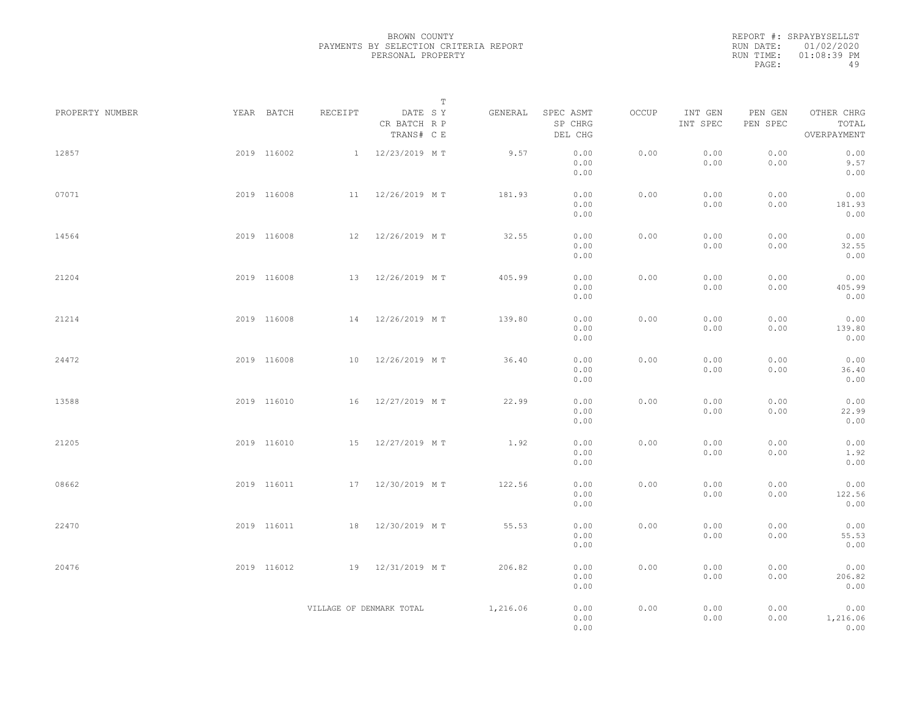BROWN COUNTY
PAYMENTS BY SELECTION CRITERIA REPORT
PERSONAL PROPERTY

REPORT #: SRPAYBYSELLST
RUN DATE: 01/02/2020
RUN TIME: 01:08:39 PM

| PROPERTY NUMBER | YEAR | BATCH | RECEIPT | DATE / CR BATCH / TRANS# | T SY RP CE | GENERAL | SPEC ASMT / SP CHRG / DEL CHG | OCCUP | INT GEN / INT SPEC | PEN GEN / PEN SPEC | OTHER CHRG / TOTAL / OVERPAYMENT |
|---|---|---|---|---|---|---|---|---|---|---|---|
| 12857 | 2019 | 116002 | 1 | 12/23/2019 | M T | 9.57 | 0.00 / 0.00 / 0.00 | 0.00 | 0.00 / 0.00 | 0.00 / 0.00 | 0.00 / 9.57 / 0.00 |
| 07071 | 2019 | 116008 | 11 | 12/26/2019 | M T | 181.93 | 0.00 / 0.00 / 0.00 | 0.00 | 0.00 / 0.00 | 0.00 / 0.00 | 0.00 / 181.93 / 0.00 |
| 14564 | 2019 | 116008 | 12 | 12/26/2019 | M T | 32.55 | 0.00 / 0.00 / 0.00 | 0.00 | 0.00 / 0.00 | 0.00 / 0.00 | 0.00 / 32.55 / 0.00 |
| 21204 | 2019 | 116008 | 13 | 12/26/2019 | M T | 405.99 | 0.00 / 0.00 / 0.00 | 0.00 | 0.00 / 0.00 | 0.00 / 0.00 | 0.00 / 405.99 / 0.00 |
| 21214 | 2019 | 116008 | 14 | 12/26/2019 | M T | 139.80 | 0.00 / 0.00 / 0.00 | 0.00 | 0.00 / 0.00 | 0.00 / 0.00 | 0.00 / 139.80 / 0.00 |
| 24472 | 2019 | 116008 | 10 | 12/26/2019 | M T | 36.40 | 0.00 / 0.00 / 0.00 | 0.00 | 0.00 / 0.00 | 0.00 / 0.00 | 0.00 / 36.40 / 0.00 |
| 13588 | 2019 | 116010 | 16 | 12/27/2019 | M T | 22.99 | 0.00 / 0.00 / 0.00 | 0.00 | 0.00 / 0.00 | 0.00 / 0.00 | 0.00 / 22.99 / 0.00 |
| 21205 | 2019 | 116010 | 15 | 12/27/2019 | M T | 1.92 | 0.00 / 0.00 / 0.00 | 0.00 | 0.00 / 0.00 | 0.00 / 0.00 | 0.00 / 1.92 / 0.00 |
| 08662 | 2019 | 116011 | 17 | 12/30/2019 | M T | 122.56 | 0.00 / 0.00 / 0.00 | 0.00 | 0.00 / 0.00 | 0.00 / 0.00 | 0.00 / 122.56 / 0.00 |
| 22470 | 2019 | 116011 | 18 | 12/30/2019 | M T | 55.53 | 0.00 / 0.00 / 0.00 | 0.00 | 0.00 / 0.00 | 0.00 / 0.00 | 0.00 / 55.53 / 0.00 |
| 20476 | 2019 | 116012 | 19 | 12/31/2019 | M T | 206.82 | 0.00 / 0.00 / 0.00 | 0.00 | 0.00 / 0.00 | 0.00 / 0.00 | 0.00 / 206.82 / 0.00 |
| | | | VILLAGE OF DENMARK TOTAL | | | 1,216.06 | 0.00 / 0.00 / 0.00 | 0.00 | 0.00 / 0.00 | 0.00 / 0.00 | 0.00 / 1,216.06 / 0.00 |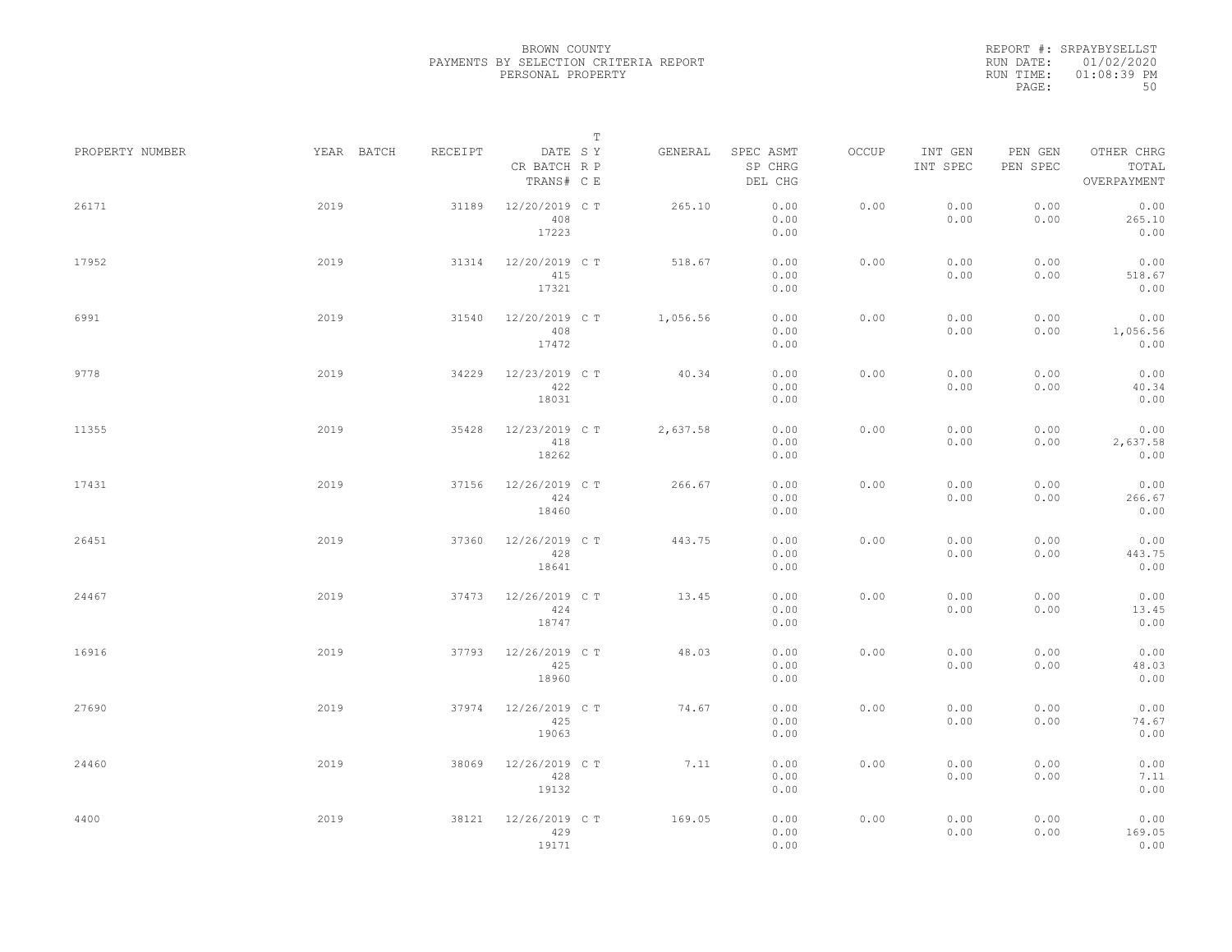BROWN COUNTY
PAYMENTS BY SELECTION CRITERIA REPORT
PERSONAL PROPERTY

REPORT #: SRPAYBYSELLST
RUN DATE: 01/02/2020
RUN TIME: 01:08:39 PM

| PROPERTY NUMBER | YEAR | BATCH | RECEIPT | DATE / CR BATCH / TRANS# | S / R / C | T / Y / P / E | GENERAL | SPEC ASMT / SP CHRG / DEL CHG | OCCUP | INT GEN / INT SPEC | PEN GEN / PEN SPEC | OTHER CHRG / TOTAL / OVERPAYMENT |
|---|---|---|---|---|---|---|---|---|---|---|---|---|
| 26171 | 2019 | | 31189 | 12/20/2019 / 408 / 17223 | C | T | 265.10 | 0.00 / 0.00 / 0.00 | 0.00 | 0.00 / 0.00 | 0.00 / 0.00 | 0.00 / 265.10 / 0.00 |
| 17952 | 2019 | | 31314 | 12/20/2019 / 415 / 17321 | C | T | 518.67 | 0.00 / 0.00 / 0.00 | 0.00 | 0.00 / 0.00 | 0.00 / 0.00 | 0.00 / 518.67 / 0.00 |
| 6991 | 2019 | | 31540 | 12/20/2019 / 408 / 17472 | C | T | 1,056.56 | 0.00 / 0.00 / 0.00 | 0.00 | 0.00 / 0.00 | 0.00 / 0.00 | 0.00 / 1,056.56 / 0.00 |
| 9778 | 2019 | | 34229 | 12/23/2019 / 422 / 18031 | C | T | 40.34 | 0.00 / 0.00 / 0.00 | 0.00 | 0.00 / 0.00 | 0.00 / 0.00 | 0.00 / 40.34 / 0.00 |
| 11355 | 2019 | | 35428 | 12/23/2019 / 418 / 18262 | C | T | 2,637.58 | 0.00 / 0.00 / 0.00 | 0.00 | 0.00 / 0.00 | 0.00 / 0.00 | 0.00 / 2,637.58 / 0.00 |
| 17431 | 2019 | | 37156 | 12/26/2019 / 424 / 18460 | C | T | 266.67 | 0.00 / 0.00 / 0.00 | 0.00 | 0.00 / 0.00 | 0.00 / 0.00 | 0.00 / 266.67 / 0.00 |
| 26451 | 2019 | | 37360 | 12/26/2019 / 428 / 18641 | C | T | 443.75 | 0.00 / 0.00 / 0.00 | 0.00 | 0.00 / 0.00 | 0.00 / 0.00 | 0.00 / 443.75 / 0.00 |
| 24467 | 2019 | | 37473 | 12/26/2019 / 424 / 18747 | C | T | 13.45 | 0.00 / 0.00 / 0.00 | 0.00 | 0.00 / 0.00 | 0.00 / 0.00 | 0.00 / 13.45 / 0.00 |
| 16916 | 2019 | | 37793 | 12/26/2019 / 425 / 18960 | C | T | 48.03 | 0.00 / 0.00 / 0.00 | 0.00 | 0.00 / 0.00 | 0.00 / 0.00 | 0.00 / 48.03 / 0.00 |
| 27690 | 2019 | | 37974 | 12/26/2019 / 425 / 19063 | C | T | 74.67 | 0.00 / 0.00 / 0.00 | 0.00 | 0.00 / 0.00 | 0.00 / 0.00 | 0.00 / 74.67 / 0.00 |
| 24460 | 2019 | | 38069 | 12/26/2019 / 428 / 19132 | C | T | 7.11 | 0.00 / 0.00 / 0.00 | 0.00 | 0.00 / 0.00 | 0.00 / 0.00 | 0.00 / 7.11 / 0.00 |
| 4400 | 2019 | | 38121 | 12/26/2019 / 429 / 19171 | C | T | 169.05 | 0.00 / 0.00 / 0.00 | 0.00 | 0.00 / 0.00 | 0.00 / 0.00 | 0.00 / 169.05 / 0.00 |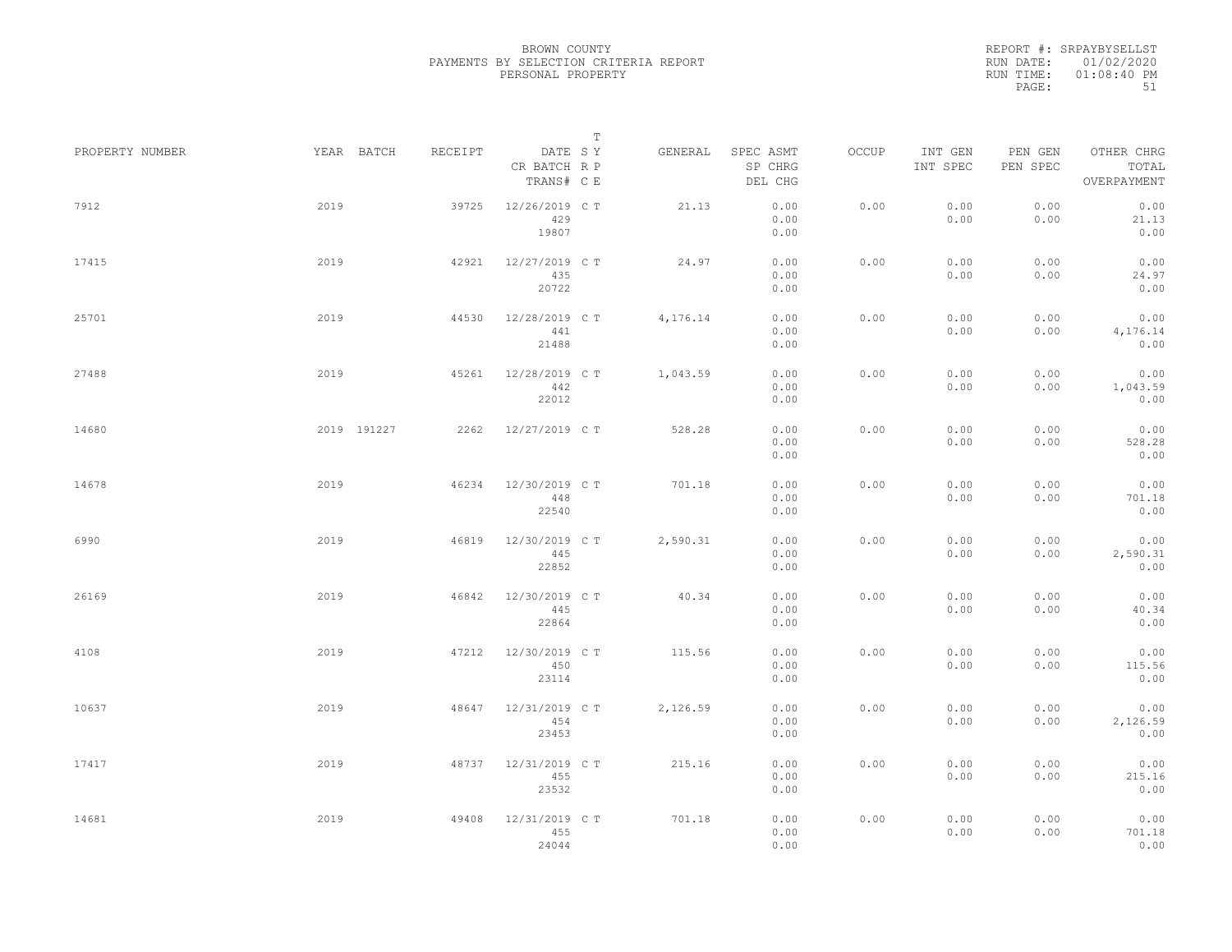BROWN COUNTY
PAYMENTS BY SELECTION CRITERIA REPORT
PERSONAL PROPERTY

REPORT #: SRPAYBYSELLST
RUN DATE: 01/02/2020
RUN TIME: 01:08:40 PM

| PROPERTY NUMBER | YEAR | BATCH | RECEIPT | DATE / CR BATCH / TRANS# | S R C | T Y P E | GENERAL | SPEC ASMT / SP CHRG / DEL CHG | OCCUP | INT GEN / INT SPEC | PEN GEN / PEN SPEC | OTHER CHRG / TOTAL / OVERPAYMENT |
|---|---|---|---|---|---|---|---|---|---|---|---|---|
| 7912 | 2019 | | 39725 | 12/26/2019 / 429 / 19807 | C | T | 21.13 | 0.00 / 0.00 / 0.00 | 0.00 | 0.00 / 0.00 | 0.00 / 0.00 | 0.00 / 21.13 / 0.00 |
| 17415 | 2019 | | 42921 | 12/27/2019 / 435 / 20722 | C | T | 24.97 | 0.00 / 0.00 / 0.00 | 0.00 | 0.00 / 0.00 | 0.00 / 0.00 | 0.00 / 24.97 / 0.00 |
| 25701 | 2019 | | 44530 | 12/28/2019 / 441 / 21488 | C | T | 4,176.14 | 0.00 / 0.00 / 0.00 | 0.00 | 0.00 / 0.00 | 0.00 / 0.00 | 0.00 / 4,176.14 / 0.00 |
| 27488 | 2019 | | 45261 | 12/28/2019 / 442 / 22012 | C | T | 1,043.59 | 0.00 / 0.00 / 0.00 | 0.00 | 0.00 / 0.00 | 0.00 / 0.00 | 0.00 / 1,043.59 / 0.00 |
| 14680 | 2019 | 191227 | 2262 | 12/27/2019 | C | T | 528.28 | 0.00 / 0.00 / 0.00 | 0.00 | 0.00 / 0.00 | 0.00 / 0.00 | 0.00 / 528.28 / 0.00 |
| 14678 | 2019 | | 46234 | 12/30/2019 / 448 / 22540 | C | T | 701.18 | 0.00 / 0.00 / 0.00 | 0.00 | 0.00 / 0.00 | 0.00 / 0.00 | 0.00 / 701.18 / 0.00 |
| 6990 | 2019 | | 46819 | 12/30/2019 / 445 / 22852 | C | T | 2,590.31 | 0.00 / 0.00 / 0.00 | 0.00 | 0.00 / 0.00 | 0.00 / 0.00 | 0.00 / 2,590.31 / 0.00 |
| 26169 | 2019 | | 46842 | 12/30/2019 / 445 / 22864 | C | T | 40.34 | 0.00 / 0.00 / 0.00 | 0.00 | 0.00 / 0.00 | 0.00 / 0.00 | 0.00 / 40.34 / 0.00 |
| 4108 | 2019 | | 47212 | 12/30/2019 / 450 / 23114 | C | T | 115.56 | 0.00 / 0.00 / 0.00 | 0.00 | 0.00 / 0.00 | 0.00 / 0.00 | 0.00 / 115.56 / 0.00 |
| 10637 | 2019 | | 48647 | 12/31/2019 / 454 / 23453 | C | T | 2,126.59 | 0.00 / 0.00 / 0.00 | 0.00 | 0.00 / 0.00 | 0.00 / 0.00 | 0.00 / 2,126.59 / 0.00 |
| 17417 | 2019 | | 48737 | 12/31/2019 / 455 / 23532 | C | T | 215.16 | 0.00 / 0.00 / 0.00 | 0.00 | 0.00 / 0.00 | 0.00 / 0.00 | 0.00 / 215.16 / 0.00 |
| 14681 | 2019 | | 49408 | 12/31/2019 / 455 / 24044 | C | T | 701.18 | 0.00 / 0.00 / 0.00 | 0.00 | 0.00 / 0.00 | 0.00 / 0.00 | 0.00 / 701.18 / 0.00 |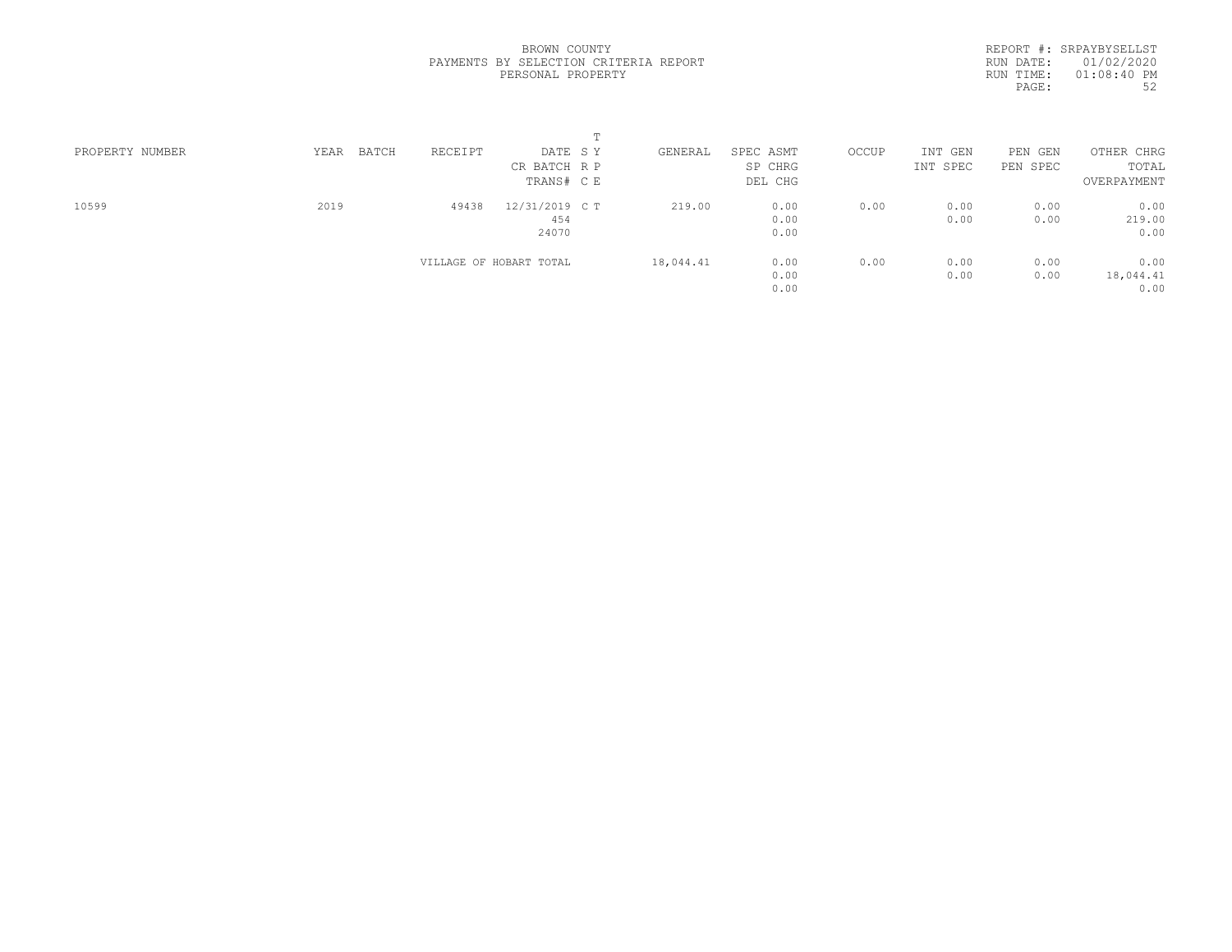BROWN COUNTY
PAYMENTS BY SELECTION CRITERIA REPORT
PERSONAL PROPERTY

REPORT #: SRPAYBYSELLST
RUN DATE: 01/02/2020
RUN TIME: 01:08:40 PM

| PROPERTY NUMBER | YEAR | BATCH | RECEIPT | DATE / CR BATCH / TRANS# | T SY / R P / C E | GENERAL | SPEC ASMT / SP CHRG / DEL CHG | OCCUP | INT GEN / INT SPEC | PEN GEN / PEN SPEC | OTHER CHRG / TOTAL / OVERPAYMENT |
|---|---|---|---|---|---|---|---|---|---|---|---|
| 10599 | 2019 | | 49438 | 12/31/2019 / 454 / 24070 | C T | 219.00 | 0.00 / 0.00 / 0.00 | 0.00 | 0.00 / 0.00 | 0.00 / 0.00 | 0.00 / 219.00 / 0.00 |
| | | | VILLAGE OF HOBART TOTAL | | | 18,044.41 | 0.00 / 0.00 / 0.00 | 0.00 | 0.00 / 0.00 | 0.00 / 0.00 | 0.00 / 18,044.41 / 0.00 |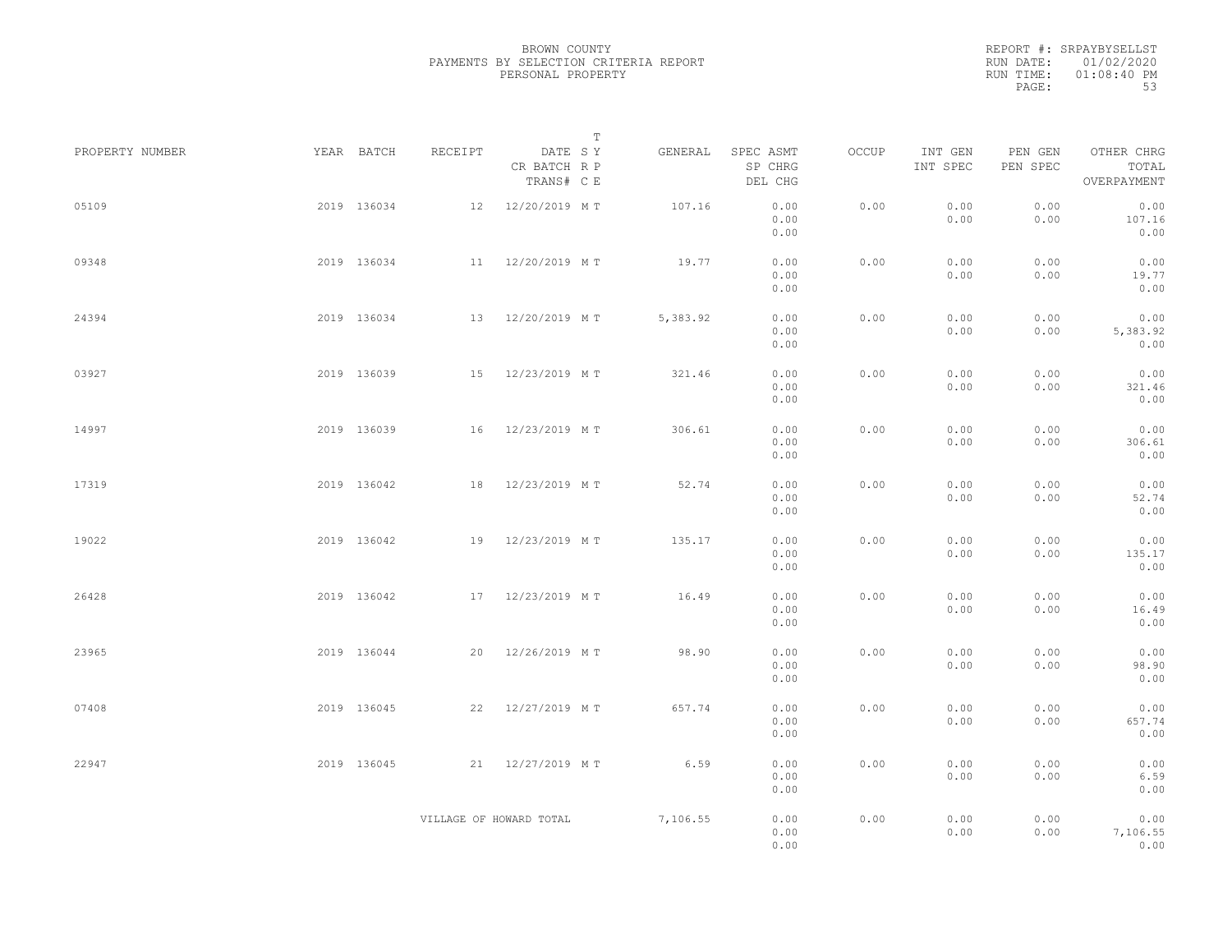BROWN COUNTY
PAYMENTS BY SELECTION CRITERIA REPORT
PERSONAL PROPERTY

REPORT #: SRPAYBYSELLST
RUN DATE: 01/02/2020
RUN TIME: 01:08:40 PM

| PROPERTY NUMBER | YEAR | BATCH | RECEIPT | DATE CR BATCH TRANS# | T S Y R P C E | GENERAL | SPEC ASMT SP CHRG DEL CHG | OCCUP | INT GEN INT SPEC | PEN GEN PEN SPEC | OTHER CHRG TOTAL OVERPAYMENT |
|---|---|---|---|---|---|---|---|---|---|---|---|
| 05109 | 2019 | 136034 | 12 | 12/20/2019 | M T | 107.16 | 0.00 0.00 0.00 | 0.00 | 0.00 0.00 | 0.00 0.00 | 0.00 107.16 0.00 |
| 09348 | 2019 | 136034 | 11 | 12/20/2019 | M T | 19.77 | 0.00 0.00 0.00 | 0.00 | 0.00 0.00 | 0.00 0.00 | 0.00 19.77 0.00 |
| 24394 | 2019 | 136034 | 13 | 12/20/2019 | M T | 5,383.92 | 0.00 0.00 0.00 | 0.00 | 0.00 0.00 | 0.00 0.00 | 0.00 5,383.92 0.00 |
| 03927 | 2019 | 136039 | 15 | 12/23/2019 | M T | 321.46 | 0.00 0.00 0.00 | 0.00 | 0.00 0.00 | 0.00 0.00 | 0.00 321.46 0.00 |
| 14997 | 2019 | 136039 | 16 | 12/23/2019 | M T | 306.61 | 0.00 0.00 0.00 | 0.00 | 0.00 0.00 | 0.00 0.00 | 0.00 306.61 0.00 |
| 17319 | 2019 | 136042 | 18 | 12/23/2019 | M T | 52.74 | 0.00 0.00 0.00 | 0.00 | 0.00 0.00 | 0.00 0.00 | 0.00 52.74 0.00 |
| 19022 | 2019 | 136042 | 19 | 12/23/2019 | M T | 135.17 | 0.00 0.00 0.00 | 0.00 | 0.00 0.00 | 0.00 0.00 | 0.00 135.17 0.00 |
| 26428 | 2019 | 136042 | 17 | 12/23/2019 | M T | 16.49 | 0.00 0.00 0.00 | 0.00 | 0.00 0.00 | 0.00 0.00 | 0.00 16.49 0.00 |
| 23965 | 2019 | 136044 | 20 | 12/26/2019 | M T | 98.90 | 0.00 0.00 0.00 | 0.00 | 0.00 0.00 | 0.00 0.00 | 0.00 98.90 0.00 |
| 07408 | 2019 | 136045 | 22 | 12/27/2019 | M T | 657.74 | 0.00 0.00 0.00 | 0.00 | 0.00 0.00 | 0.00 0.00 | 0.00 657.74 0.00 |
| 22947 | 2019 | 136045 | 21 | 12/27/2019 | M T | 6.59 | 0.00 0.00 0.00 | 0.00 | 0.00 0.00 | 0.00 0.00 | 0.00 6.59 0.00 |
| | | | VILLAGE OF HOWARD TOTAL | | | 7,106.55 | 0.00 0.00 0.00 | 0.00 | 0.00 0.00 | 0.00 0.00 | 0.00 7,106.55 0.00 |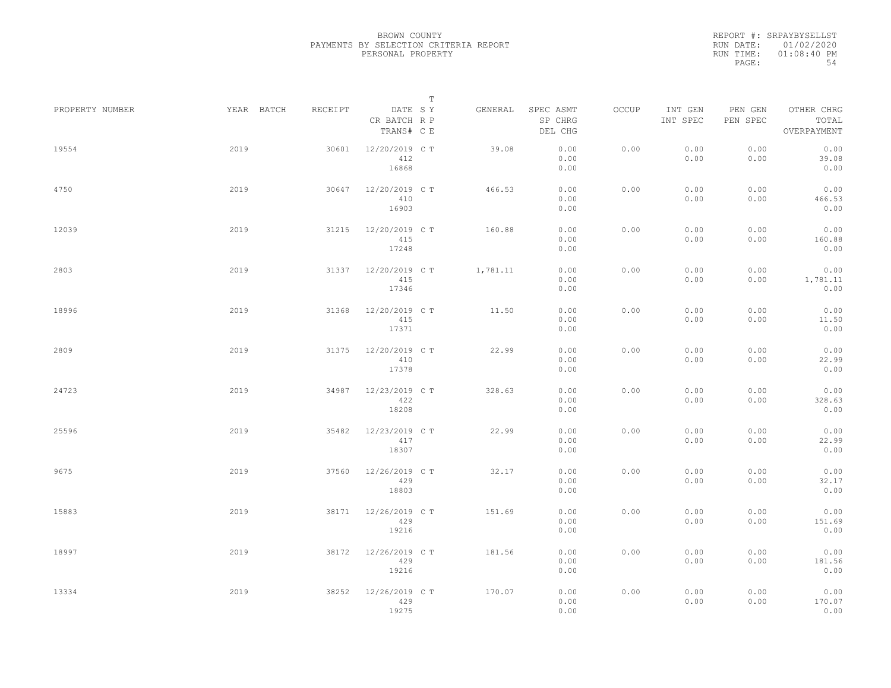BROWN COUNTY
PAYMENTS BY SELECTION CRITERIA REPORT
PERSONAL PROPERTY

REPORT #: SRPAYBYSELLST
RUN DATE: 01/02/2020
RUN TIME: 01:08:40 PM

| PROPERTY NUMBER | YEAR | BATCH | RECEIPT | DATE / CR BATCH / TRANS# | SY RP CE | T | GENERAL | SPEC ASMT / SP CHRG / DEL CHG | OCCUP | INT GEN / INT SPEC | PEN GEN / PEN SPEC | OTHER CHRG / TOTAL / OVERPAYMENT |
|---|---|---|---|---|---|---|---|---|---|---|---|---|
| 19554 | 2019 | | 30601 | 12/20/2019 / 412 / 16868 | C | T | 39.08 | 0.00 / 0.00 / 0.00 | 0.00 | 0.00 / 0.00 | 0.00 / 0.00 | 0.00 / 39.08 / 0.00 |
| 4750 | 2019 | | 30647 | 12/20/2019 / 410 / 16903 | C | T | 466.53 | 0.00 / 0.00 / 0.00 | 0.00 | 0.00 / 0.00 | 0.00 / 0.00 | 0.00 / 466.53 / 0.00 |
| 12039 | 2019 | | 31215 | 12/20/2019 / 415 / 17248 | C | T | 160.88 | 0.00 / 0.00 / 0.00 | 0.00 | 0.00 / 0.00 | 0.00 / 0.00 | 0.00 / 160.88 / 0.00 |
| 2803 | 2019 | | 31337 | 12/20/2019 / 415 / 17346 | C | T | 1,781.11 | 0.00 / 0.00 / 0.00 | 0.00 | 0.00 / 0.00 | 0.00 / 0.00 | 0.00 / 1,781.11 / 0.00 |
| 18996 | 2019 | | 31368 | 12/20/2019 / 415 / 17371 | C | T | 11.50 | 0.00 / 0.00 / 0.00 | 0.00 | 0.00 / 0.00 | 0.00 / 0.00 | 0.00 / 11.50 / 0.00 |
| 2809 | 2019 | | 31375 | 12/20/2019 / 410 / 17378 | C | T | 22.99 | 0.00 / 0.00 / 0.00 | 0.00 | 0.00 / 0.00 | 0.00 / 0.00 | 0.00 / 22.99 / 0.00 |
| 24723 | 2019 | | 34987 | 12/23/2019 / 422 / 18208 | C | T | 328.63 | 0.00 / 0.00 / 0.00 | 0.00 | 0.00 / 0.00 | 0.00 / 0.00 | 0.00 / 328.63 / 0.00 |
| 25596 | 2019 | | 35482 | 12/23/2019 / 417 / 18307 | C | T | 22.99 | 0.00 / 0.00 / 0.00 | 0.00 | 0.00 / 0.00 | 0.00 / 0.00 | 0.00 / 22.99 / 0.00 |
| 9675 | 2019 | | 37560 | 12/26/2019 / 429 / 18803 | C | T | 32.17 | 0.00 / 0.00 / 0.00 | 0.00 | 0.00 / 0.00 | 0.00 / 0.00 | 0.00 / 32.17 / 0.00 |
| 15883 | 2019 | | 38171 | 12/26/2019 / 429 / 19216 | C | T | 151.69 | 0.00 / 0.00 / 0.00 | 0.00 | 0.00 / 0.00 | 0.00 / 0.00 | 0.00 / 151.69 / 0.00 |
| 18997 | 2019 | | 38172 | 12/26/2019 / 429 / 19216 | C | T | 181.56 | 0.00 / 0.00 / 0.00 | 0.00 | 0.00 / 0.00 | 0.00 / 0.00 | 0.00 / 181.56 / 0.00 |
| 13334 | 2019 | | 38252 | 12/26/2019 / 429 / 19275 | C | T | 170.07 | 0.00 / 0.00 / 0.00 | 0.00 | 0.00 / 0.00 | 0.00 / 0.00 | 0.00 / 170.07 / 0.00 |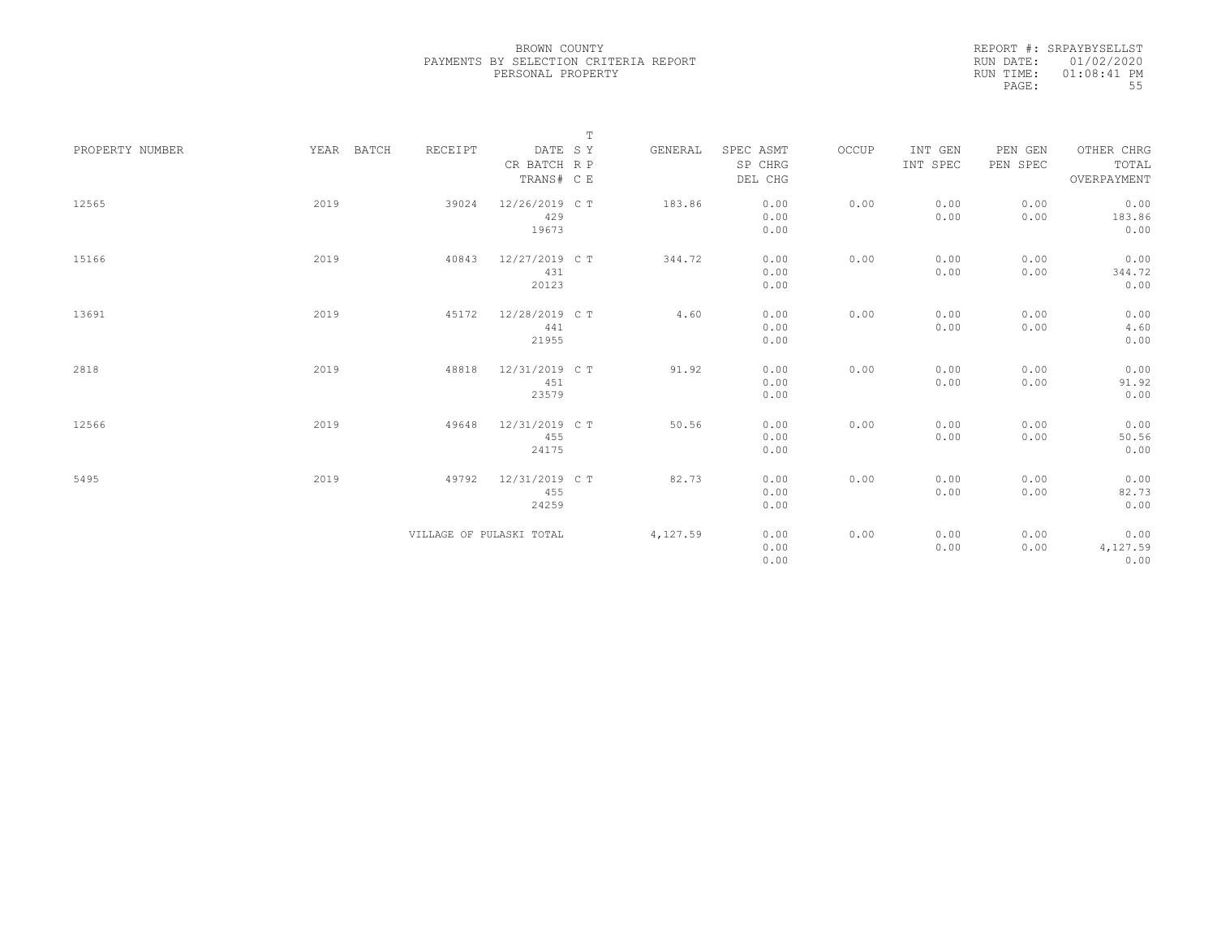BROWN COUNTY
PAYMENTS BY SELECTION CRITERIA REPORT
PERSONAL PROPERTY

REPORT #: SRPAYBYSELLST
RUN DATE: 01/02/2020
RUN TIME: 01:08:41 PM

| PROPERTY NUMBER | YEAR | BATCH | RECEIPT | DATE / CR BATCH / TRANS# | T SY RP CE | GENERAL | SPEC ASMT / SP CHRG / DEL CHG | OCCUP | INT GEN / INT SPEC | PEN GEN / PEN SPEC | OTHER CHRG / TOTAL / OVERPAYMENT |
|---|---|---|---|---|---|---|---|---|---|---|---|
| 12565 | 2019 | | 39024 | 12/26/2019 / 429 / 19673 | C T | 183.86 | 0.00 / 0.00 / 0.00 | 0.00 | 0.00 / 0.00 | 0.00 / 0.00 | 0.00 / 183.86 / 0.00 |
| 15166 | 2019 | | 40843 | 12/27/2019 / 431 / 20123 | C T | 344.72 | 0.00 / 0.00 / 0.00 | 0.00 | 0.00 / 0.00 | 0.00 / 0.00 | 0.00 / 344.72 / 0.00 |
| 13691 | 2019 | | 45172 | 12/28/2019 / 441 / 21955 | C T | 4.60 | 0.00 / 0.00 / 0.00 | 0.00 | 0.00 / 0.00 | 0.00 / 0.00 | 0.00 / 4.60 / 0.00 |
| 2818 | 2019 | | 48818 | 12/31/2019 / 451 / 23579 | C T | 91.92 | 0.00 / 0.00 / 0.00 | 0.00 | 0.00 / 0.00 | 0.00 / 0.00 | 0.00 / 91.92 / 0.00 |
| 12566 | 2019 | | 49648 | 12/31/2019 / 455 / 24175 | C T | 50.56 | 0.00 / 0.00 / 0.00 | 0.00 | 0.00 / 0.00 | 0.00 / 0.00 | 0.00 / 50.56 / 0.00 |
| 5495 | 2019 | | 49792 | 12/31/2019 / 455 / 24259 | C T | 82.73 | 0.00 / 0.00 / 0.00 | 0.00 | 0.00 / 0.00 | 0.00 / 0.00 | 0.00 / 82.73 / 0.00 |
| | | | VILLAGE OF PULASKI TOTAL | | | 4,127.59 | 0.00 / 0.00 / 0.00 | 0.00 | 0.00 / 0.00 | 0.00 / 0.00 | 0.00 / 4,127.59 / 0.00 |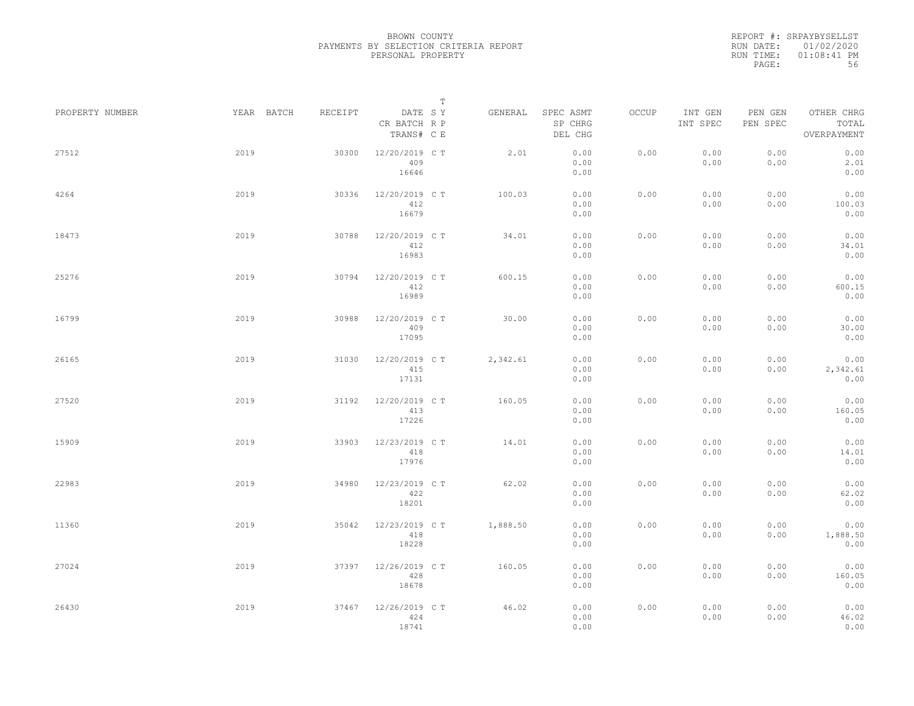BROWN COUNTY
PAYMENTS BY SELECTION CRITERIA REPORT
PERSONAL PROPERTY

REPORT #: SRPAYBYSELLST
RUN DATE: 01/02/2020
RUN TIME: 01:08:41 PM

| PROPERTY NUMBER | YEAR | BATCH | RECEIPT | DATE / CR BATCH / TRANS# | T SY RP CE | GENERAL | SPEC ASMT / SP CHRG / DEL CHG | OCCUP | INT GEN / INT SPEC | PEN GEN / PEN SPEC | OTHER CHRG / TOTAL / OVERPAYMENT |
|---|---|---|---|---|---|---|---|---|---|---|---|
| 27512 | 2019 | | 30300 | 12/20/2019 409 16646 | C T | 2.01 | 0.00 0.00 0.00 | 0.00 | 0.00 0.00 | 0.00 0.00 | 0.00 2.01 0.00 |
| 4264 | 2019 | | 30336 | 12/20/2019 412 16679 | C T | 100.03 | 0.00 0.00 0.00 | 0.00 | 0.00 0.00 | 0.00 0.00 | 0.00 100.03 0.00 |
| 18473 | 2019 | | 30788 | 12/20/2019 412 16983 | C T | 34.01 | 0.00 0.00 0.00 | 0.00 | 0.00 0.00 | 0.00 0.00 | 0.00 34.01 0.00 |
| 25276 | 2019 | | 30794 | 12/20/2019 412 16989 | C T | 600.15 | 0.00 0.00 0.00 | 0.00 | 0.00 0.00 | 0.00 0.00 | 0.00 600.15 0.00 |
| 16799 | 2019 | | 30988 | 12/20/2019 409 17095 | C T | 30.00 | 0.00 0.00 0.00 | 0.00 | 0.00 0.00 | 0.00 0.00 | 0.00 30.00 0.00 |
| 26165 | 2019 | | 31030 | 12/20/2019 415 17131 | C T | 2,342.61 | 0.00 0.00 0.00 | 0.00 | 0.00 0.00 | 0.00 0.00 | 0.00 2,342.61 0.00 |
| 27520 | 2019 | | 31192 | 12/20/2019 413 17226 | C T | 160.05 | 0.00 0.00 0.00 | 0.00 | 0.00 0.00 | 0.00 0.00 | 0.00 160.05 0.00 |
| 15909 | 2019 | | 33903 | 12/23/2019 418 17976 | C T | 14.01 | 0.00 0.00 0.00 | 0.00 | 0.00 0.00 | 0.00 0.00 | 0.00 14.01 0.00 |
| 22983 | 2019 | | 34980 | 12/23/2019 422 18201 | C T | 62.02 | 0.00 0.00 0.00 | 0.00 | 0.00 0.00 | 0.00 0.00 | 0.00 62.02 0.00 |
| 11360 | 2019 | | 35042 | 12/23/2019 418 18228 | C T | 1,888.50 | 0.00 0.00 0.00 | 0.00 | 0.00 0.00 | 0.00 0.00 | 0.00 1,888.50 0.00 |
| 27024 | 2019 | | 37397 | 12/26/2019 428 18678 | C T | 160.05 | 0.00 0.00 0.00 | 0.00 | 0.00 0.00 | 0.00 0.00 | 0.00 160.05 0.00 |
| 26430 | 2019 | | 37467 | 12/26/2019 424 18741 | C T | 46.02 | 0.00 0.00 0.00 | 0.00 | 0.00 0.00 | 0.00 0.00 | 0.00 46.02 0.00 |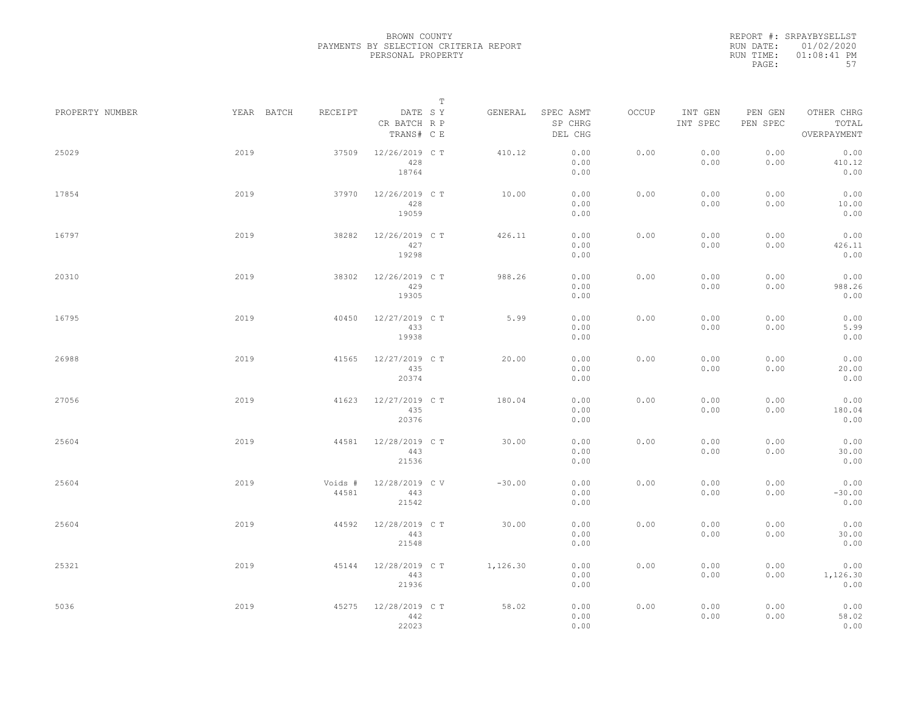BROWN COUNTY
PAYMENTS BY SELECTION CRITERIA REPORT
PERSONAL PROPERTY

REPORT #: SRPAYBYSELLST
RUN DATE: 01/02/2020
RUN TIME: 01:08:41 PM

| PROPERTY NUMBER | YEAR | BATCH | RECEIPT | DATE / CR BATCH / TRANS# | T SY RP CE | GENERAL | SPEC ASMT / SP CHRG / DEL CHG | OCCUP | INT GEN / INT SPEC | PEN GEN / PEN SPEC | OTHER CHRG / TOTAL / OVERPAYMENT |
|---|---|---|---|---|---|---|---|---|---|---|---|
| 25029 | 2019 | | 37509 | 12/26/2019 428 18764 | C T | 410.12 | 0.00 0.00 0.00 | 0.00 | 0.00 0.00 | 0.00 0.00 | 0.00 410.12 0.00 |
| 17854 | 2019 | | 37970 | 12/26/2019 428 19059 | C T | 10.00 | 0.00 0.00 0.00 | 0.00 | 0.00 0.00 | 0.00 0.00 | 0.00 10.00 0.00 |
| 16797 | 2019 | | 38282 | 12/26/2019 427 19298 | C T | 426.11 | 0.00 0.00 0.00 | 0.00 | 0.00 0.00 | 0.00 0.00 | 0.00 426.11 0.00 |
| 20310 | 2019 | | 38302 | 12/26/2019 429 19305 | C T | 988.26 | 0.00 0.00 0.00 | 0.00 | 0.00 0.00 | 0.00 0.00 | 0.00 988.26 0.00 |
| 16795 | 2019 | | 40450 | 12/27/2019 433 19938 | C T | 5.99 | 0.00 0.00 0.00 | 0.00 | 0.00 0.00 | 0.00 0.00 | 0.00 5.99 0.00 |
| 26988 | 2019 | | 41565 | 12/27/2019 435 20374 | C T | 20.00 | 0.00 0.00 0.00 | 0.00 | 0.00 0.00 | 0.00 0.00 | 0.00 20.00 0.00 |
| 27056 | 2019 | | 41623 | 12/27/2019 435 20376 | C T | 180.04 | 0.00 0.00 0.00 | 0.00 | 0.00 0.00 | 0.00 0.00 | 0.00 180.04 0.00 |
| 25604 | 2019 | | 44581 | 12/28/2019 443 21536 | C T | 30.00 | 0.00 0.00 0.00 | 0.00 | 0.00 0.00 | 0.00 0.00 | 0.00 30.00 0.00 |
| 25604 | 2019 | | Voids # 44581 | 12/28/2019 443 21542 | C V | -30.00 | 0.00 0.00 0.00 | 0.00 | 0.00 0.00 | 0.00 0.00 | 0.00 -30.00 0.00 |
| 25604 | 2019 | | 44592 | 12/28/2019 443 21548 | C T | 30.00 | 0.00 0.00 0.00 | 0.00 | 0.00 0.00 | 0.00 0.00 | 0.00 30.00 0.00 |
| 25321 | 2019 | | 45144 | 12/28/2019 443 21936 | C T | 1,126.30 | 0.00 0.00 0.00 | 0.00 | 0.00 0.00 | 0.00 0.00 | 0.00 1,126.30 0.00 |
| 5036 | 2019 | | 45275 | 12/28/2019 442 22023 | C T | 58.02 | 0.00 0.00 0.00 | 0.00 | 0.00 0.00 | 0.00 0.00 | 0.00 58.02 0.00 |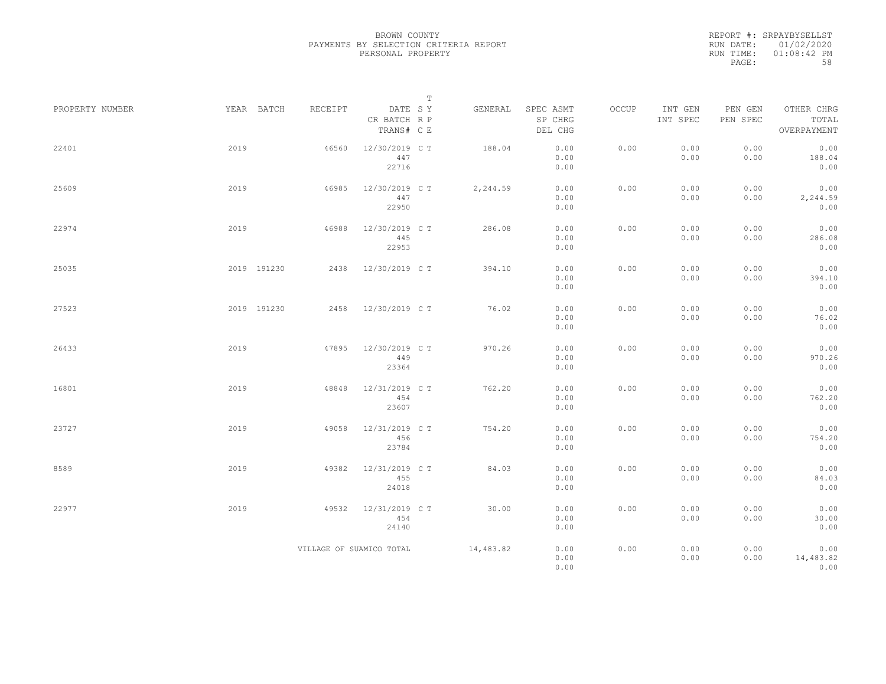BROWN COUNTY
PAYMENTS BY SELECTION CRITERIA REPORT
PERSONAL PROPERTY

REPORT #: SRPAYBYSELLST
RUN DATE: 01/02/2020
RUN TIME: 01:08:42 PM

| PROPERTY NUMBER | YEAR | BATCH | RECEIPT | DATE / CR BATCH / TRANS# | T SY RP CE | GENERAL | SPEC ASMT / SP CHRG / DEL CHG | OCCUP | INT GEN / INT SPEC | PEN GEN / PEN SPEC | OTHER CHRG / TOTAL / OVERPAYMENT |
|---|---|---|---|---|---|---|---|---|---|---|---|
| 22401 | 2019 | | 46560 | 12/30/2019 / 447 / 22716 | C T | 188.04 | 0.00 / 0.00 / 0.00 | 0.00 | 0.00 / 0.00 | 0.00 / 0.00 | 0.00 / 188.04 / 0.00 |
| 25609 | 2019 | | 46985 | 12/30/2019 / 447 / 22950 | C T | 2,244.59 | 0.00 / 0.00 / 0.00 | 0.00 | 0.00 / 0.00 | 0.00 / 0.00 | 0.00 / 2,244.59 / 0.00 |
| 22974 | 2019 | | 46988 | 12/30/2019 / 445 / 22953 | C T | 286.08 | 0.00 / 0.00 / 0.00 | 0.00 | 0.00 / 0.00 | 0.00 / 0.00 | 0.00 / 286.08 / 0.00 |
| 25035 | 2019 | 191230 | 2438 | 12/30/2019 | C T | 394.10 | 0.00 / 0.00 / 0.00 | 0.00 | 0.00 / 0.00 | 0.00 / 0.00 | 0.00 / 394.10 / 0.00 |
| 27523 | 2019 | 191230 | 2458 | 12/30/2019 | C T | 76.02 | 0.00 / 0.00 / 0.00 | 0.00 | 0.00 / 0.00 | 0.00 / 0.00 | 0.00 / 76.02 / 0.00 |
| 26433 | 2019 | | 47895 | 12/30/2019 / 449 / 23364 | C T | 970.26 | 0.00 / 0.00 / 0.00 | 0.00 | 0.00 / 0.00 | 0.00 / 0.00 | 0.00 / 970.26 / 0.00 |
| 16801 | 2019 | | 48848 | 12/31/2019 / 454 / 23607 | C T | 762.20 | 0.00 / 0.00 / 0.00 | 0.00 | 0.00 / 0.00 | 0.00 / 0.00 | 0.00 / 762.20 / 0.00 |
| 23727 | 2019 | | 49058 | 12/31/2019 / 456 / 23784 | C T | 754.20 | 0.00 / 0.00 / 0.00 | 0.00 | 0.00 / 0.00 | 0.00 / 0.00 | 0.00 / 754.20 / 0.00 |
| 8589 | 2019 | | 49382 | 12/31/2019 / 455 / 24018 | C T | 84.03 | 0.00 / 0.00 / 0.00 | 0.00 | 0.00 / 0.00 | 0.00 / 0.00 | 0.00 / 84.03 / 0.00 |
| 22977 | 2019 | | 49532 | 12/31/2019 / 454 / 24140 | C T | 30.00 | 0.00 / 0.00 / 0.00 | 0.00 | 0.00 / 0.00 | 0.00 / 0.00 | 0.00 / 30.00 / 0.00 |
| | | | VILLAGE OF SUAMICO TOTAL | | | 14,483.82 | 0.00 / 0.00 / 0.00 | 0.00 | 0.00 / 0.00 | 0.00 / 0.00 | 0.00 / 14,483.82 / 0.00 |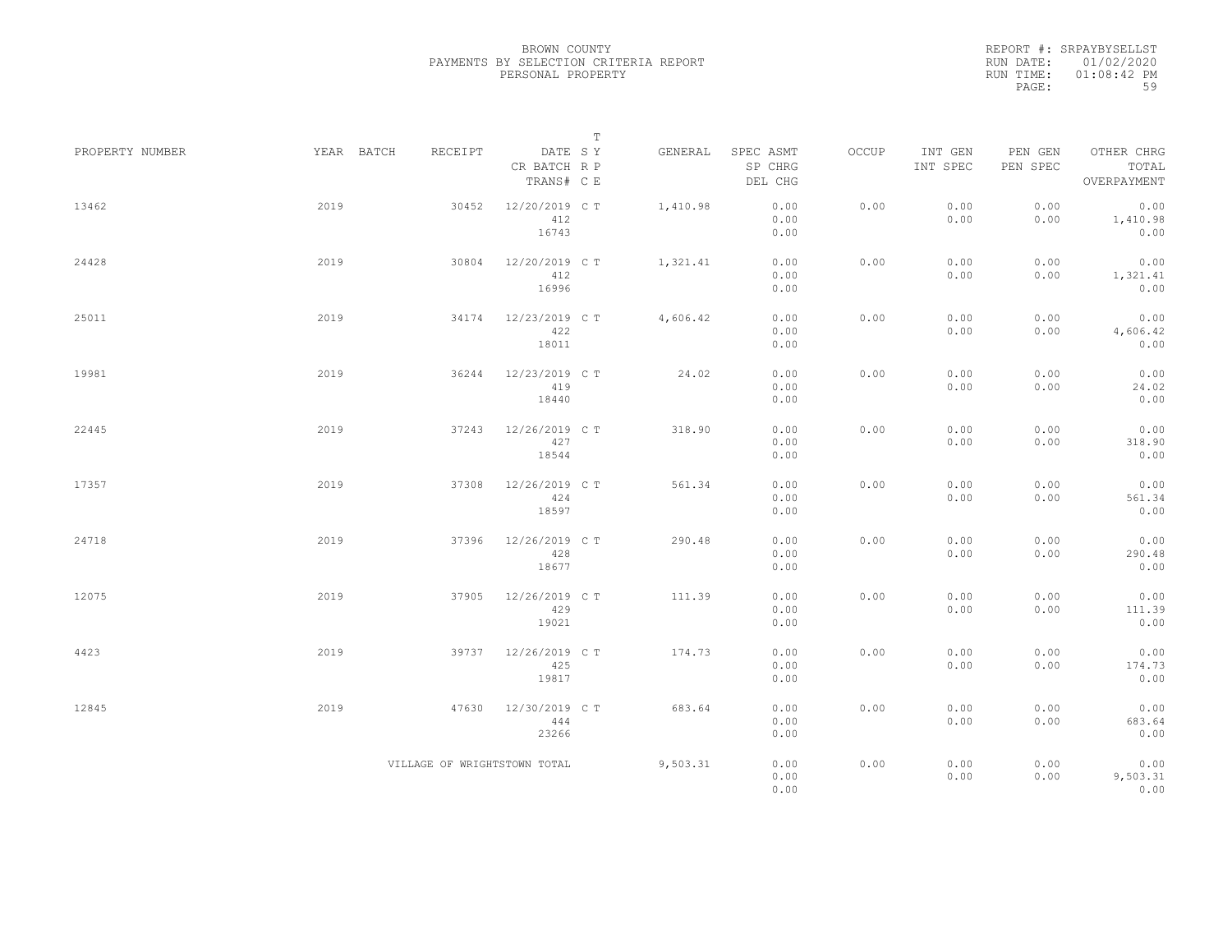BROWN COUNTY
PAYMENTS BY SELECTION CRITERIA REPORT
PERSONAL PROPERTY

REPORT #: SRPAYBYSELLST
RUN DATE: 01/02/2020
RUN TIME: 01:08:42 PM
PAGE: 59

| PROPERTY NUMBER | YEAR | BATCH | RECEIPT | DATE / CR BATCH / TRANS# | T SY RP CE | GENERAL | SPEC ASMT / SP CHRG / DEL CHG | OCCUP | INT GEN / INT SPEC | PEN GEN / PEN SPEC | OTHER CHRG / TOTAL / OVERPAYMENT |
|---|---|---|---|---|---|---|---|---|---|---|---|
| 13462 | 2019 | | 30452 | 12/20/2019 / 412 / 16743 | C T | 1,410.98 | 0.00 / 0.00 / 0.00 | 0.00 | 0.00 / 0.00 | 0.00 / 0.00 | 0.00 / 1,410.98 / 0.00 |
| 24428 | 2019 | | 30804 | 12/20/2019 / 412 / 16996 | C T | 1,321.41 | 0.00 / 0.00 / 0.00 | 0.00 | 0.00 / 0.00 | 0.00 / 0.00 | 0.00 / 1,321.41 / 0.00 |
| 25011 | 2019 | | 34174 | 12/23/2019 / 422 / 18011 | C T | 4,606.42 | 0.00 / 0.00 / 0.00 | 0.00 | 0.00 / 0.00 | 0.00 / 0.00 | 0.00 / 4,606.42 / 0.00 |
| 19981 | 2019 | | 36244 | 12/23/2019 / 419 / 18440 | C T | 24.02 | 0.00 / 0.00 / 0.00 | 0.00 | 0.00 / 0.00 | 0.00 / 0.00 | 0.00 / 24.02 / 0.00 |
| 22445 | 2019 | | 37243 | 12/26/2019 / 427 / 18544 | C T | 318.90 | 0.00 / 0.00 / 0.00 | 0.00 | 0.00 / 0.00 | 0.00 / 0.00 | 0.00 / 318.90 / 0.00 |
| 17357 | 2019 | | 37308 | 12/26/2019 / 424 / 18597 | C T | 561.34 | 0.00 / 0.00 / 0.00 | 0.00 | 0.00 / 0.00 | 0.00 / 0.00 | 0.00 / 561.34 / 0.00 |
| 24718 | 2019 | | 37396 | 12/26/2019 / 428 / 18677 | C T | 290.48 | 0.00 / 0.00 / 0.00 | 0.00 | 0.00 / 0.00 | 0.00 / 0.00 | 0.00 / 290.48 / 0.00 |
| 12075 | 2019 | | 37905 | 12/26/2019 / 429 / 19021 | C T | 111.39 | 0.00 / 0.00 / 0.00 | 0.00 | 0.00 / 0.00 | 0.00 / 0.00 | 0.00 / 111.39 / 0.00 |
| 4423 | 2019 | | 39737 | 12/26/2019 / 425 / 19817 | C T | 174.73 | 0.00 / 0.00 / 0.00 | 0.00 | 0.00 / 0.00 | 0.00 / 0.00 | 0.00 / 174.73 / 0.00 |
| 12845 | 2019 | | 47630 | 12/30/2019 / 444 / 23266 | C T | 683.64 | 0.00 / 0.00 / 0.00 | 0.00 | 0.00 / 0.00 | 0.00 / 0.00 | 0.00 / 683.64 / 0.00 |
| VILLAGE OF WRIGHTSTOWN TOTAL | | | | | | 9,503.31 | 0.00 / 0.00 / 0.00 | 0.00 | 0.00 / 0.00 | 0.00 / 0.00 | 0.00 / 9,503.31 / 0.00 |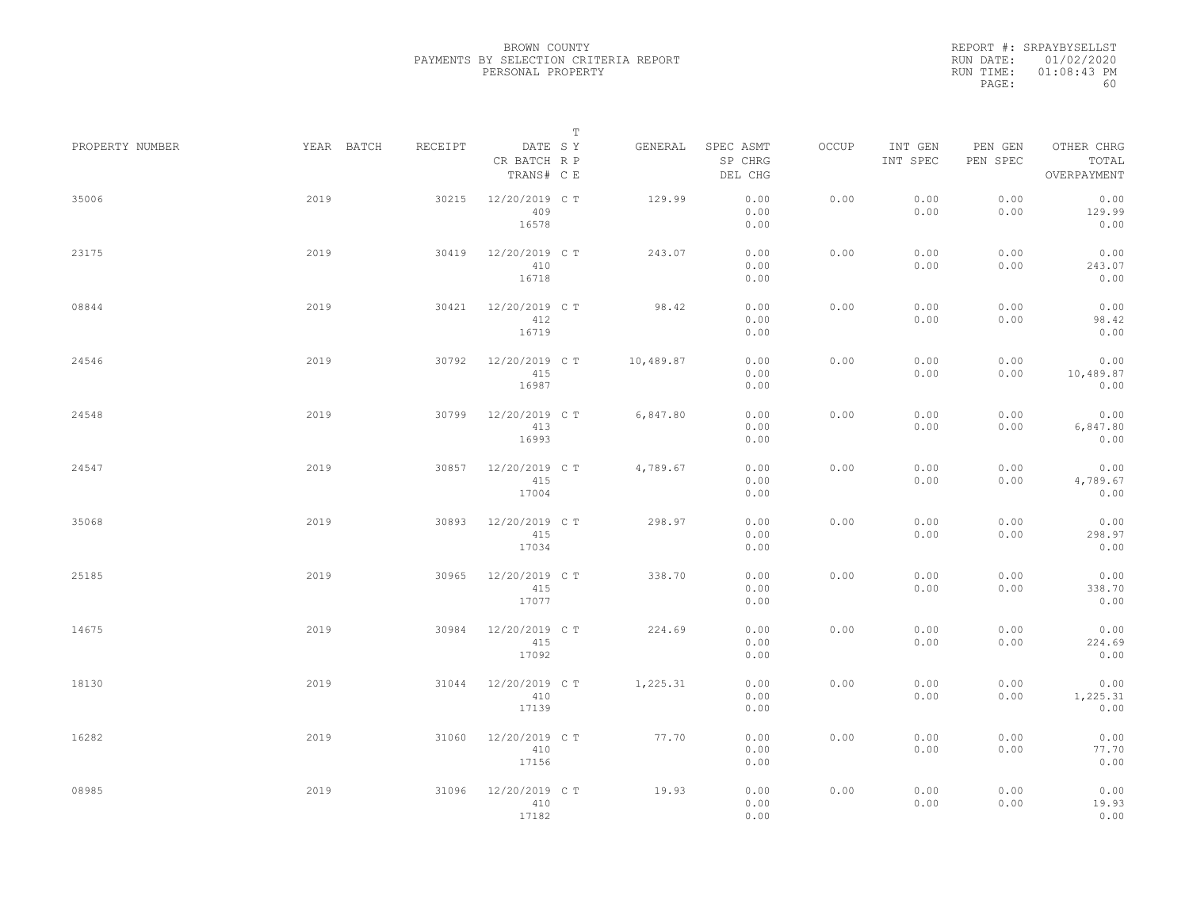BROWN COUNTY
PAYMENTS BY SELECTION CRITERIA REPORT
PERSONAL PROPERTY

REPORT #: SRPAYBYSELLST
RUN DATE: 01/02/2020
RUN TIME: 01:08:43 PM

| PROPERTY NUMBER | YEAR | BATCH | RECEIPT | DATE / CR BATCH / TRANS# | T SY RP CE | GENERAL | SPEC ASMT / SP CHRG / DEL CHG | OCCUP | INT GEN / INT SPEC | PEN GEN / PEN SPEC | OTHER CHRG / TOTAL / OVERPAYMENT |
|---|---|---|---|---|---|---|---|---|---|---|---|
| 35006 | 2019 | | 30215 | 12/20/2019 / 409 / 16578 | C T | 129.99 | 0.00 / 0.00 / 0.00 | 0.00 | 0.00 / 0.00 | 0.00 / 0.00 | 0.00 / 129.99 / 0.00 |
| 23175 | 2019 | | 30419 | 12/20/2019 / 410 / 16718 | C T | 243.07 | 0.00 / 0.00 / 0.00 | 0.00 | 0.00 / 0.00 | 0.00 / 0.00 | 0.00 / 243.07 / 0.00 |
| 08844 | 2019 | | 30421 | 12/20/2019 / 412 / 16719 | C T | 98.42 | 0.00 / 0.00 / 0.00 | 0.00 | 0.00 / 0.00 | 0.00 / 0.00 | 0.00 / 98.42 / 0.00 |
| 24546 | 2019 | | 30792 | 12/20/2019 / 415 / 16987 | C T | 10,489.87 | 0.00 / 0.00 / 0.00 | 0.00 | 0.00 / 0.00 | 0.00 / 0.00 | 0.00 / 10,489.87 / 0.00 |
| 24548 | 2019 | | 30799 | 12/20/2019 / 413 / 16993 | C T | 6,847.80 | 0.00 / 0.00 / 0.00 | 0.00 | 0.00 / 0.00 | 0.00 / 0.00 | 0.00 / 6,847.80 / 0.00 |
| 24547 | 2019 | | 30857 | 12/20/2019 / 415 / 17004 | C T | 4,789.67 | 0.00 / 0.00 / 0.00 | 0.00 | 0.00 / 0.00 | 0.00 / 0.00 | 0.00 / 4,789.67 / 0.00 |
| 35068 | 2019 | | 30893 | 12/20/2019 / 415 / 17034 | C T | 298.97 | 0.00 / 0.00 / 0.00 | 0.00 | 0.00 / 0.00 | 0.00 / 0.00 | 0.00 / 298.97 / 0.00 |
| 25185 | 2019 | | 30965 | 12/20/2019 / 415 / 17077 | C T | 338.70 | 0.00 / 0.00 / 0.00 | 0.00 | 0.00 / 0.00 | 0.00 / 0.00 | 0.00 / 338.70 / 0.00 |
| 14675 | 2019 | | 30984 | 12/20/2019 / 415 / 17092 | C T | 224.69 | 0.00 / 0.00 / 0.00 | 0.00 | 0.00 / 0.00 | 0.00 / 0.00 | 0.00 / 224.69 / 0.00 |
| 18130 | 2019 | | 31044 | 12/20/2019 / 410 / 17139 | C T | 1,225.31 | 0.00 / 0.00 / 0.00 | 0.00 | 0.00 / 0.00 | 0.00 / 0.00 | 0.00 / 1,225.31 / 0.00 |
| 16282 | 2019 | | 31060 | 12/20/2019 / 410 / 17156 | C T | 77.70 | 0.00 / 0.00 / 0.00 | 0.00 | 0.00 / 0.00 | 0.00 / 0.00 | 0.00 / 77.70 / 0.00 |
| 08985 | 2019 | | 31096 | 12/20/2019 / 410 / 17182 | C T | 19.93 | 0.00 / 0.00 / 0.00 | 0.00 | 0.00 / 0.00 | 0.00 / 0.00 | 0.00 / 19.93 / 0.00 |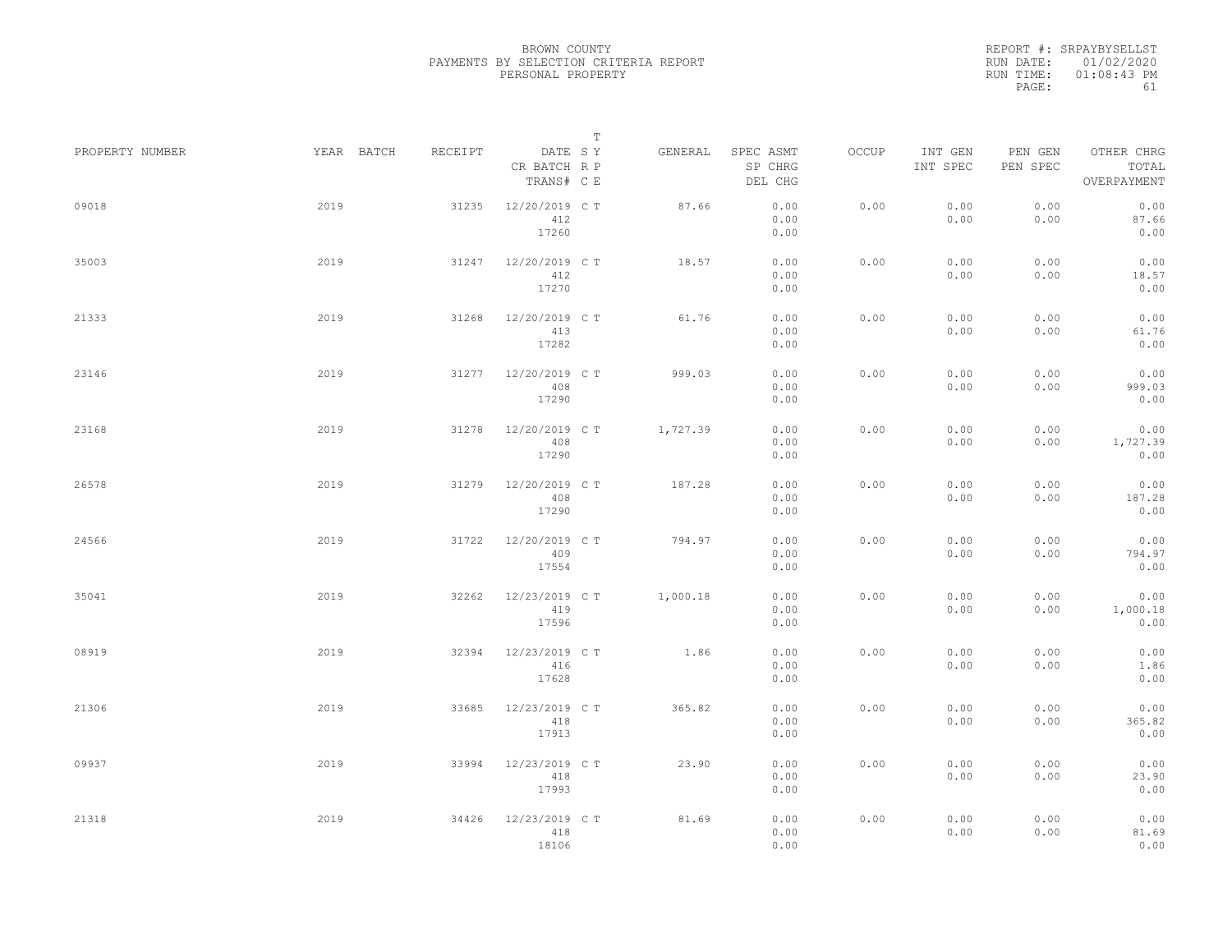BROWN COUNTY
PAYMENTS BY SELECTION CRITERIA REPORT
PERSONAL PROPERTY

REPORT #: SRPAYBYSELLST
RUN DATE: 01/02/2020
RUN TIME: 01:08:43 PM

| PROPERTY NUMBER | YEAR | BATCH | RECEIPT | DATE / CR BATCH / TRANS# | T SY RP CE | GENERAL | SPEC ASMT / SP CHRG / DEL CHG | OCCUP | INT GEN / INT SPEC | PEN GEN / PEN SPEC | OTHER CHRG / TOTAL / OVERPAYMENT |
|---|---|---|---|---|---|---|---|---|---|---|---|
| 09018 | 2019 | | 31235 | 12/20/2019 / 412 / 17260 | C T | 87.66 | 0.00 / 0.00 / 0.00 | 0.00 | 0.00 / 0.00 | 0.00 / 0.00 | 0.00 / 87.66 / 0.00 |
| 35003 | 2019 | | 31247 | 12/20/2019 / 412 / 17270 | C T | 18.57 | 0.00 / 0.00 / 0.00 | 0.00 | 0.00 / 0.00 | 0.00 / 0.00 | 0.00 / 18.57 / 0.00 |
| 21333 | 2019 | | 31268 | 12/20/2019 / 413 / 17282 | C T | 61.76 | 0.00 / 0.00 / 0.00 | 0.00 | 0.00 / 0.00 | 0.00 / 0.00 | 0.00 / 61.76 / 0.00 |
| 23146 | 2019 | | 31277 | 12/20/2019 / 408 / 17290 | C T | 999.03 | 0.00 / 0.00 / 0.00 | 0.00 | 0.00 / 0.00 | 0.00 / 0.00 | 0.00 / 999.03 / 0.00 |
| 23168 | 2019 | | 31278 | 12/20/2019 / 408 / 17290 | C T | 1,727.39 | 0.00 / 0.00 / 0.00 | 0.00 | 0.00 / 0.00 | 0.00 / 0.00 | 0.00 / 1,727.39 / 0.00 |
| 26578 | 2019 | | 31279 | 12/20/2019 / 408 / 17290 | C T | 187.28 | 0.00 / 0.00 / 0.00 | 0.00 | 0.00 / 0.00 | 0.00 / 0.00 | 0.00 / 187.28 / 0.00 |
| 24566 | 2019 | | 31722 | 12/20/2019 / 409 / 17554 | C T | 794.97 | 0.00 / 0.00 / 0.00 | 0.00 | 0.00 / 0.00 | 0.00 / 0.00 | 0.00 / 794.97 / 0.00 |
| 35041 | 2019 | | 32262 | 12/23/2019 / 419 / 17596 | C T | 1,000.18 | 0.00 / 0.00 / 0.00 | 0.00 | 0.00 / 0.00 | 0.00 / 0.00 | 0.00 / 1,000.18 / 0.00 |
| 08919 | 2019 | | 32394 | 12/23/2019 / 416 / 17628 | C T | 1.86 | 0.00 / 0.00 / 0.00 | 0.00 | 0.00 / 0.00 | 0.00 / 0.00 | 0.00 / 1.86 / 0.00 |
| 21306 | 2019 | | 33685 | 12/23/2019 / 418 / 17913 | C T | 365.82 | 0.00 / 0.00 / 0.00 | 0.00 | 0.00 / 0.00 | 0.00 / 0.00 | 0.00 / 365.82 / 0.00 |
| 09937 | 2019 | | 33994 | 12/23/2019 / 418 / 17993 | C T | 23.90 | 0.00 / 0.00 / 0.00 | 0.00 | 0.00 / 0.00 | 0.00 / 0.00 | 0.00 / 23.90 / 0.00 |
| 21318 | 2019 | | 34426 | 12/23/2019 / 418 / 18106 | C T | 81.69 | 0.00 / 0.00 / 0.00 | 0.00 | 0.00 / 0.00 | 0.00 / 0.00 | 0.00 / 81.69 / 0.00 |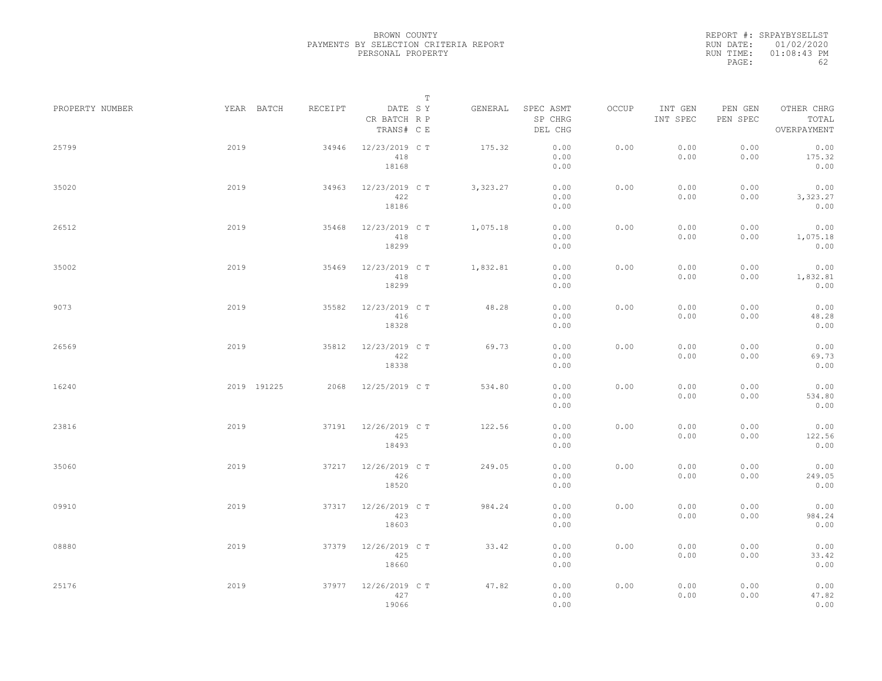BROWN COUNTY
PAYMENTS BY SELECTION CRITERIA REPORT
PERSONAL PROPERTY

REPORT #: SRPAYBYSELLST
RUN DATE: 01/02/2020
RUN TIME: 01:08:43 PM

| PROPERTY NUMBER | YEAR | BATCH | RECEIPT | DATE / CR BATCH / TRANS# | S R C | T Y P E | GENERAL | SPEC ASMT / SP CHRG / DEL CHG | OCCUP | INT GEN / INT SPEC | PEN GEN / PEN SPEC | OTHER CHRG / TOTAL / OVERPAYMENT |
|---|---|---|---|---|---|---|---|---|---|---|---|---|
| 25799 | 2019 | | 34946 | 12/23/2019 418 18168 | C | T | 175.32 | 0.00 0.00 0.00 | 0.00 | 0.00 0.00 | 0.00 0.00 | 0.00 175.32 0.00 |
| 35020 | 2019 | | 34963 | 12/23/2019 422 18186 | C | T | 3,323.27 | 0.00 0.00 0.00 | 0.00 | 0.00 0.00 | 0.00 0.00 | 0.00 3,323.27 0.00 |
| 26512 | 2019 | | 35468 | 12/23/2019 418 18299 | C | T | 1,075.18 | 0.00 0.00 0.00 | 0.00 | 0.00 0.00 | 0.00 0.00 | 0.00 1,075.18 0.00 |
| 35002 | 2019 | | 35469 | 12/23/2019 418 18299 | C | T | 1,832.81 | 0.00 0.00 0.00 | 0.00 | 0.00 0.00 | 0.00 0.00 | 0.00 1,832.81 0.00 |
| 9073 | 2019 | | 35582 | 12/23/2019 416 18328 | C | T | 48.28 | 0.00 0.00 0.00 | 0.00 | 0.00 0.00 | 0.00 0.00 | 0.00 48.28 0.00 |
| 26569 | 2019 | | 35812 | 12/23/2019 422 18338 | C | T | 69.73 | 0.00 0.00 0.00 | 0.00 | 0.00 0.00 | 0.00 0.00 | 0.00 69.73 0.00 |
| 16240 | 2019 | 191225 | 2068 | 12/25/2019 | C | T | 534.80 | 0.00 0.00 0.00 | 0.00 | 0.00 0.00 | 0.00 0.00 | 0.00 534.80 0.00 |
| 23816 | 2019 | | 37191 | 12/26/2019 425 18493 | C | T | 122.56 | 0.00 0.00 0.00 | 0.00 | 0.00 0.00 | 0.00 0.00 | 0.00 122.56 0.00 |
| 35060 | 2019 | | 37217 | 12/26/2019 426 18520 | C | T | 249.05 | 0.00 0.00 0.00 | 0.00 | 0.00 0.00 | 0.00 0.00 | 0.00 249.05 0.00 |
| 09910 | 2019 | | 37317 | 12/26/2019 423 18603 | C | T | 984.24 | 0.00 0.00 0.00 | 0.00 | 0.00 0.00 | 0.00 0.00 | 0.00 984.24 0.00 |
| 08880 | 2019 | | 37379 | 12/26/2019 425 18660 | C | T | 33.42 | 0.00 0.00 0.00 | 0.00 | 0.00 0.00 | 0.00 0.00 | 0.00 33.42 0.00 |
| 25176 | 2019 | | 37977 | 12/26/2019 427 19066 | C | T | 47.82 | 0.00 0.00 0.00 | 0.00 | 0.00 0.00 | 0.00 0.00 | 0.00 47.82 0.00 |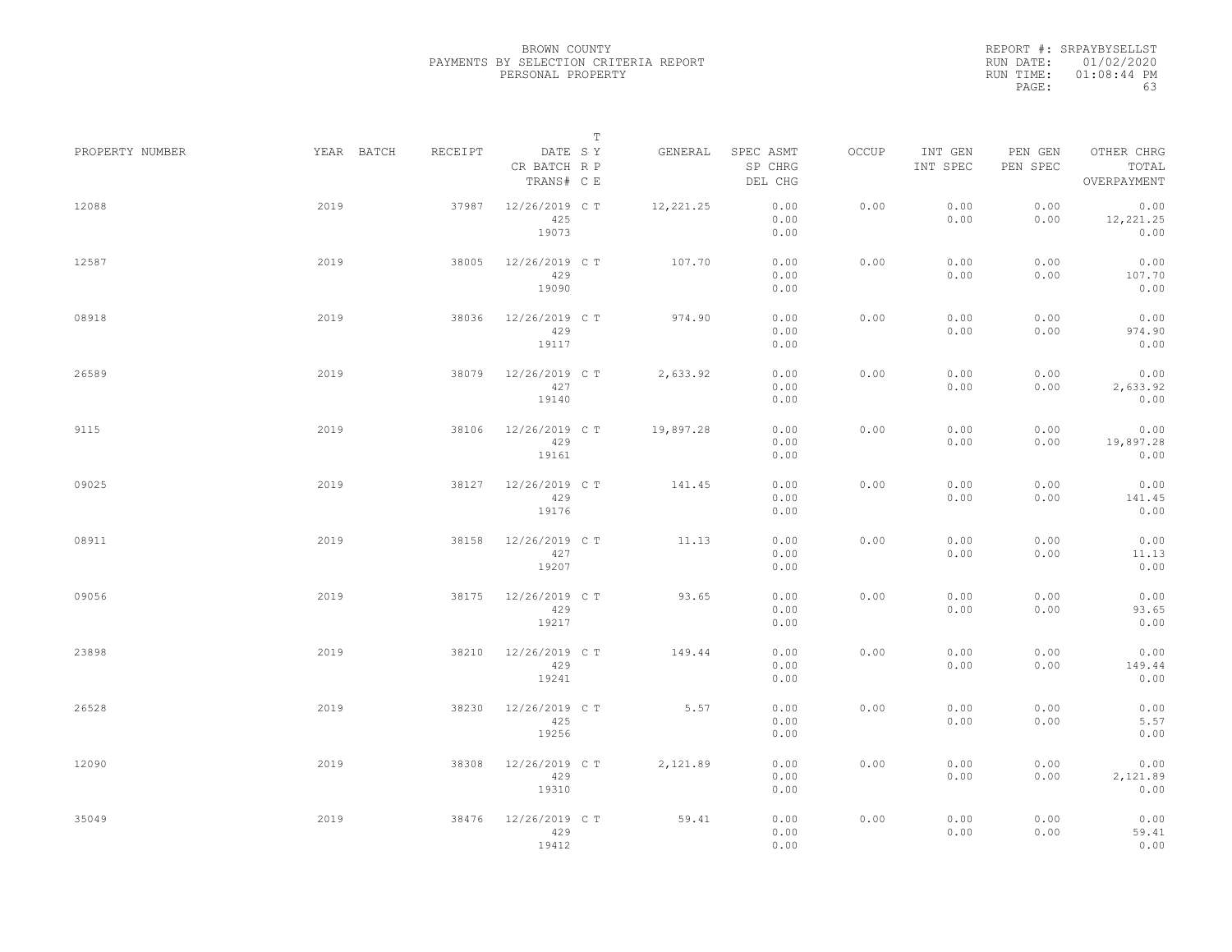BROWN COUNTY
PAYMENTS BY SELECTION CRITERIA REPORT
PERSONAL PROPERTY

REPORT #: SRPAYBYSELLST
RUN DATE: 01/02/2020
RUN TIME: 01:08:44 PM

| PROPERTY NUMBER | YEAR | BATCH | RECEIPT | DATE / CR BATCH / TRANS# | S R C | T Y P E | GENERAL | SPEC ASMT / SP CHRG / DEL CHG | OCCUP | INT GEN / INT SPEC | PEN GEN / PEN SPEC | OTHER CHRG / TOTAL / OVERPAYMENT |
|---|---|---|---|---|---|---|---|---|---|---|---|---|
| 12088 | 2019 | | 37987 | 12/26/2019 425 19073 | C | T | 12,221.25 | 0.00 0.00 0.00 | 0.00 | 0.00 0.00 | 0.00 0.00 | 0.00 12,221.25 0.00 |
| 12587 | 2019 | | 38005 | 12/26/2019 429 19090 | C | T | 107.70 | 0.00 0.00 0.00 | 0.00 | 0.00 0.00 | 0.00 0.00 | 0.00 107.70 0.00 |
| 08918 | 2019 | | 38036 | 12/26/2019 429 19117 | C | T | 974.90 | 0.00 0.00 0.00 | 0.00 | 0.00 0.00 | 0.00 0.00 | 0.00 974.90 0.00 |
| 26589 | 2019 | | 38079 | 12/26/2019 427 19140 | C | T | 2,633.92 | 0.00 0.00 0.00 | 0.00 | 0.00 0.00 | 0.00 0.00 | 0.00 2,633.92 0.00 |
| 9115 | 2019 | | 38106 | 12/26/2019 429 19161 | C | T | 19,897.28 | 0.00 0.00 0.00 | 0.00 | 0.00 0.00 | 0.00 0.00 | 0.00 19,897.28 0.00 |
| 09025 | 2019 | | 38127 | 12/26/2019 429 19176 | C | T | 141.45 | 0.00 0.00 0.00 | 0.00 | 0.00 0.00 | 0.00 0.00 | 0.00 141.45 0.00 |
| 08911 | 2019 | | 38158 | 12/26/2019 427 19207 | C | T | 11.13 | 0.00 0.00 0.00 | 0.00 | 0.00 0.00 | 0.00 0.00 | 0.00 11.13 0.00 |
| 09056 | 2019 | | 38175 | 12/26/2019 429 19217 | C | T | 93.65 | 0.00 0.00 0.00 | 0.00 | 0.00 0.00 | 0.00 0.00 | 0.00 93.65 0.00 |
| 23898 | 2019 | | 38210 | 12/26/2019 429 19241 | C | T | 149.44 | 0.00 0.00 0.00 | 0.00 | 0.00 0.00 | 0.00 0.00 | 0.00 149.44 0.00 |
| 26528 | 2019 | | 38230 | 12/26/2019 425 19256 | C | T | 5.57 | 0.00 0.00 0.00 | 0.00 | 0.00 0.00 | 0.00 0.00 | 0.00 5.57 0.00 |
| 12090 | 2019 | | 38308 | 12/26/2019 429 19310 | C | T | 2,121.89 | 0.00 0.00 0.00 | 0.00 | 0.00 0.00 | 0.00 0.00 | 0.00 2,121.89 0.00 |
| 35049 | 2019 | | 38476 | 12/26/2019 429 19412 | C | T | 59.41 | 0.00 0.00 0.00 | 0.00 | 0.00 0.00 | 0.00 0.00 | 0.00 59.41 0.00 |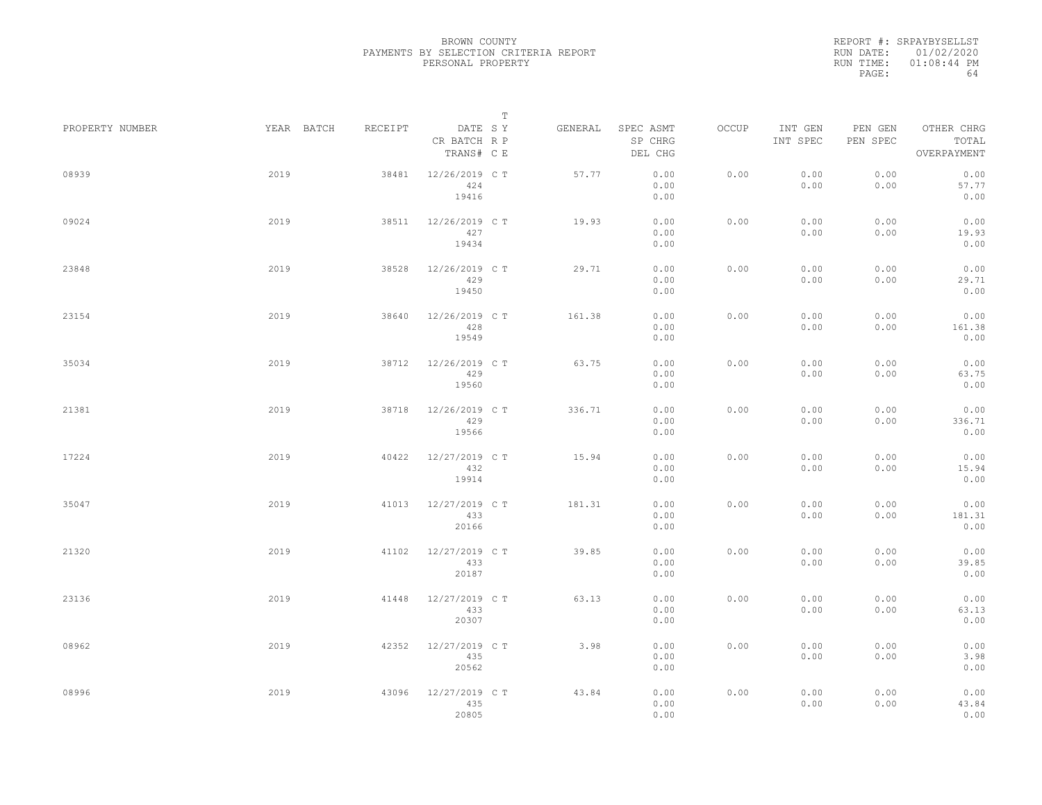BROWN COUNTY
PAYMENTS BY SELECTION CRITERIA REPORT
PERSONAL PROPERTY

REPORT #: SRPAYBYSELLST
RUN DATE: 01/02/2020
RUN TIME: 01:08:44 PM

| PROPERTY NUMBER | YEAR | BATCH | RECEIPT | DATE / CR BATCH / TRANS# | SYS | TYPE | GENERAL | SPEC ASMT / SP CHRG / DEL CHG | OCCUP | INT GEN / INT SPEC | PEN GEN / PEN SPEC | OTHER CHRG / TOTAL / OVERPAYMENT |
|---|---|---|---|---|---|---|---|---|---|---|---|---|
| 08939 | 2019 | | 38481 | 12/26/2019 / 424 / 19416 | C | T | 57.77 | 0.00 / 0.00 / 0.00 | 0.00 | 0.00 / 0.00 | 0.00 / 0.00 | 0.00 / 57.77 / 0.00 |
| 09024 | 2019 | | 38511 | 12/26/2019 / 427 / 19434 | C | T | 19.93 | 0.00 / 0.00 / 0.00 | 0.00 | 0.00 / 0.00 | 0.00 / 0.00 | 0.00 / 19.93 / 0.00 |
| 23848 | 2019 | | 38528 | 12/26/2019 / 429 / 19450 | C | T | 29.71 | 0.00 / 0.00 / 0.00 | 0.00 | 0.00 / 0.00 | 0.00 / 0.00 | 0.00 / 29.71 / 0.00 |
| 23154 | 2019 | | 38640 | 12/26/2019 / 428 / 19549 | C | T | 161.38 | 0.00 / 0.00 / 0.00 | 0.00 | 0.00 / 0.00 | 0.00 / 0.00 | 0.00 / 161.38 / 0.00 |
| 35034 | 2019 | | 38712 | 12/26/2019 / 429 / 19560 | C | T | 63.75 | 0.00 / 0.00 / 0.00 | 0.00 | 0.00 / 0.00 | 0.00 / 0.00 | 0.00 / 63.75 / 0.00 |
| 21381 | 2019 | | 38718 | 12/26/2019 / 429 / 19566 | C | T | 336.71 | 0.00 / 0.00 / 0.00 | 0.00 | 0.00 / 0.00 | 0.00 / 0.00 | 0.00 / 336.71 / 0.00 |
| 17224 | 2019 | | 40422 | 12/27/2019 / 432 / 19914 | C | T | 15.94 | 0.00 / 0.00 / 0.00 | 0.00 | 0.00 / 0.00 | 0.00 / 0.00 | 0.00 / 15.94 / 0.00 |
| 35047 | 2019 | | 41013 | 12/27/2019 / 433 / 20166 | C | T | 181.31 | 0.00 / 0.00 / 0.00 | 0.00 | 0.00 / 0.00 | 0.00 / 0.00 | 0.00 / 181.31 / 0.00 |
| 21320 | 2019 | | 41102 | 12/27/2019 / 433 / 20187 | C | T | 39.85 | 0.00 / 0.00 / 0.00 | 0.00 | 0.00 / 0.00 | 0.00 / 0.00 | 0.00 / 39.85 / 0.00 |
| 23136 | 2019 | | 41448 | 12/27/2019 / 433 / 20307 | C | T | 63.13 | 0.00 / 0.00 / 0.00 | 0.00 | 0.00 / 0.00 | 0.00 / 0.00 | 0.00 / 63.13 / 0.00 |
| 08962 | 2019 | | 42352 | 12/27/2019 / 435 / 20562 | C | T | 3.98 | 0.00 / 0.00 / 0.00 | 0.00 | 0.00 / 0.00 | 0.00 / 0.00 | 0.00 / 3.98 / 0.00 |
| 08996 | 2019 | | 43096 | 12/27/2019 / 435 / 20805 | C | T | 43.84 | 0.00 / 0.00 / 0.00 | 0.00 | 0.00 / 0.00 | 0.00 / 0.00 | 0.00 / 43.84 / 0.00 |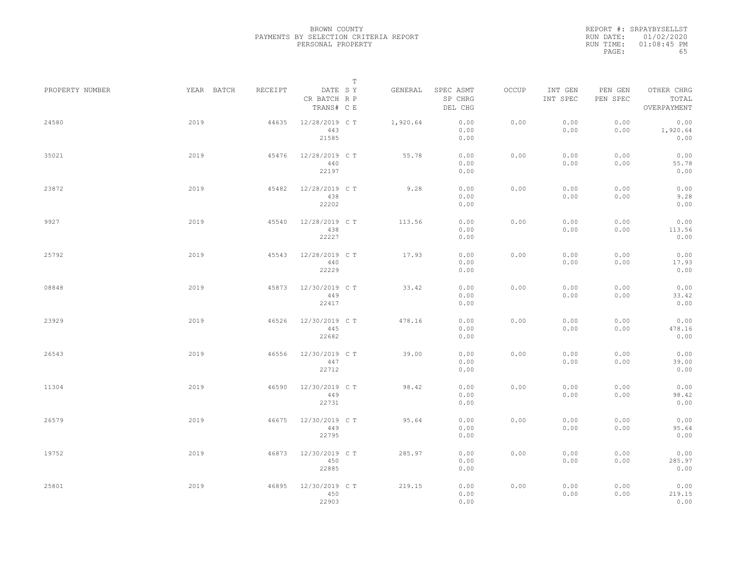BROWN COUNTY
PAYMENTS BY SELECTION CRITERIA REPORT
PERSONAL PROPERTY

REPORT #: SRPAYBYSELLST
RUN DATE: 01/02/2020
RUN TIME: 01:08:45 PM

| PROPERTY NUMBER | YEAR | BATCH | RECEIPT | DATE / CR BATCH / TRANS# | S R C | T Y P E | GENERAL | SPEC ASMT / SP CHRG / DEL CHG | OCCUP | INT GEN / INT SPEC | PEN GEN / PEN SPEC | OTHER CHRG / TOTAL / OVERPAYMENT |
|---|---|---|---|---|---|---|---|---|---|---|---|---|
| 24580 | 2019 | | 44635 | 12/28/2019 / 443 / 21585 | C | T | 1,920.64 | 0.00 / 0.00 / 0.00 | 0.00 | 0.00 / 0.00 | 0.00 / 0.00 | 0.00 / 1,920.64 / 0.00 |
| 35021 | 2019 | | 45476 | 12/28/2019 / 440 / 22197 | C | T | 55.78 | 0.00 / 0.00 / 0.00 | 0.00 | 0.00 / 0.00 | 0.00 / 0.00 | 0.00 / 55.78 / 0.00 |
| 23872 | 2019 | | 45482 | 12/28/2019 / 438 / 22202 | C | T | 9.28 | 0.00 / 0.00 / 0.00 | 0.00 | 0.00 / 0.00 | 0.00 / 0.00 | 0.00 / 9.28 / 0.00 |
| 9927 | 2019 | | 45540 | 12/28/2019 / 438 / 22227 | C | T | 113.56 | 0.00 / 0.00 / 0.00 | 0.00 | 0.00 / 0.00 | 0.00 / 0.00 | 0.00 / 113.56 / 0.00 |
| 25792 | 2019 | | 45543 | 12/28/2019 / 440 / 22229 | C | T | 17.93 | 0.00 / 0.00 / 0.00 | 0.00 | 0.00 / 0.00 | 0.00 / 0.00 | 0.00 / 17.93 / 0.00 |
| 08848 | 2019 | | 45873 | 12/30/2019 / 449 / 22417 | C | T | 33.42 | 0.00 / 0.00 / 0.00 | 0.00 | 0.00 / 0.00 | 0.00 / 0.00 | 0.00 / 33.42 / 0.00 |
| 23929 | 2019 | | 46526 | 12/30/2019 / 445 / 22682 | C | T | 478.16 | 0.00 / 0.00 / 0.00 | 0.00 | 0.00 / 0.00 | 0.00 / 0.00 | 0.00 / 478.16 / 0.00 |
| 26543 | 2019 | | 46556 | 12/30/2019 / 447 / 22712 | C | T | 39.00 | 0.00 / 0.00 / 0.00 | 0.00 | 0.00 / 0.00 | 0.00 / 0.00 | 0.00 / 39.00 / 0.00 |
| 11304 | 2019 | | 46590 | 12/30/2019 / 449 / 22731 | C | T | 98.42 | 0.00 / 0.00 / 0.00 | 0.00 | 0.00 / 0.00 | 0.00 / 0.00 | 0.00 / 98.42 / 0.00 |
| 26579 | 2019 | | 46675 | 12/30/2019 / 449 / 22795 | C | T | 95.64 | 0.00 / 0.00 / 0.00 | 0.00 | 0.00 / 0.00 | 0.00 / 0.00 | 0.00 / 95.64 / 0.00 |
| 19752 | 2019 | | 46873 | 12/30/2019 / 450 / 22885 | C | T | 285.97 | 0.00 / 0.00 / 0.00 | 0.00 | 0.00 / 0.00 | 0.00 / 0.00 | 0.00 / 285.97 / 0.00 |
| 25801 | 2019 | | 46895 | 12/30/2019 / 450 / 22903 | C | T | 219.15 | 0.00 / 0.00 / 0.00 | 0.00 | 0.00 / 0.00 | 0.00 / 0.00 | 0.00 / 219.15 / 0.00 |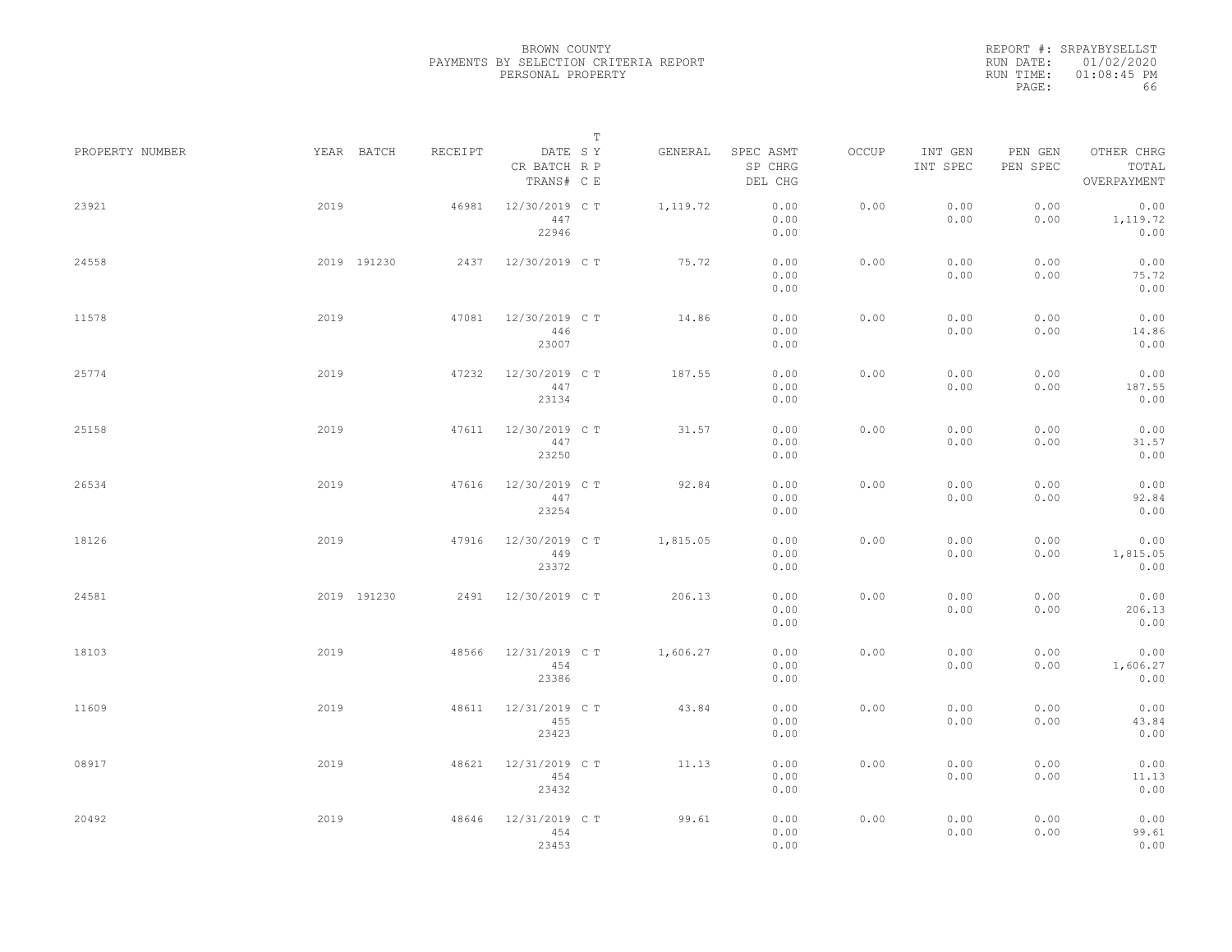BROWN COUNTY
PAYMENTS BY SELECTION CRITERIA REPORT
PERSONAL PROPERTY

REPORT #: SRPAYBYSELLST
RUN DATE: 01/02/2020
RUN TIME: 01:08:45 PM
PAGE: 66

| PROPERTY NUMBER | YEAR | BATCH | RECEIPT | DATE / CR BATCH / TRANS# | T SY RP CE | GENERAL | SPEC ASMT / SP CHRG / DEL CHG | OCCUP | INT GEN / INT SPEC | PEN GEN / PEN SPEC | OTHER CHRG / TOTAL / OVERPAYMENT |
|---|---|---|---|---|---|---|---|---|---|---|---|
| 23921 | 2019 | | 46981 | 12/30/2019 447 22946 | C T | 1,119.72 | 0.00 0.00 0.00 | 0.00 | 0.00 0.00 | 0.00 0.00 | 0.00 1,119.72 0.00 |
| 24558 | 2019 | 191230 | 2437 | 12/30/2019 | C T | 75.72 | 0.00 0.00 0.00 | 0.00 | 0.00 0.00 | 0.00 0.00 | 0.00 75.72 0.00 |
| 11578 | 2019 | | 47081 | 12/30/2019 446 23007 | C T | 14.86 | 0.00 0.00 0.00 | 0.00 | 0.00 0.00 | 0.00 0.00 | 0.00 14.86 0.00 |
| 25774 | 2019 | | 47232 | 12/30/2019 447 23134 | C T | 187.55 | 0.00 0.00 0.00 | 0.00 | 0.00 0.00 | 0.00 0.00 | 0.00 187.55 0.00 |
| 25158 | 2019 | | 47611 | 12/30/2019 447 23250 | C T | 31.57 | 0.00 0.00 0.00 | 0.00 | 0.00 0.00 | 0.00 0.00 | 0.00 31.57 0.00 |
| 26534 | 2019 | | 47616 | 12/30/2019 447 23254 | C T | 92.84 | 0.00 0.00 0.00 | 0.00 | 0.00 0.00 | 0.00 0.00 | 0.00 92.84 0.00 |
| 18126 | 2019 | | 47916 | 12/30/2019 449 23372 | C T | 1,815.05 | 0.00 0.00 0.00 | 0.00 | 0.00 0.00 | 0.00 0.00 | 0.00 1,815.05 0.00 |
| 24581 | 2019 | 191230 | 2491 | 12/30/2019 | C T | 206.13 | 0.00 0.00 0.00 | 0.00 | 0.00 0.00 | 0.00 0.00 | 0.00 206.13 0.00 |
| 18103 | 2019 | | 48566 | 12/31/2019 454 23386 | C T | 1,606.27 | 0.00 0.00 0.00 | 0.00 | 0.00 0.00 | 0.00 0.00 | 0.00 1,606.27 0.00 |
| 11609 | 2019 | | 48611 | 12/31/2019 455 23423 | C T | 43.84 | 0.00 0.00 0.00 | 0.00 | 0.00 0.00 | 0.00 0.00 | 0.00 43.84 0.00 |
| 08917 | 2019 | | 48621 | 12/31/2019 454 23432 | C T | 11.13 | 0.00 0.00 0.00 | 0.00 | 0.00 0.00 | 0.00 0.00 | 0.00 11.13 0.00 |
| 20492 | 2019 | | 48646 | 12/31/2019 454 23453 | C T | 99.61 | 0.00 0.00 0.00 | 0.00 | 0.00 0.00 | 0.00 0.00 | 0.00 99.61 0.00 |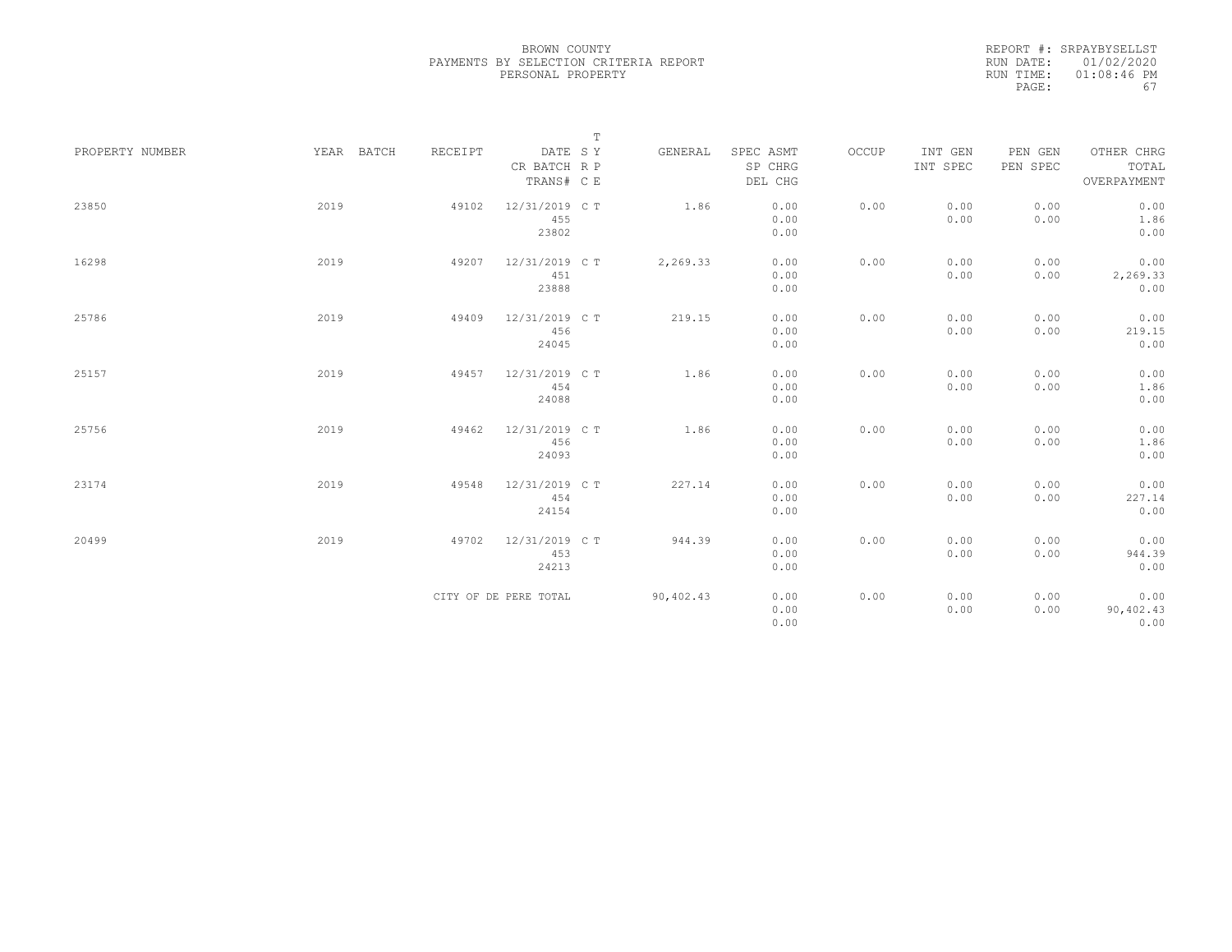BROWN COUNTY
PAYMENTS BY SELECTION CRITERIA REPORT
PERSONAL PROPERTY

REPORT #: SRPAYBYSELLST
RUN DATE: 01/02/2020
RUN TIME: 01:08:46 PM

| PROPERTY NUMBER | YEAR | BATCH | RECEIPT | DATE / CR BATCH / TRANS# | T SY / RP / CE | GENERAL | SPEC ASMT / SP CHRG / DEL CHG | OCCUP | INT GEN / INT SPEC | PEN GEN / PEN SPEC | OTHER CHRG / TOTAL / OVERPAYMENT |
|---|---|---|---|---|---|---|---|---|---|---|---|
| 23850 | 2019 | | 49102 | 12/31/2019 / 455 / 23802 | C T | 1.86 | 0.00 / 0.00 / 0.00 | 0.00 | 0.00 / 0.00 | 0.00 / 0.00 | 0.00 / 1.86 / 0.00 |
| 16298 | 2019 | | 49207 | 12/31/2019 / 451 / 23888 | C T | 2,269.33 | 0.00 / 0.00 / 0.00 | 0.00 | 0.00 / 0.00 | 0.00 / 0.00 | 0.00 / 2,269.33 / 0.00 |
| 25786 | 2019 | | 49409 | 12/31/2019 / 456 / 24045 | C T | 219.15 | 0.00 / 0.00 / 0.00 | 0.00 | 0.00 / 0.00 | 0.00 / 0.00 | 0.00 / 219.15 / 0.00 |
| 25157 | 2019 | | 49457 | 12/31/2019 / 454 / 24088 | C T | 1.86 | 0.00 / 0.00 / 0.00 | 0.00 | 0.00 / 0.00 | 0.00 / 0.00 | 0.00 / 1.86 / 0.00 |
| 25756 | 2019 | | 49462 | 12/31/2019 / 456 / 24093 | C T | 1.86 | 0.00 / 0.00 / 0.00 | 0.00 | 0.00 / 0.00 | 0.00 / 0.00 | 0.00 / 1.86 / 0.00 |
| 23174 | 2019 | | 49548 | 12/31/2019 / 454 / 24154 | C T | 227.14 | 0.00 / 0.00 / 0.00 | 0.00 | 0.00 / 0.00 | 0.00 / 0.00 | 0.00 / 227.14 / 0.00 |
| 20499 | 2019 | | 49702 | 12/31/2019 / 453 / 24213 | C T | 944.39 | 0.00 / 0.00 / 0.00 | 0.00 | 0.00 / 0.00 | 0.00 / 0.00 | 0.00 / 944.39 / 0.00 |
| | | | CITY OF DE PERE TOTAL | | | 90,402.43 | 0.00 / 0.00 / 0.00 | 0.00 | 0.00 / 0.00 | 0.00 / 0.00 | 0.00 / 90,402.43 / 0.00 |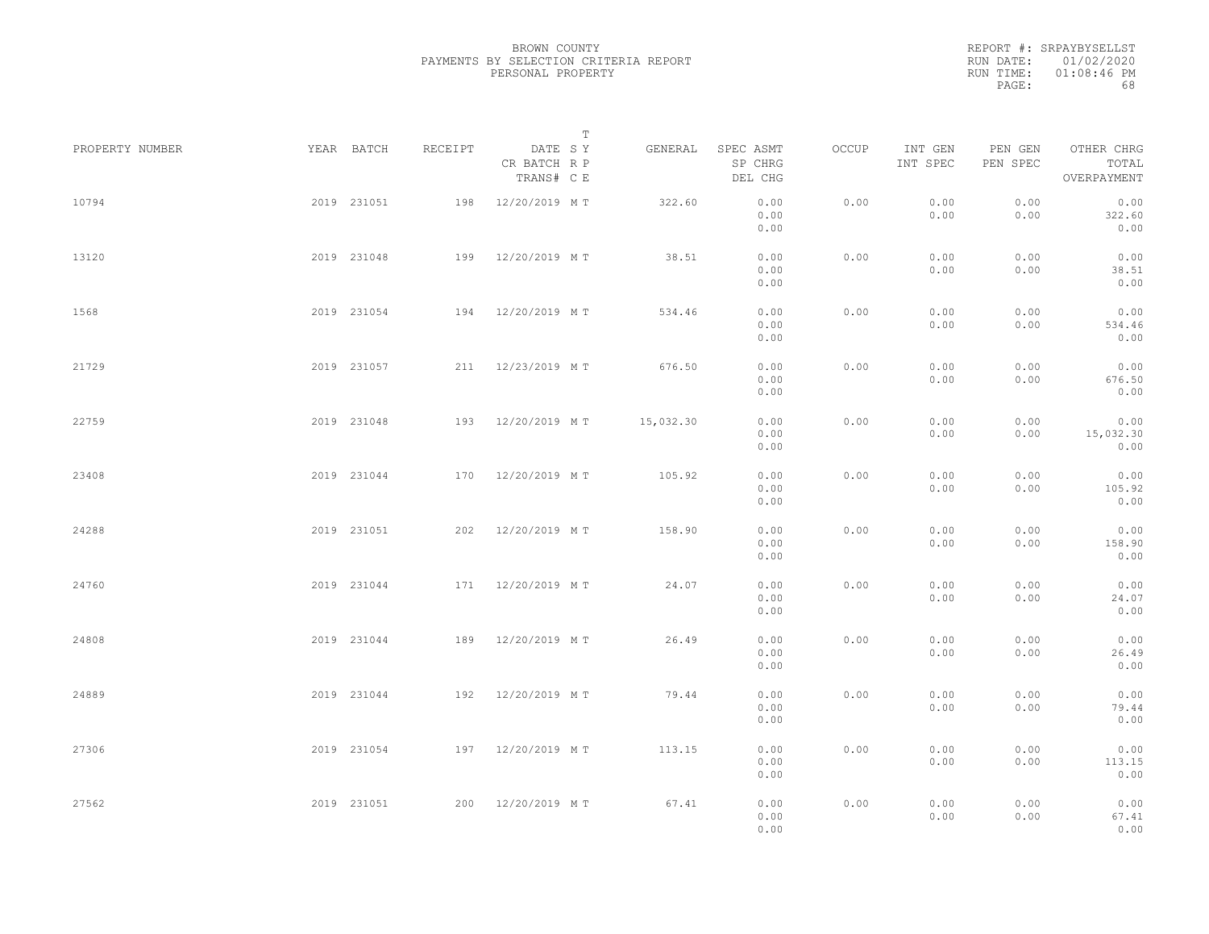BROWN COUNTY
PAYMENTS BY SELECTION CRITERIA REPORT
PERSONAL PROPERTY

REPORT #: SRPAYBYSELLST
RUN DATE: 01/02/2020
RUN TIME: 01:08:46 PM

| PROPERTY NUMBER | YEAR | BATCH | RECEIPT | DATE / CR BATCH / TRANS# | T SY RP CE | GENERAL | SPEC ASMT / SP CHRG / DEL CHG | OCCUP | INT GEN / INT SPEC | PEN GEN / PEN SPEC | OTHER CHRG / TOTAL / OVERPAYMENT |
|---|---|---|---|---|---|---|---|---|---|---|---|
| 10794 | 2019 | 231051 | 198 | 12/20/2019 | M T | 322.60 | 0.00<br>0.00<br>0.00 | 0.00 | 0.00<br>0.00 | 0.00<br>0.00 | 0.00<br>322.60<br>0.00 |
| 13120 | 2019 | 231048 | 199 | 12/20/2019 | M T | 38.51 | 0.00<br>0.00<br>0.00 | 0.00 | 0.00<br>0.00 | 0.00<br>0.00 | 0.00<br>38.51<br>0.00 |
| 1568 | 2019 | 231054 | 194 | 12/20/2019 | M T | 534.46 | 0.00<br>0.00<br>0.00 | 0.00 | 0.00<br>0.00 | 0.00<br>0.00 | 0.00<br>534.46<br>0.00 |
| 21729 | 2019 | 231057 | 211 | 12/23/2019 | M T | 676.50 | 0.00<br>0.00<br>0.00 | 0.00 | 0.00<br>0.00 | 0.00<br>0.00 | 0.00<br>676.50<br>0.00 |
| 22759 | 2019 | 231048 | 193 | 12/20/2019 | M T | 15,032.30 | 0.00<br>0.00<br>0.00 | 0.00 | 0.00<br>0.00 | 0.00<br>0.00 | 0.00<br>15,032.30<br>0.00 |
| 23408 | 2019 | 231044 | 170 | 12/20/2019 | M T | 105.92 | 0.00<br>0.00<br>0.00 | 0.00 | 0.00<br>0.00 | 0.00<br>0.00 | 0.00<br>105.92<br>0.00 |
| 24288 | 2019 | 231051 | 202 | 12/20/2019 | M T | 158.90 | 0.00<br>0.00<br>0.00 | 0.00 | 0.00<br>0.00 | 0.00<br>0.00 | 0.00<br>158.90<br>0.00 |
| 24760 | 2019 | 231044 | 171 | 12/20/2019 | M T | 24.07 | 0.00<br>0.00<br>0.00 | 0.00 | 0.00<br>0.00 | 0.00<br>0.00 | 0.00<br>24.07<br>0.00 |
| 24808 | 2019 | 231044 | 189 | 12/20/2019 | M T | 26.49 | 0.00<br>0.00<br>0.00 | 0.00 | 0.00<br>0.00 | 0.00<br>0.00 | 0.00<br>26.49<br>0.00 |
| 24889 | 2019 | 231044 | 192 | 12/20/2019 | M T | 79.44 | 0.00<br>0.00<br>0.00 | 0.00 | 0.00<br>0.00 | 0.00<br>0.00 | 0.00<br>79.44<br>0.00 |
| 27306 | 2019 | 231054 | 197 | 12/20/2019 | M T | 113.15 | 0.00<br>0.00<br>0.00 | 0.00 | 0.00<br>0.00 | 0.00<br>0.00 | 0.00<br>113.15<br>0.00 |
| 27562 | 2019 | 231051 | 200 | 12/20/2019 | M T | 67.41 | 0.00<br>0.00<br>0.00 | 0.00 | 0.00<br>0.00 | 0.00<br>0.00 | 0.00<br>67.41<br>0.00 |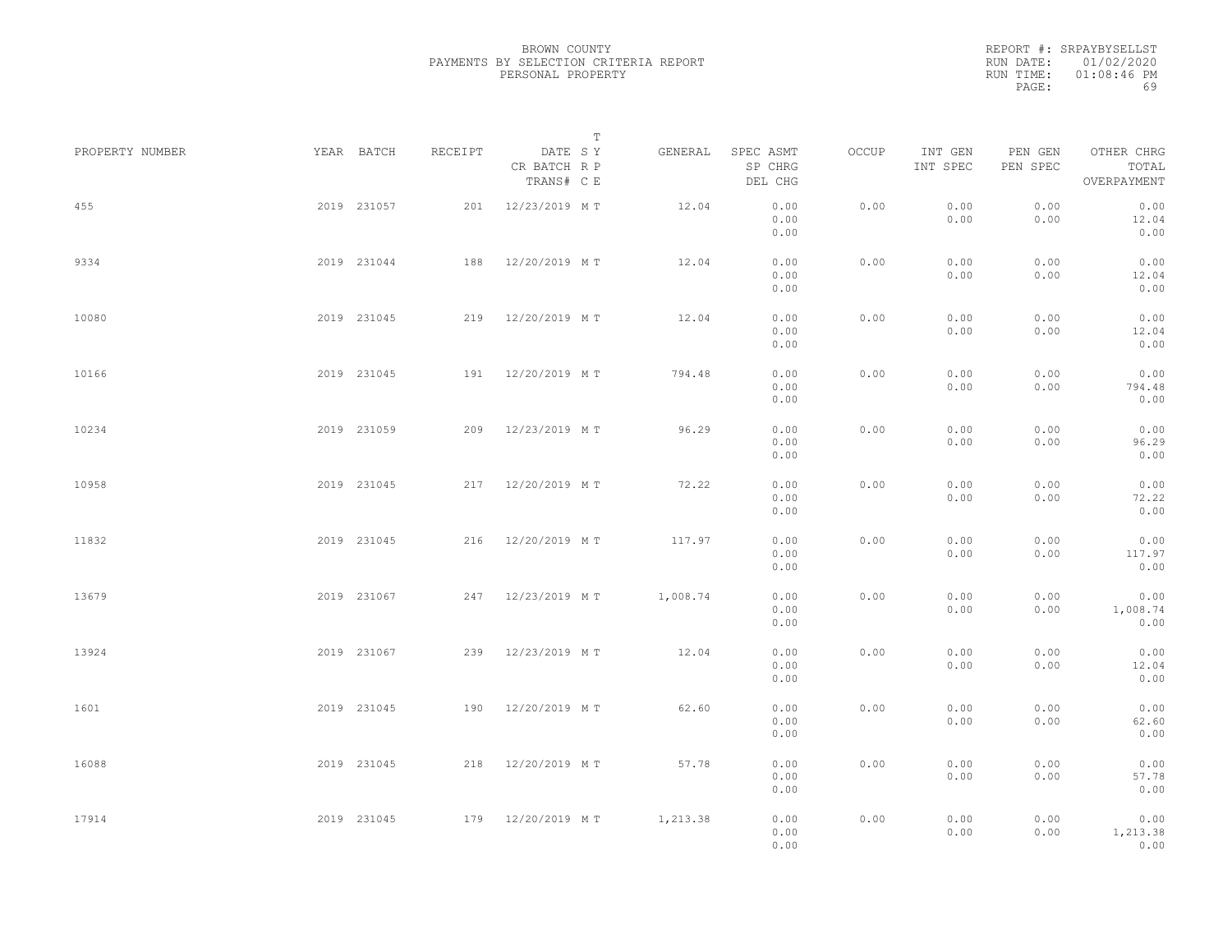BROWN COUNTY
PAYMENTS BY SELECTION CRITERIA REPORT
PERSONAL PROPERTY

REPORT #: SRPAYBYSELLST
RUN DATE: 01/02/2020
RUN TIME: 01:08:46 PM

| PROPERTY NUMBER | YEAR | BATCH | RECEIPT | DATE / CR BATCH / TRANS# | T SY RP CE | GENERAL | SPEC ASMT / SP CHRG / DEL CHG | OCCUP | INT GEN / INT SPEC | PEN GEN / PEN SPEC | OTHER CHRG / TOTAL / OVERPAYMENT |
|---|---|---|---|---|---|---|---|---|---|---|---|
| 455 | 2019 | 231057 | 201 | 12/23/2019 | M T | 12.04 | 0.00<br>0.00<br>0.00 | 0.00 | 0.00<br>0.00 | 0.00<br>0.00 | 0.00<br>12.04<br>0.00 |
| 9334 | 2019 | 231044 | 188 | 12/20/2019 | M T | 12.04 | 0.00<br>0.00<br>0.00 | 0.00 | 0.00<br>0.00 | 0.00<br>0.00 | 0.00<br>12.04<br>0.00 |
| 10080 | 2019 | 231045 | 219 | 12/20/2019 | M T | 12.04 | 0.00<br>0.00<br>0.00 | 0.00 | 0.00<br>0.00 | 0.00<br>0.00 | 0.00<br>12.04<br>0.00 |
| 10166 | 2019 | 231045 | 191 | 12/20/2019 | M T | 794.48 | 0.00<br>0.00<br>0.00 | 0.00 | 0.00<br>0.00 | 0.00<br>0.00 | 0.00<br>794.48<br>0.00 |
| 10234 | 2019 | 231059 | 209 | 12/23/2019 | M T | 96.29 | 0.00<br>0.00<br>0.00 | 0.00 | 0.00<br>0.00 | 0.00<br>0.00 | 0.00<br>96.29<br>0.00 |
| 10958 | 2019 | 231045 | 217 | 12/20/2019 | M T | 72.22 | 0.00<br>0.00<br>0.00 | 0.00 | 0.00<br>0.00 | 0.00<br>0.00 | 0.00<br>72.22<br>0.00 |
| 11832 | 2019 | 231045 | 216 | 12/20/2019 | M T | 117.97 | 0.00<br>0.00<br>0.00 | 0.00 | 0.00<br>0.00 | 0.00<br>0.00 | 0.00<br>117.97<br>0.00 |
| 13679 | 2019 | 231067 | 247 | 12/23/2019 | M T | 1,008.74 | 0.00<br>0.00<br>0.00 | 0.00 | 0.00<br>0.00 | 0.00<br>0.00 | 0.00<br>1,008.74<br>0.00 |
| 13924 | 2019 | 231067 | 239 | 12/23/2019 | M T | 12.04 | 0.00<br>0.00<br>0.00 | 0.00 | 0.00<br>0.00 | 0.00<br>0.00 | 0.00<br>12.04<br>0.00 |
| 1601 | 2019 | 231045 | 190 | 12/20/2019 | M T | 62.60 | 0.00<br>0.00<br>0.00 | 0.00 | 0.00<br>0.00 | 0.00<br>0.00 | 0.00<br>62.60<br>0.00 |
| 16088 | 2019 | 231045 | 218 | 12/20/2019 | M T | 57.78 | 0.00<br>0.00<br>0.00 | 0.00 | 0.00<br>0.00 | 0.00<br>0.00 | 0.00<br>57.78<br>0.00 |
| 17914 | 2019 | 231045 | 179 | 12/20/2019 | M T | 1,213.38 | 0.00<br>0.00<br>0.00 | 0.00 | 0.00<br>0.00 | 0.00<br>0.00 | 0.00<br>1,213.38<br>0.00 |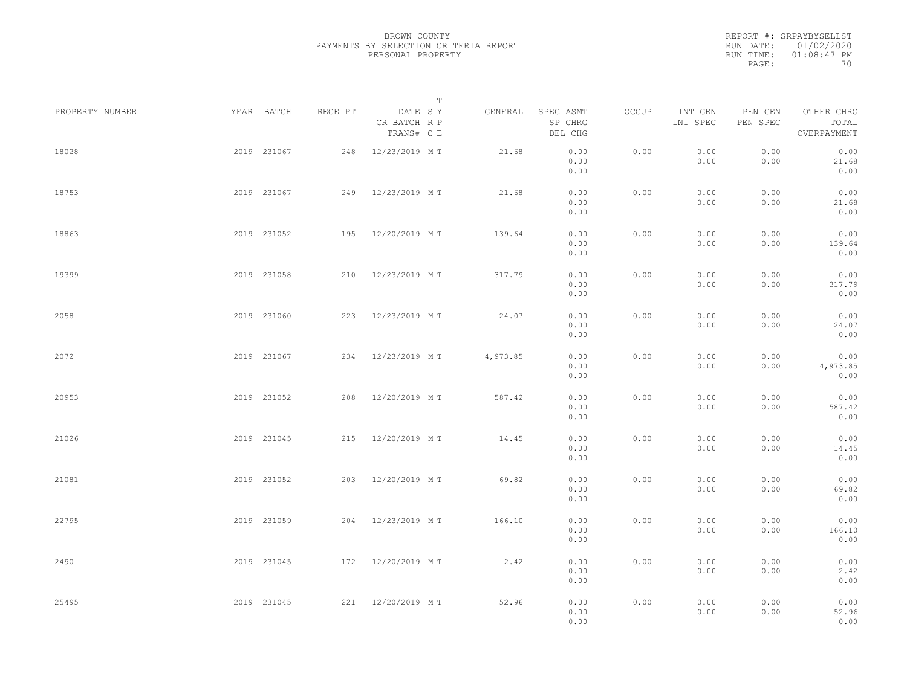BROWN COUNTY
PAYMENTS BY SELECTION CRITERIA REPORT
PERSONAL PROPERTY

REPORT #: SRPAYBYSELLST
RUN DATE: 01/02/2020
RUN TIME: 01:08:47 PM

| PROPERTY NUMBER | YEAR | BATCH | RECEIPT | DATE / CR BATCH / TRANS# | SRC | TYPE | GENERAL | SPEC ASMT / SP CHRG / DEL CHG | OCCUP | INT GEN / INT SPEC | PEN GEN / PEN SPEC | OTHER CHRG / TOTAL / OVERPAYMENT |
|---|---|---|---|---|---|---|---|---|---|---|---|---|
| 18028 | 2019 | 231067 | 248 | 12/23/2019 | M | T | 21.68 | 0.00 / 0.00 / 0.00 | 0.00 | 0.00 / 0.00 | 0.00 / 0.00 | 0.00 / 21.68 / 0.00 |
| 18753 | 2019 | 231067 | 249 | 12/23/2019 | M | T | 21.68 | 0.00 / 0.00 / 0.00 | 0.00 | 0.00 / 0.00 | 0.00 / 0.00 | 0.00 / 21.68 / 0.00 |
| 18863 | 2019 | 231052 | 195 | 12/20/2019 | M | T | 139.64 | 0.00 / 0.00 / 0.00 | 0.00 | 0.00 / 0.00 | 0.00 / 0.00 | 0.00 / 139.64 / 0.00 |
| 19399 | 2019 | 231058 | 210 | 12/23/2019 | M | T | 317.79 | 0.00 / 0.00 / 0.00 | 0.00 | 0.00 / 0.00 | 0.00 / 0.00 | 0.00 / 317.79 / 0.00 |
| 2058 | 2019 | 231060 | 223 | 12/23/2019 | M | T | 24.07 | 0.00 / 0.00 / 0.00 | 0.00 | 0.00 / 0.00 | 0.00 / 0.00 | 0.00 / 24.07 / 0.00 |
| 2072 | 2019 | 231067 | 234 | 12/23/2019 | M | T | 4,973.85 | 0.00 / 0.00 / 0.00 | 0.00 | 0.00 / 0.00 | 0.00 / 0.00 | 0.00 / 4,973.85 / 0.00 |
| 20953 | 2019 | 231052 | 208 | 12/20/2019 | M | T | 587.42 | 0.00 / 0.00 / 0.00 | 0.00 | 0.00 / 0.00 | 0.00 / 0.00 | 0.00 / 587.42 / 0.00 |
| 21026 | 2019 | 231045 | 215 | 12/20/2019 | M | T | 14.45 | 0.00 / 0.00 / 0.00 | 0.00 | 0.00 / 0.00 | 0.00 / 0.00 | 0.00 / 14.45 / 0.00 |
| 21081 | 2019 | 231052 | 203 | 12/20/2019 | M | T | 69.82 | 0.00 / 0.00 / 0.00 | 0.00 | 0.00 / 0.00 | 0.00 / 0.00 | 0.00 / 69.82 / 0.00 |
| 22795 | 2019 | 231059 | 204 | 12/23/2019 | M | T | 166.10 | 0.00 / 0.00 / 0.00 | 0.00 | 0.00 / 0.00 | 0.00 / 0.00 | 0.00 / 166.10 / 0.00 |
| 2490 | 2019 | 231045 | 172 | 12/20/2019 | M | T | 2.42 | 0.00 / 0.00 / 0.00 | 0.00 | 0.00 / 0.00 | 0.00 / 0.00 | 0.00 / 2.42 / 0.00 |
| 25495 | 2019 | 231045 | 221 | 12/20/2019 | M | T | 52.96 | 0.00 / 0.00 / 0.00 | 0.00 | 0.00 / 0.00 | 0.00 / 0.00 | 0.00 / 52.96 / 0.00 |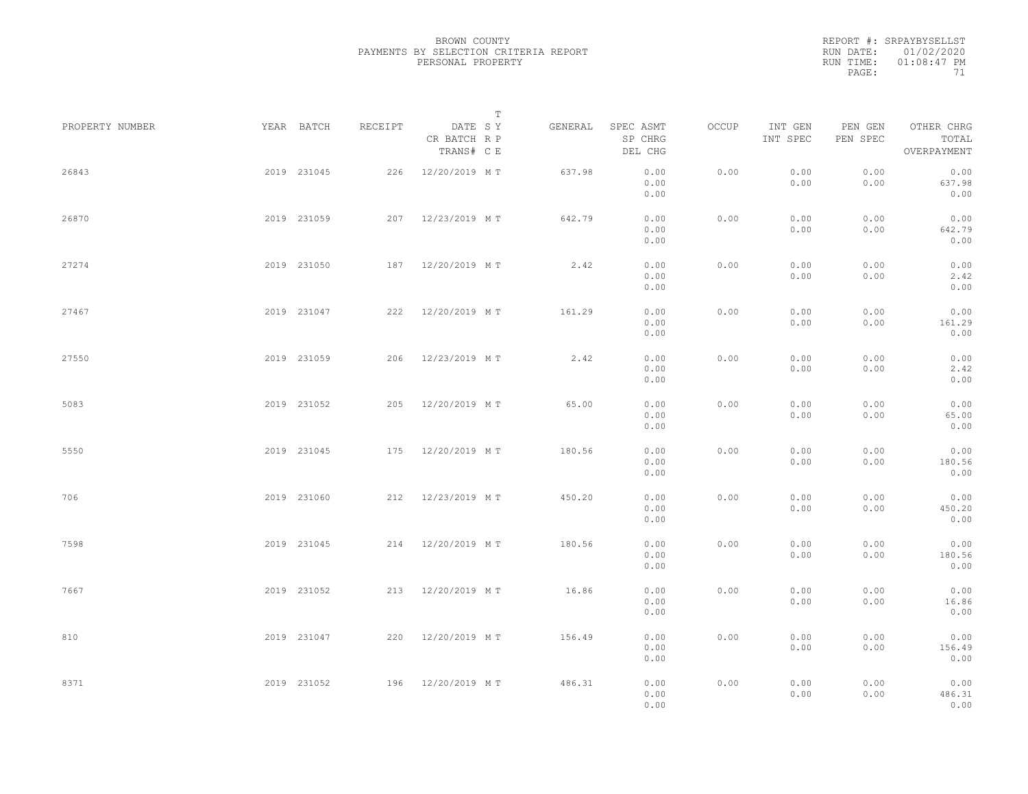BROWN COUNTY
PAYMENTS BY SELECTION CRITERIA REPORT
PERSONAL PROPERTY

REPORT #: SRPAYBYSELLST
RUN DATE: 01/02/2020
RUN TIME: 01:08:47 PM
PAGE: 71

| PROPERTY NUMBER | YEAR | BATCH | RECEIPT | DATE / CR BATCH / TRANS# | SY / RP / CE | T | GENERAL | SPEC ASMT / SP CHRG / DEL CHG | OCCUP | INT GEN / INT SPEC | PEN GEN / PEN SPEC | OTHER CHRG / TOTAL / OVERPAYMENT |
|---|---|---|---|---|---|---|---|---|---|---|---|---|
| 26843 | 2019 | 231045 | 226 | 12/20/2019 | M | T | 637.98 | 0.00 / 0.00 / 0.00 | 0.00 | 0.00 / 0.00 | 0.00 / 0.00 | 0.00 / 637.98 / 0.00 |
| 26870 | 2019 | 231059 | 207 | 12/23/2019 | M | T | 642.79 | 0.00 / 0.00 / 0.00 | 0.00 | 0.00 / 0.00 | 0.00 / 0.00 | 0.00 / 642.79 / 0.00 |
| 27274 | 2019 | 231050 | 187 | 12/20/2019 | M | T | 2.42 | 0.00 / 0.00 / 0.00 | 0.00 | 0.00 / 0.00 | 0.00 / 0.00 | 0.00 / 2.42 / 0.00 |
| 27467 | 2019 | 231047 | 222 | 12/20/2019 | M | T | 161.29 | 0.00 / 0.00 / 0.00 | 0.00 | 0.00 / 0.00 | 0.00 / 0.00 | 0.00 / 161.29 / 0.00 |
| 27550 | 2019 | 231059 | 206 | 12/23/2019 | M | T | 2.42 | 0.00 / 0.00 / 0.00 | 0.00 | 0.00 / 0.00 | 0.00 / 0.00 | 0.00 / 2.42 / 0.00 |
| 5083 | 2019 | 231052 | 205 | 12/20/2019 | M | T | 65.00 | 0.00 / 0.00 / 0.00 | 0.00 | 0.00 / 0.00 | 0.00 / 0.00 | 0.00 / 65.00 / 0.00 |
| 5550 | 2019 | 231045 | 175 | 12/20/2019 | M | T | 180.56 | 0.00 / 0.00 / 0.00 | 0.00 | 0.00 / 0.00 | 0.00 / 0.00 | 0.00 / 180.56 / 0.00 |
| 706 | 2019 | 231060 | 212 | 12/23/2019 | M | T | 450.20 | 0.00 / 0.00 / 0.00 | 0.00 | 0.00 / 0.00 | 0.00 / 0.00 | 0.00 / 450.20 / 0.00 |
| 7598 | 2019 | 231045 | 214 | 12/20/2019 | M | T | 180.56 | 0.00 / 0.00 / 0.00 | 0.00 | 0.00 / 0.00 | 0.00 / 0.00 | 0.00 / 180.56 / 0.00 |
| 7667 | 2019 | 231052 | 213 | 12/20/2019 | M | T | 16.86 | 0.00 / 0.00 / 0.00 | 0.00 | 0.00 / 0.00 | 0.00 / 0.00 | 0.00 / 16.86 / 0.00 |
| 810 | 2019 | 231047 | 220 | 12/20/2019 | M | T | 156.49 | 0.00 / 0.00 / 0.00 | 0.00 | 0.00 / 0.00 | 0.00 / 0.00 | 0.00 / 156.49 / 0.00 |
| 8371 | 2019 | 231052 | 196 | 12/20/2019 | M | T | 486.31 | 0.00 / 0.00 / 0.00 | 0.00 | 0.00 / 0.00 | 0.00 / 0.00 | 0.00 / 486.31 / 0.00 |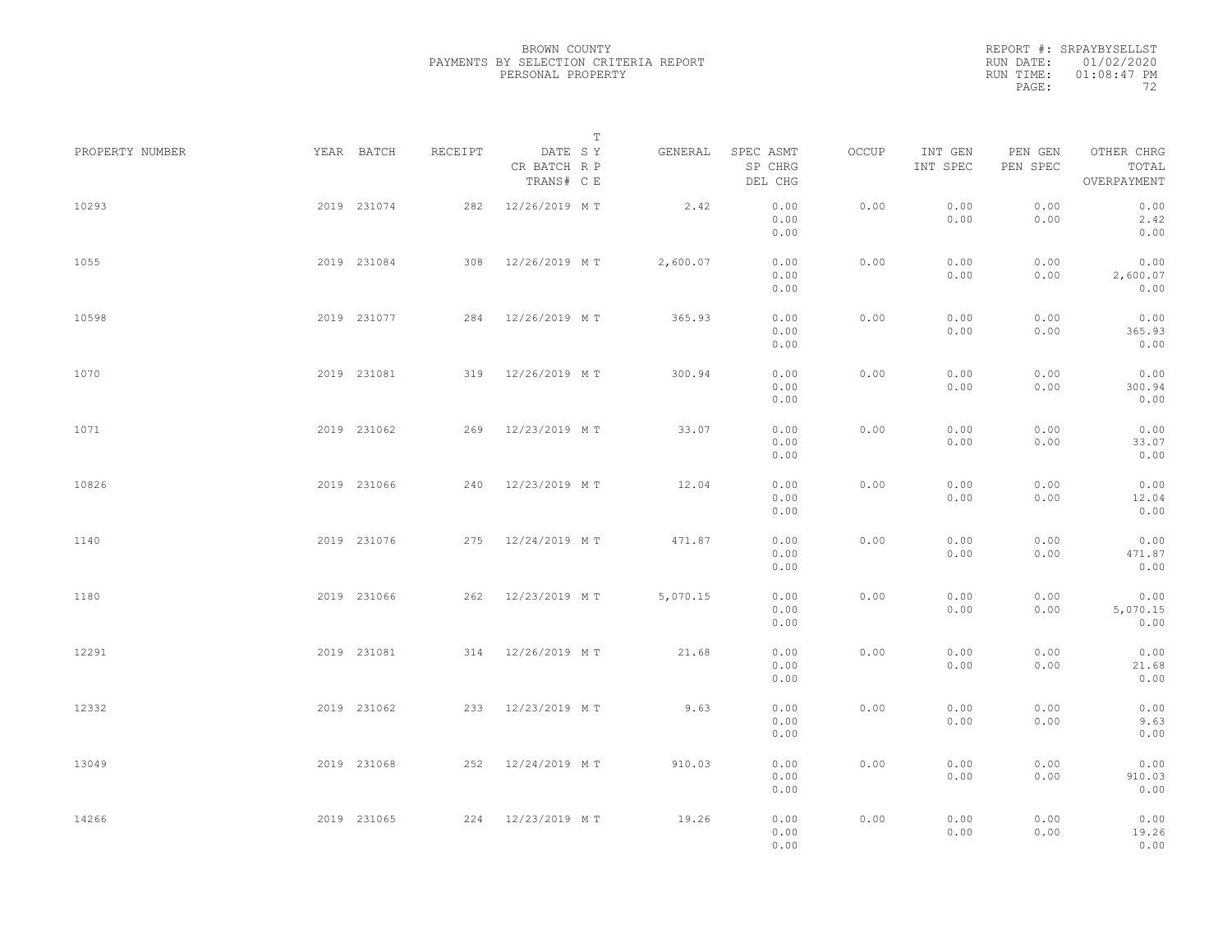BROWN COUNTY
PAYMENTS BY SELECTION CRITERIA REPORT
PERSONAL PROPERTY

REPORT #: SRPAYBYSELLST
RUN DATE: 01/02/2020
RUN TIME: 01:08:47 PM

| PROPERTY NUMBER | YEAR | BATCH | RECEIPT | DATE CR BATCH TRANS# | S R C | T Y P E | GENERAL | SPEC ASMT SP CHRG DEL CHG | OCCUP | INT GEN INT SPEC | PEN GEN PEN SPEC | OTHER CHRG TOTAL OVERPAYMENT |
|---|---|---|---|---|---|---|---|---|---|---|---|---|
| 10293 | 2019 | 231074 | 282 | 12/26/2019 | M | T | 2.42 | 0.00 0.00 0.00 | 0.00 | 0.00 0.00 | 0.00 0.00 | 0.00 2.42 0.00 |
| 1055 | 2019 | 231084 | 308 | 12/26/2019 | M | T | 2,600.07 | 0.00 0.00 0.00 | 0.00 | 0.00 0.00 | 0.00 0.00 | 0.00 2,600.07 0.00 |
| 10598 | 2019 | 231077 | 284 | 12/26/2019 | M | T | 365.93 | 0.00 0.00 0.00 | 0.00 | 0.00 0.00 | 0.00 0.00 | 0.00 365.93 0.00 |
| 1070 | 2019 | 231081 | 319 | 12/26/2019 | M | T | 300.94 | 0.00 0.00 0.00 | 0.00 | 0.00 0.00 | 0.00 0.00 | 0.00 300.94 0.00 |
| 1071 | 2019 | 231062 | 269 | 12/23/2019 | M | T | 33.07 | 0.00 0.00 0.00 | 0.00 | 0.00 0.00 | 0.00 0.00 | 0.00 33.07 0.00 |
| 10826 | 2019 | 231066 | 240 | 12/23/2019 | M | T | 12.04 | 0.00 0.00 0.00 | 0.00 | 0.00 0.00 | 0.00 0.00 | 0.00 12.04 0.00 |
| 1140 | 2019 | 231076 | 275 | 12/24/2019 | M | T | 471.87 | 0.00 0.00 0.00 | 0.00 | 0.00 0.00 | 0.00 0.00 | 0.00 471.87 0.00 |
| 1180 | 2019 | 231066 | 262 | 12/23/2019 | M | T | 5,070.15 | 0.00 0.00 0.00 | 0.00 | 0.00 0.00 | 0.00 0.00 | 0.00 5,070.15 0.00 |
| 12291 | 2019 | 231081 | 314 | 12/26/2019 | M | T | 21.68 | 0.00 0.00 0.00 | 0.00 | 0.00 0.00 | 0.00 0.00 | 0.00 21.68 0.00 |
| 12332 | 2019 | 231062 | 233 | 12/23/2019 | M | T | 9.63 | 0.00 0.00 0.00 | 0.00 | 0.00 0.00 | 0.00 0.00 | 0.00 9.63 0.00 |
| 13049 | 2019 | 231068 | 252 | 12/24/2019 | M | T | 910.03 | 0.00 0.00 0.00 | 0.00 | 0.00 0.00 | 0.00 0.00 | 0.00 910.03 0.00 |
| 14266 | 2019 | 231065 | 224 | 12/23/2019 | M | T | 19.26 | 0.00 0.00 0.00 | 0.00 | 0.00 0.00 | 0.00 0.00 | 0.00 19.26 0.00 |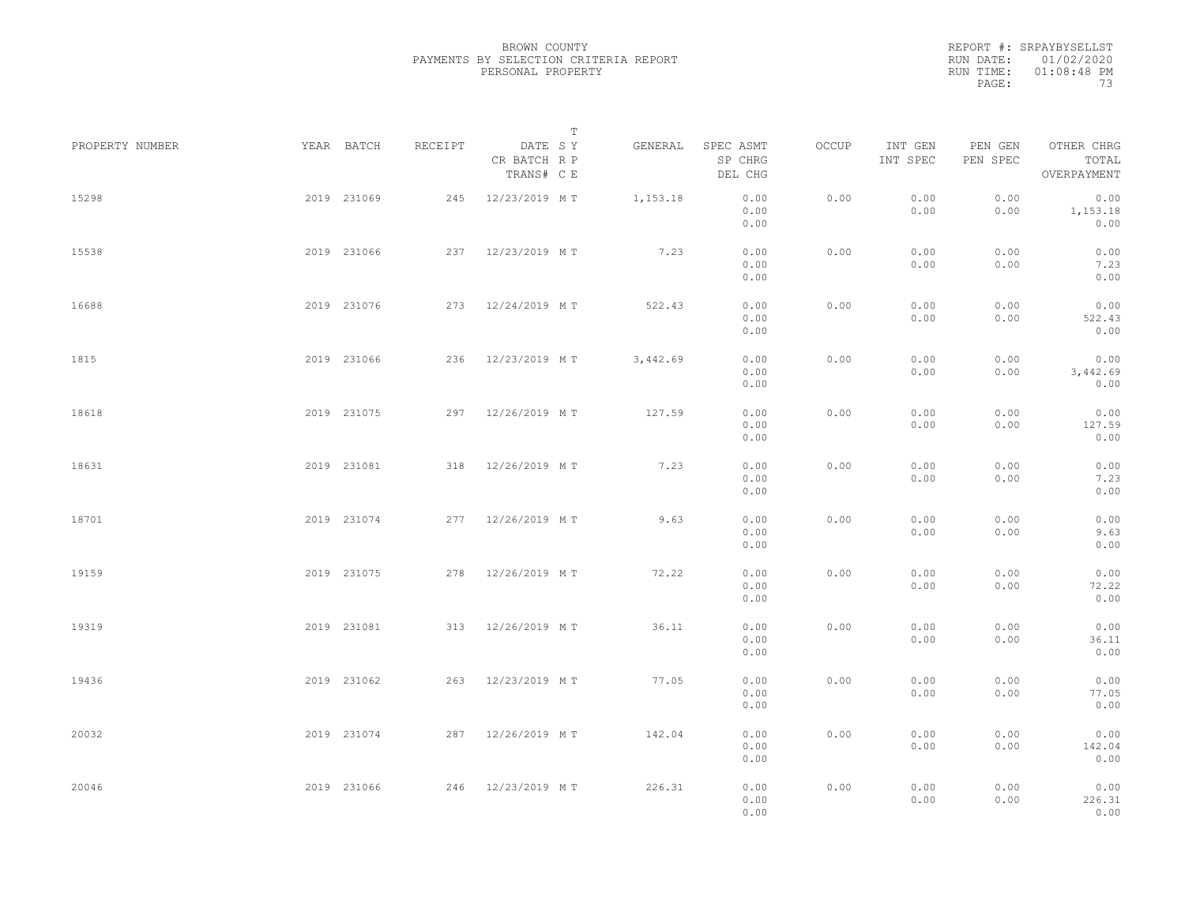BROWN COUNTY
PAYMENTS BY SELECTION CRITERIA REPORT
PERSONAL PROPERTY

REPORT #: SRPAYBYSELLST
RUN DATE: 01/02/2020
RUN TIME: 01:08:48 PM

| PROPERTY NUMBER | YEAR | BATCH | RECEIPT | DATE / CR BATCH / TRANS# | S R C | T Y P E | GENERAL | SPEC ASMT / SP CHRG / DEL CHG | OCCUP | INT GEN / INT SPEC | PEN GEN / PEN SPEC | OTHER CHRG / TOTAL / OVERPAYMENT |
|---|---|---|---|---|---|---|---|---|---|---|---|---|
| 15298 | 2019 | 231069 | 245 | 12/23/2019 | M | T | 1,153.18 | 0.00 / 0.00 / 0.00 | 0.00 | 0.00 / 0.00 | 0.00 / 0.00 | 0.00 / 1,153.18 / 0.00 |
| 15538 | 2019 | 231066 | 237 | 12/23/2019 | M | T | 7.23 | 0.00 / 0.00 / 0.00 | 0.00 | 0.00 / 0.00 | 0.00 / 0.00 | 0.00 / 7.23 / 0.00 |
| 16688 | 2019 | 231076 | 273 | 12/24/2019 | M | T | 522.43 | 0.00 / 0.00 / 0.00 | 0.00 | 0.00 / 0.00 | 0.00 / 0.00 | 0.00 / 522.43 / 0.00 |
| 1815 | 2019 | 231066 | 236 | 12/23/2019 | M | T | 3,442.69 | 0.00 / 0.00 / 0.00 | 0.00 | 0.00 / 0.00 | 0.00 / 0.00 | 0.00 / 3,442.69 / 0.00 |
| 18618 | 2019 | 231075 | 297 | 12/26/2019 | M | T | 127.59 | 0.00 / 0.00 / 0.00 | 0.00 | 0.00 / 0.00 | 0.00 / 0.00 | 0.00 / 127.59 / 0.00 |
| 18631 | 2019 | 231081 | 318 | 12/26/2019 | M | T | 7.23 | 0.00 / 0.00 / 0.00 | 0.00 | 0.00 / 0.00 | 0.00 / 0.00 | 0.00 / 7.23 / 0.00 |
| 18701 | 2019 | 231074 | 277 | 12/26/2019 | M | T | 9.63 | 0.00 / 0.00 / 0.00 | 0.00 | 0.00 / 0.00 | 0.00 / 0.00 | 0.00 / 9.63 / 0.00 |
| 19159 | 2019 | 231075 | 278 | 12/26/2019 | M | T | 72.22 | 0.00 / 0.00 / 0.00 | 0.00 | 0.00 / 0.00 | 0.00 / 0.00 | 0.00 / 72.22 / 0.00 |
| 19319 | 2019 | 231081 | 313 | 12/26/2019 | M | T | 36.11 | 0.00 / 0.00 / 0.00 | 0.00 | 0.00 / 0.00 | 0.00 / 0.00 | 0.00 / 36.11 / 0.00 |
| 19436 | 2019 | 231062 | 263 | 12/23/2019 | M | T | 77.05 | 0.00 / 0.00 / 0.00 | 0.00 | 0.00 / 0.00 | 0.00 / 0.00 | 0.00 / 77.05 / 0.00 |
| 20032 | 2019 | 231074 | 287 | 12/26/2019 | M | T | 142.04 | 0.00 / 0.00 / 0.00 | 0.00 | 0.00 / 0.00 | 0.00 / 0.00 | 0.00 / 142.04 / 0.00 |
| 20046 | 2019 | 231066 | 246 | 12/23/2019 | M | T | 226.31 | 0.00 / 0.00 / 0.00 | 0.00 | 0.00 / 0.00 | 0.00 / 0.00 | 0.00 / 226.31 / 0.00 |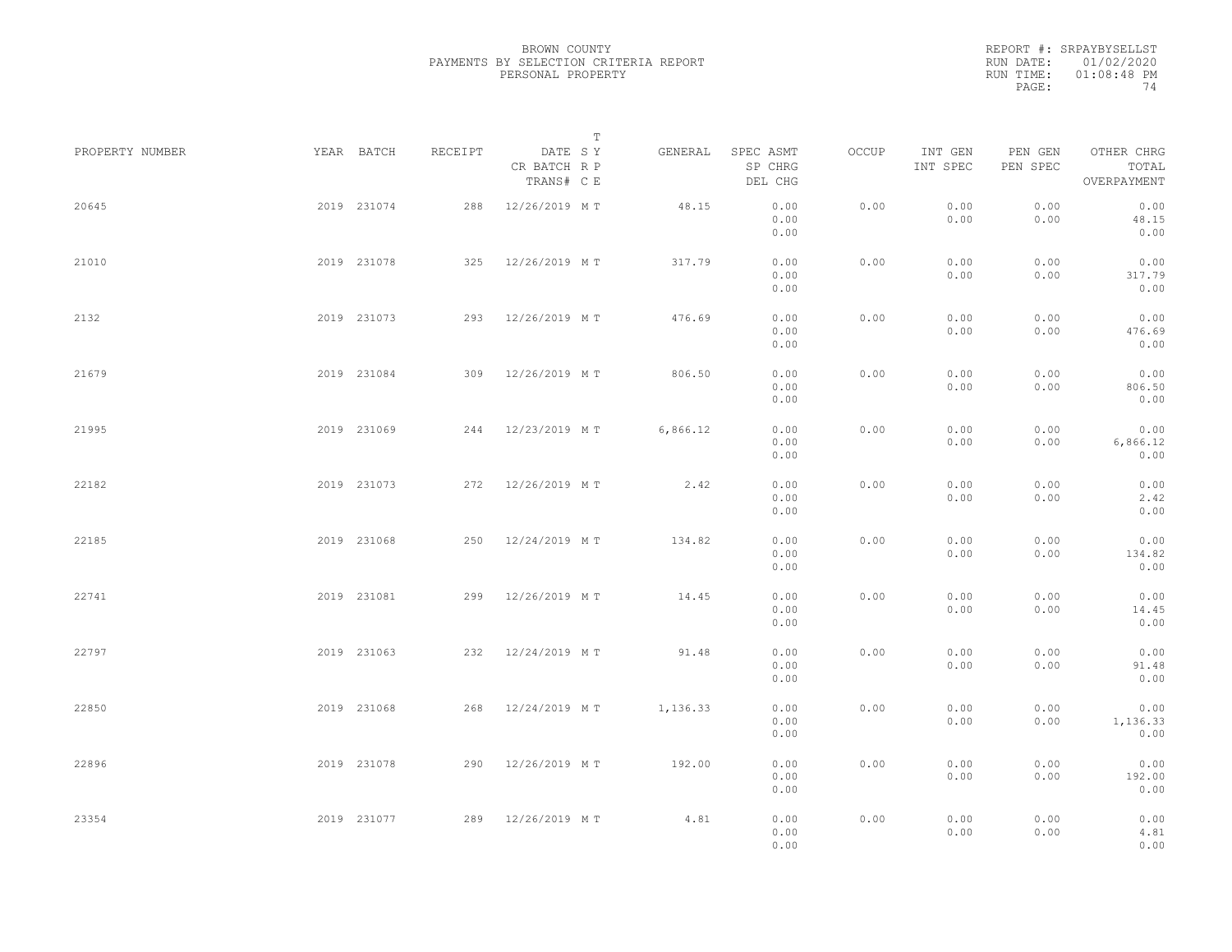BROWN COUNTY
PAYMENTS BY SELECTION CRITERIA REPORT
PERSONAL PROPERTY

REPORT #: SRPAYBYSELLST
RUN DATE: 01/02/2020
RUN TIME: 01:08:48 PM

| PROPERTY NUMBER | YEAR | BATCH | RECEIPT | DATE / CR BATCH / TRANS# | T SY / RP / CE | GENERAL | SPEC ASMT / SP CHRG / DEL CHG | OCCUP | INT GEN / INT SPEC | PEN GEN / PEN SPEC | OTHER CHRG / TOTAL / OVERPAYMENT |
|---|---|---|---|---|---|---|---|---|---|---|---|
| 20645 | 2019 | 231074 | 288 | 12/26/2019 | M T | 48.15 | 0.00 / 0.00 / 0.00 | 0.00 | 0.00 / 0.00 | 0.00 / 0.00 | 0.00 / 48.15 / 0.00 |
| 21010 | 2019 | 231078 | 325 | 12/26/2019 | M T | 317.79 | 0.00 / 0.00 / 0.00 | 0.00 | 0.00 / 0.00 | 0.00 / 0.00 | 0.00 / 317.79 / 0.00 |
| 2132 | 2019 | 231073 | 293 | 12/26/2019 | M T | 476.69 | 0.00 / 0.00 / 0.00 | 0.00 | 0.00 / 0.00 | 0.00 / 0.00 | 0.00 / 476.69 / 0.00 |
| 21679 | 2019 | 231084 | 309 | 12/26/2019 | M T | 806.50 | 0.00 / 0.00 / 0.00 | 0.00 | 0.00 / 0.00 | 0.00 / 0.00 | 0.00 / 806.50 / 0.00 |
| 21995 | 2019 | 231069 | 244 | 12/23/2019 | M T | 6,866.12 | 0.00 / 0.00 / 0.00 | 0.00 | 0.00 / 0.00 | 0.00 / 0.00 | 0.00 / 6,866.12 / 0.00 |
| 22182 | 2019 | 231073 | 272 | 12/26/2019 | M T | 2.42 | 0.00 / 0.00 / 0.00 | 0.00 | 0.00 / 0.00 | 0.00 / 0.00 | 0.00 / 2.42 / 0.00 |
| 22185 | 2019 | 231068 | 250 | 12/24/2019 | M T | 134.82 | 0.00 / 0.00 / 0.00 | 0.00 | 0.00 / 0.00 | 0.00 / 0.00 | 0.00 / 134.82 / 0.00 |
| 22741 | 2019 | 231081 | 299 | 12/26/2019 | M T | 14.45 | 0.00 / 0.00 / 0.00 | 0.00 | 0.00 / 0.00 | 0.00 / 0.00 | 0.00 / 14.45 / 0.00 |
| 22797 | 2019 | 231063 | 232 | 12/24/2019 | M T | 91.48 | 0.00 / 0.00 / 0.00 | 0.00 | 0.00 / 0.00 | 0.00 / 0.00 | 0.00 / 91.48 / 0.00 |
| 22850 | 2019 | 231068 | 268 | 12/24/2019 | M T | 1,136.33 | 0.00 / 0.00 / 0.00 | 0.00 | 0.00 / 0.00 | 0.00 / 0.00 | 0.00 / 1,136.33 / 0.00 |
| 22896 | 2019 | 231078 | 290 | 12/26/2019 | M T | 192.00 | 0.00 / 0.00 / 0.00 | 0.00 | 0.00 / 0.00 | 0.00 / 0.00 | 0.00 / 192.00 / 0.00 |
| 23354 | 2019 | 231077 | 289 | 12/26/2019 | M T | 4.81 | 0.00 / 0.00 / 0.00 | 0.00 | 0.00 / 0.00 | 0.00 / 0.00 | 0.00 / 4.81 / 0.00 |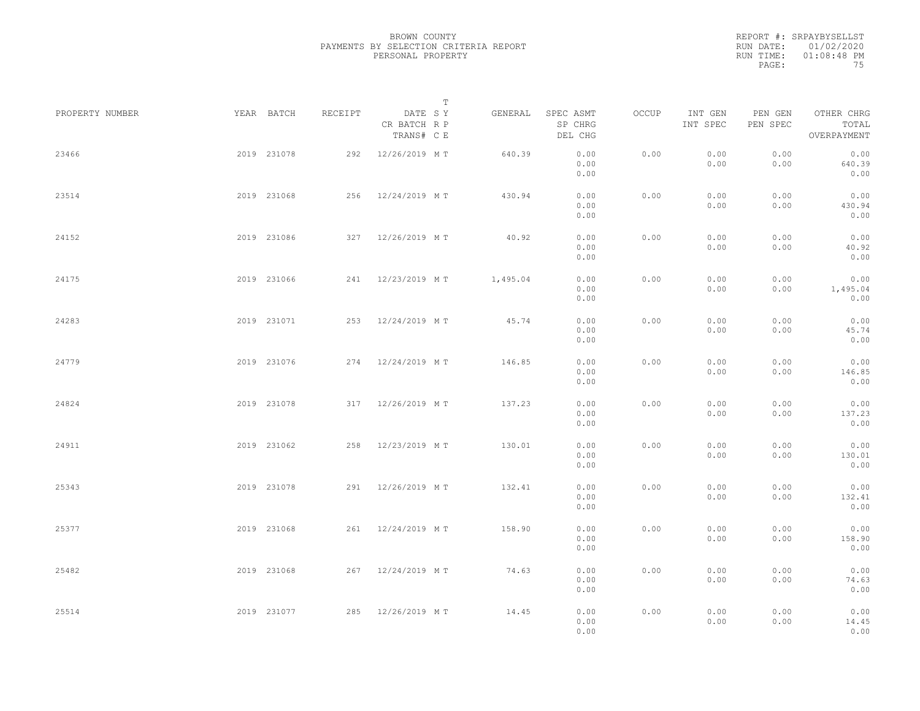BROWN COUNTY
PAYMENTS BY SELECTION CRITERIA REPORT
PERSONAL PROPERTY

REPORT #: SRPAYBYSELLST
RUN DATE: 01/02/2020
RUN TIME: 01:08:48 PM

| PROPERTY NUMBER | YEAR | BATCH | RECEIPT | DATE / CR BATCH / TRANS# | T SY RP CE | GENERAL | SPEC ASMT / SP CHRG / DEL CHG | OCCUP | INT GEN / INT SPEC | PEN GEN / PEN SPEC | OTHER CHRG / TOTAL / OVERPAYMENT |
|---|---|---|---|---|---|---|---|---|---|---|---|
| 23466 | 2019 | 231078 | 292 | 12/26/2019 | M T | 640.39 | 0.00 / 0.00 / 0.00 | 0.00 | 0.00 / 0.00 | 0.00 / 0.00 | 0.00 / 640.39 / 0.00 |
| 23514 | 2019 | 231068 | 256 | 12/24/2019 | M T | 430.94 | 0.00 / 0.00 / 0.00 | 0.00 | 0.00 / 0.00 | 0.00 / 0.00 | 0.00 / 430.94 / 0.00 |
| 24152 | 2019 | 231086 | 327 | 12/26/2019 | M T | 40.92 | 0.00 / 0.00 / 0.00 | 0.00 | 0.00 / 0.00 | 0.00 / 0.00 | 0.00 / 40.92 / 0.00 |
| 24175 | 2019 | 231066 | 241 | 12/23/2019 | M T | 1,495.04 | 0.00 / 0.00 / 0.00 | 0.00 | 0.00 / 0.00 | 0.00 / 0.00 | 0.00 / 1,495.04 / 0.00 |
| 24283 | 2019 | 231071 | 253 | 12/24/2019 | M T | 45.74 | 0.00 / 0.00 / 0.00 | 0.00 | 0.00 / 0.00 | 0.00 / 0.00 | 0.00 / 45.74 / 0.00 |
| 24779 | 2019 | 231076 | 274 | 12/24/2019 | M T | 146.85 | 0.00 / 0.00 / 0.00 | 0.00 | 0.00 / 0.00 | 0.00 / 0.00 | 0.00 / 146.85 / 0.00 |
| 24824 | 2019 | 231078 | 317 | 12/26/2019 | M T | 137.23 | 0.00 / 0.00 / 0.00 | 0.00 | 0.00 / 0.00 | 0.00 / 0.00 | 0.00 / 137.23 / 0.00 |
| 24911 | 2019 | 231062 | 258 | 12/23/2019 | M T | 130.01 | 0.00 / 0.00 / 0.00 | 0.00 | 0.00 / 0.00 | 0.00 / 0.00 | 0.00 / 130.01 / 0.00 |
| 25343 | 2019 | 231078 | 291 | 12/26/2019 | M T | 132.41 | 0.00 / 0.00 / 0.00 | 0.00 | 0.00 / 0.00 | 0.00 / 0.00 | 0.00 / 132.41 / 0.00 |
| 25377 | 2019 | 231068 | 261 | 12/24/2019 | M T | 158.90 | 0.00 / 0.00 / 0.00 | 0.00 | 0.00 / 0.00 | 0.00 / 0.00 | 0.00 / 158.90 / 0.00 |
| 25482 | 2019 | 231068 | 267 | 12/24/2019 | M T | 74.63 | 0.00 / 0.00 / 0.00 | 0.00 | 0.00 / 0.00 | 0.00 / 0.00 | 0.00 / 74.63 / 0.00 |
| 25514 | 2019 | 231077 | 285 | 12/26/2019 | M T | 14.45 | 0.00 / 0.00 / 0.00 | 0.00 | 0.00 / 0.00 | 0.00 / 0.00 | 0.00 / 14.45 / 0.00 |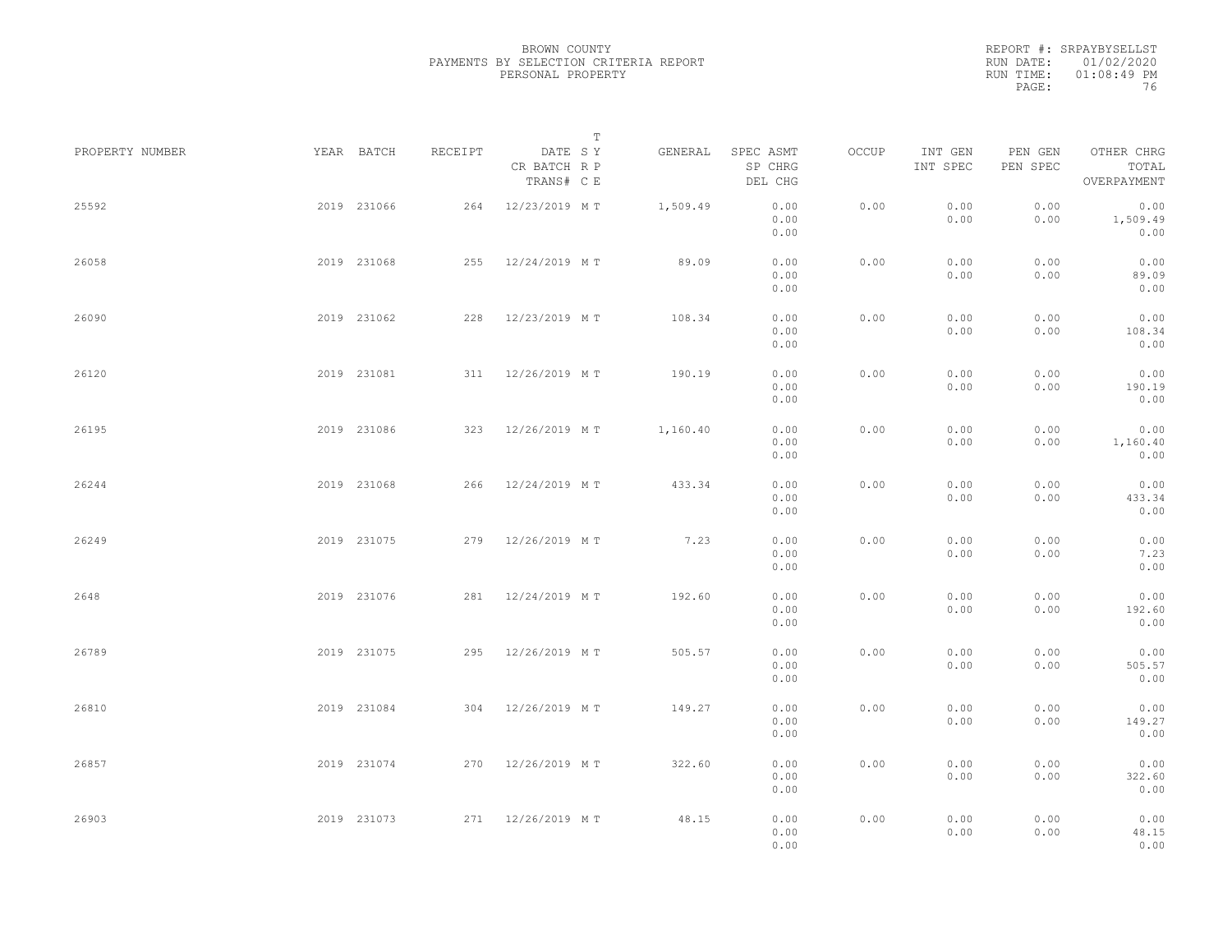BROWN COUNTY
PAYMENTS BY SELECTION CRITERIA REPORT
PERSONAL PROPERTY

REPORT #: SRPAYBYSELLST
RUN DATE: 01/02/2020
RUN TIME: 01:08:49 PM

| PROPERTY NUMBER | YEAR | BATCH | RECEIPT | DATE / CR BATCH / TRANS# | SY RP CE | T | GENERAL | SPEC ASMT / SP CHRG / DEL CHG | OCCUP | INT GEN / INT SPEC | PEN GEN / PEN SPEC | OTHER CHRG / TOTAL / OVERPAYMENT |
|---|---|---|---|---|---|---|---|---|---|---|---|---|
| 25592 | 2019 | 231066 | 264 | 12/23/2019 | M | T | 1,509.49 | 0.00 / 0.00 / 0.00 | 0.00 | 0.00 / 0.00 | 0.00 / 0.00 | 0.00 / 1,509.49 / 0.00 |
| 26058 | 2019 | 231068 | 255 | 12/24/2019 | M | T | 89.09 | 0.00 / 0.00 / 0.00 | 0.00 | 0.00 / 0.00 | 0.00 / 0.00 | 0.00 / 89.09 / 0.00 |
| 26090 | 2019 | 231062 | 228 | 12/23/2019 | M | T | 108.34 | 0.00 / 0.00 / 0.00 | 0.00 | 0.00 / 0.00 | 0.00 / 0.00 | 0.00 / 108.34 / 0.00 |
| 26120 | 2019 | 231081 | 311 | 12/26/2019 | M | T | 190.19 | 0.00 / 0.00 / 0.00 | 0.00 | 0.00 / 0.00 | 0.00 / 0.00 | 0.00 / 190.19 / 0.00 |
| 26195 | 2019 | 231086 | 323 | 12/26/2019 | M | T | 1,160.40 | 0.00 / 0.00 / 0.00 | 0.00 | 0.00 / 0.00 | 0.00 / 0.00 | 0.00 / 1,160.40 / 0.00 |
| 26244 | 2019 | 231068 | 266 | 12/24/2019 | M | T | 433.34 | 0.00 / 0.00 / 0.00 | 0.00 | 0.00 / 0.00 | 0.00 / 0.00 | 0.00 / 433.34 / 0.00 |
| 26249 | 2019 | 231075 | 279 | 12/26/2019 | M | T | 7.23 | 0.00 / 0.00 / 0.00 | 0.00 | 0.00 / 0.00 | 0.00 / 0.00 | 0.00 / 7.23 / 0.00 |
| 2648 | 2019 | 231076 | 281 | 12/24/2019 | M | T | 192.60 | 0.00 / 0.00 / 0.00 | 0.00 | 0.00 / 0.00 | 0.00 / 0.00 | 0.00 / 192.60 / 0.00 |
| 26789 | 2019 | 231075 | 295 | 12/26/2019 | M | T | 505.57 | 0.00 / 0.00 / 0.00 | 0.00 | 0.00 / 0.00 | 0.00 / 0.00 | 0.00 / 505.57 / 0.00 |
| 26810 | 2019 | 231084 | 304 | 12/26/2019 | M | T | 149.27 | 0.00 / 0.00 / 0.00 | 0.00 | 0.00 / 0.00 | 0.00 / 0.00 | 0.00 / 149.27 / 0.00 |
| 26857 | 2019 | 231074 | 270 | 12/26/2019 | M | T | 322.60 | 0.00 / 0.00 / 0.00 | 0.00 | 0.00 / 0.00 | 0.00 / 0.00 | 0.00 / 322.60 / 0.00 |
| 26903 | 2019 | 231073 | 271 | 12/26/2019 | M | T | 48.15 | 0.00 / 0.00 / 0.00 | 0.00 | 0.00 / 0.00 | 0.00 / 0.00 | 0.00 / 48.15 / 0.00 |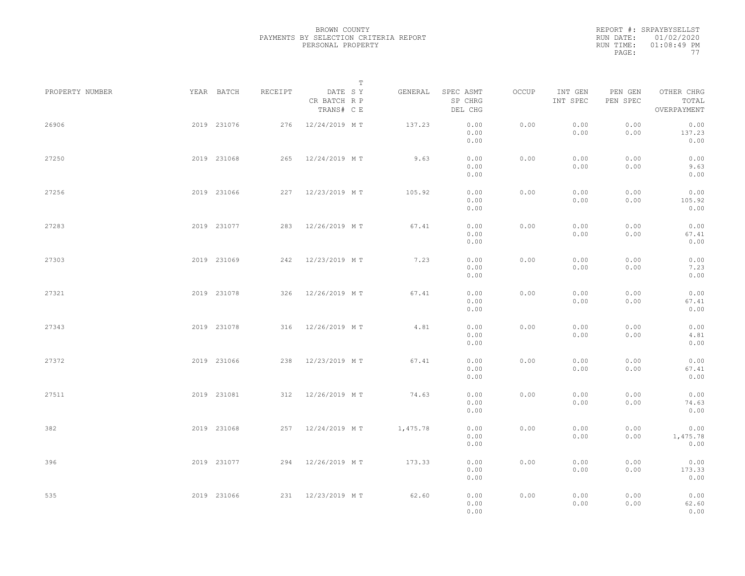BROWN COUNTY
PAYMENTS BY SELECTION CRITERIA REPORT
PERSONAL PROPERTY

REPORT #: SRPAYBYSELLST
RUN DATE: 01/02/2020
RUN TIME: 01:08:49 PM

| PROPERTY NUMBER | YEAR | BATCH | RECEIPT | DATE / CR BATCH / TRANS# | SYS / REP / TCE | GENERAL | SPEC ASMT / SP CHRG / DEL CHG | OCCUP | INT GEN / INT SPEC | PEN GEN / PEN SPEC | OTHER CHRG / TOTAL / OVERPAYMENT |
|---|---|---|---|---|---|---|---|---|---|---|---|
| 26906 | 2019 | 231076 | 276 | 12/24/2019 | M T | 137.23 | 0.00 / 0.00 / 0.00 | 0.00 | 0.00 / 0.00 | 0.00 / 0.00 | 0.00 / 137.23 / 0.00 |
| 27250 | 2019 | 231068 | 265 | 12/24/2019 | M T | 9.63 | 0.00 / 0.00 / 0.00 | 0.00 | 0.00 / 0.00 | 0.00 / 0.00 | 0.00 / 9.63 / 0.00 |
| 27256 | 2019 | 231066 | 227 | 12/23/2019 | M T | 105.92 | 0.00 / 0.00 / 0.00 | 0.00 | 0.00 / 0.00 | 0.00 / 0.00 | 0.00 / 105.92 / 0.00 |
| 27283 | 2019 | 231077 | 283 | 12/26/2019 | M T | 67.41 | 0.00 / 0.00 / 0.00 | 0.00 | 0.00 / 0.00 | 0.00 / 0.00 | 0.00 / 67.41 / 0.00 |
| 27303 | 2019 | 231069 | 242 | 12/23/2019 | M T | 7.23 | 0.00 / 0.00 / 0.00 | 0.00 | 0.00 / 0.00 | 0.00 / 0.00 | 0.00 / 7.23 / 0.00 |
| 27321 | 2019 | 231078 | 326 | 12/26/2019 | M T | 67.41 | 0.00 / 0.00 / 0.00 | 0.00 | 0.00 / 0.00 | 0.00 / 0.00 | 0.00 / 67.41 / 0.00 |
| 27343 | 2019 | 231078 | 316 | 12/26/2019 | M T | 4.81 | 0.00 / 0.00 / 0.00 | 0.00 | 0.00 / 0.00 | 0.00 / 0.00 | 0.00 / 4.81 / 0.00 |
| 27372 | 2019 | 231066 | 238 | 12/23/2019 | M T | 67.41 | 0.00 / 0.00 / 0.00 | 0.00 | 0.00 / 0.00 | 0.00 / 0.00 | 0.00 / 67.41 / 0.00 |
| 27511 | 2019 | 231081 | 312 | 12/26/2019 | M T | 74.63 | 0.00 / 0.00 / 0.00 | 0.00 | 0.00 / 0.00 | 0.00 / 0.00 | 0.00 / 74.63 / 0.00 |
| 382 | 2019 | 231068 | 257 | 12/24/2019 | M T | 1,475.78 | 0.00 / 0.00 / 0.00 | 0.00 | 0.00 / 0.00 | 0.00 / 0.00 | 0.00 / 1,475.78 / 0.00 |
| 396 | 2019 | 231077 | 294 | 12/26/2019 | M T | 173.33 | 0.00 / 0.00 / 0.00 | 0.00 | 0.00 / 0.00 | 0.00 / 0.00 | 0.00 / 173.33 / 0.00 |
| 535 | 2019 | 231066 | 231 | 12/23/2019 | M T | 62.60 | 0.00 / 0.00 / 0.00 | 0.00 | 0.00 / 0.00 | 0.00 / 0.00 | 0.00 / 62.60 / 0.00 |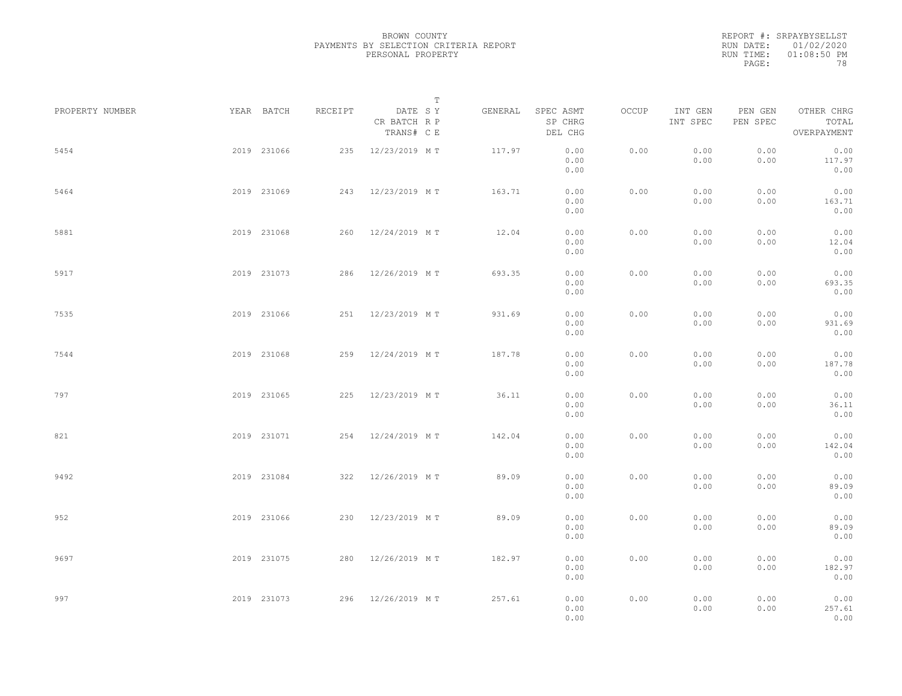BROWN COUNTY
PAYMENTS BY SELECTION CRITERIA REPORT
PERSONAL PROPERTY

REPORT #: SRPAYBYSELLST
RUN DATE: 01/02/2020
RUN TIME: 01:08:50 PM

| PROPERTY NUMBER | YEAR | BATCH | RECEIPT | DATE CR BATCH TRANS# | SRC | TYPE | GENERAL | SPEC ASMT SP CHRG DEL CHG | OCCUP | INT GEN INT SPEC | PEN GEN PEN SPEC | OTHER CHRG TOTAL OVERPAYMENT |
|---|---|---|---|---|---|---|---|---|---|---|---|---|
| 5454 | 2019 | 231066 | 235 | 12/23/2019 | M | T | 117.97 | 0.00 0.00 0.00 | 0.00 | 0.00 0.00 | 0.00 0.00 | 0.00 117.97 0.00 |
| 5464 | 2019 | 231069 | 243 | 12/23/2019 | M | T | 163.71 | 0.00 0.00 0.00 | 0.00 | 0.00 0.00 | 0.00 0.00 | 0.00 163.71 0.00 |
| 5881 | 2019 | 231068 | 260 | 12/24/2019 | M | T | 12.04 | 0.00 0.00 0.00 | 0.00 | 0.00 0.00 | 0.00 0.00 | 0.00 12.04 0.00 |
| 5917 | 2019 | 231073 | 286 | 12/26/2019 | M | T | 693.35 | 0.00 0.00 0.00 | 0.00 | 0.00 0.00 | 0.00 0.00 | 0.00 693.35 0.00 |
| 7535 | 2019 | 231066 | 251 | 12/23/2019 | M | T | 931.69 | 0.00 0.00 0.00 | 0.00 | 0.00 0.00 | 0.00 0.00 | 0.00 931.69 0.00 |
| 7544 | 2019 | 231068 | 259 | 12/24/2019 | M | T | 187.78 | 0.00 0.00 0.00 | 0.00 | 0.00 0.00 | 0.00 0.00 | 0.00 187.78 0.00 |
| 797 | 2019 | 231065 | 225 | 12/23/2019 | M | T | 36.11 | 0.00 0.00 0.00 | 0.00 | 0.00 0.00 | 0.00 0.00 | 0.00 36.11 0.00 |
| 821 | 2019 | 231071 | 254 | 12/24/2019 | M | T | 142.04 | 0.00 0.00 0.00 | 0.00 | 0.00 0.00 | 0.00 0.00 | 0.00 142.04 0.00 |
| 9492 | 2019 | 231084 | 322 | 12/26/2019 | M | T | 89.09 | 0.00 0.00 0.00 | 0.00 | 0.00 0.00 | 0.00 0.00 | 0.00 89.09 0.00 |
| 952 | 2019 | 231066 | 230 | 12/23/2019 | M | T | 89.09 | 0.00 0.00 0.00 | 0.00 | 0.00 0.00 | 0.00 0.00 | 0.00 89.09 0.00 |
| 9697 | 2019 | 231075 | 280 | 12/26/2019 | M | T | 182.97 | 0.00 0.00 0.00 | 0.00 | 0.00 0.00 | 0.00 0.00 | 0.00 182.97 0.00 |
| 997 | 2019 | 231073 | 296 | 12/26/2019 | M | T | 257.61 | 0.00 0.00 0.00 | 0.00 | 0.00 0.00 | 0.00 0.00 | 0.00 257.61 0.00 |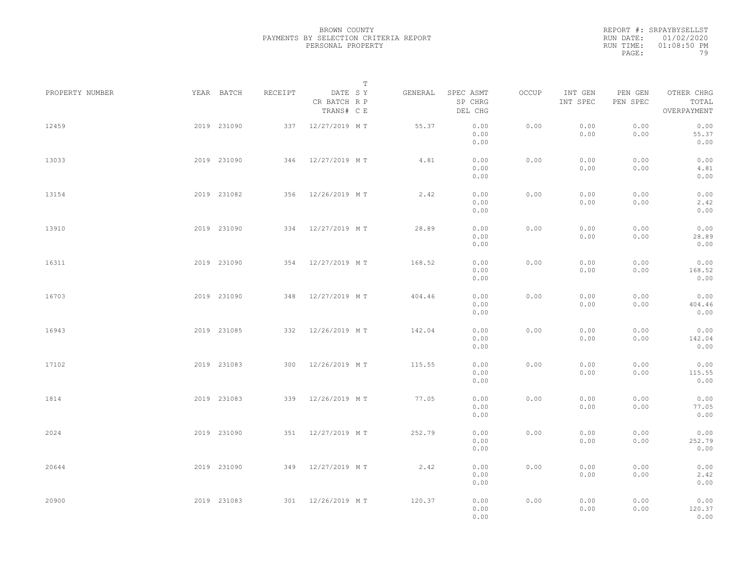BROWN COUNTY
PAYMENTS BY SELECTION CRITERIA REPORT
PERSONAL PROPERTY

REPORT #: SRPAYBYSELLST
RUN DATE: 01/02/2020
RUN TIME: 01:08:50 PM
PAGE: 79

| PROPERTY NUMBER | YEAR | BATCH | RECEIPT | DATE / CR BATCH / TRANS# | T SY RP CE | GENERAL | SPEC ASMT / SP CHRG / DEL CHG | OCCUP | INT GEN / INT SPEC | PEN GEN / PEN SPEC | OTHER CHRG / TOTAL / OVERPAYMENT |
|---|---|---|---|---|---|---|---|---|---|---|---|
| 12459 | 2019 | 231090 | 337 | 12/27/2019 | M T | 55.37 | 0.00 0.00 0.00 | 0.00 | 0.00 0.00 | 0.00 0.00 | 0.00 55.37 0.00 |
| 13033 | 2019 | 231090 | 346 | 12/27/2019 | M T | 4.81 | 0.00 0.00 0.00 | 0.00 | 0.00 0.00 | 0.00 0.00 | 0.00 4.81 0.00 |
| 13154 | 2019 | 231082 | 356 | 12/26/2019 | M T | 2.42 | 0.00 0.00 0.00 | 0.00 | 0.00 0.00 | 0.00 0.00 | 0.00 2.42 0.00 |
| 13910 | 2019 | 231090 | 334 | 12/27/2019 | M T | 28.89 | 0.00 0.00 0.00 | 0.00 | 0.00 0.00 | 0.00 0.00 | 0.00 28.89 0.00 |
| 16311 | 2019 | 231090 | 354 | 12/27/2019 | M T | 168.52 | 0.00 0.00 0.00 | 0.00 | 0.00 0.00 | 0.00 0.00 | 0.00 168.52 0.00 |
| 16703 | 2019 | 231090 | 348 | 12/27/2019 | M T | 404.46 | 0.00 0.00 0.00 | 0.00 | 0.00 0.00 | 0.00 0.00 | 0.00 404.46 0.00 |
| 16943 | 2019 | 231085 | 332 | 12/26/2019 | M T | 142.04 | 0.00 0.00 0.00 | 0.00 | 0.00 0.00 | 0.00 0.00 | 0.00 142.04 0.00 |
| 17102 | 2019 | 231083 | 300 | 12/26/2019 | M T | 115.55 | 0.00 0.00 0.00 | 0.00 | 0.00 0.00 | 0.00 0.00 | 0.00 115.55 0.00 |
| 1814 | 2019 | 231083 | 339 | 12/26/2019 | M T | 77.05 | 0.00 0.00 0.00 | 0.00 | 0.00 0.00 | 0.00 0.00 | 0.00 77.05 0.00 |
| 2024 | 2019 | 231090 | 351 | 12/27/2019 | M T | 252.79 | 0.00 0.00 0.00 | 0.00 | 0.00 0.00 | 0.00 0.00 | 0.00 252.79 0.00 |
| 20644 | 2019 | 231090 | 349 | 12/27/2019 | M T | 2.42 | 0.00 0.00 0.00 | 0.00 | 0.00 0.00 | 0.00 0.00 | 0.00 2.42 0.00 |
| 20900 | 2019 | 231083 | 301 | 12/26/2019 | M T | 120.37 | 0.00 0.00 0.00 | 0.00 | 0.00 0.00 | 0.00 0.00 | 0.00 120.37 0.00 |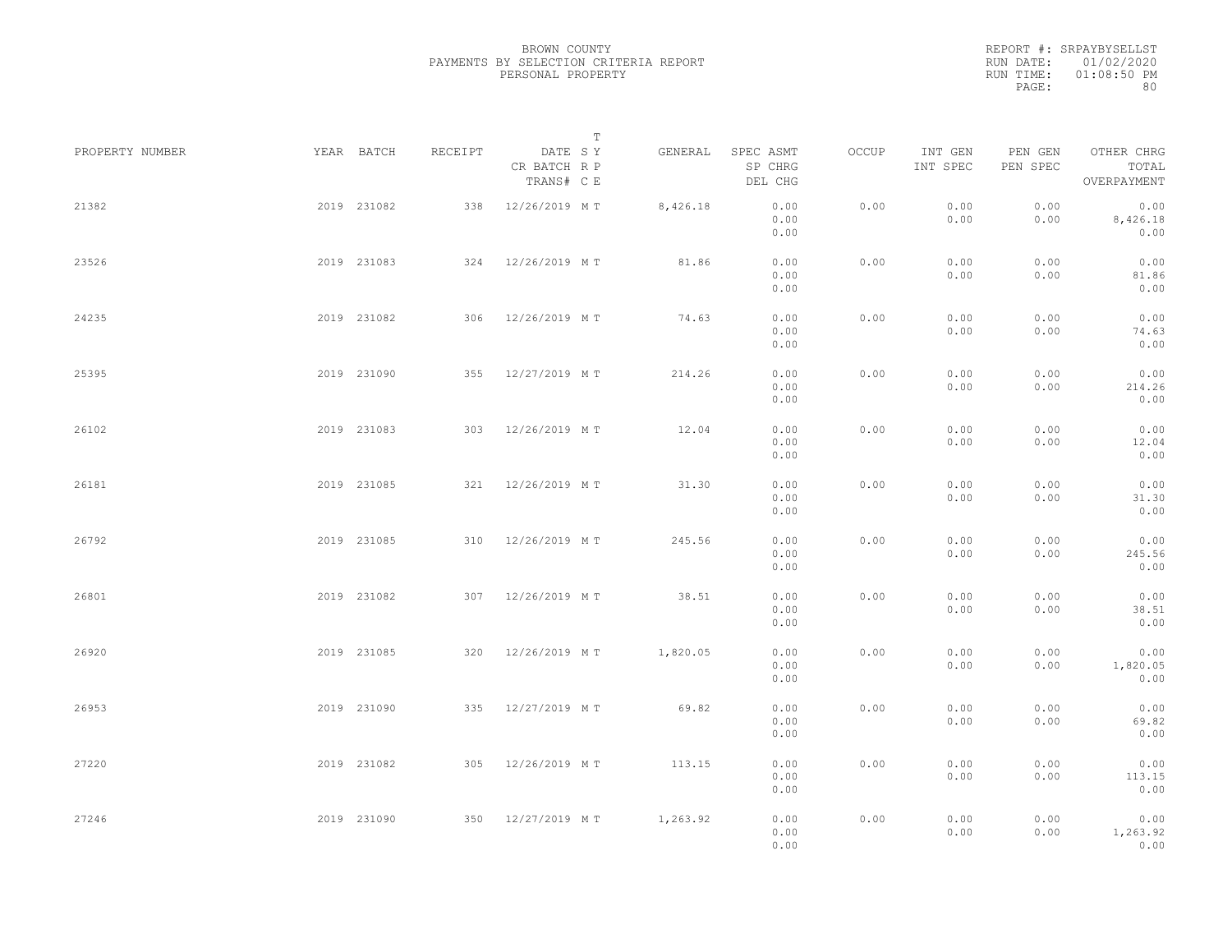BROWN COUNTY
PAYMENTS BY SELECTION CRITERIA REPORT
PERSONAL PROPERTY

REPORT #: SRPAYBYSELLST
RUN DATE: 01/02/2020
RUN TIME: 01:08:50 PM

| PROPERTY NUMBER | YEAR | BATCH | RECEIPT | DATE / CR BATCH / TRANS# | SY RP CE | T | GENERAL | SPEC ASMT / SP CHRG / DEL CHG | OCCUP | INT GEN / INT SPEC | PEN GEN / PEN SPEC | OTHER CHRG / TOTAL / OVERPAYMENT |
|---|---|---|---|---|---|---|---|---|---|---|---|---|
| 21382 | 2019 | 231082 | 338 | 12/26/2019 | M | T | 8,426.18 | 0.00 / 0.00 / 0.00 | 0.00 | 0.00 / 0.00 | 0.00 / 0.00 | 0.00 / 8,426.18 / 0.00 |
| 23526 | 2019 | 231083 | 324 | 12/26/2019 | M | T | 81.86 | 0.00 / 0.00 / 0.00 | 0.00 | 0.00 / 0.00 | 0.00 / 0.00 | 0.00 / 81.86 / 0.00 |
| 24235 | 2019 | 231082 | 306 | 12/26/2019 | M | T | 74.63 | 0.00 / 0.00 / 0.00 | 0.00 | 0.00 / 0.00 | 0.00 / 0.00 | 0.00 / 74.63 / 0.00 |
| 25395 | 2019 | 231090 | 355 | 12/27/2019 | M | T | 214.26 | 0.00 / 0.00 / 0.00 | 0.00 | 0.00 / 0.00 | 0.00 / 0.00 | 0.00 / 214.26 / 0.00 |
| 26102 | 2019 | 231083 | 303 | 12/26/2019 | M | T | 12.04 | 0.00 / 0.00 / 0.00 | 0.00 | 0.00 / 0.00 | 0.00 / 0.00 | 0.00 / 12.04 / 0.00 |
| 26181 | 2019 | 231085 | 321 | 12/26/2019 | M | T | 31.30 | 0.00 / 0.00 / 0.00 | 0.00 | 0.00 / 0.00 | 0.00 / 0.00 | 0.00 / 31.30 / 0.00 |
| 26792 | 2019 | 231085 | 310 | 12/26/2019 | M | T | 245.56 | 0.00 / 0.00 / 0.00 | 0.00 | 0.00 / 0.00 | 0.00 / 0.00 | 0.00 / 245.56 / 0.00 |
| 26801 | 2019 | 231082 | 307 | 12/26/2019 | M | T | 38.51 | 0.00 / 0.00 / 0.00 | 0.00 | 0.00 / 0.00 | 0.00 / 0.00 | 0.00 / 38.51 / 0.00 |
| 26920 | 2019 | 231085 | 320 | 12/26/2019 | M | T | 1,820.05 | 0.00 / 0.00 / 0.00 | 0.00 | 0.00 / 0.00 | 0.00 / 0.00 | 0.00 / 1,820.05 / 0.00 |
| 26953 | 2019 | 231090 | 335 | 12/27/2019 | M | T | 69.82 | 0.00 / 0.00 / 0.00 | 0.00 | 0.00 / 0.00 | 0.00 / 0.00 | 0.00 / 69.82 / 0.00 |
| 27220 | 2019 | 231082 | 305 | 12/26/2019 | M | T | 113.15 | 0.00 / 0.00 / 0.00 | 0.00 | 0.00 / 0.00 | 0.00 / 0.00 | 0.00 / 113.15 / 0.00 |
| 27246 | 2019 | 231090 | 350 | 12/27/2019 | M | T | 1,263.92 | 0.00 / 0.00 / 0.00 | 0.00 | 0.00 / 0.00 | 0.00 / 0.00 | 0.00 / 1,263.92 / 0.00 |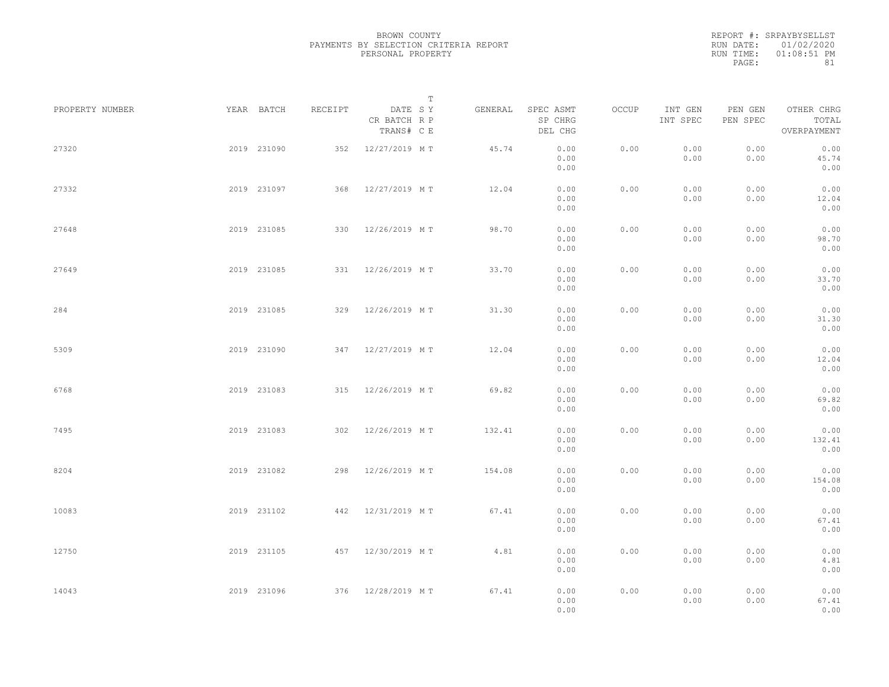BROWN COUNTY
PAYMENTS BY SELECTION CRITERIA REPORT
PERSONAL PROPERTY

REPORT #: SRPAYBYSELLST
RUN DATE: 01/02/2020
RUN TIME: 01:08:51 PM

| PROPERTY NUMBER | YEAR | BATCH | RECEIPT | DATE / CR BATCH / TRANS# | T SY RP CE | GENERAL | SPEC ASMT / SP CHRG / DEL CHG | OCCUP | INT GEN / INT SPEC | PEN GEN / PEN SPEC | OTHER CHRG / TOTAL / OVERPAYMENT |
|---|---|---|---|---|---|---|---|---|---|---|---|
| 27320 | 2019 | 231090 | 352 | 12/27/2019 | M T | 45.74 | 0.00<br>0.00<br>0.00 | 0.00 | 0.00<br>0.00 | 0.00<br>0.00 | 0.00<br>45.74<br>0.00 |
| 27332 | 2019 | 231097 | 368 | 12/27/2019 | M T | 12.04 | 0.00<br>0.00<br>0.00 | 0.00 | 0.00<br>0.00 | 0.00<br>0.00 | 0.00<br>12.04<br>0.00 |
| 27648 | 2019 | 231085 | 330 | 12/26/2019 | M T | 98.70 | 0.00<br>0.00<br>0.00 | 0.00 | 0.00<br>0.00 | 0.00<br>0.00 | 0.00<br>98.70<br>0.00 |
| 27649 | 2019 | 231085 | 331 | 12/26/2019 | M T | 33.70 | 0.00<br>0.00<br>0.00 | 0.00 | 0.00<br>0.00 | 0.00<br>0.00 | 0.00<br>33.70<br>0.00 |
| 284 | 2019 | 231085 | 329 | 12/26/2019 | M T | 31.30 | 0.00<br>0.00<br>0.00 | 0.00 | 0.00<br>0.00 | 0.00<br>0.00 | 0.00<br>31.30<br>0.00 |
| 5309 | 2019 | 231090 | 347 | 12/27/2019 | M T | 12.04 | 0.00<br>0.00<br>0.00 | 0.00 | 0.00<br>0.00 | 0.00<br>0.00 | 0.00<br>12.04<br>0.00 |
| 6768 | 2019 | 231083 | 315 | 12/26/2019 | M T | 69.82 | 0.00<br>0.00<br>0.00 | 0.00 | 0.00<br>0.00 | 0.00<br>0.00 | 0.00<br>69.82<br>0.00 |
| 7495 | 2019 | 231083 | 302 | 12/26/2019 | M T | 132.41 | 0.00<br>0.00<br>0.00 | 0.00 | 0.00<br>0.00 | 0.00<br>0.00 | 0.00<br>132.41<br>0.00 |
| 8204 | 2019 | 231082 | 298 | 12/26/2019 | M T | 154.08 | 0.00<br>0.00<br>0.00 | 0.00 | 0.00<br>0.00 | 0.00<br>0.00 | 0.00<br>154.08<br>0.00 |
| 10083 | 2019 | 231102 | 442 | 12/31/2019 | M T | 67.41 | 0.00<br>0.00<br>0.00 | 0.00 | 0.00<br>0.00 | 0.00<br>0.00 | 0.00<br>67.41<br>0.00 |
| 12750 | 2019 | 231105 | 457 | 12/30/2019 | M T | 4.81 | 0.00<br>0.00<br>0.00 | 0.00 | 0.00<br>0.00 | 0.00<br>0.00 | 0.00<br>4.81<br>0.00 |
| 14043 | 2019 | 231096 | 376 | 12/28/2019 | M T | 67.41 | 0.00<br>0.00<br>0.00 | 0.00 | 0.00<br>0.00 | 0.00<br>0.00 | 0.00<br>67.41<br>0.00 |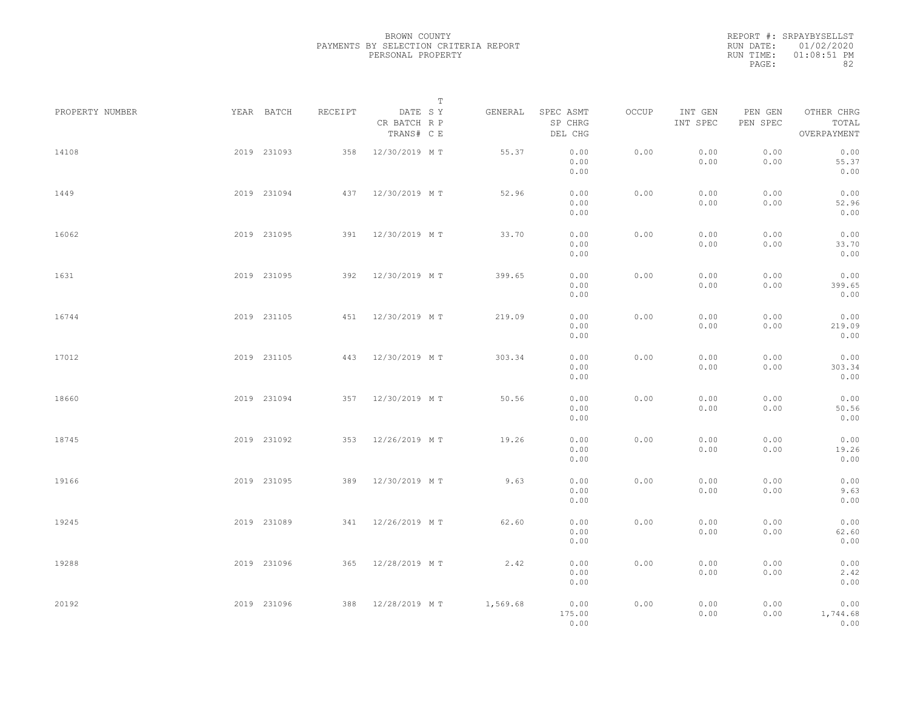BROWN COUNTY
PAYMENTS BY SELECTION CRITERIA REPORT
PERSONAL PROPERTY

REPORT #: SRPAYBYSELLST
RUN DATE: 01/02/2020
RUN TIME: 01:08:51 PM

| PROPERTY NUMBER | YEAR | BATCH | RECEIPT | DATE / CR BATCH / TRANS# | SY RP CE | T | GENERAL | SPEC ASMT / SP CHRG / DEL CHG | OCCUP | INT GEN / INT SPEC | PEN GEN / PEN SPEC | OTHER CHRG / TOTAL / OVERPAYMENT |
|---|---|---|---|---|---|---|---|---|---|---|---|---|
| 14108 | 2019 | 231093 | 358 | 12/30/2019 | M | T | 55.37 | 0.00 / 0.00 / 0.00 | 0.00 | 0.00 / 0.00 | 0.00 / 0.00 | 0.00 / 55.37 / 0.00 |
| 1449 | 2019 | 231094 | 437 | 12/30/2019 | M | T | 52.96 | 0.00 / 0.00 / 0.00 | 0.00 | 0.00 / 0.00 | 0.00 / 0.00 | 0.00 / 52.96 / 0.00 |
| 16062 | 2019 | 231095 | 391 | 12/30/2019 | M | T | 33.70 | 0.00 / 0.00 / 0.00 | 0.00 | 0.00 / 0.00 | 0.00 / 0.00 | 0.00 / 33.70 / 0.00 |
| 1631 | 2019 | 231095 | 392 | 12/30/2019 | M | T | 399.65 | 0.00 / 0.00 / 0.00 | 0.00 | 0.00 / 0.00 | 0.00 / 0.00 | 0.00 / 399.65 / 0.00 |
| 16744 | 2019 | 231105 | 451 | 12/30/2019 | M | T | 219.09 | 0.00 / 0.00 / 0.00 | 0.00 | 0.00 / 0.00 | 0.00 / 0.00 | 0.00 / 219.09 / 0.00 |
| 17012 | 2019 | 231105 | 443 | 12/30/2019 | M | T | 303.34 | 0.00 / 0.00 / 0.00 | 0.00 | 0.00 / 0.00 | 0.00 / 0.00 | 0.00 / 303.34 / 0.00 |
| 18660 | 2019 | 231094 | 357 | 12/30/2019 | M | T | 50.56 | 0.00 / 0.00 / 0.00 | 0.00 | 0.00 / 0.00 | 0.00 / 0.00 | 0.00 / 50.56 / 0.00 |
| 18745 | 2019 | 231092 | 353 | 12/26/2019 | M | T | 19.26 | 0.00 / 0.00 / 0.00 | 0.00 | 0.00 / 0.00 | 0.00 / 0.00 | 0.00 / 19.26 / 0.00 |
| 19166 | 2019 | 231095 | 389 | 12/30/2019 | M | T | 9.63 | 0.00 / 0.00 / 0.00 | 0.00 | 0.00 / 0.00 | 0.00 / 0.00 | 0.00 / 9.63 / 0.00 |
| 19245 | 2019 | 231089 | 341 | 12/26/2019 | M | T | 62.60 | 0.00 / 0.00 / 0.00 | 0.00 | 0.00 / 0.00 | 0.00 / 0.00 | 0.00 / 62.60 / 0.00 |
| 19288 | 2019 | 231096 | 365 | 12/28/2019 | M | T | 2.42 | 0.00 / 0.00 / 0.00 | 0.00 | 0.00 / 0.00 | 0.00 / 0.00 | 0.00 / 2.42 / 0.00 |
| 20192 | 2019 | 231096 | 388 | 12/28/2019 | M | T | 1,569.68 | 0.00 / 175.00 / 0.00 | 0.00 | 0.00 / 0.00 | 0.00 / 0.00 | 0.00 / 1,744.68 / 0.00 |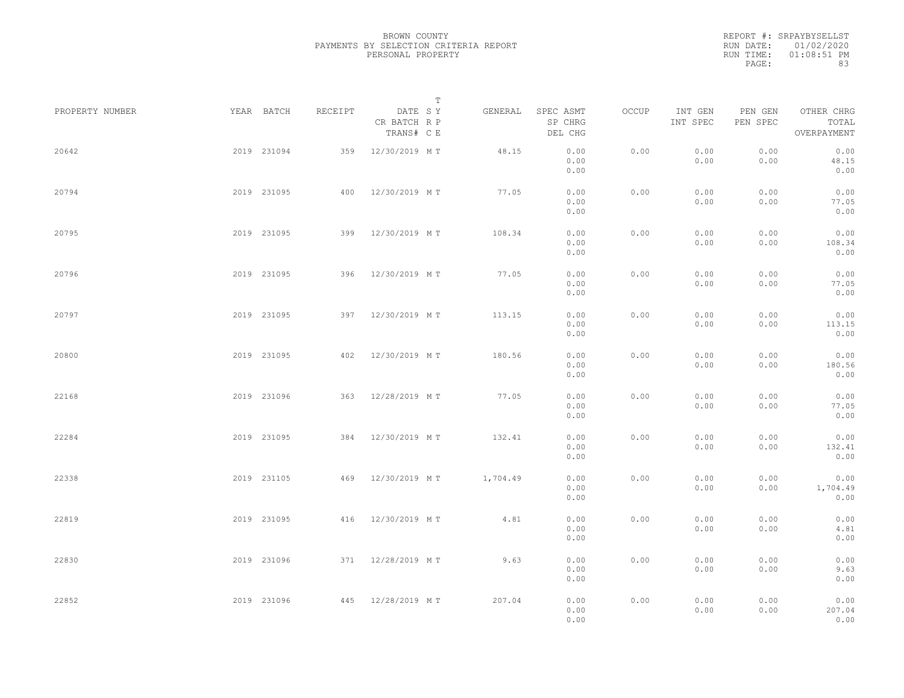BROWN COUNTY
PAYMENTS BY SELECTION CRITERIA REPORT
PERSONAL PROPERTY

REPORT #: SRPAYBYSELLST
RUN DATE: 01/02/2020
RUN TIME: 01:08:51 PM

| PROPERTY NUMBER | YEAR | BATCH | RECEIPT | DATE / CR BATCH / TRANS# | SY RP CE | T SY RP CE | GENERAL | SPEC ASMT / SP CHRG / DEL CHG | OCCUP | INT GEN / INT SPEC | PEN GEN / PEN SPEC | OTHER CHRG / TOTAL / OVERPAYMENT |
|---|---|---|---|---|---|---|---|---|---|---|---|---|
| 20642 | 2019 | 231094 | 359 | 12/30/2019 | M | T | 48.15 | 0.00 / 0.00 / 0.00 | 0.00 | 0.00 / 0.00 | 0.00 / 0.00 | 0.00 / 48.15 / 0.00 |
| 20794 | 2019 | 231095 | 400 | 12/30/2019 | M | T | 77.05 | 0.00 / 0.00 / 0.00 | 0.00 | 0.00 / 0.00 | 0.00 / 0.00 | 0.00 / 77.05 / 0.00 |
| 20795 | 2019 | 231095 | 399 | 12/30/2019 | M | T | 108.34 | 0.00 / 0.00 / 0.00 | 0.00 | 0.00 / 0.00 | 0.00 / 0.00 | 0.00 / 108.34 / 0.00 |
| 20796 | 2019 | 231095 | 396 | 12/30/2019 | M | T | 77.05 | 0.00 / 0.00 / 0.00 | 0.00 | 0.00 / 0.00 | 0.00 / 0.00 | 0.00 / 77.05 / 0.00 |
| 20797 | 2019 | 231095 | 397 | 12/30/2019 | M | T | 113.15 | 0.00 / 0.00 / 0.00 | 0.00 | 0.00 / 0.00 | 0.00 / 0.00 | 0.00 / 113.15 / 0.00 |
| 20800 | 2019 | 231095 | 402 | 12/30/2019 | M | T | 180.56 | 0.00 / 0.00 / 0.00 | 0.00 | 0.00 / 0.00 | 0.00 / 0.00 | 0.00 / 180.56 / 0.00 |
| 22168 | 2019 | 231096 | 363 | 12/28/2019 | M | T | 77.05 | 0.00 / 0.00 / 0.00 | 0.00 | 0.00 / 0.00 | 0.00 / 0.00 | 0.00 / 77.05 / 0.00 |
| 22284 | 2019 | 231095 | 384 | 12/30/2019 | M | T | 132.41 | 0.00 / 0.00 / 0.00 | 0.00 | 0.00 / 0.00 | 0.00 / 0.00 | 0.00 / 132.41 / 0.00 |
| 22338 | 2019 | 231105 | 469 | 12/30/2019 | M | T | 1,704.49 | 0.00 / 0.00 / 0.00 | 0.00 | 0.00 / 0.00 | 0.00 / 0.00 | 0.00 / 1,704.49 / 0.00 |
| 22819 | 2019 | 231095 | 416 | 12/30/2019 | M | T | 4.81 | 0.00 / 0.00 / 0.00 | 0.00 | 0.00 / 0.00 | 0.00 / 0.00 | 0.00 / 4.81 / 0.00 |
| 22830 | 2019 | 231096 | 371 | 12/28/2019 | M | T | 9.63 | 0.00 / 0.00 / 0.00 | 0.00 | 0.00 / 0.00 | 0.00 / 0.00 | 0.00 / 9.63 / 0.00 |
| 22852 | 2019 | 231096 | 445 | 12/28/2019 | M | T | 207.04 | 0.00 / 0.00 / 0.00 | 0.00 | 0.00 / 0.00 | 0.00 / 0.00 | 0.00 / 207.04 / 0.00 |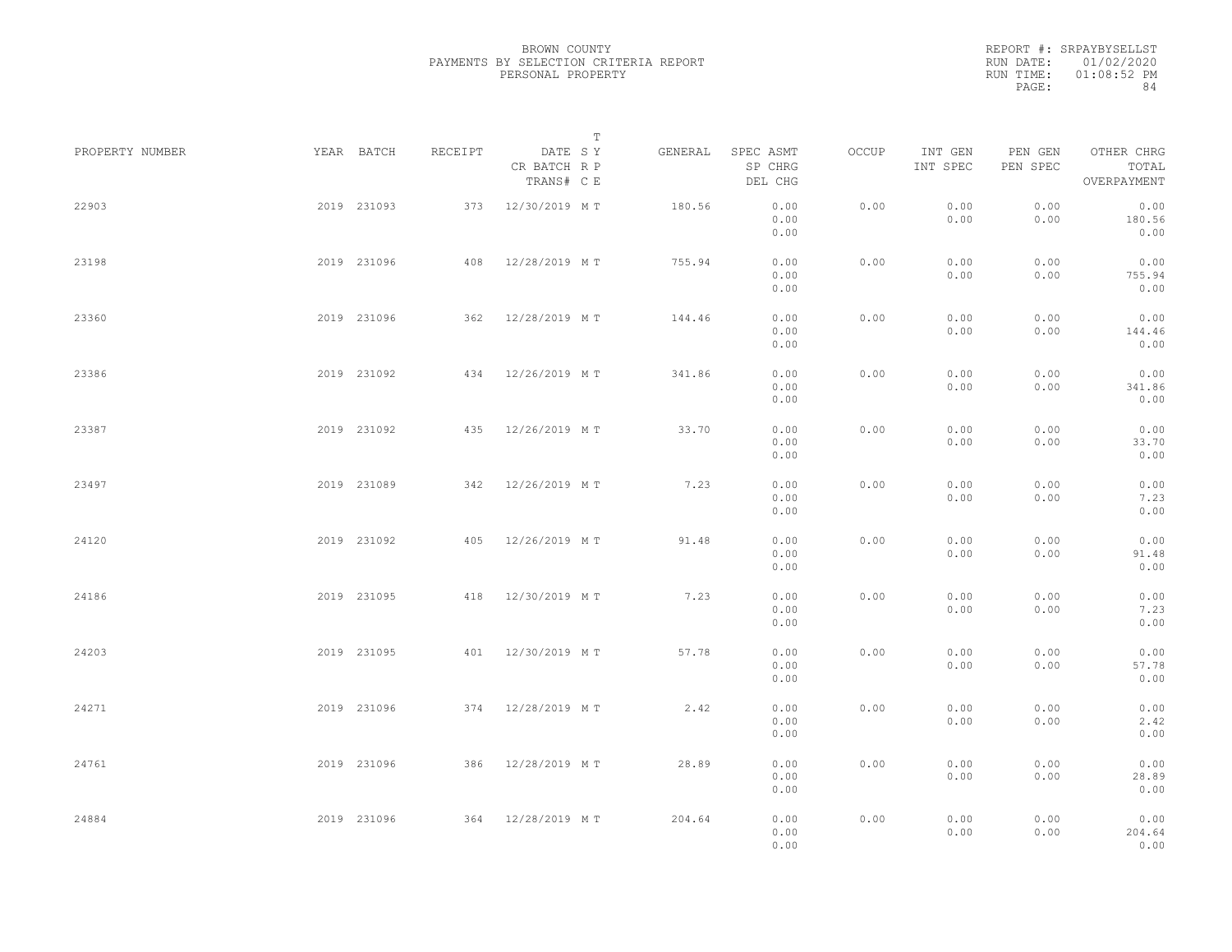BROWN COUNTY
PAYMENTS BY SELECTION CRITERIA REPORT
PERSONAL PROPERTY

REPORT #: SRPAYBYSELLST
RUN DATE: 01/02/2020
RUN TIME: 01:08:52 PM

| PROPERTY NUMBER | YEAR | BATCH | RECEIPT | DATE / CR BATCH / TRANS# | SY RP CE | T | GENERAL | SPEC ASMT / SP CHRG / DEL CHG | OCCUP | INT GEN / INT SPEC | PEN GEN / PEN SPEC | OTHER CHRG / TOTAL / OVERPAYMENT |
|---|---|---|---|---|---|---|---|---|---|---|---|---|
| 22903 | 2019 | 231093 | 373 | 12/30/2019 | M | T | 180.56 | 0.00 / 0.00 / 0.00 | 0.00 | 0.00 / 0.00 | 0.00 / 0.00 | 0.00 / 180.56 / 0.00 |
| 23198 | 2019 | 231096 | 408 | 12/28/2019 | M | T | 755.94 | 0.00 / 0.00 / 0.00 | 0.00 | 0.00 / 0.00 | 0.00 / 0.00 | 0.00 / 755.94 / 0.00 |
| 23360 | 2019 | 231096 | 362 | 12/28/2019 | M | T | 144.46 | 0.00 / 0.00 / 0.00 | 0.00 | 0.00 / 0.00 | 0.00 / 0.00 | 0.00 / 144.46 / 0.00 |
| 23386 | 2019 | 231092 | 434 | 12/26/2019 | M | T | 341.86 | 0.00 / 0.00 / 0.00 | 0.00 | 0.00 / 0.00 | 0.00 / 0.00 | 0.00 / 341.86 / 0.00 |
| 23387 | 2019 | 231092 | 435 | 12/26/2019 | M | T | 33.70 | 0.00 / 0.00 / 0.00 | 0.00 | 0.00 / 0.00 | 0.00 / 0.00 | 0.00 / 33.70 / 0.00 |
| 23497 | 2019 | 231089 | 342 | 12/26/2019 | M | T | 7.23 | 0.00 / 0.00 / 0.00 | 0.00 | 0.00 / 0.00 | 0.00 / 0.00 | 0.00 / 7.23 / 0.00 |
| 24120 | 2019 | 231092 | 405 | 12/26/2019 | M | T | 91.48 | 0.00 / 0.00 / 0.00 | 0.00 | 0.00 / 0.00 | 0.00 / 0.00 | 0.00 / 91.48 / 0.00 |
| 24186 | 2019 | 231095 | 418 | 12/30/2019 | M | T | 7.23 | 0.00 / 0.00 / 0.00 | 0.00 | 0.00 / 0.00 | 0.00 / 0.00 | 0.00 / 7.23 / 0.00 |
| 24203 | 2019 | 231095 | 401 | 12/30/2019 | M | T | 57.78 | 0.00 / 0.00 / 0.00 | 0.00 | 0.00 / 0.00 | 0.00 / 0.00 | 0.00 / 57.78 / 0.00 |
| 24271 | 2019 | 231096 | 374 | 12/28/2019 | M | T | 2.42 | 0.00 / 0.00 / 0.00 | 0.00 | 0.00 / 0.00 | 0.00 / 0.00 | 0.00 / 2.42 / 0.00 |
| 24761 | 2019 | 231096 | 386 | 12/28/2019 | M | T | 28.89 | 0.00 / 0.00 / 0.00 | 0.00 | 0.00 / 0.00 | 0.00 / 0.00 | 0.00 / 28.89 / 0.00 |
| 24884 | 2019 | 231096 | 364 | 12/28/2019 | M | T | 204.64 | 0.00 / 0.00 / 0.00 | 0.00 | 0.00 / 0.00 | 0.00 / 0.00 | 0.00 / 204.64 / 0.00 |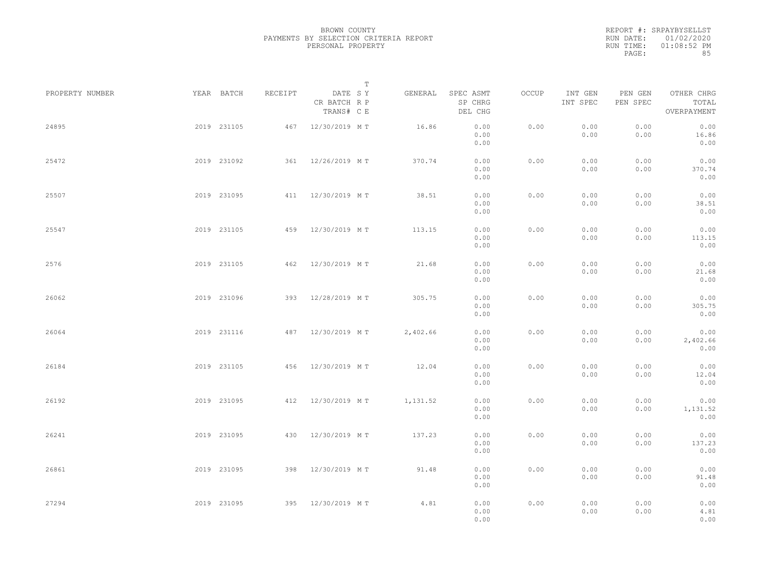BROWN COUNTY
PAYMENTS BY SELECTION CRITERIA REPORT
PERSONAL PROPERTY

REPORT #: SRPAYBYSELLST
RUN DATE: 01/02/2020
RUN TIME: 01:08:52 PM

| PROPERTY NUMBER | YEAR | BATCH | RECEIPT | DATE / CR BATCH / TRANS# | SYS / RP / CE | T Y E | GENERAL | SPEC ASMT / SP CHRG / DEL CHG | OCCUP | INT GEN / INT SPEC | PEN GEN / PEN SPEC | OTHER CHRG / TOTAL / OVERPAYMENT |
|---|---|---|---|---|---|---|---|---|---|---|---|---|
| 24895 | 2019 | 231105 | 467 | 12/30/2019 | M | T | 16.86 | 0.00 / 0.00 / 0.00 | 0.00 | 0.00 / 0.00 | 0.00 / 0.00 | 0.00 / 16.86 / 0.00 |
| 25472 | 2019 | 231092 | 361 | 12/26/2019 | M | T | 370.74 | 0.00 / 0.00 / 0.00 | 0.00 | 0.00 / 0.00 | 0.00 / 0.00 | 0.00 / 370.74 / 0.00 |
| 25507 | 2019 | 231095 | 411 | 12/30/2019 | M | T | 38.51 | 0.00 / 0.00 / 0.00 | 0.00 | 0.00 / 0.00 | 0.00 / 0.00 | 0.00 / 38.51 / 0.00 |
| 25547 | 2019 | 231105 | 459 | 12/30/2019 | M | T | 113.15 | 0.00 / 0.00 / 0.00 | 0.00 | 0.00 / 0.00 | 0.00 / 0.00 | 0.00 / 113.15 / 0.00 |
| 2576 | 2019 | 231105 | 462 | 12/30/2019 | M | T | 21.68 | 0.00 / 0.00 / 0.00 | 0.00 | 0.00 / 0.00 | 0.00 / 0.00 | 0.00 / 21.68 / 0.00 |
| 26062 | 2019 | 231096 | 393 | 12/28/2019 | M | T | 305.75 | 0.00 / 0.00 / 0.00 | 0.00 | 0.00 / 0.00 | 0.00 / 0.00 | 0.00 / 305.75 / 0.00 |
| 26064 | 2019 | 231116 | 487 | 12/30/2019 | M | T | 2,402.66 | 0.00 / 0.00 / 0.00 | 0.00 | 0.00 / 0.00 | 0.00 / 0.00 | 0.00 / 2,402.66 / 0.00 |
| 26184 | 2019 | 231105 | 456 | 12/30/2019 | M | T | 12.04 | 0.00 / 0.00 / 0.00 | 0.00 | 0.00 / 0.00 | 0.00 / 0.00 | 0.00 / 12.04 / 0.00 |
| 26192 | 2019 | 231095 | 412 | 12/30/2019 | M | T | 1,131.52 | 0.00 / 0.00 / 0.00 | 0.00 | 0.00 / 0.00 | 0.00 / 0.00 | 0.00 / 1,131.52 / 0.00 |
| 26241 | 2019 | 231095 | 430 | 12/30/2019 | M | T | 137.23 | 0.00 / 0.00 / 0.00 | 0.00 | 0.00 / 0.00 | 0.00 / 0.00 | 0.00 / 137.23 / 0.00 |
| 26861 | 2019 | 231095 | 398 | 12/30/2019 | M | T | 91.48 | 0.00 / 0.00 / 0.00 | 0.00 | 0.00 / 0.00 | 0.00 / 0.00 | 0.00 / 91.48 / 0.00 |
| 27294 | 2019 | 231095 | 395 | 12/30/2019 | M | T | 4.81 | 0.00 / 0.00 / 0.00 | 0.00 | 0.00 / 0.00 | 0.00 / 0.00 | 0.00 / 4.81 / 0.00 |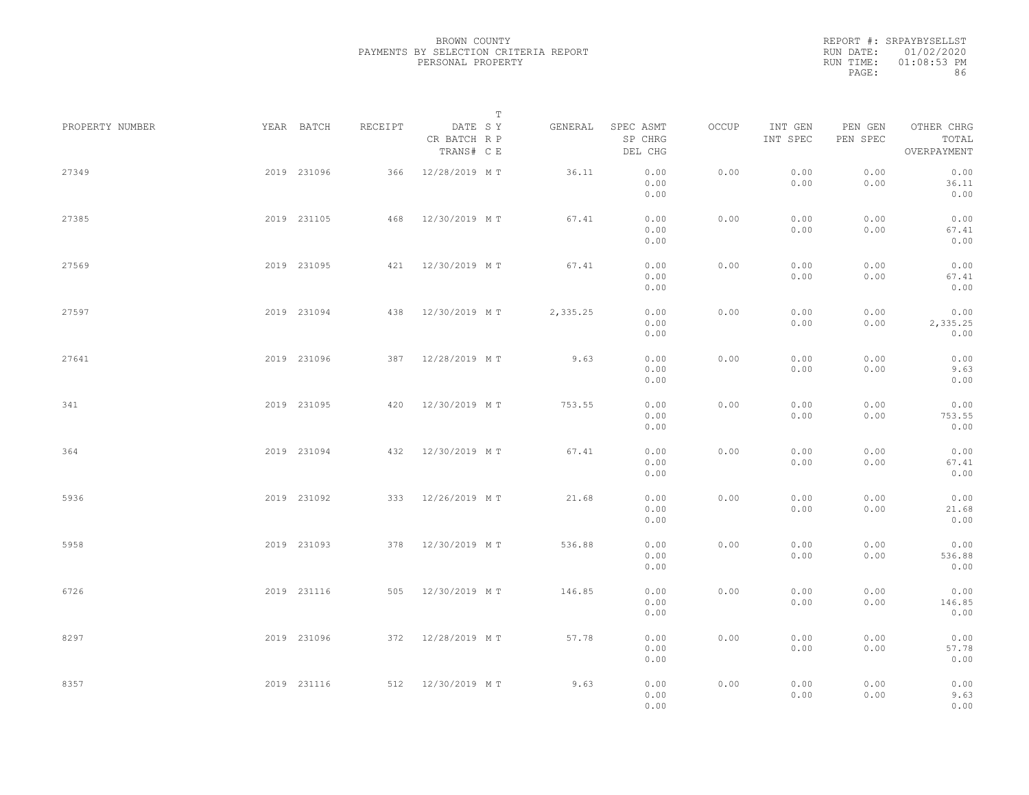BROWN COUNTY
PAYMENTS BY SELECTION CRITERIA REPORT
PERSONAL PROPERTY

REPORT #: SRPAYBYSELLST
RUN DATE: 01/02/2020
RUN TIME: 01:08:53 PM

| PROPERTY NUMBER | YEAR | BATCH | RECEIPT | DATE / CR BATCH / TRANS# | T SY RP CE | GENERAL | SPEC ASMT / SP CHRG / DEL CHG | OCCUP | INT GEN / INT SPEC | PEN GEN / PEN SPEC | OTHER CHRG / TOTAL / OVERPAYMENT |
|---|---|---|---|---|---|---|---|---|---|---|---|
| 27349 | 2019 | 231096 | 366 | 12/28/2019 | M T | 36.11 | 0.00 / 0.00 / 0.00 | 0.00 | 0.00 / 0.00 | 0.00 / 0.00 | 0.00 / 36.11 / 0.00 |
| 27385 | 2019 | 231105 | 468 | 12/30/2019 | M T | 67.41 | 0.00 / 0.00 / 0.00 | 0.00 | 0.00 / 0.00 | 0.00 / 0.00 | 0.00 / 67.41 / 0.00 |
| 27569 | 2019 | 231095 | 421 | 12/30/2019 | M T | 67.41 | 0.00 / 0.00 / 0.00 | 0.00 | 0.00 / 0.00 | 0.00 / 0.00 | 0.00 / 67.41 / 0.00 |
| 27597 | 2019 | 231094 | 438 | 12/30/2019 | M T | 2,335.25 | 0.00 / 0.00 / 0.00 | 0.00 | 0.00 / 0.00 | 0.00 / 0.00 | 0.00 / 2,335.25 / 0.00 |
| 27641 | 2019 | 231096 | 387 | 12/28/2019 | M T | 9.63 | 0.00 / 0.00 / 0.00 | 0.00 | 0.00 / 0.00 | 0.00 / 0.00 | 0.00 / 9.63 / 0.00 |
| 341 | 2019 | 231095 | 420 | 12/30/2019 | M T | 753.55 | 0.00 / 0.00 / 0.00 | 0.00 | 0.00 / 0.00 | 0.00 / 0.00 | 0.00 / 753.55 / 0.00 |
| 364 | 2019 | 231094 | 432 | 12/30/2019 | M T | 67.41 | 0.00 / 0.00 / 0.00 | 0.00 | 0.00 / 0.00 | 0.00 / 0.00 | 0.00 / 67.41 / 0.00 |
| 5936 | 2019 | 231092 | 333 | 12/26/2019 | M T | 21.68 | 0.00 / 0.00 / 0.00 | 0.00 | 0.00 / 0.00 | 0.00 / 0.00 | 0.00 / 21.68 / 0.00 |
| 5958 | 2019 | 231093 | 378 | 12/30/2019 | M T | 536.88 | 0.00 / 0.00 / 0.00 | 0.00 | 0.00 / 0.00 | 0.00 / 0.00 | 0.00 / 536.88 / 0.00 |
| 6726 | 2019 | 231116 | 505 | 12/30/2019 | M T | 146.85 | 0.00 / 0.00 / 0.00 | 0.00 | 0.00 / 0.00 | 0.00 / 0.00 | 0.00 / 146.85 / 0.00 |
| 8297 | 2019 | 231096 | 372 | 12/28/2019 | M T | 57.78 | 0.00 / 0.00 / 0.00 | 0.00 | 0.00 / 0.00 | 0.00 / 0.00 | 0.00 / 57.78 / 0.00 |
| 8357 | 2019 | 231116 | 512 | 12/30/2019 | M T | 9.63 | 0.00 / 0.00 / 0.00 | 0.00 | 0.00 / 0.00 | 0.00 / 0.00 | 0.00 / 9.63 / 0.00 |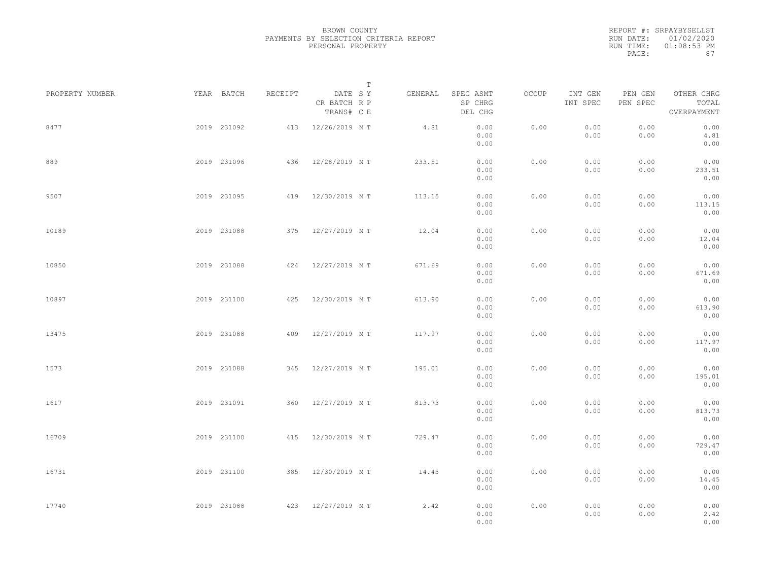BROWN COUNTY
PAYMENTS BY SELECTION CRITERIA REPORT
PERSONAL PROPERTY

REPORT #: SRPAYBYSELLST
RUN DATE: 01/02/2020
RUN TIME: 01:08:53 PM

| PROPERTY NUMBER | YEAR | BATCH | RECEIPT | DATE / CR BATCH / TRANS# | S R C | T Y P E | GENERAL | SPEC ASMT / SP CHRG / DEL CHG | OCCUP | INT GEN / INT SPEC | PEN GEN / PEN SPEC | OTHER CHRG / TOTAL / OVERPAYMENT |
|---|---|---|---|---|---|---|---|---|---|---|---|---|
| 8477 | 2019 | 231092 | 413 | 12/26/2019 | M | T | 4.81 | 0.00 / 0.00 / 0.00 | 0.00 | 0.00 / 0.00 | 0.00 / 0.00 | 0.00 / 4.81 / 0.00 |
| 889 | 2019 | 231096 | 436 | 12/28/2019 | M | T | 233.51 | 0.00 / 0.00 / 0.00 | 0.00 | 0.00 / 0.00 | 0.00 / 0.00 | 0.00 / 233.51 / 0.00 |
| 9507 | 2019 | 231095 | 419 | 12/30/2019 | M | T | 113.15 | 0.00 / 0.00 / 0.00 | 0.00 | 0.00 / 0.00 | 0.00 / 0.00 | 0.00 / 113.15 / 0.00 |
| 10189 | 2019 | 231088 | 375 | 12/27/2019 | M | T | 12.04 | 0.00 / 0.00 / 0.00 | 0.00 | 0.00 / 0.00 | 0.00 / 0.00 | 0.00 / 12.04 / 0.00 |
| 10850 | 2019 | 231088 | 424 | 12/27/2019 | M | T | 671.69 | 0.00 / 0.00 / 0.00 | 0.00 | 0.00 / 0.00 | 0.00 / 0.00 | 0.00 / 671.69 / 0.00 |
| 10897 | 2019 | 231100 | 425 | 12/30/2019 | M | T | 613.90 | 0.00 / 0.00 / 0.00 | 0.00 | 0.00 / 0.00 | 0.00 / 0.00 | 0.00 / 613.90 / 0.00 |
| 13475 | 2019 | 231088 | 409 | 12/27/2019 | M | T | 117.97 | 0.00 / 0.00 / 0.00 | 0.00 | 0.00 / 0.00 | 0.00 / 0.00 | 0.00 / 117.97 / 0.00 |
| 1573 | 2019 | 231088 | 345 | 12/27/2019 | M | T | 195.01 | 0.00 / 0.00 / 0.00 | 0.00 | 0.00 / 0.00 | 0.00 / 0.00 | 0.00 / 195.01 / 0.00 |
| 1617 | 2019 | 231091 | 360 | 12/27/2019 | M | T | 813.73 | 0.00 / 0.00 / 0.00 | 0.00 | 0.00 / 0.00 | 0.00 / 0.00 | 0.00 / 813.73 / 0.00 |
| 16709 | 2019 | 231100 | 415 | 12/30/2019 | M | T | 729.47 | 0.00 / 0.00 / 0.00 | 0.00 | 0.00 / 0.00 | 0.00 / 0.00 | 0.00 / 729.47 / 0.00 |
| 16731 | 2019 | 231100 | 385 | 12/30/2019 | M | T | 14.45 | 0.00 / 0.00 / 0.00 | 0.00 | 0.00 / 0.00 | 0.00 / 0.00 | 0.00 / 14.45 / 0.00 |
| 17740 | 2019 | 231088 | 423 | 12/27/2019 | M | T | 2.42 | 0.00 / 0.00 / 0.00 | 0.00 | 0.00 / 0.00 | 0.00 / 0.00 | 0.00 / 2.42 / 0.00 |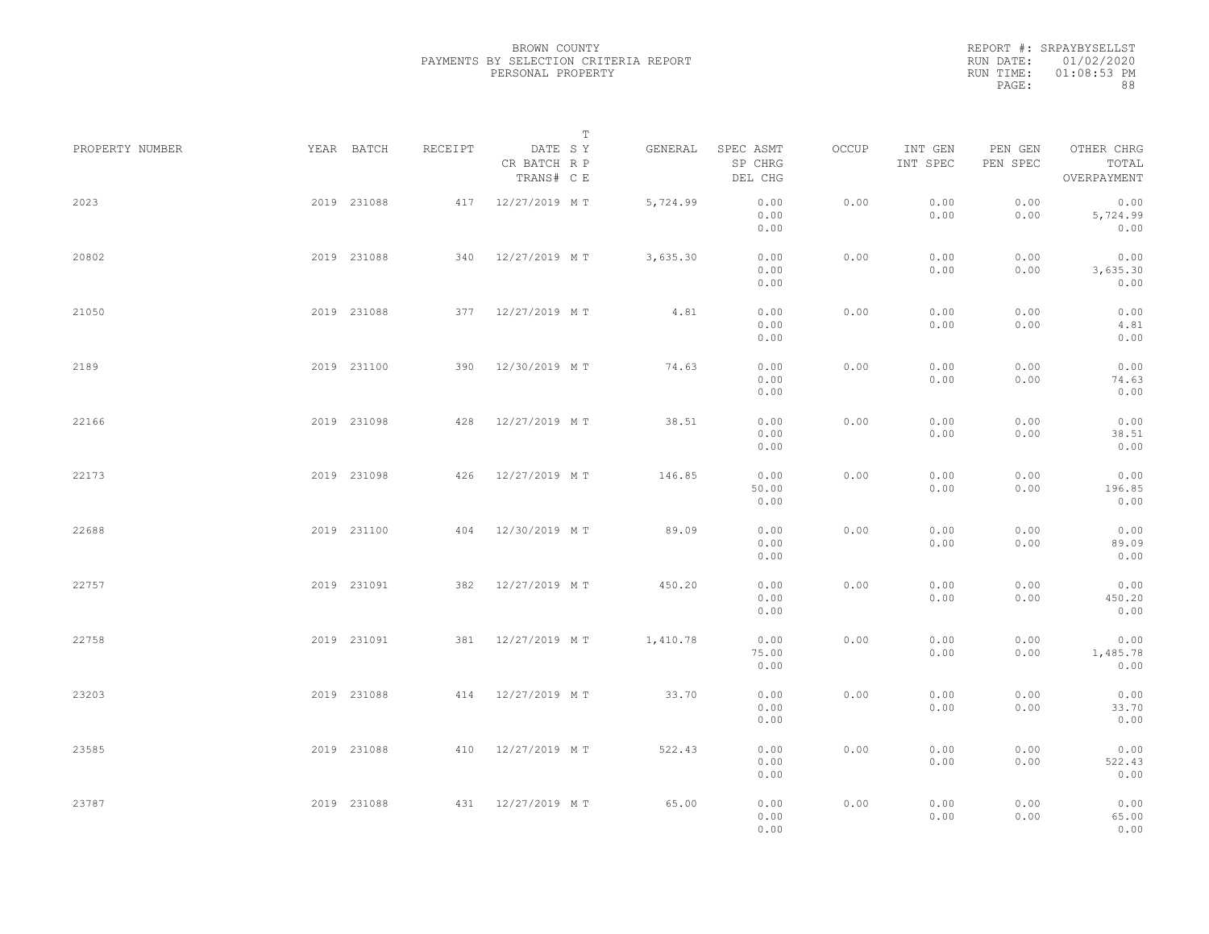BROWN COUNTY
PAYMENTS BY SELECTION CRITERIA REPORT
PERSONAL PROPERTY

REPORT #: SRPAYBYSELLST
RUN DATE: 01/02/2020
RUN TIME: 01:08:53 PM

| PROPERTY NUMBER | YEAR | BATCH | RECEIPT | DATE / CR BATCH / TRANS# | T SY RP CE | GENERAL | SPEC ASMT / SP CHRG / DEL CHG | OCCUP | INT GEN / INT SPEC | PEN GEN / PEN SPEC | OTHER CHRG / TOTAL / OVERPAYMENT |
|---|---|---|---|---|---|---|---|---|---|---|---|
| 2023 | 2019 | 231088 | 417 | 12/27/2019 | M T | 5,724.99 | 0.00<br>0.00<br>0.00 | 0.00 | 0.00<br>0.00 | 0.00<br>0.00 | 0.00<br>5,724.99<br>0.00 |
| 20802 | 2019 | 231088 | 340 | 12/27/2019 | M T | 3,635.30 | 0.00<br>0.00<br>0.00 | 0.00 | 0.00<br>0.00 | 0.00<br>0.00 | 0.00<br>3,635.30<br>0.00 |
| 21050 | 2019 | 231088 | 377 | 12/27/2019 | M T | 4.81 | 0.00<br>0.00<br>0.00 | 0.00 | 0.00<br>0.00 | 0.00<br>0.00 | 0.00<br>4.81<br>0.00 |
| 2189 | 2019 | 231100 | 390 | 12/30/2019 | M T | 74.63 | 0.00<br>0.00<br>0.00 | 0.00 | 0.00<br>0.00 | 0.00<br>0.00 | 0.00<br>74.63<br>0.00 |
| 22166 | 2019 | 231098 | 428 | 12/27/2019 | M T | 38.51 | 0.00<br>0.00<br>0.00 | 0.00 | 0.00<br>0.00 | 0.00<br>0.00 | 0.00<br>38.51<br>0.00 |
| 22173 | 2019 | 231098 | 426 | 12/27/2019 | M T | 146.85 | 0.00<br>50.00<br>0.00 | 0.00 | 0.00<br>0.00 | 0.00<br>0.00 | 0.00<br>196.85<br>0.00 |
| 22688 | 2019 | 231100 | 404 | 12/30/2019 | M T | 89.09 | 0.00<br>0.00<br>0.00 | 0.00 | 0.00<br>0.00 | 0.00<br>0.00 | 0.00<br>89.09<br>0.00 |
| 22757 | 2019 | 231091 | 382 | 12/27/2019 | M T | 450.20 | 0.00<br>0.00<br>0.00 | 0.00 | 0.00<br>0.00 | 0.00<br>0.00 | 0.00<br>450.20<br>0.00 |
| 22758 | 2019 | 231091 | 381 | 12/27/2019 | M T | 1,410.78 | 0.00<br>75.00<br>0.00 | 0.00 | 0.00<br>0.00 | 0.00<br>0.00 | 0.00<br>1,485.78<br>0.00 |
| 23203 | 2019 | 231088 | 414 | 12/27/2019 | M T | 33.70 | 0.00<br>0.00<br>0.00 | 0.00 | 0.00<br>0.00 | 0.00<br>0.00 | 0.00<br>33.70<br>0.00 |
| 23585 | 2019 | 231088 | 410 | 12/27/2019 | M T | 522.43 | 0.00<br>0.00<br>0.00 | 0.00 | 0.00<br>0.00 | 0.00<br>0.00 | 0.00<br>522.43<br>0.00 |
| 23787 | 2019 | 231088 | 431 | 12/27/2019 | M T | 65.00 | 0.00<br>0.00<br>0.00 | 0.00 | 0.00<br>0.00 | 0.00<br>0.00 | 0.00<br>65.00<br>0.00 |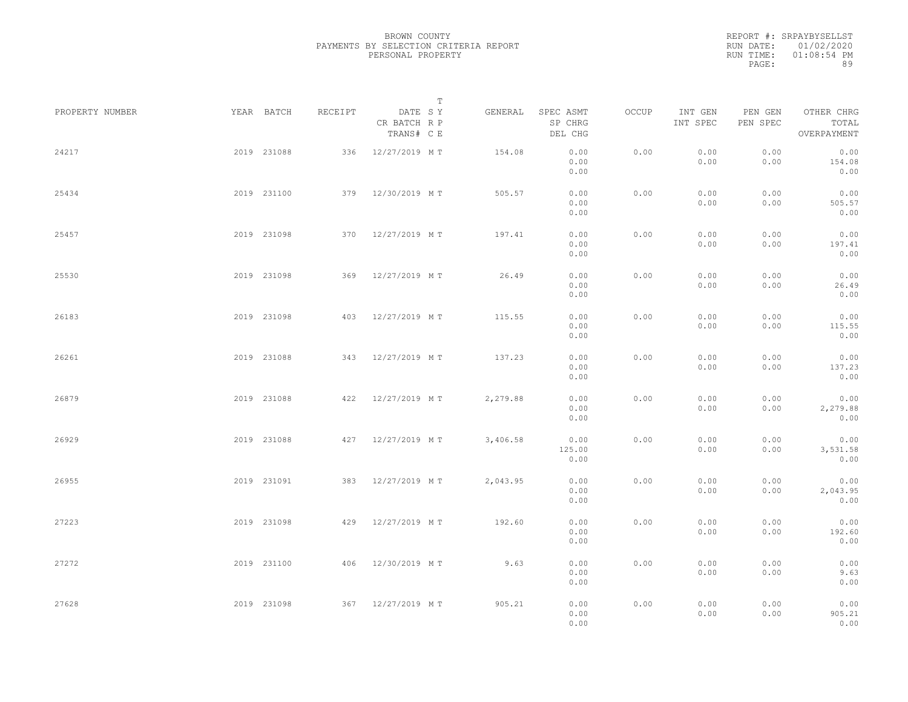BROWN COUNTY
PAYMENTS BY SELECTION CRITERIA REPORT
PERSONAL PROPERTY

REPORT #: SRPAYBYSELLST
RUN DATE: 01/02/2020
RUN TIME: 01:08:54 PM

| PROPERTY NUMBER | YEAR | BATCH | RECEIPT | DATE / CR BATCH / TRANS# | SY RP CE | T Y P E | GENERAL | SPEC ASMT / SP CHRG / DEL CHG | OCCUP | INT GEN / INT SPEC | PEN GEN / PEN SPEC | OTHER CHRG / TOTAL / OVERPAYMENT |
|---|---|---|---|---|---|---|---|---|---|---|---|---|
| 24217 | 2019 | 231088 | 336 | 12/27/2019 | M | T | 154.08 | 0.00 / 0.00 / 0.00 | 0.00 | 0.00 / 0.00 | 0.00 / 0.00 | 0.00 / 154.08 / 0.00 |
| 25434 | 2019 | 231100 | 379 | 12/30/2019 | M | T | 505.57 | 0.00 / 0.00 / 0.00 | 0.00 | 0.00 / 0.00 | 0.00 / 0.00 | 0.00 / 505.57 / 0.00 |
| 25457 | 2019 | 231098 | 370 | 12/27/2019 | M | T | 197.41 | 0.00 / 0.00 / 0.00 | 0.00 | 0.00 / 0.00 | 0.00 / 0.00 | 0.00 / 197.41 / 0.00 |
| 25530 | 2019 | 231098 | 369 | 12/27/2019 | M | T | 26.49 | 0.00 / 0.00 / 0.00 | 0.00 | 0.00 / 0.00 | 0.00 / 0.00 | 0.00 / 26.49 / 0.00 |
| 26183 | 2019 | 231098 | 403 | 12/27/2019 | M | T | 115.55 | 0.00 / 0.00 / 0.00 | 0.00 | 0.00 / 0.00 | 0.00 / 0.00 | 0.00 / 115.55 / 0.00 |
| 26261 | 2019 | 231088 | 343 | 12/27/2019 | M | T | 137.23 | 0.00 / 0.00 / 0.00 | 0.00 | 0.00 / 0.00 | 0.00 / 0.00 | 0.00 / 137.23 / 0.00 |
| 26879 | 2019 | 231088 | 422 | 12/27/2019 | M | T | 2,279.88 | 0.00 / 0.00 / 0.00 | 0.00 | 0.00 / 0.00 | 0.00 / 0.00 | 0.00 / 2,279.88 / 0.00 |
| 26929 | 2019 | 231088 | 427 | 12/27/2019 | M | T | 3,406.58 | 0.00 / 125.00 / 0.00 | 0.00 | 0.00 / 0.00 | 0.00 / 0.00 | 0.00 / 3,531.58 / 0.00 |
| 26955 | 2019 | 231091 | 383 | 12/27/2019 | M | T | 2,043.95 | 0.00 / 0.00 / 0.00 | 0.00 | 0.00 / 0.00 | 0.00 / 0.00 | 0.00 / 2,043.95 / 0.00 |
| 27223 | 2019 | 231098 | 429 | 12/27/2019 | M | T | 192.60 | 0.00 / 0.00 / 0.00 | 0.00 | 0.00 / 0.00 | 0.00 / 0.00 | 0.00 / 192.60 / 0.00 |
| 27272 | 2019 | 231100 | 406 | 12/30/2019 | M | T | 9.63 | 0.00 / 0.00 / 0.00 | 0.00 | 0.00 / 0.00 | 0.00 / 0.00 | 0.00 / 9.63 / 0.00 |
| 27628 | 2019 | 231098 | 367 | 12/27/2019 | M | T | 905.21 | 0.00 / 0.00 / 0.00 | 0.00 | 0.00 / 0.00 | 0.00 / 0.00 | 0.00 / 905.21 / 0.00 |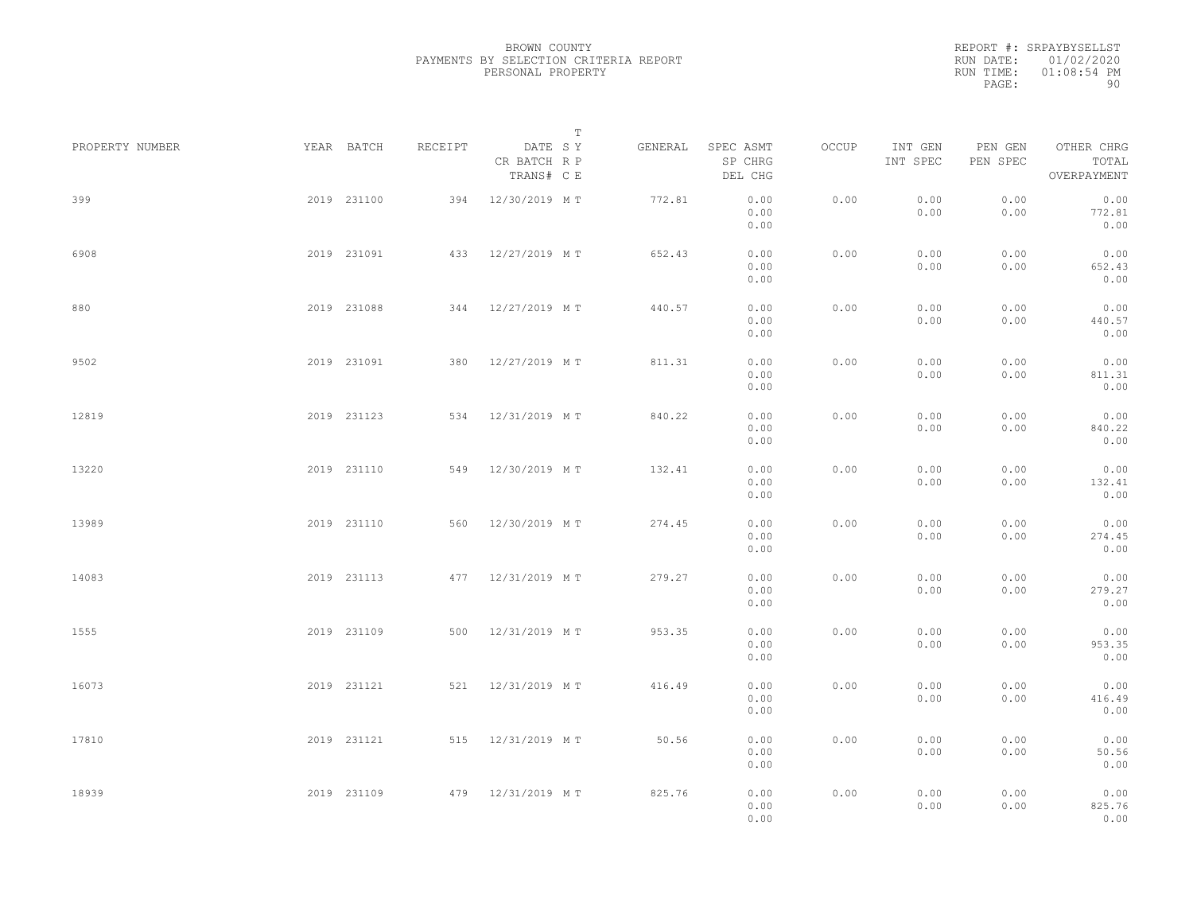BROWN COUNTY
PAYMENTS BY SELECTION CRITERIA REPORT
PERSONAL PROPERTY

REPORT #: SRPAYBYSELLST
RUN DATE: 01/02/2020
RUN TIME: 01:08:54 PM

| PROPERTY NUMBER | YEAR | BATCH | RECEIPT | DATE / CR BATCH / TRANS# | T SY RP CE | GENERAL | SPEC ASMT / SP CHRG / DEL CHG | OCCUP | INT GEN / INT SPEC | PEN GEN / PEN SPEC | OTHER CHRG / TOTAL / OVERPAYMENT |
|---|---|---|---|---|---|---|---|---|---|---|---|
| 399 | 2019 | 231100 | 394 | 12/30/2019 | M T | 772.81 | 0.00 / 0.00 / 0.00 | 0.00 | 0.00 / 0.00 | 0.00 / 0.00 | 0.00 / 772.81 / 0.00 |
| 6908 | 2019 | 231091 | 433 | 12/27/2019 | M T | 652.43 | 0.00 / 0.00 / 0.00 | 0.00 | 0.00 / 0.00 | 0.00 / 0.00 | 0.00 / 652.43 / 0.00 |
| 880 | 2019 | 231088 | 344 | 12/27/2019 | M T | 440.57 | 0.00 / 0.00 / 0.00 | 0.00 | 0.00 / 0.00 | 0.00 / 0.00 | 0.00 / 440.57 / 0.00 |
| 9502 | 2019 | 231091 | 380 | 12/27/2019 | M T | 811.31 | 0.00 / 0.00 / 0.00 | 0.00 | 0.00 / 0.00 | 0.00 / 0.00 | 0.00 / 811.31 / 0.00 |
| 12819 | 2019 | 231123 | 534 | 12/31/2019 | M T | 840.22 | 0.00 / 0.00 / 0.00 | 0.00 | 0.00 / 0.00 | 0.00 / 0.00 | 0.00 / 840.22 / 0.00 |
| 13220 | 2019 | 231110 | 549 | 12/30/2019 | M T | 132.41 | 0.00 / 0.00 / 0.00 | 0.00 | 0.00 / 0.00 | 0.00 / 0.00 | 0.00 / 132.41 / 0.00 |
| 13989 | 2019 | 231110 | 560 | 12/30/2019 | M T | 274.45 | 0.00 / 0.00 / 0.00 | 0.00 | 0.00 / 0.00 | 0.00 / 0.00 | 0.00 / 274.45 / 0.00 |
| 14083 | 2019 | 231113 | 477 | 12/31/2019 | M T | 279.27 | 0.00 / 0.00 / 0.00 | 0.00 | 0.00 / 0.00 | 0.00 / 0.00 | 0.00 / 279.27 / 0.00 |
| 1555 | 2019 | 231109 | 500 | 12/31/2019 | M T | 953.35 | 0.00 / 0.00 / 0.00 | 0.00 | 0.00 / 0.00 | 0.00 / 0.00 | 0.00 / 953.35 / 0.00 |
| 16073 | 2019 | 231121 | 521 | 12/31/2019 | M T | 416.49 | 0.00 / 0.00 / 0.00 | 0.00 | 0.00 / 0.00 | 0.00 / 0.00 | 0.00 / 416.49 / 0.00 |
| 17810 | 2019 | 231121 | 515 | 12/31/2019 | M T | 50.56 | 0.00 / 0.00 / 0.00 | 0.00 | 0.00 / 0.00 | 0.00 / 0.00 | 0.00 / 50.56 / 0.00 |
| 18939 | 2019 | 231109 | 479 | 12/31/2019 | M T | 825.76 | 0.00 / 0.00 / 0.00 | 0.00 | 0.00 / 0.00 | 0.00 / 0.00 | 0.00 / 825.76 / 0.00 |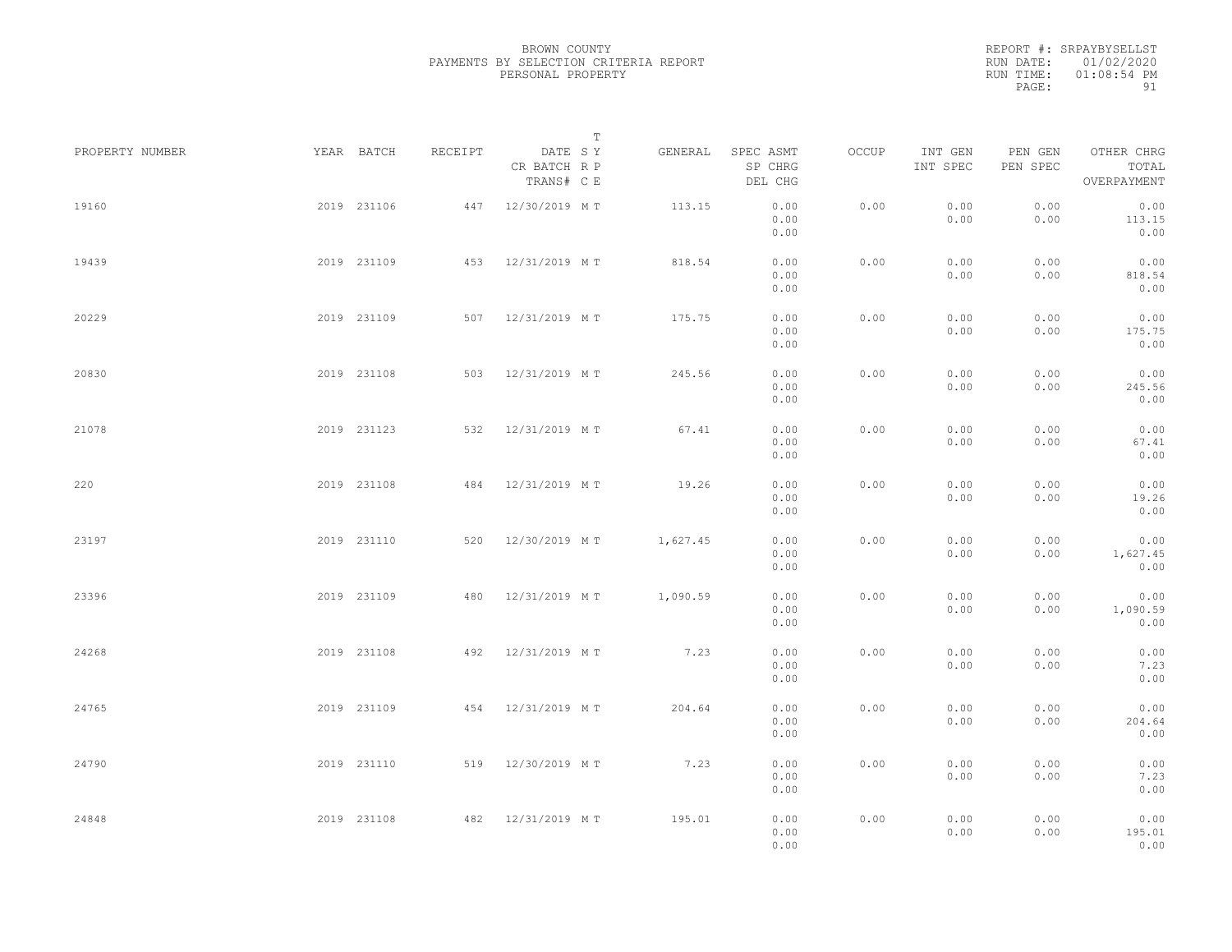BROWN COUNTY
PAYMENTS BY SELECTION CRITERIA REPORT
PERSONAL PROPERTY

REPORT #: SRPAYBYSELLST
RUN DATE: 01/02/2020
RUN TIME: 01:08:54 PM

| PROPERTY NUMBER | YEAR | BATCH | RECEIPT | DATE / CR BATCH / TRANS# | SYS | TYPE | GENERAL | SPEC ASMT / SP CHRG / DEL CHG | OCCUP | INT GEN / INT SPEC | PEN GEN / PEN SPEC | OTHER CHRG / TOTAL / OVERPAYMENT |
|---|---|---|---|---|---|---|---|---|---|---|---|---|
| 19160 | 2019 | 231106 | 447 | 12/30/2019 | M | T | 113.15 | 0.00 / 0.00 / 0.00 | 0.00 | 0.00 / 0.00 | 0.00 / 0.00 | 0.00 / 113.15 / 0.00 |
| 19439 | 2019 | 231109 | 453 | 12/31/2019 | M | T | 818.54 | 0.00 / 0.00 / 0.00 | 0.00 | 0.00 / 0.00 | 0.00 / 0.00 | 0.00 / 818.54 / 0.00 |
| 20229 | 2019 | 231109 | 507 | 12/31/2019 | M | T | 175.75 | 0.00 / 0.00 / 0.00 | 0.00 | 0.00 / 0.00 | 0.00 / 0.00 | 0.00 / 175.75 / 0.00 |
| 20830 | 2019 | 231108 | 503 | 12/31/2019 | M | T | 245.56 | 0.00 / 0.00 / 0.00 | 0.00 | 0.00 / 0.00 | 0.00 / 0.00 | 0.00 / 245.56 / 0.00 |
| 21078 | 2019 | 231123 | 532 | 12/31/2019 | M | T | 67.41 | 0.00 / 0.00 / 0.00 | 0.00 | 0.00 / 0.00 | 0.00 / 0.00 | 0.00 / 67.41 / 0.00 |
| 220 | 2019 | 231108 | 484 | 12/31/2019 | M | T | 19.26 | 0.00 / 0.00 / 0.00 | 0.00 | 0.00 / 0.00 | 0.00 / 0.00 | 0.00 / 19.26 / 0.00 |
| 23197 | 2019 | 231110 | 520 | 12/30/2019 | M | T | 1,627.45 | 0.00 / 0.00 / 0.00 | 0.00 | 0.00 / 0.00 | 0.00 / 0.00 | 0.00 / 1,627.45 / 0.00 |
| 23396 | 2019 | 231109 | 480 | 12/31/2019 | M | T | 1,090.59 | 0.00 / 0.00 / 0.00 | 0.00 | 0.00 / 0.00 | 0.00 / 0.00 | 0.00 / 1,090.59 / 0.00 |
| 24268 | 2019 | 231108 | 492 | 12/31/2019 | M | T | 7.23 | 0.00 / 0.00 / 0.00 | 0.00 | 0.00 / 0.00 | 0.00 / 0.00 | 0.00 / 7.23 / 0.00 |
| 24765 | 2019 | 231109 | 454 | 12/31/2019 | M | T | 204.64 | 0.00 / 0.00 / 0.00 | 0.00 | 0.00 / 0.00 | 0.00 / 0.00 | 0.00 / 204.64 / 0.00 |
| 24790 | 2019 | 231110 | 519 | 12/30/2019 | M | T | 7.23 | 0.00 / 0.00 / 0.00 | 0.00 | 0.00 / 0.00 | 0.00 / 0.00 | 0.00 / 7.23 / 0.00 |
| 24848 | 2019 | 231108 | 482 | 12/31/2019 | M | T | 195.01 | 0.00 / 0.00 / 0.00 | 0.00 | 0.00 / 0.00 | 0.00 / 0.00 | 0.00 / 195.01 / 0.00 |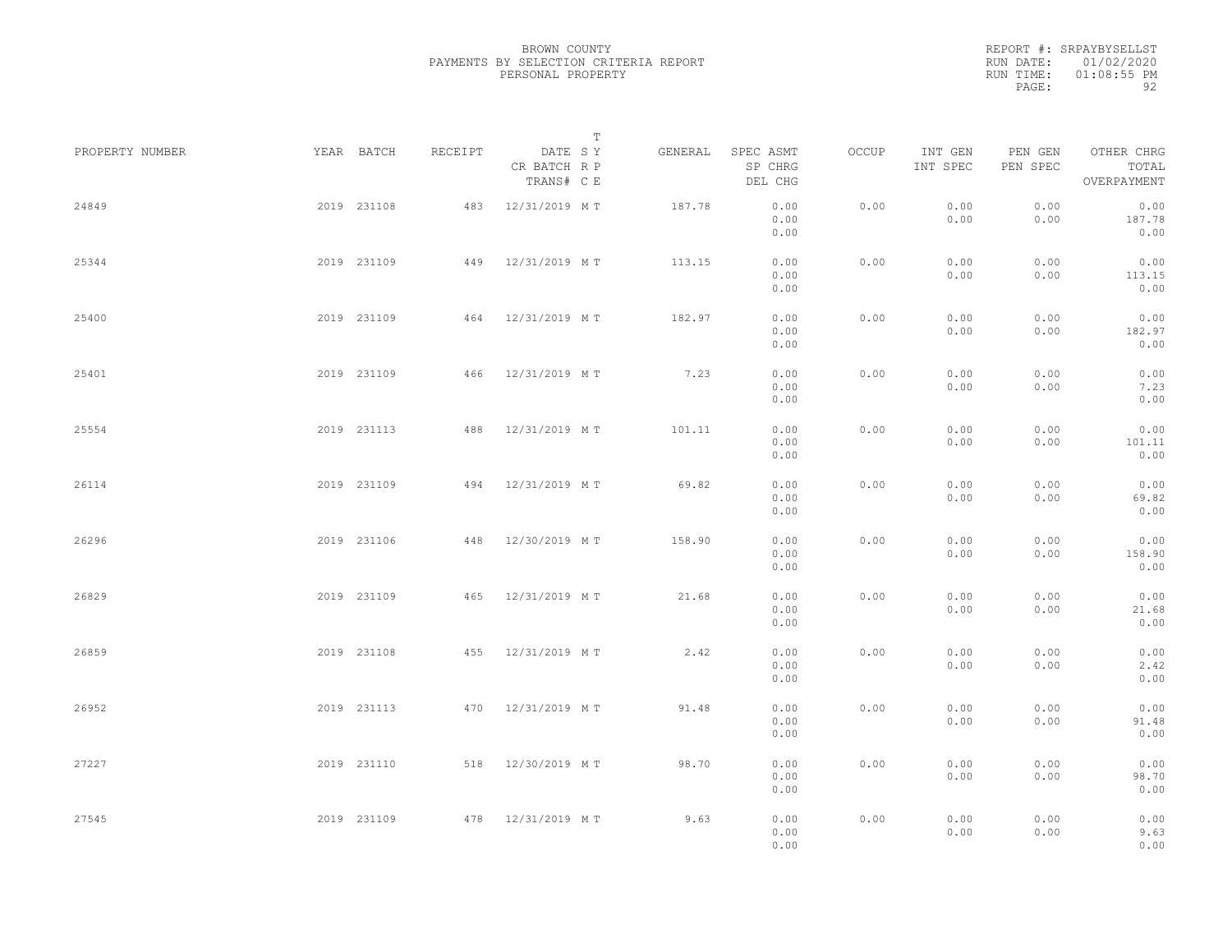BROWN COUNTY
PAYMENTS BY SELECTION CRITERIA REPORT
PERSONAL PROPERTY

REPORT #: SRPAYBYSELLST
RUN DATE: 01/02/2020
RUN TIME: 01:08:55 PM

| PROPERTY NUMBER | YEAR | BATCH | RECEIPT | DATE / CR BATCH / TRANS# | SYS / RP / CE | T Y P E | GENERAL | SPEC ASMT / SP CHRG / DEL CHG | OCCUP | INT GEN / INT SPEC | PEN GEN / PEN SPEC | OTHER CHRG / TOTAL / OVERPAYMENT |
|---|---|---|---|---|---|---|---|---|---|---|---|---|
| 24849 | 2019 | 231108 | 483 | 12/31/2019 | M | T | 187.78 | 0.00 / 0.00 / 0.00 | 0.00 | 0.00 / 0.00 | 0.00 / 0.00 | 0.00 / 187.78 / 0.00 |
| 25344 | 2019 | 231109 | 449 | 12/31/2019 | M | T | 113.15 | 0.00 / 0.00 / 0.00 | 0.00 | 0.00 / 0.00 | 0.00 / 0.00 | 0.00 / 113.15 / 0.00 |
| 25400 | 2019 | 231109 | 464 | 12/31/2019 | M | T | 182.97 | 0.00 / 0.00 / 0.00 | 0.00 | 0.00 / 0.00 | 0.00 / 0.00 | 0.00 / 182.97 / 0.00 |
| 25401 | 2019 | 231109 | 466 | 12/31/2019 | M | T | 7.23 | 0.00 / 0.00 / 0.00 | 0.00 | 0.00 / 0.00 | 0.00 / 0.00 | 0.00 / 7.23 / 0.00 |
| 25554 | 2019 | 231113 | 488 | 12/31/2019 | M | T | 101.11 | 0.00 / 0.00 / 0.00 | 0.00 | 0.00 / 0.00 | 0.00 / 0.00 | 0.00 / 101.11 / 0.00 |
| 26114 | 2019 | 231109 | 494 | 12/31/2019 | M | T | 69.82 | 0.00 / 0.00 / 0.00 | 0.00 | 0.00 / 0.00 | 0.00 / 0.00 | 0.00 / 69.82 / 0.00 |
| 26296 | 2019 | 231106 | 448 | 12/30/2019 | M | T | 158.90 | 0.00 / 0.00 / 0.00 | 0.00 | 0.00 / 0.00 | 0.00 / 0.00 | 0.00 / 158.90 / 0.00 |
| 26829 | 2019 | 231109 | 465 | 12/31/2019 | M | T | 21.68 | 0.00 / 0.00 / 0.00 | 0.00 | 0.00 / 0.00 | 0.00 / 0.00 | 0.00 / 21.68 / 0.00 |
| 26859 | 2019 | 231108 | 455 | 12/31/2019 | M | T | 2.42 | 0.00 / 0.00 / 0.00 | 0.00 | 0.00 / 0.00 | 0.00 / 0.00 | 0.00 / 2.42 / 0.00 |
| 26952 | 2019 | 231113 | 470 | 12/31/2019 | M | T | 91.48 | 0.00 / 0.00 / 0.00 | 0.00 | 0.00 / 0.00 | 0.00 / 0.00 | 0.00 / 91.48 / 0.00 |
| 27227 | 2019 | 231110 | 518 | 12/30/2019 | M | T | 98.70 | 0.00 / 0.00 / 0.00 | 0.00 | 0.00 / 0.00 | 0.00 / 0.00 | 0.00 / 98.70 / 0.00 |
| 27545 | 2019 | 231109 | 478 | 12/31/2019 | M | T | 9.63 | 0.00 / 0.00 / 0.00 | 0.00 | 0.00 / 0.00 | 0.00 / 0.00 | 0.00 / 9.63 / 0.00 |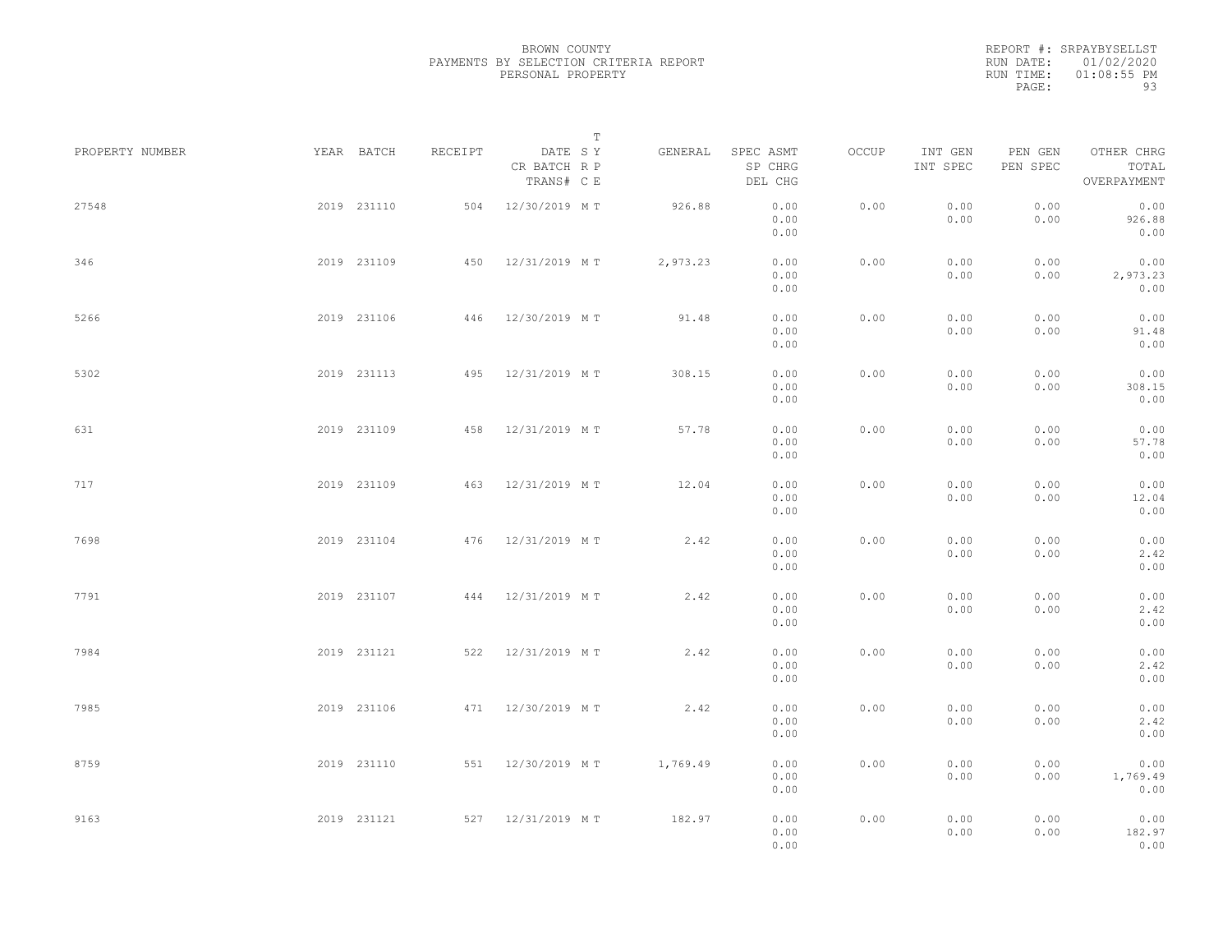BROWN COUNTY
PAYMENTS BY SELECTION CRITERIA REPORT
PERSONAL PROPERTY

REPORT #: SRPAYBYSELLST
RUN DATE: 01/02/2020
RUN TIME: 01:08:55 PM

| PROPERTY NUMBER | YEAR | BATCH | RECEIPT | DATE / CR BATCH / TRANS# | SYS | TYPE | GENERAL | SPEC ASMT / SP CHRG / DEL CHG | OCCUP | INT GEN / INT SPEC | PEN GEN / PEN SPEC | OTHER CHRG / TOTAL / OVERPAYMENT |
|---|---|---|---|---|---|---|---|---|---|---|---|---|
| 27548 | 2019 | 231110 | 504 | 12/30/2019 | M | T | 926.88 | 0.00 / 0.00 / 0.00 | 0.00 | 0.00 / 0.00 | 0.00 / 0.00 | 0.00 / 926.88 / 0.00 |
| 346 | 2019 | 231109 | 450 | 12/31/2019 | M | T | 2,973.23 | 0.00 / 0.00 / 0.00 | 0.00 | 0.00 / 0.00 | 0.00 / 0.00 | 0.00 / 2,973.23 / 0.00 |
| 5266 | 2019 | 231106 | 446 | 12/30/2019 | M | T | 91.48 | 0.00 / 0.00 / 0.00 | 0.00 | 0.00 / 0.00 | 0.00 / 0.00 | 0.00 / 91.48 / 0.00 |
| 5302 | 2019 | 231113 | 495 | 12/31/2019 | M | T | 308.15 | 0.00 / 0.00 / 0.00 | 0.00 | 0.00 / 0.00 | 0.00 / 0.00 | 0.00 / 308.15 / 0.00 |
| 631 | 2019 | 231109 | 458 | 12/31/2019 | M | T | 57.78 | 0.00 / 0.00 / 0.00 | 0.00 | 0.00 / 0.00 | 0.00 / 0.00 | 0.00 / 57.78 / 0.00 |
| 717 | 2019 | 231109 | 463 | 12/31/2019 | M | T | 12.04 | 0.00 / 0.00 / 0.00 | 0.00 | 0.00 / 0.00 | 0.00 / 0.00 | 0.00 / 12.04 / 0.00 |
| 7698 | 2019 | 231104 | 476 | 12/31/2019 | M | T | 2.42 | 0.00 / 0.00 / 0.00 | 0.00 | 0.00 / 0.00 | 0.00 / 0.00 | 0.00 / 2.42 / 0.00 |
| 7791 | 2019 | 231107 | 444 | 12/31/2019 | M | T | 2.42 | 0.00 / 0.00 / 0.00 | 0.00 | 0.00 / 0.00 | 0.00 / 0.00 | 0.00 / 2.42 / 0.00 |
| 7984 | 2019 | 231121 | 522 | 12/31/2019 | M | T | 2.42 | 0.00 / 0.00 / 0.00 | 0.00 | 0.00 / 0.00 | 0.00 / 0.00 | 0.00 / 2.42 / 0.00 |
| 7985 | 2019 | 231106 | 471 | 12/30/2019 | M | T | 2.42 | 0.00 / 0.00 / 0.00 | 0.00 | 0.00 / 0.00 | 0.00 / 0.00 | 0.00 / 2.42 / 0.00 |
| 8759 | 2019 | 231110 | 551 | 12/30/2019 | M | T | 1,769.49 | 0.00 / 0.00 / 0.00 | 0.00 | 0.00 / 0.00 | 0.00 / 0.00 | 0.00 / 1,769.49 / 0.00 |
| 9163 | 2019 | 231121 | 527 | 12/31/2019 | M | T | 182.97 | 0.00 / 0.00 / 0.00 | 0.00 | 0.00 / 0.00 | 0.00 / 0.00 | 0.00 / 182.97 / 0.00 |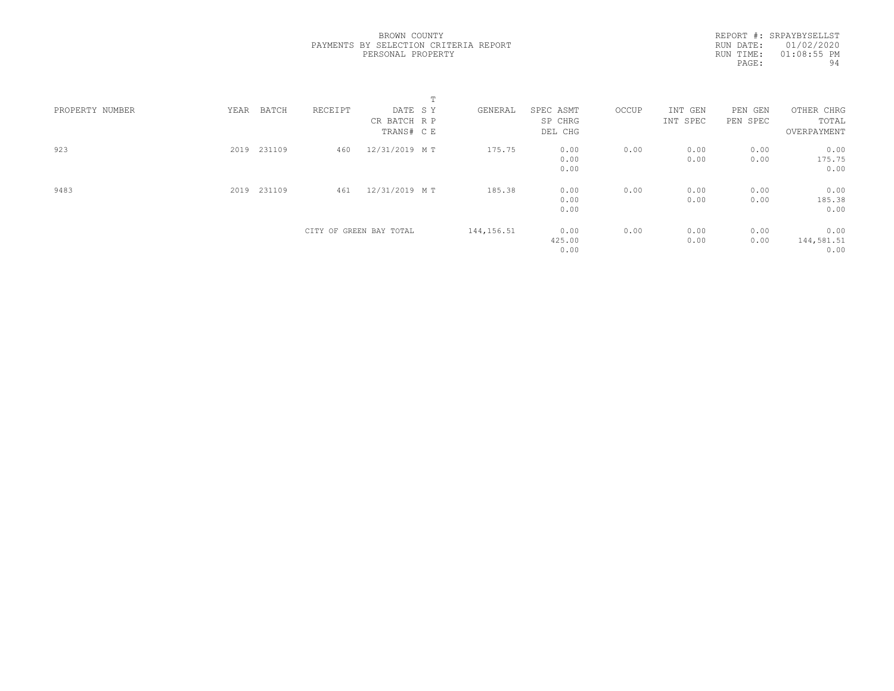BROWN COUNTY
PAYMENTS BY SELECTION CRITERIA REPORT
PERSONAL PROPERTY

REPORT #: SRPAYBYSELLST
RUN DATE: 01/02/2020
RUN TIME: 01:08:55 PM

| PROPERTY NUMBER | YEAR | BATCH | RECEIPT | DATE / CR BATCH / TRANS# | T S Y / R P / C E | GENERAL | SPEC ASMT / SP CHRG / DEL CHG | OCCUP | INT GEN / INT SPEC | PEN GEN / PEN SPEC | OTHER CHRG / TOTAL / OVERPAYMENT |
|---|---|---|---|---|---|---|---|---|---|---|---|
| 923 | 2019 | 231109 | 460 | 12/31/2019 | M T | 175.75 | 0.00 / 0.00 / 0.00 | 0.00 | 0.00 / 0.00 | 0.00 / 0.00 | 0.00 / 175.75 / 0.00 |
| 9483 | 2019 | 231109 | 461 | 12/31/2019 | M T | 185.38 | 0.00 / 0.00 / 0.00 | 0.00 | 0.00 / 0.00 | 0.00 / 0.00 | 0.00 / 185.38 / 0.00 |
| | | | CITY OF GREEN BAY TOTAL | | | 144,156.51 | 0.00 / 425.00 / 0.00 | 0.00 | 0.00 / 0.00 | 0.00 / 0.00 | 0.00 / 144,581.51 / 0.00 |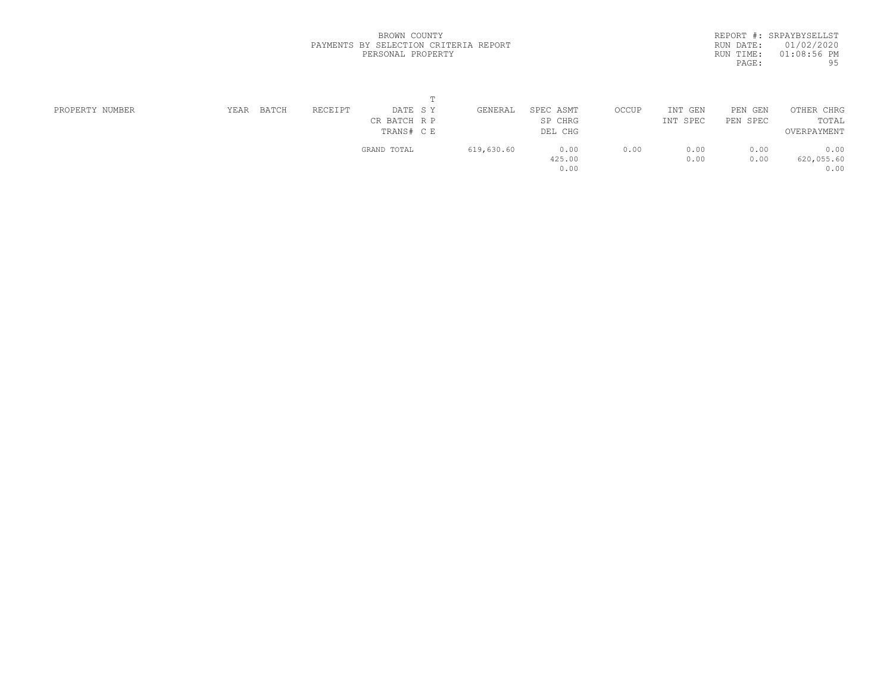BROWN COUNTY
PAYMENTS BY SELECTION CRITERIA REPORT
PERSONAL PROPERTY

REPORT #: SRPAYBYSELLST
RUN DATE: 01/02/2020
RUN TIME: 01:08:56 PM

| PROPERTY NUMBER | YEAR | BATCH | RECEIPT | DATE / CR BATCH / TRANS# | T S Y / R P / C E | GENERAL | SPEC ASMT / SP CHRG / DEL CHG | OCCUP | INT GEN / INT SPEC | PEN GEN / PEN SPEC | OTHER CHRG / TOTAL / OVERPAYMENT |
| --- | --- | --- | --- | --- | --- | --- | --- | --- | --- | --- | --- |
| | | | | GRAND TOTAL | | 619,630.60 | 0.00 | 0.00 | 0.00 | 0.00 | 0.00 |
| | | | | | | | 425.00 | | 0.00 | 0.00 | 620,055.60 |
| | | | | | | | 0.00 | | | | 0.00 |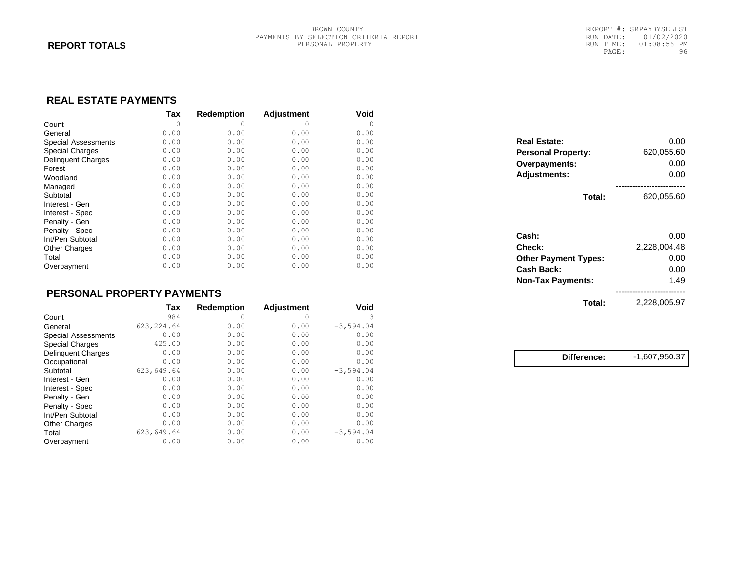**REPORT TOTALS**

BROWN COUNTY
PAYMENTS BY SELECTION CRITERIA REPORT
PERSONAL PROPERTY

REPORT #: SRPAYBYSELLST
RUN DATE: 01/02/2020
RUN TIME: 01:08:56 PM

## REAL ESTATE PAYMENTS

| | Tax | Redemption | Adjustment | Void |
|---|---|---|---|---|
| Count | 0 | 0 | 0 | 0 |
| General | 0.00 | 0.00 | 0.00 | 0.00 |
| Special Assessments | 0.00 | 0.00 | 0.00 | 0.00 |
| Special Charges | 0.00 | 0.00 | 0.00 | 0.00 |
| Delinquent Charges | 0.00 | 0.00 | 0.00 | 0.00 |
| Forest | 0.00 | 0.00 | 0.00 | 0.00 |
| Woodland | 0.00 | 0.00 | 0.00 | 0.00 |
| Managed | 0.00 | 0.00 | 0.00 | 0.00 |
| Subtotal | 0.00 | 0.00 | 0.00 | 0.00 |
| Interest - Gen | 0.00 | 0.00 | 0.00 | 0.00 |
| Interest - Spec | 0.00 | 0.00 | 0.00 | 0.00 |
| Penalty - Gen | 0.00 | 0.00 | 0.00 | 0.00 |
| Penalty - Spec | 0.00 | 0.00 | 0.00 | 0.00 |
| Int/Pen Subtotal | 0.00 | 0.00 | 0.00 | 0.00 |
| Other Charges | 0.00 | 0.00 | 0.00 | 0.00 |
| Total | 0.00 | 0.00 | 0.00 | 0.00 |
| Overpayment | 0.00 | 0.00 | 0.00 | 0.00 |

## PERSONAL PROPERTY PAYMENTS

| | Tax | Redemption | Adjustment | Void |
|---|---|---|---|---|
| Count | 984 | 0 | 0 | 3 |
| General | 623,224.64 | 0.00 | 0.00 | -3,594.04 |
| Special Assessments | 0.00 | 0.00 | 0.00 | 0.00 |
| Special Charges | 425.00 | 0.00 | 0.00 | 0.00 |
| Delinquent Charges | 0.00 | 0.00 | 0.00 | 0.00 |
| Occupational | 0.00 | 0.00 | 0.00 | 0.00 |
| Subtotal | 623,649.64 | 0.00 | 0.00 | -3,594.04 |
| Interest - Gen | 0.00 | 0.00 | 0.00 | 0.00 |
| Interest - Spec | 0.00 | 0.00 | 0.00 | 0.00 |
| Penalty - Gen | 0.00 | 0.00 | 0.00 | 0.00 |
| Penalty - Spec | 0.00 | 0.00 | 0.00 | 0.00 |
| Int/Pen Subtotal | 0.00 | 0.00 | 0.00 | 0.00 |
| Other Charges | 0.00 | 0.00 | 0.00 | 0.00 |
| Total | 623,649.64 | 0.00 | 0.00 | -3,594.04 |
| Overpayment | 0.00 | 0.00 | 0.00 | 0.00 |

| | |
|---|---|
| **Real Estate:** | 0.00 |
| **Personal Property:** | 620,055.60 |
| **Overpayments:** | 0.00 |
| **Adjustments:** | 0.00 |
| **Total:** | 620,055.60 |

| | |
|---|---|
| **Cash:** | 0.00 |
| **Check:** | 2,228,004.48 |
| **Other Payment Types:** | 0.00 |
| **Cash Back:** | 0.00 |
| **Non-Tax Payments:** | 1.49 |
| **Total:** | 2,228,005.97 |

| | |
|---|---|
| **Difference:** | -1,607,950.37 |